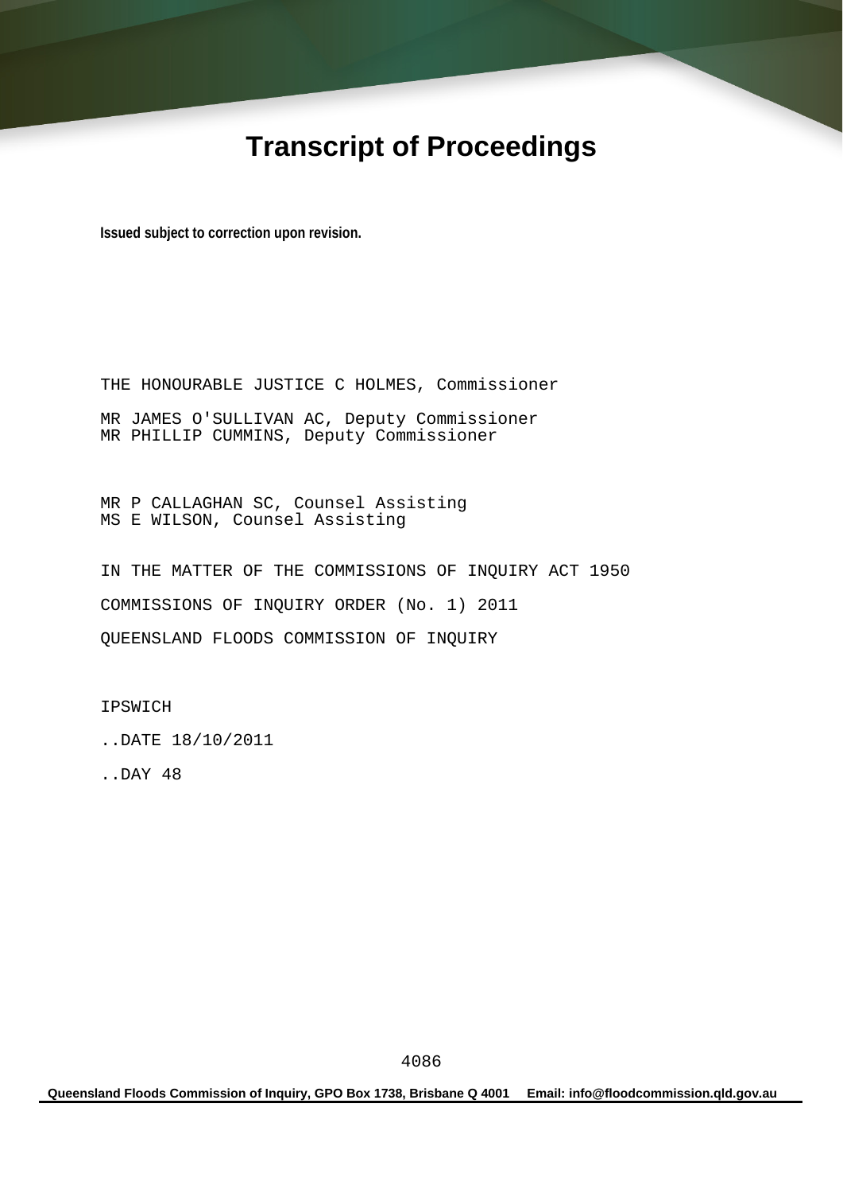# Transcript of Proceedings

**Issued subject to correction upon revision.**

THE HONOURABLE JUSTICE C HOLMES, Commissioner

MR JAMES O'SULLIVAN AC, Deputy Commissioner
MR PHILLIP CUMMINS, Deputy Commissioner

MR P CALLAGHAN SC, Counsel Assisting
MS E WILSON, Counsel Assisting

IN THE MATTER OF THE COMMISSIONS OF INQUIRY ACT 1950

COMMISSIONS OF INQUIRY ORDER (No. 1) 2011

QUEENSLAND FLOODS COMMISSION OF INQUIRY

IPSWICH

..DATE 18/10/2011

..DAY 48

**Queensland Floods Commission of Inquiry, GPO Box 1738, Brisbane Q 4001     Email: info@floodcommission.qld.gov.au**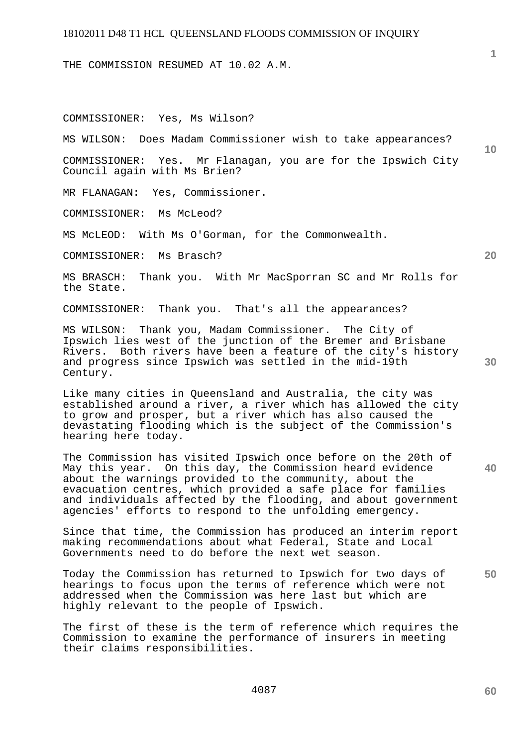THE COMMISSION RESUMED AT 10.02 A.M.

COMMISSIONER: Yes, Ms Wilson?

MS WILSON: Does Madam Commissioner wish to take appearances?

COMMISSIONER: Yes. Mr Flanagan, you are for the Ipswich City Council again with Ms Brien?

MR FLANAGAN: Yes, Commissioner.

COMMISSIONER: Ms McLeod?

MS McLEOD: With Ms O'Gorman, for the Commonwealth.

COMMISSIONER: Ms Brasch?

MS BRASCH: Thank you. With Mr MacSporran SC and Mr Rolls for the State.

COMMISSIONER: Thank you. That's all the appearances?

MS WILSON: Thank you, Madam Commissioner. The City of Ipswich lies west of the junction of the Bremer and Brisbane Rivers. Both rivers have been a feature of the city's history and progress since Ipswich was settled in the mid-19th Century.

Like many cities in Queensland and Australia, the city was established around a river, a river which has allowed the city to grow and prosper, but a river which has also caused the devastating flooding which is the subject of the Commission's hearing here today.

The Commission has visited Ipswich once before on the 20th of May this year. On this day, the Commission heard evidence about the warnings provided to the community, about the evacuation centres, which provided a safe place for families and individuals affected by the flooding, and about government agencies' efforts to respond to the unfolding emergency.

Since that time, the Commission has produced an interim report making recommendations about what Federal, State and Local Governments need to do before the next wet season.

Today the Commission has returned to Ipswich for two days of hearings to focus upon the terms of reference which were not addressed when the Commission was here last but which are highly relevant to the people of Ipswich.

The first of these is the term of reference which requires the Commission to examine the performance of insurers in meeting their claims responsibilities.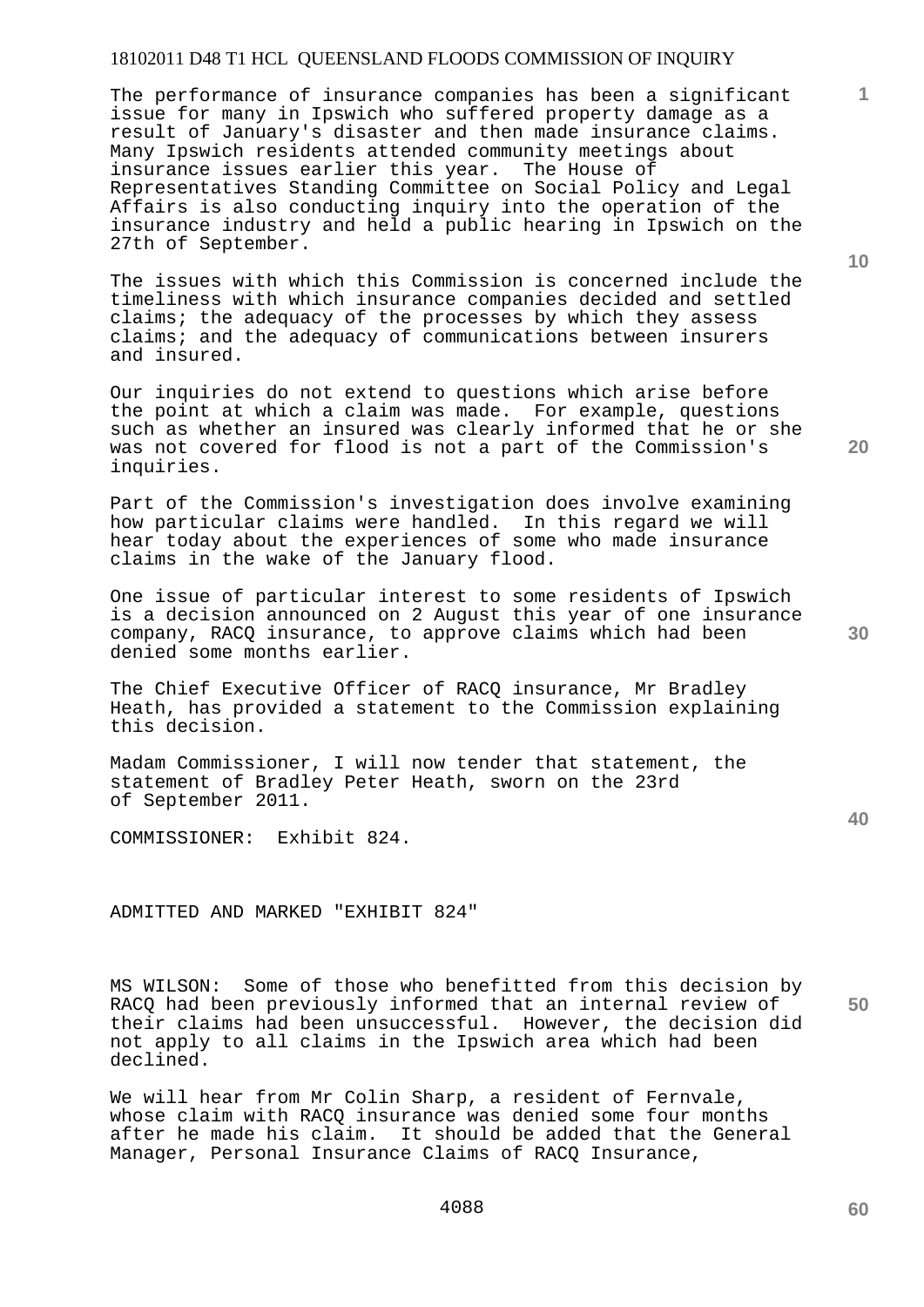The performance of insurance companies has been a significant issue for many in Ipswich who suffered property damage as a result of January's disaster and then made insurance claims. Many Ipswich residents attended community meetings about insurance issues earlier this year. The House of Representatives Standing Committee on Social Policy and Legal Affairs is also conducting inquiry into the operation of the insurance industry and held a public hearing in Ipswich on the 27th of September.

The issues with which this Commission is concerned include the timeliness with which insurance companies decided and settled claims; the adequacy of the processes by which they assess claims; and the adequacy of communications between insurers and insured.

Our inquiries do not extend to questions which arise before the point at which a claim was made. For example, questions such as whether an insured was clearly informed that he or she was not covered for flood is not a part of the Commission's inquiries.

Part of the Commission's investigation does involve examining how particular claims were handled. In this regard we will hear today about the experiences of some who made insurance claims in the wake of the January flood.

One issue of particular interest to some residents of Ipswich is a decision announced on 2 August this year of one insurance company, RACQ insurance, to approve claims which had been denied some months earlier.

The Chief Executive Officer of RACQ insurance, Mr Bradley Heath, has provided a statement to the Commission explaining this decision.

Madam Commissioner, I will now tender that statement, the statement of Bradley Peter Heath, sworn on the 23rd of September 2011.

COMMISSIONER: Exhibit 824.

ADMITTED AND MARKED "EXHIBIT 824"

MS WILSON: Some of those who benefitted from this decision by RACQ had been previously informed that an internal review of their claims had been unsuccessful. However, the decision did not apply to all claims in the Ipswich area which had been declined.

We will hear from Mr Colin Sharp, a resident of Fernvale, whose claim with RACQ insurance was denied some four months after he made his claim. It should be added that the General Manager, Personal Insurance Claims of RACQ Insurance,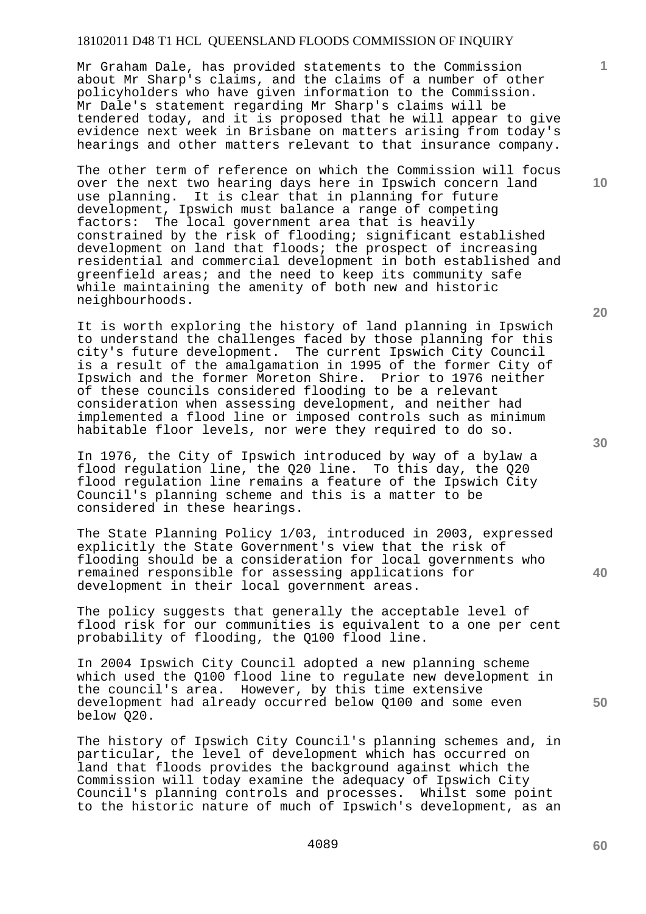Mr Graham Dale, has provided statements to the Commission about Mr Sharp's claims, and the claims of a number of other policyholders who have given information to the Commission. Mr Dale's statement regarding Mr Sharp's claims will be tendered today, and it is proposed that he will appear to give evidence next week in Brisbane on matters arising from today's hearings and other matters relevant to that insurance company.

The other term of reference on which the Commission will focus over the next two hearing days here in Ipswich concern land use planning. It is clear that in planning for future development, Ipswich must balance a range of competing factors: The local government area that is heavily constrained by the risk of flooding; significant established development on land that floods; the prospect of increasing residential and commercial development in both established and greenfield areas; and the need to keep its community safe while maintaining the amenity of both new and historic neighbourhoods.

It is worth exploring the history of land planning in Ipswich to understand the challenges faced by those planning for this city's future development. The current Ipswich City Council is a result of the amalgamation in 1995 of the former City of Ipswich and the former Moreton Shire. Prior to 1976 neither of these councils considered flooding to be a relevant consideration when assessing development, and neither had implemented a flood line or imposed controls such as minimum habitable floor levels, nor were they required to do so.

In 1976, the City of Ipswich introduced by way of a bylaw a flood regulation line, the Q20 line. To this day, the Q20 flood regulation line remains a feature of the Ipswich City Council's planning scheme and this is a matter to be considered in these hearings.

The State Planning Policy 1/03, introduced in 2003, expressed explicitly the State Government's view that the risk of flooding should be a consideration for local governments who remained responsible for assessing applications for development in their local government areas.

The policy suggests that generally the acceptable level of flood risk for our communities is equivalent to a one per cent probability of flooding, the Q100 flood line.

In 2004 Ipswich City Council adopted a new planning scheme which used the Q100 flood line to regulate new development in the council's area. However, by this time extensive development had already occurred below Q100 and some even below Q20.

The history of Ipswich City Council's planning schemes and, in particular, the level of development which has occurred on land that floods provides the background against which the Commission will today examine the adequacy of Ipswich City Council's planning controls and processes. Whilst some point to the historic nature of much of Ipswich's development, as an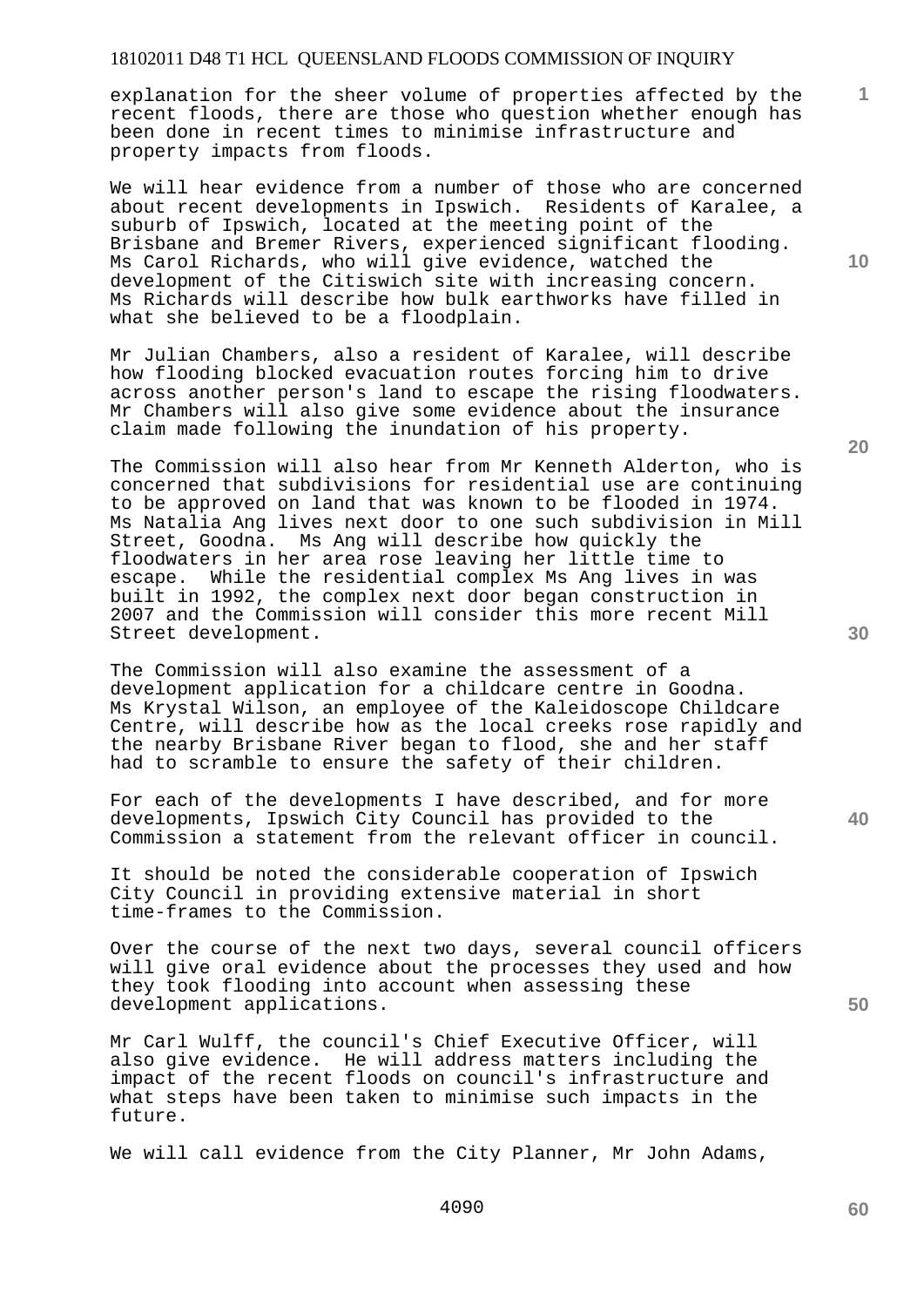explanation for the sheer volume of properties affected by the recent floods, there are those who question whether enough has been done in recent times to minimise infrastructure and property impacts from floods.

We will hear evidence from a number of those who are concerned about recent developments in Ipswich. Residents of Karalee, a suburb of Ipswich, located at the meeting point of the Brisbane and Bremer Rivers, experienced significant flooding. Ms Carol Richards, who will give evidence, watched the development of the Citiswich site with increasing concern. Ms Richards will describe how bulk earthworks have filled in what she believed to be a floodplain.

Mr Julian Chambers, also a resident of Karalee, will describe how flooding blocked evacuation routes forcing him to drive across another person's land to escape the rising floodwaters. Mr Chambers will also give some evidence about the insurance claim made following the inundation of his property.

The Commission will also hear from Mr Kenneth Alderton, who is concerned that subdivisions for residential use are continuing to be approved on land that was known to be flooded in 1974. Ms Natalia Ang lives next door to one such subdivision in Mill Street, Goodna. Ms Ang will describe how quickly the floodwaters in her area rose leaving her little time to escape. While the residential complex Ms Ang lives in was built in 1992, the complex next door began construction in 2007 and the Commission will consider this more recent Mill Street development.

The Commission will also examine the assessment of a development application for a childcare centre in Goodna. Ms Krystal Wilson, an employee of the Kaleidoscope Childcare Centre, will describe how as the local creeks rose rapidly and the nearby Brisbane River began to flood, she and her staff had to scramble to ensure the safety of their children.

For each of the developments I have described, and for more developments, Ipswich City Council has provided to the Commission a statement from the relevant officer in council.

It should be noted the considerable cooperation of Ipswich City Council in providing extensive material in short time-frames to the Commission.

Over the course of the next two days, several council officers will give oral evidence about the processes they used and how they took flooding into account when assessing these development applications.

Mr Carl Wulff, the council's Chief Executive Officer, will also give evidence. He will address matters including the impact of the recent floods on council's infrastructure and what steps have been taken to minimise such impacts in the future.

We will call evidence from the City Planner, Mr John Adams,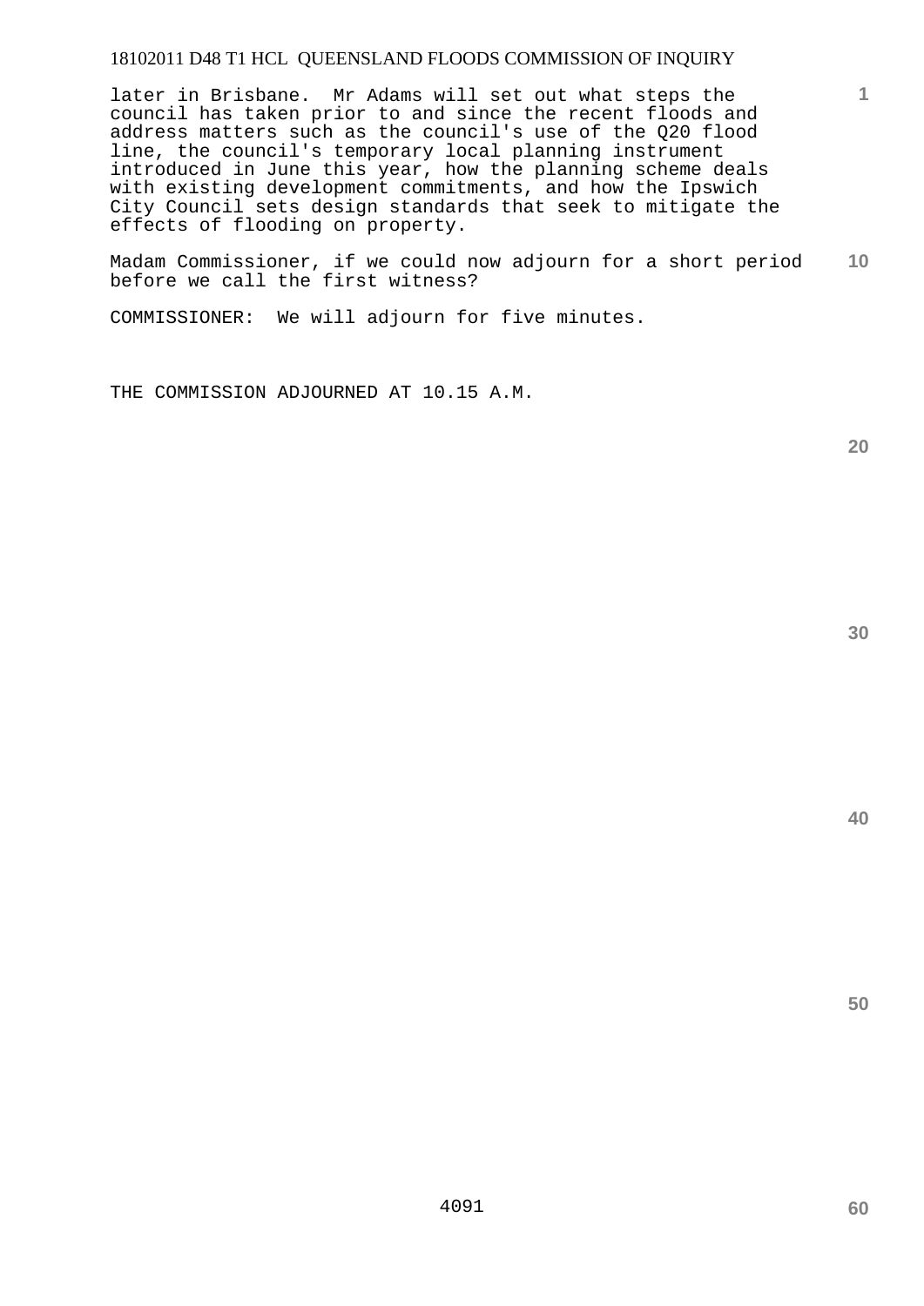later in Brisbane. Mr Adams will set out what steps the council has taken prior to and since the recent floods and address matters such as the council's use of the Q20 flood line, the council's temporary local planning instrument introduced in June this year, how the planning scheme deals with existing development commitments, and how the Ipswich City Council sets design standards that seek to mitigate the effects of flooding on property.

Madam Commissioner, if we could now adjourn for a short period before we call the first witness?

COMMISSIONER: We will adjourn for five minutes.

THE COMMISSION ADJOURNED AT 10.15 A.M.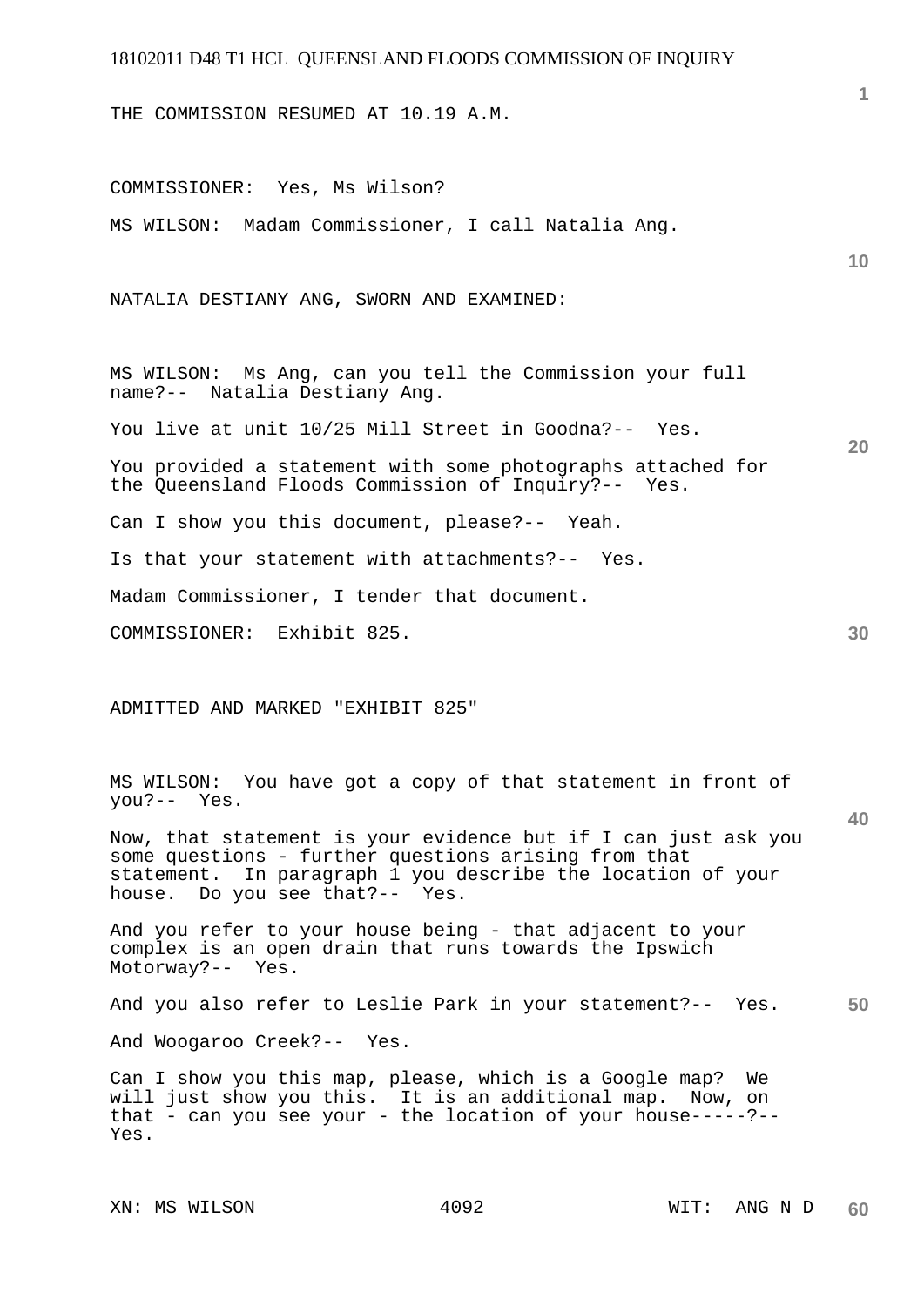THE COMMISSION RESUMED AT 10.19 A.M.

COMMISSIONER: Yes, Ms Wilson?

MS WILSON: Madam Commissioner, I call Natalia Ang.

NATALIA DESTIANY ANG, SWORN AND EXAMINED:

MS WILSON: Ms Ang, can you tell the Commission your full name?-- Natalia Destiany Ang.

You live at unit 10/25 Mill Street in Goodna?-- Yes.

You provided a statement with some photographs attached for the Queensland Floods Commission of Inquiry?-- Yes.

Can I show you this document, please?-- Yeah.

Is that your statement with attachments?-- Yes.

Madam Commissioner, I tender that document.

COMMISSIONER: Exhibit 825.

ADMITTED AND MARKED "EXHIBIT 825"

MS WILSON: You have got a copy of that statement in front of you?-- Yes.

Now, that statement is your evidence but if I can just ask you some questions - further questions arising from that statement. In paragraph 1 you describe the location of your house. Do you see that?-- Yes.

And you refer to your house being - that adjacent to your complex is an open drain that runs towards the Ipswich Motorway?-- Yes.

And you also refer to Leslie Park in your statement?-- Yes.

And Woogaroo Creek?-- Yes.

Can I show you this map, please, which is a Google map? We will just show you this. It is an additional map. Now, on that - can you see your - the location of your house-----?-- Yes.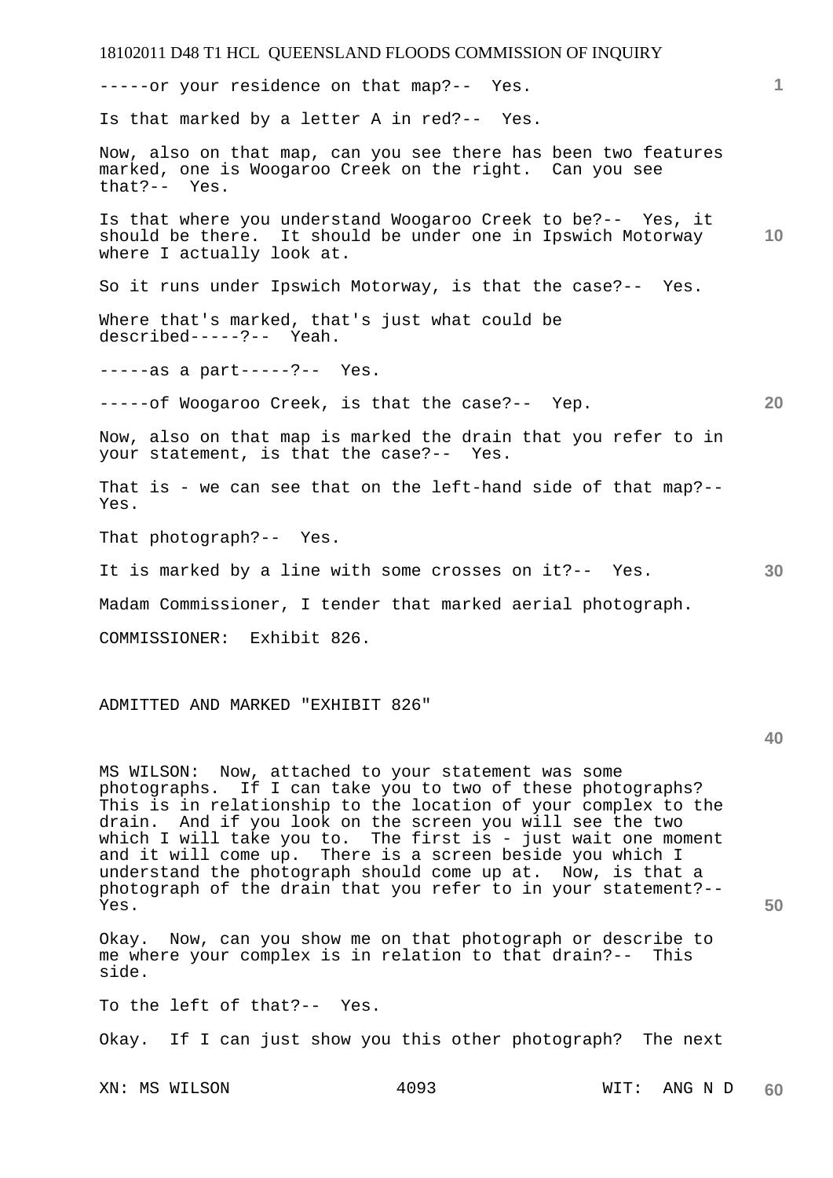-----or your residence on that map?-- Yes.

Is that marked by a letter A in red?-- Yes.

Now, also on that map, can you see there has been two features marked, one is Woogaroo Creek on the right. Can you see that?-- Yes.

Is that where you understand Woogaroo Creek to be?-- Yes, it should be there. It should be under one in Ipswich Motorway where I actually look at.

So it runs under Ipswich Motorway, is that the case?-- Yes.

Where that's marked, that's just what could be described-----?-- Yeah.

-----as a part-----?-- Yes.

-----of Woogaroo Creek, is that the case?-- Yep.

Now, also on that map is marked the drain that you refer to in your statement, is that the case?-- Yes.

That is - we can see that on the left-hand side of that map?-- Yes.

That photograph?-- Yes.

It is marked by a line with some crosses on it?-- Yes.

Madam Commissioner, I tender that marked aerial photograph.

COMMISSIONER: Exhibit 826.

ADMITTED AND MARKED "EXHIBIT 826"

MS WILSON: Now, attached to your statement was some photographs. If I can take you to two of these photographs? This is in relationship to the location of your complex to the drain. And if you look on the screen you will see the two which I will take you to. The first is - just wait one moment and it will come up. There is a screen beside you which I understand the photograph should come up at. Now, is that a photograph of the drain that you refer to in your statement?-- Yes.

Okay. Now, can you show me on that photograph or describe to me where your complex is in relation to that drain?-- This side.

To the left of that?-- Yes.

Okay. If I can just show you this other photograph? The next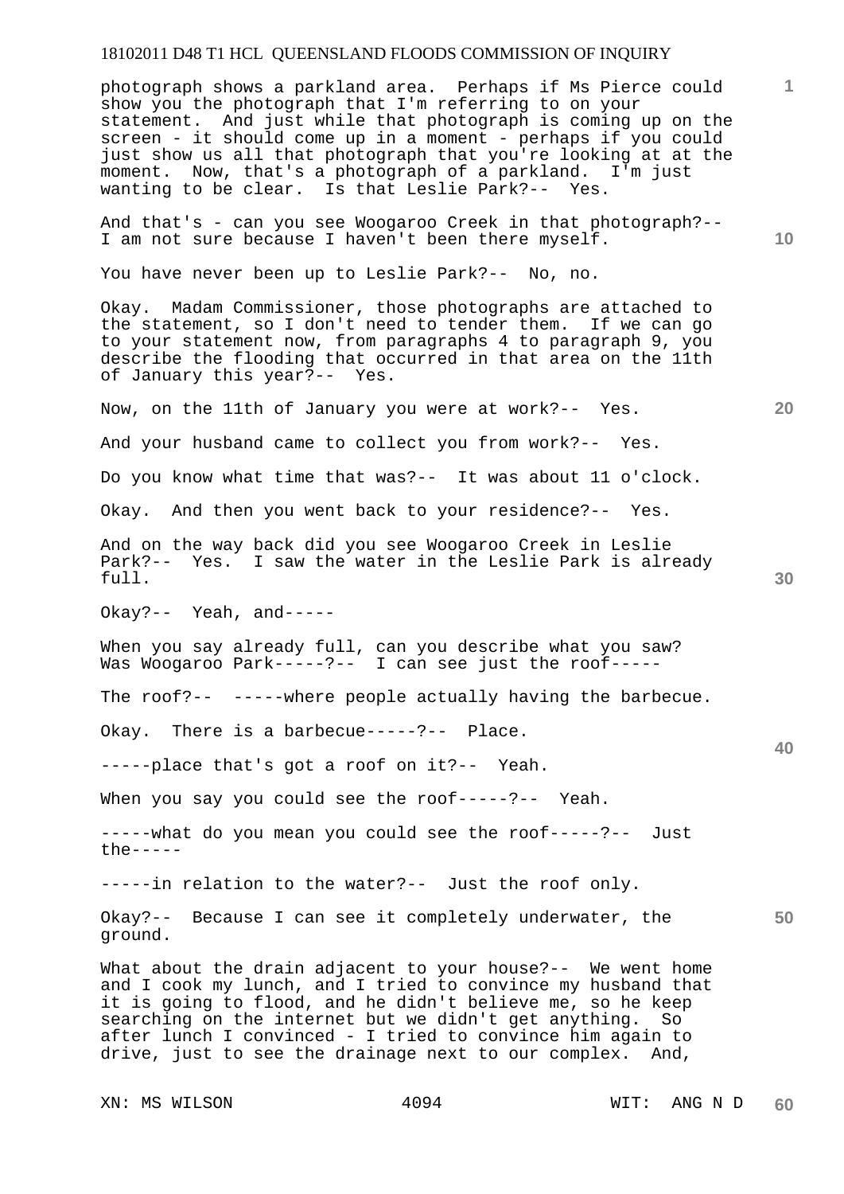photograph shows a parkland area. Perhaps if Ms Pierce could show you the photograph that I'm referring to on your statement. And just while that photograph is coming up on the screen - it should come up in a moment - perhaps if you could just show us all that photograph that you're looking at at the moment. Now, that's a photograph of a parkland. I'm just wanting to be clear. Is that Leslie Park?-- Yes.

And that's - can you see Woogaroo Creek in that photograph?-- I am not sure because I haven't been there myself.

You have never been up to Leslie Park?-- No, no.

Okay. Madam Commissioner, those photographs are attached to the statement, so I don't need to tender them. If we can go to your statement now, from paragraphs 4 to paragraph 9, you describe the flooding that occurred in that area on the 11th of January this year?-- Yes.

Now, on the 11th of January you were at work?-- Yes.

And your husband came to collect you from work?-- Yes.

Do you know what time that was?-- It was about 11 o'clock.

Okay. And then you went back to your residence?-- Yes.

And on the way back did you see Woogaroo Creek in Leslie Park?-- Yes. I saw the water in the Leslie Park is already full.

Okay?-- Yeah, and-----

When you say already full, can you describe what you saw? Was Woogaroo Park-----?-- I can see just the roof-----

The roof?-- -----where people actually having the barbecue.

Okay. There is a barbecue-----?-- Place.

-----place that's got a roof on it?-- Yeah.

When you say you could see the roof-----?-- Yeah.

-----what do you mean you could see the roof-----?-- Just the-----

-----in relation to the water?-- Just the roof only.

Okay?-- Because I can see it completely underwater, the ground.

What about the drain adjacent to your house?-- We went home and I cook my lunch, and I tried to convince my husband that it is going to flood, and he didn't believe me, so he keep searching on the internet but we didn't get anything. So after lunch I convinced - I tried to convince him again to drive, just to see the drainage next to our complex. And,

XN: MS WILSON WIT: ANG N D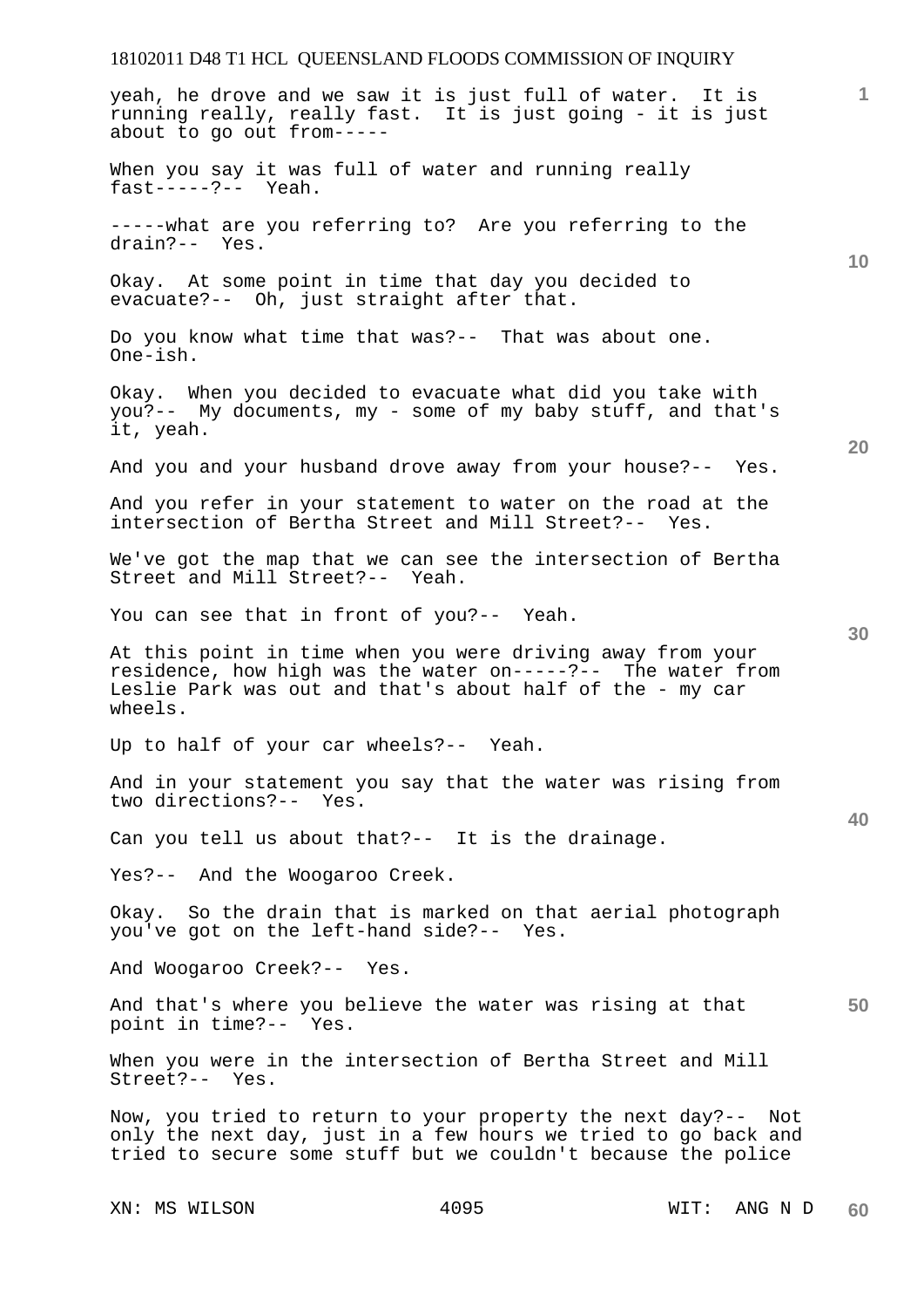yeah, he drove and we saw it is just full of water. It is running really, really fast. It is just going - it is just about to go out from-----

When you say it was full of water and running really fast-----?-- Yeah.

-----what are you referring to? Are you referring to the drain?-- Yes.

Okay. At some point in time that day you decided to evacuate?-- Oh, just straight after that.

Do you know what time that was?-- That was about one. One-ish.

Okay. When you decided to evacuate what did you take with you?-- My documents, my - some of my baby stuff, and that's it, yeah.

And you and your husband drove away from your house?-- Yes.

And you refer in your statement to water on the road at the intersection of Bertha Street and Mill Street?-- Yes.

We've got the map that we can see the intersection of Bertha Street and Mill Street?-- Yeah.

You can see that in front of you?-- Yeah.

At this point in time when you were driving away from your residence, how high was the water on-----?-- The water from Leslie Park was out and that's about half of the - my car wheels.

Up to half of your car wheels?-- Yeah.

And in your statement you say that the water was rising from two directions?-- Yes.

Can you tell us about that?-- It is the drainage.

Yes?-- And the Woogaroo Creek.

Okay. So the drain that is marked on that aerial photograph you've got on the left-hand side?-- Yes.

And Woogaroo Creek?-- Yes.

And that's where you believe the water was rising at that point in time?-- Yes.

When you were in the intersection of Bertha Street and Mill Street?-- Yes.

Now, you tried to return to your property the next day?-- Not only the next day, just in a few hours we tried to go back and tried to secure some stuff but we couldn't because the police

XN: MS WILSON WIT: ANG N D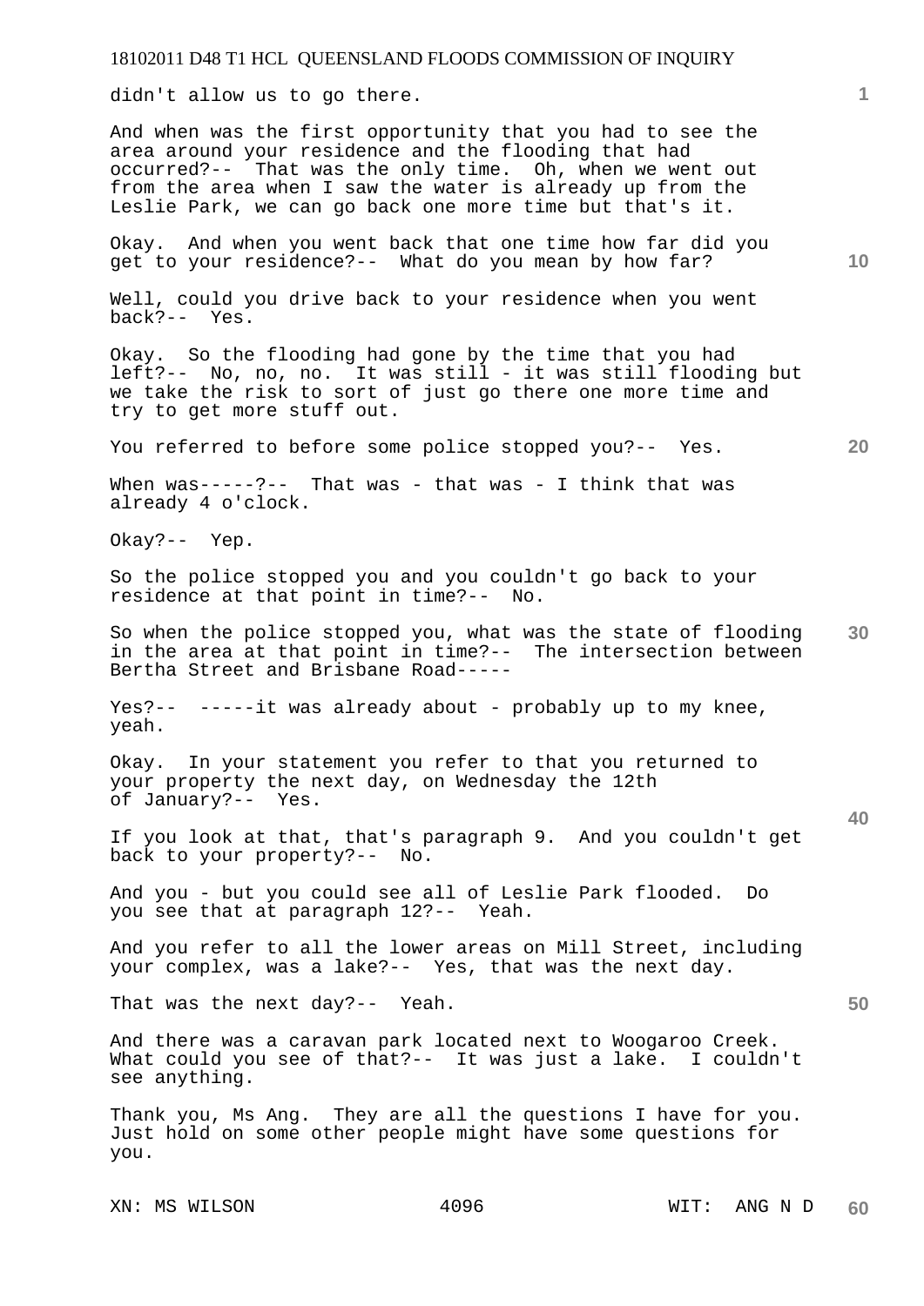didn't allow us to go there.

And when was the first opportunity that you had to see the area around your residence and the flooding that had occurred?-- That was the only time. Oh, when we went out from the area when I saw the water is already up from the Leslie Park, we can go back one more time but that's it.

Okay. And when you went back that one time how far did you get to your residence?-- What do you mean by how far?

Well, could you drive back to your residence when you went back?-- Yes.

Okay. So the flooding had gone by the time that you had left?-- No, no, no. It was still - it was still flooding but we take the risk to sort of just go there one more time and try to get more stuff out.

You referred to before some police stopped you?-- Yes.

When was-----?-- That was - that was - I think that was already 4 o'clock.

Okay?-- Yep.

So the police stopped you and you couldn't go back to your residence at that point in time?-- No.

So when the police stopped you, what was the state of flooding in the area at that point in time?-- The intersection between Bertha Street and Brisbane Road-----

Yes?-- -----it was already about - probably up to my knee, yeah.

Okay. In your statement you refer to that you returned to your property the next day, on Wednesday the 12th of January?-- Yes.

If you look at that, that's paragraph 9. And you couldn't get back to your property?-- No.

And you - but you could see all of Leslie Park flooded. Do you see that at paragraph 12?-- Yeah.

And you refer to all the lower areas on Mill Street, including your complex, was a lake?-- Yes, that was the next day.

That was the next day?-- Yeah.

And there was a caravan park located next to Woogaroo Creek. What could you see of that?-- It was just a lake. I couldn't see anything.

Thank you, Ms Ang. They are all the questions I have for you. Just hold on some other people might have some questions for you.

XN: MS WILSON WIT: ANG N D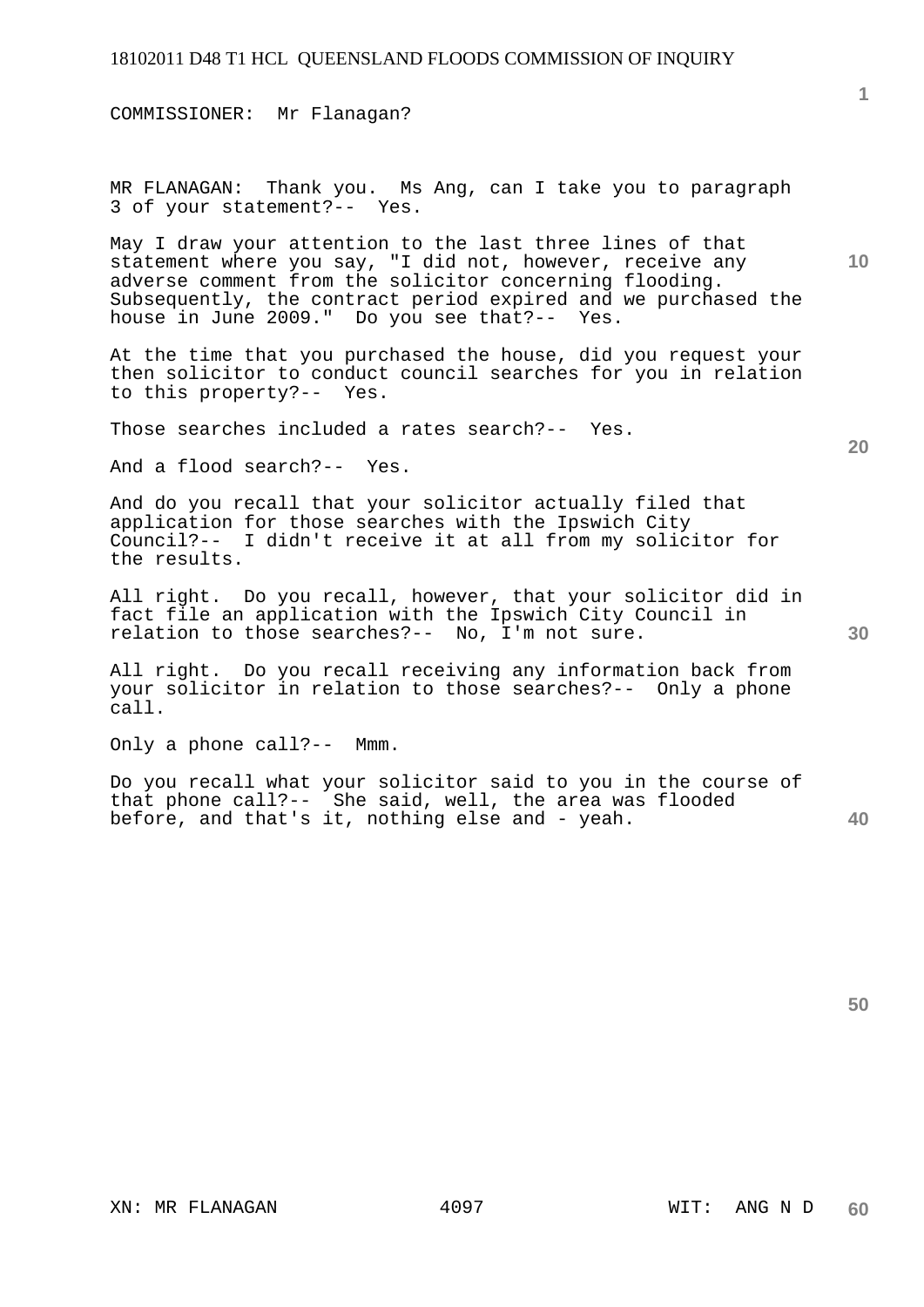COMMISSIONER: Mr Flanagan?

MR FLANAGAN: Thank you. Ms Ang, can I take you to paragraph 3 of your statement?-- Yes.

May I draw your attention to the last three lines of that statement where you say, "I did not, however, receive any adverse comment from the solicitor concerning flooding. Subsequently, the contract period expired and we purchased the house in June 2009." Do you see that?-- Yes.

At the time that you purchased the house, did you request your then solicitor to conduct council searches for you in relation to this property?-- Yes.

Those searches included a rates search?-- Yes.

And a flood search?-- Yes.

And do you recall that your solicitor actually filed that application for those searches with the Ipswich City Council?-- I didn't receive it at all from my solicitor for the results.

All right. Do you recall, however, that your solicitor did in fact file an application with the Ipswich City Council in relation to those searches?-- No, I'm not sure.

All right. Do you recall receiving any information back from your solicitor in relation to those searches?-- Only a phone call.

Only a phone call?-- Mmm.

Do you recall what your solicitor said to you in the course of that phone call?-- She said, well, the area was flooded before, and that's it, nothing else and - yeah.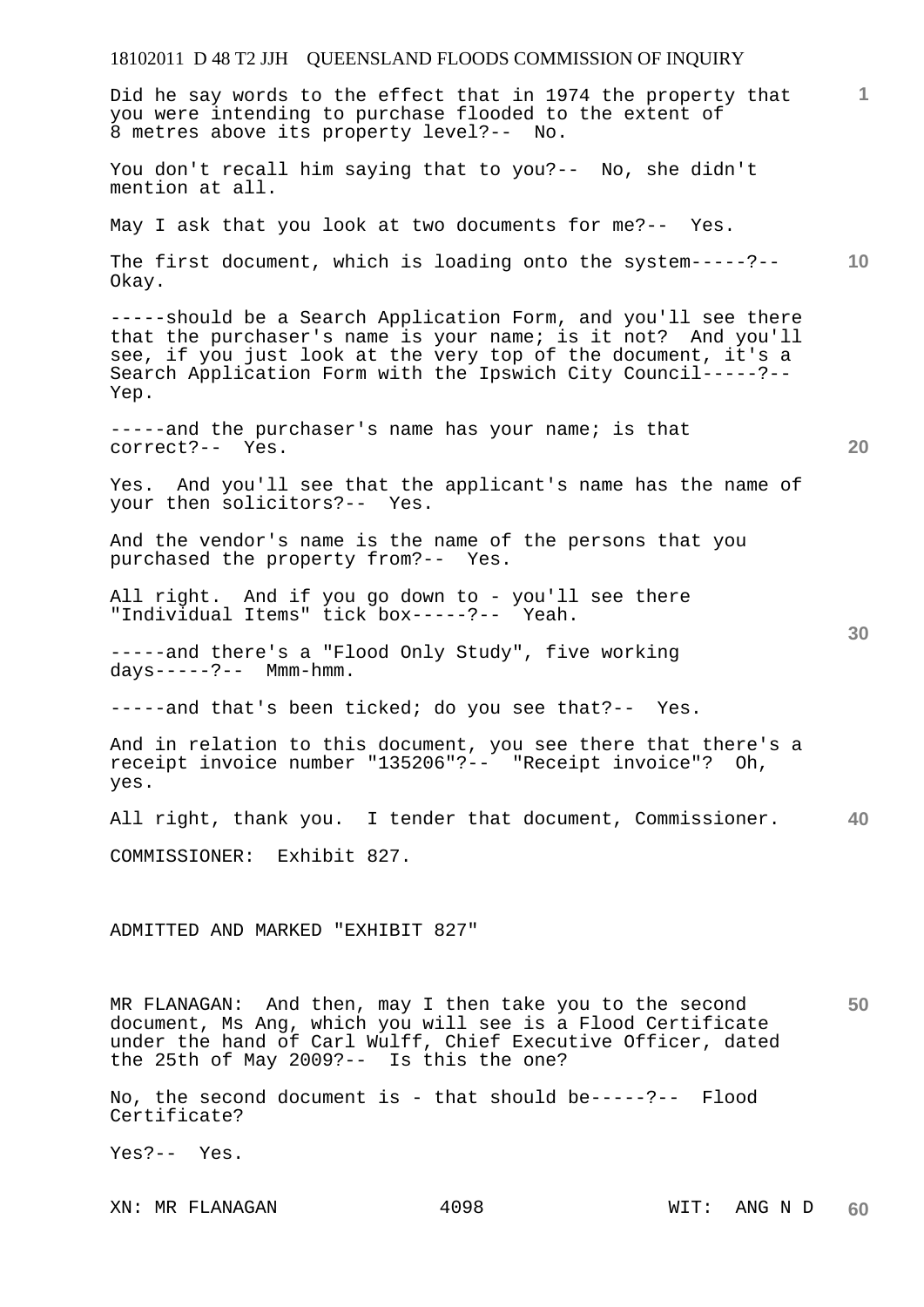Did he say words to the effect that in 1974 the property that you were intending to purchase flooded to the extent of 8 metres above its property level?-- No.

You don't recall him saying that to you?-- No, she didn't mention at all.

May I ask that you look at two documents for me?-- Yes.

The first document, which is loading onto the system-----?-- Okay.

-----should be a Search Application Form, and you'll see there that the purchaser's name is your name; is it not? And you'll see, if you just look at the very top of the document, it's a Search Application Form with the Ipswich City Council-----?-- Yep.

-----and the purchaser's name has your name; is that correct?-- Yes.

Yes. And you'll see that the applicant's name has the name of your then solicitors?-- Yes.

And the vendor's name is the name of the persons that you purchased the property from?-- Yes.

All right. And if you go down to - you'll see there "Individual Items" tick box-----?-- Yeah.

-----and there's a "Flood Only Study", five working days-----?-- Mmm-hmm.

-----and that's been ticked; do you see that?-- Yes.

And in relation to this document, you see there that there's a receipt invoice number "135206"?-- "Receipt invoice"? Oh, yes.

All right, thank you. I tender that document, Commissioner.

COMMISSIONER: Exhibit 827.

ADMITTED AND MARKED "EXHIBIT 827"

MR FLANAGAN: And then, may I then take you to the second document, Ms Ang, which you will see is a Flood Certificate under the hand of Carl Wulff, Chief Executive Officer, dated the 25th of May 2009?-- Is this the one?

No, the second document is - that should be-----?-- Flood Certificate?

Yes?-- Yes.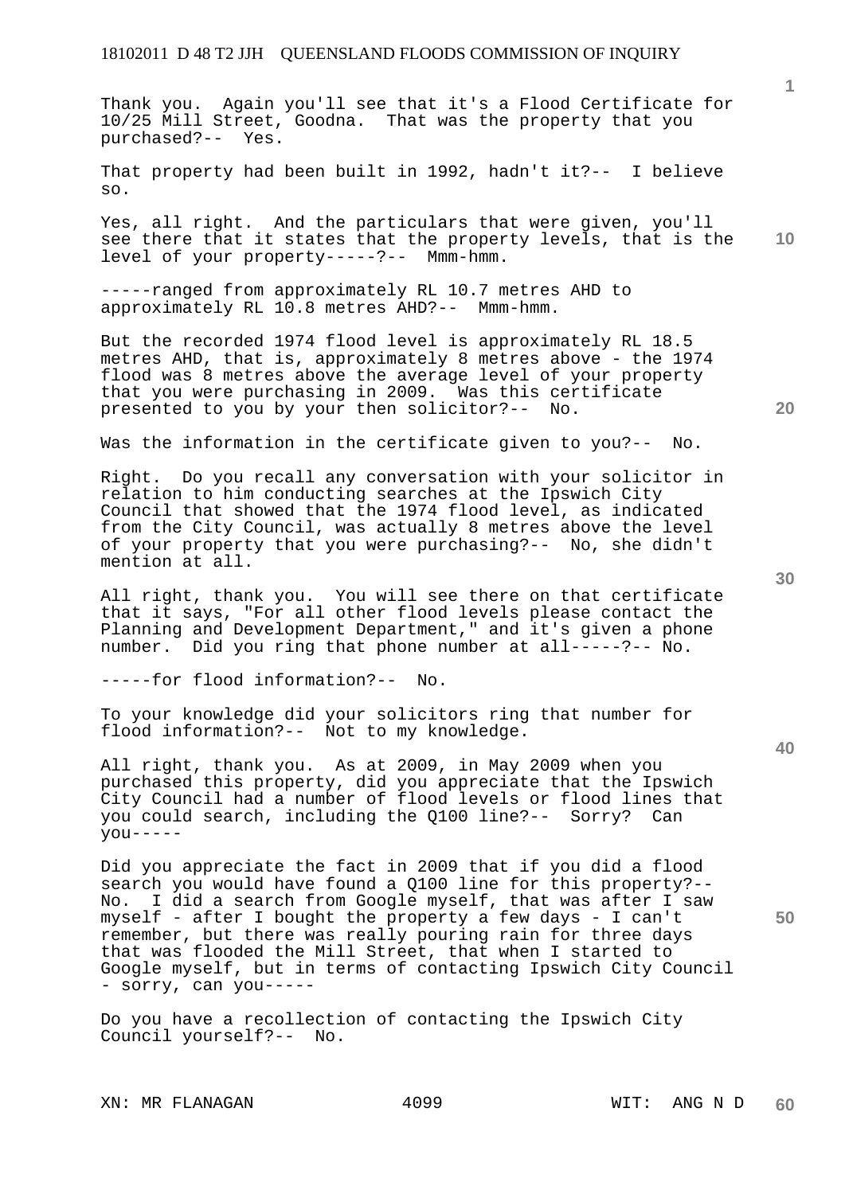Thank you. Again you'll see that it's a Flood Certificate for 10/25 Mill Street, Goodna. That was the property that you purchased?-- Yes.

That property had been built in 1992, hadn't it?-- I believe so.

Yes, all right. And the particulars that were given, you'll see there that it states that the property levels, that is the level of your property-----?-- Mmm-hmm.

-----ranged from approximately RL 10.7 metres AHD to approximately RL 10.8 metres AHD?-- Mmm-hmm.

But the recorded 1974 flood level is approximately RL 18.5 metres AHD, that is, approximately 8 metres above - the 1974 flood was 8 metres above the average level of your property that you were purchasing in 2009. Was this certificate presented to you by your then solicitor?-- No.

Was the information in the certificate given to you?-- No.

Right. Do you recall any conversation with your solicitor in relation to him conducting searches at the Ipswich City Council that showed that the 1974 flood level, as indicated from the City Council, was actually 8 metres above the level of your property that you were purchasing?-- No, she didn't mention at all.

All right, thank you. You will see there on that certificate that it says, "For all other flood levels please contact the Planning and Development Department," and it's given a phone number. Did you ring that phone number at all-----?-- No.

-----for flood information?-- No.

To your knowledge did your solicitors ring that number for flood information?-- Not to my knowledge.

All right, thank you. As at 2009, in May 2009 when you purchased this property, did you appreciate that the Ipswich City Council had a number of flood levels or flood lines that you could search, including the Q100 line?-- Sorry? Can you-----

Did you appreciate the fact in 2009 that if you did a flood search you would have found a Q100 line for this property?-- No. I did a search from Google myself, that was after I saw myself - after I bought the property a few days - I can't remember, but there was really pouring rain for three days that was flooded the Mill Street, that when I started to Google myself, but in terms of contacting Ipswich City Council - sorry, can you-----

Do you have a recollection of contacting the Ipswich City Council yourself?-- No.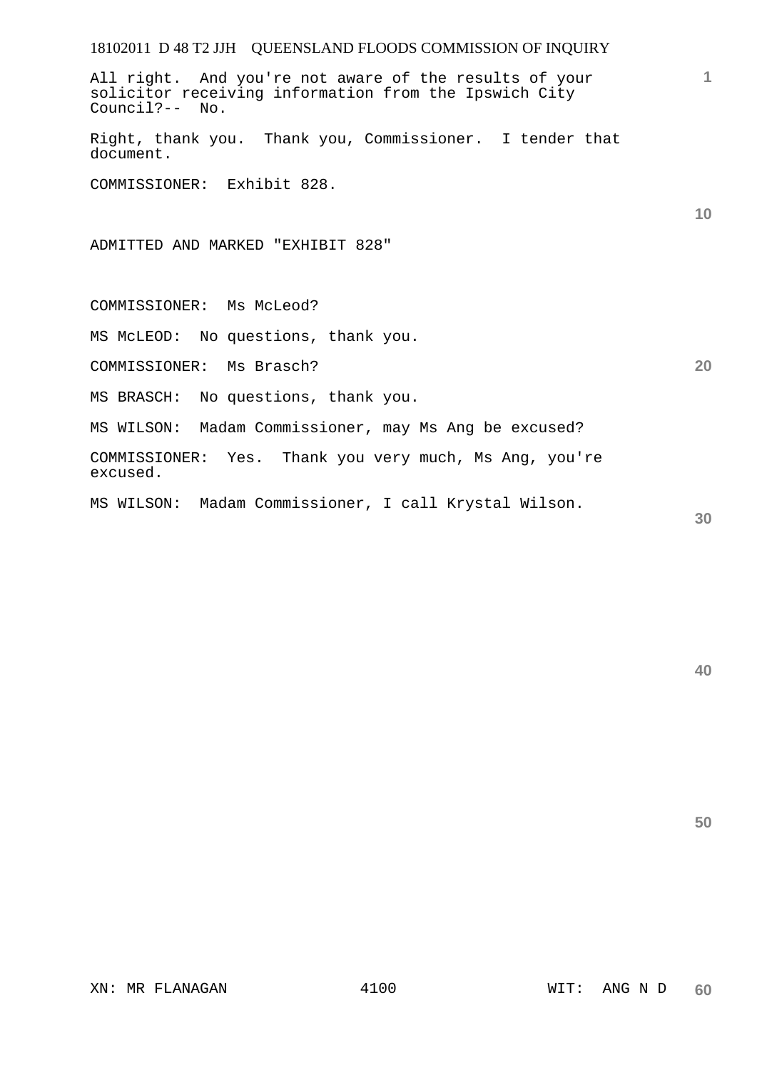All right. And you're not aware of the results of your solicitor receiving information from the Ipswich City Council?-- No.

Right, thank you. Thank you, Commissioner. I tender that document.

COMMISSIONER: Exhibit 828.

ADMITTED AND MARKED "EXHIBIT 828"

COMMISSIONER: Ms McLeod?

MS McLEOD: No questions, thank you.

COMMISSIONER: Ms Brasch?

MS BRASCH: No questions, thank you.

MS WILSON: Madam Commissioner, may Ms Ang be excused?

COMMISSIONER: Yes. Thank you very much, Ms Ang, you're excused.

MS WILSON: Madam Commissioner, I call Krystal Wilson.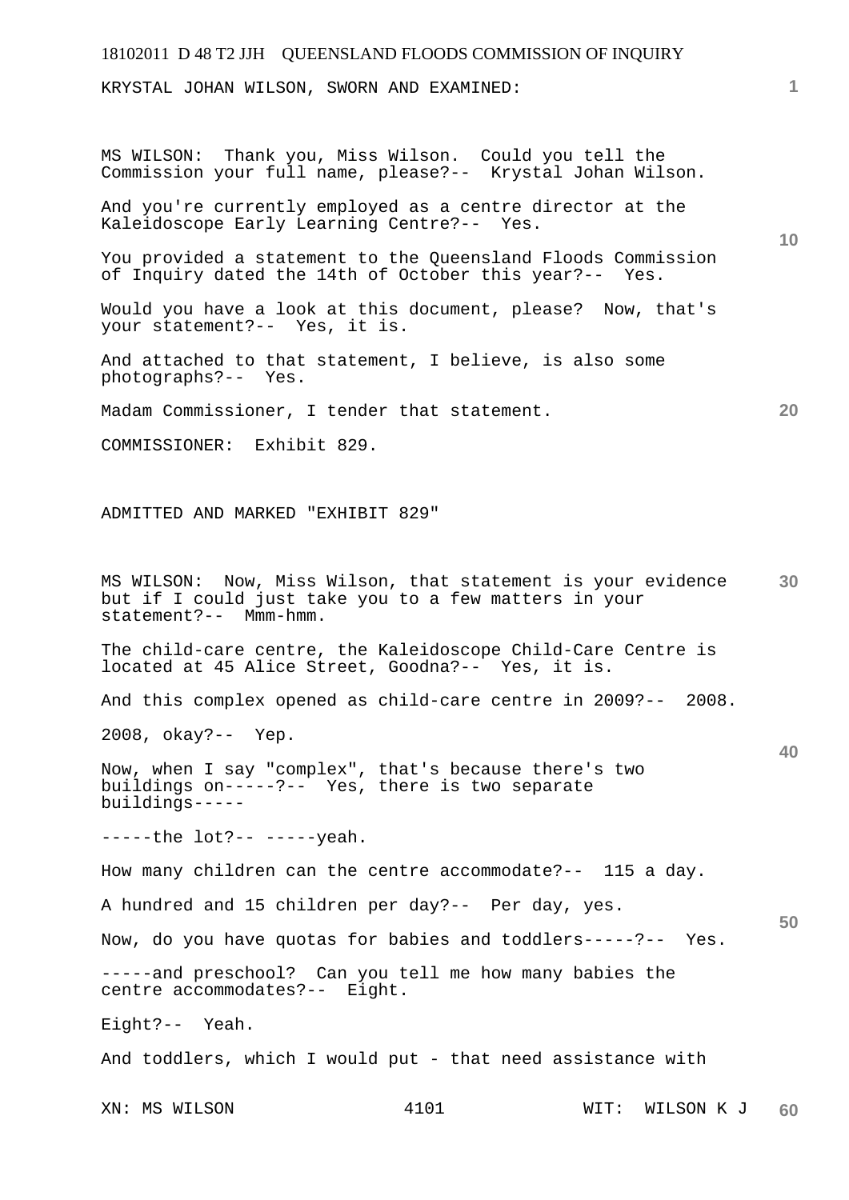KRYSTAL JOHAN WILSON, SWORN AND EXAMINED:

MS WILSON: Thank you, Miss Wilson. Could you tell the Commission your full name, please?-- Krystal Johan Wilson.

And you're currently employed as a centre director at the Kaleidoscope Early Learning Centre?-- Yes.

You provided a statement to the Queensland Floods Commission of Inquiry dated the 14th of October this year?-- Yes.

Would you have a look at this document, please? Now, that's your statement?-- Yes, it is.

And attached to that statement, I believe, is also some photographs?-- Yes.

Madam Commissioner, I tender that statement.

COMMISSIONER: Exhibit 829.

ADMITTED AND MARKED "EXHIBIT 829"

MS WILSON: Now, Miss Wilson, that statement is your evidence but if I could just take you to a few matters in your statement?-- Mmm-hmm.

The child-care centre, the Kaleidoscope Child-Care Centre is located at 45 Alice Street, Goodna?-- Yes, it is.

And this complex opened as child-care centre in 2009?-- 2008.

2008, okay?-- Yep.

Now, when I say "complex", that's because there's two buildings on-----?-- Yes, there is two separate buildings-----

-----the lot?-- -----yeah.

How many children can the centre accommodate?-- 115 a day.

A hundred and 15 children per day?-- Per day, yes.

Now, do you have quotas for babies and toddlers-----?-- Yes.

-----and preschool? Can you tell me how many babies the centre accommodates?-- Eight.

Eight?-- Yeah.

And toddlers, which I would put - that need assistance with

XN: MS WILSON WIT: WILSON K J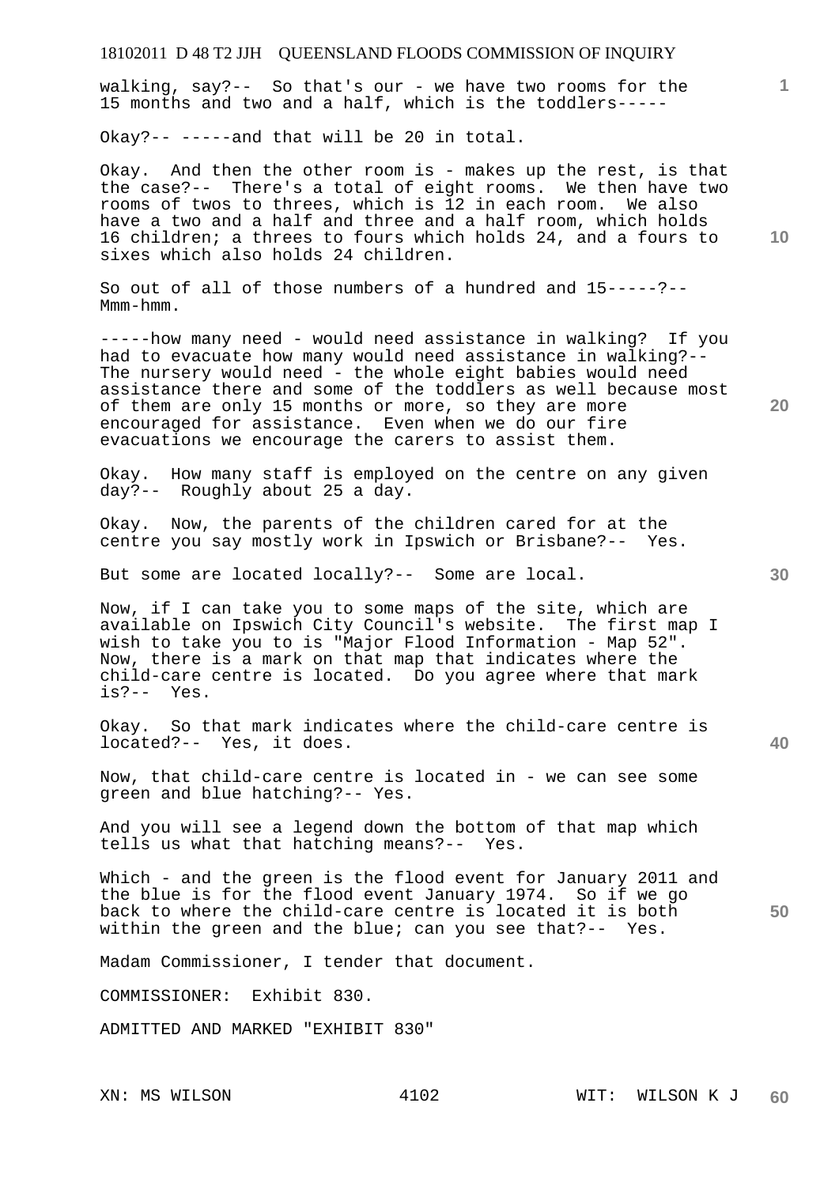walking, say?-- So that's our - we have two rooms for the 15 months and two and a half, which is the toddlers-----

Okay?-- -----and that will be 20 in total.

Okay. And then the other room is - makes up the rest, is that the case?-- There's a total of eight rooms. We then have two rooms of twos to threes, which is 12 in each room. We also have a two and a half and three and a half room, which holds 16 children; a threes to fours which holds 24, and a fours to sixes which also holds 24 children.

So out of all of those numbers of a hundred and 15-----?-- Mmm-hmm.

-----how many need - would need assistance in walking? If you had to evacuate how many would need assistance in walking?-- The nursery would need - the whole eight babies would need assistance there and some of the toddlers as well because most of them are only 15 months or more, so they are more encouraged for assistance. Even when we do our fire evacuations we encourage the carers to assist them.

Okay. How many staff is employed on the centre on any given day?-- Roughly about 25 a day.

Okay. Now, the parents of the children cared for at the centre you say mostly work in Ipswich or Brisbane?-- Yes.

But some are located locally?-- Some are local.

Now, if I can take you to some maps of the site, which are available on Ipswich City Council's website. The first map I wish to take you to is "Major Flood Information - Map 52". Now, there is a mark on that map that indicates where the child-care centre is located. Do you agree where that mark is?-- Yes.

Okay. So that mark indicates where the child-care centre is located?-- Yes, it does.

Now, that child-care centre is located in - we can see some green and blue hatching?-- Yes.

And you will see a legend down the bottom of that map which tells us what that hatching means?-- Yes.

Which - and the green is the flood event for January 2011 and the blue is for the flood event January 1974. So if we go back to where the child-care centre is located it is both within the green and the blue; can you see that?-- Yes.

Madam Commissioner, I tender that document.

COMMISSIONER: Exhibit 830.

ADMITTED AND MARKED "EXHIBIT 830"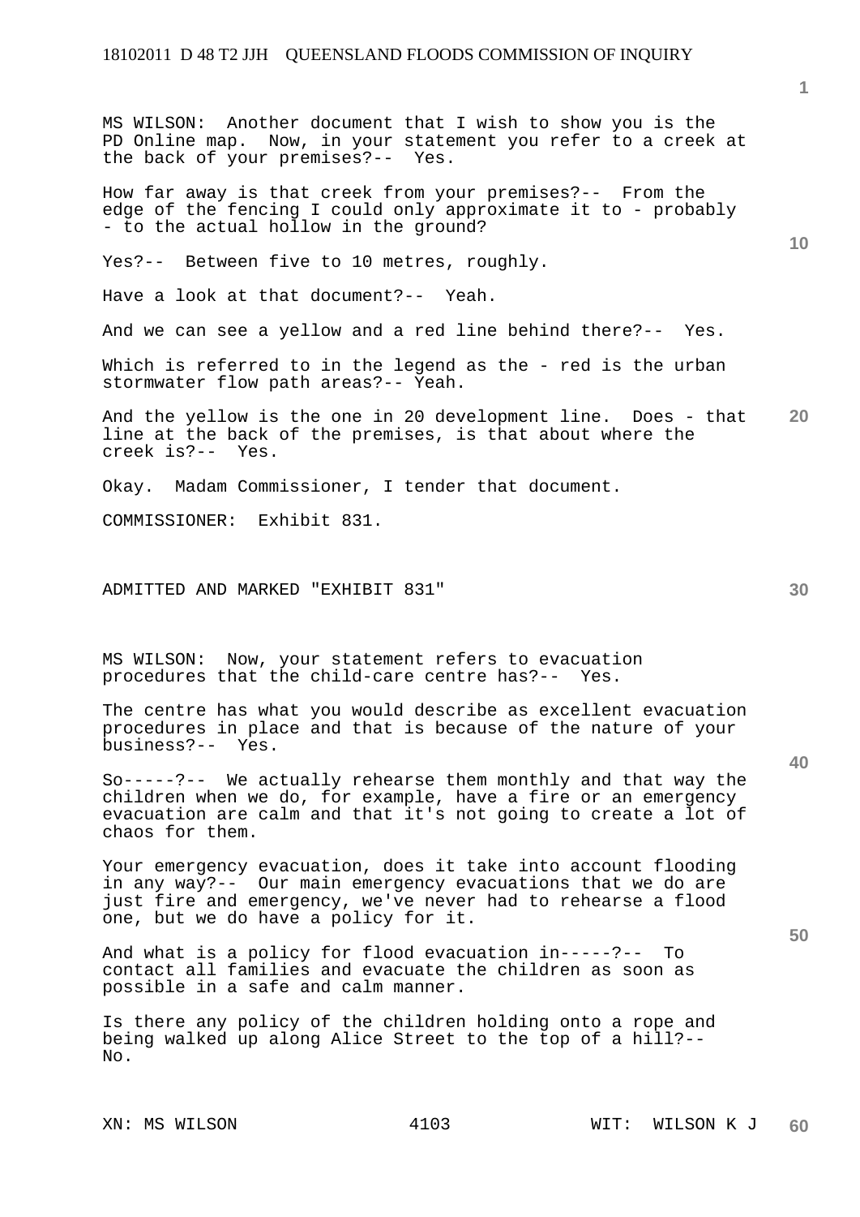MS WILSON: Another document that I wish to show you is the PD Online map. Now, in your statement you refer to a creek at the back of your premises?-- Yes.

How far away is that creek from your premises?-- From the edge of the fencing I could only approximate it to - probably - to the actual hollow in the ground?

Yes?-- Between five to 10 metres, roughly.

Have a look at that document?-- Yeah.

And we can see a yellow and a red line behind there?-- Yes.

Which is referred to in the legend as the - red is the urban stormwater flow path areas?-- Yeah.

And the yellow is the one in 20 development line. Does - that line at the back of the premises, is that about where the creek is?-- Yes.

Okay. Madam Commissioner, I tender that document.

COMMISSIONER: Exhibit 831.

ADMITTED AND MARKED "EXHIBIT 831"

MS WILSON: Now, your statement refers to evacuation procedures that the child-care centre has?-- Yes.

The centre has what you would describe as excellent evacuation procedures in place and that is because of the nature of your business?-- Yes.

So-----?-- We actually rehearse them monthly and that way the children when we do, for example, have a fire or an emergency evacuation are calm and that it's not going to create a lot of chaos for them.

Your emergency evacuation, does it take into account flooding in any way?-- Our main emergency evacuations that we do are just fire and emergency, we've never had to rehearse a flood one, but we do have a policy for it.

And what is a policy for flood evacuation in-----?-- To contact all families and evacuate the children as soon as possible in a safe and calm manner.

Is there any policy of the children holding onto a rope and being walked up along Alice Street to the top of a hill?-- No.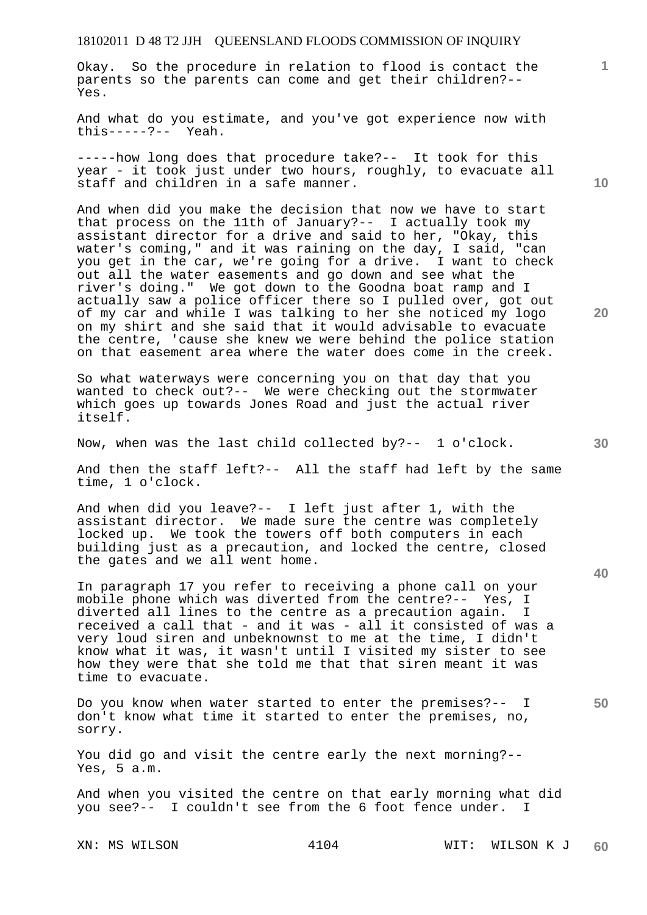Okay. So the procedure in relation to flood is contact the parents so the parents can come and get their children?-- Yes.

And what do you estimate, and you've got experience now with this-----?-- Yeah.

-----how long does that procedure take?-- It took for this year - it took just under two hours, roughly, to evacuate all staff and children in a safe manner.

And when did you make the decision that now we have to start that process on the 11th of January?-- I actually took my assistant director for a drive and said to her, "Okay, this water's coming," and it was raining on the day, I said, "can you get in the car, we're going for a drive. I want to check out all the water easements and go down and see what the river's doing." We got down to the Goodna boat ramp and I actually saw a police officer there so I pulled over, got out of my car and while I was talking to her she noticed my logo on my shirt and she said that it would advisable to evacuate the centre, 'cause she knew we were behind the police station on that easement area where the water does come in the creek.

So what waterways were concerning you on that day that you wanted to check out?-- We were checking out the stormwater which goes up towards Jones Road and just the actual river itself.

Now, when was the last child collected by?-- 1 o'clock.

And then the staff left?-- All the staff had left by the same time, 1 o'clock.

And when did you leave?-- I left just after 1, with the assistant director. We made sure the centre was completely locked up. We took the towers off both computers in each building just as a precaution, and locked the centre, closed the gates and we all went home.

In paragraph 17 you refer to receiving a phone call on your mobile phone which was diverted from the centre?-- Yes, I diverted all lines to the centre as a precaution again. I received a call that - and it was - all it consisted of was a very loud siren and unbeknownst to me at the time, I didn't know what it was, it wasn't until I visited my sister to see how they were that she told me that that siren meant it was time to evacuate.

Do you know when water started to enter the premises?-- I don't know what time it started to enter the premises, no, sorry.

You did go and visit the centre early the next morning?-- Yes, 5 a.m.

And when you visited the centre on that early morning what did you see?-- I couldn't see from the 6 foot fence under. I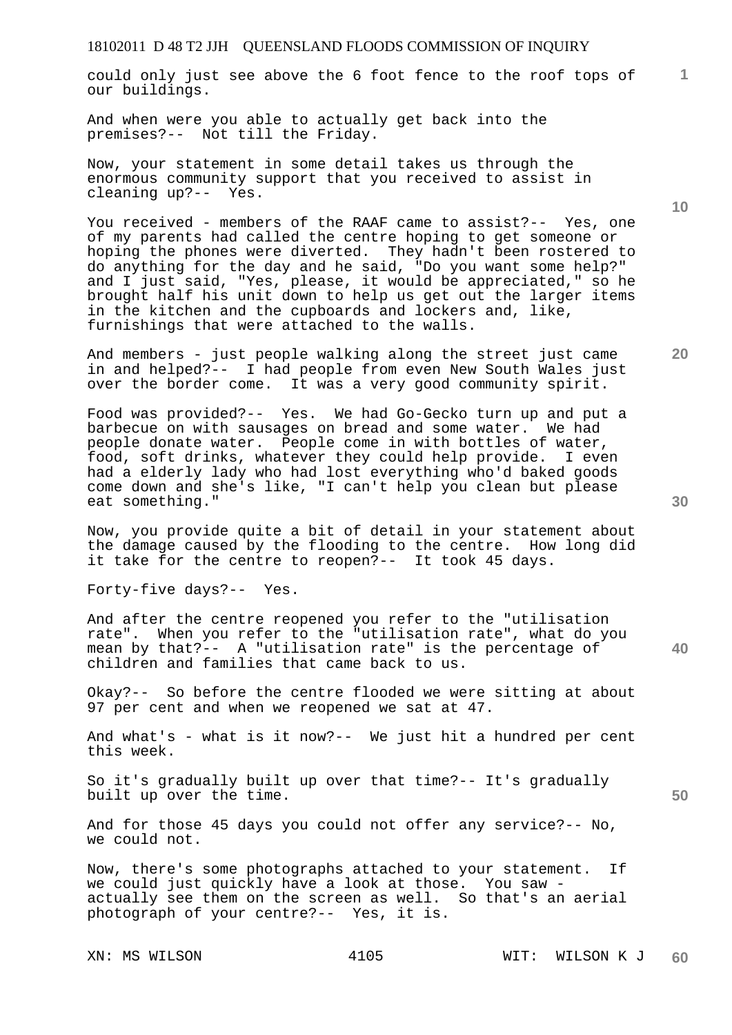could only just see above the 6 foot fence to the roof tops of our buildings.

And when were you able to actually get back into the premises?-- Not till the Friday.

Now, your statement in some detail takes us through the enormous community support that you received to assist in cleaning up?-- Yes.

You received - members of the RAAF came to assist?-- Yes, one of my parents had called the centre hoping to get someone or hoping the phones were diverted. They hadn't been rostered to do anything for the day and he said, "Do you want some help?" and I just said, "Yes, please, it would be appreciated," so he brought half his unit down to help us get out the larger items in the kitchen and the cupboards and lockers and, like, furnishings that were attached to the walls.

And members - just people walking along the street just came in and helped?-- I had people from even New South Wales just over the border come. It was a very good community spirit.

Food was provided?-- Yes. We had Go-Gecko turn up and put a barbecue on with sausages on bread and some water. We had people donate water. People come in with bottles of water, food, soft drinks, whatever they could help provide. I even had a elderly lady who had lost everything who'd baked goods come down and she's like, "I can't help you clean but please eat something."

Now, you provide quite a bit of detail in your statement about the damage caused by the flooding to the centre. How long did it take for the centre to reopen?-- It took 45 days.

Forty-five days?-- Yes.

And after the centre reopened you refer to the "utilisation rate". When you refer to the "utilisation rate", what do you mean by that?-- A "utilisation rate" is the percentage of children and families that came back to us.

Okay?-- So before the centre flooded we were sitting at about 97 per cent and when we reopened we sat at 47.

And what's - what is it now?-- We just hit a hundred per cent this week.

So it's gradually built up over that time?-- It's gradually built up over the time.

And for those 45 days you could not offer any service?-- No, we could not.

Now, there's some photographs attached to your statement. If we could just quickly have a look at those. You saw - actually see them on the screen as well. So that's an aerial photograph of your centre?-- Yes, it is.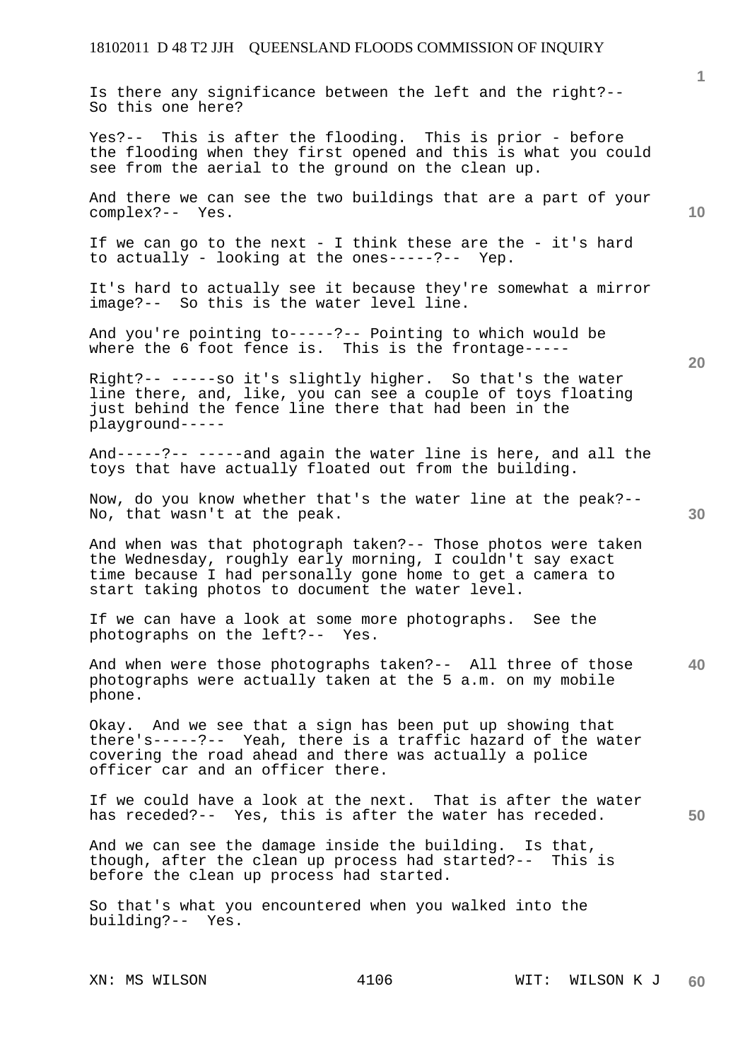Is there any significance between the left and the right?-- So this one here?

Yes?-- This is after the flooding. This is prior - before the flooding when they first opened and this is what you could see from the aerial to the ground on the clean up.

And there we can see the two buildings that are a part of your complex?-- Yes.

If we can go to the next - I think these are the - it's hard to actually - looking at the ones-----?-- Yep.

It's hard to actually see it because they're somewhat a mirror image?-- So this is the water level line.

And you're pointing to-----?-- Pointing to which would be where the 6 foot fence is. This is the frontage-----

Right?-- -----so it's slightly higher. So that's the water line there, and, like, you can see a couple of toys floating just behind the fence line there that had been in the playground-----

And-----?-- -----and again the water line is here, and all the toys that have actually floated out from the building.

Now, do you know whether that's the water line at the peak?-- No, that wasn't at the peak.

And when was that photograph taken?-- Those photos were taken the Wednesday, roughly early morning, I couldn't say exact time because I had personally gone home to get a camera to start taking photos to document the water level.

If we can have a look at some more photographs. See the photographs on the left?-- Yes.

And when were those photographs taken?-- All three of those photographs were actually taken at the 5 a.m. on my mobile phone.

Okay. And we see that a sign has been put up showing that there's-----?-- Yeah, there is a traffic hazard of the water covering the road ahead and there was actually a police officer car and an officer there.

If we could have a look at the next. That is after the water has receded?-- Yes, this is after the water has receded.

And we can see the damage inside the building. Is that, though, after the clean up process had started?-- This is before the clean up process had started.

So that's what you encountered when you walked into the building?-- Yes.

XN: MS WILSON WIT: WILSON K J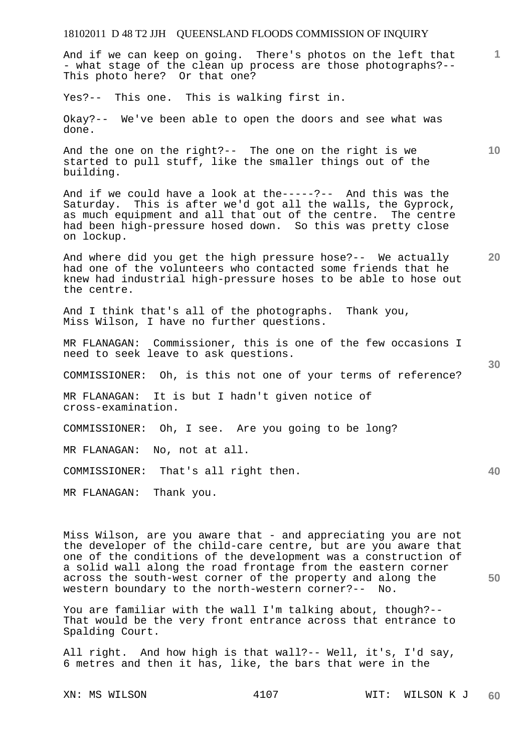And if we can keep on going. There's photos on the left that - what stage of the clean up process are those photographs?-- This photo here? Or that one?

Yes?-- This one. This is walking first in.

Okay?-- We've been able to open the doors and see what was done.

And the one on the right?-- The one on the right is we started to pull stuff, like the smaller things out of the building.

And if we could have a look at the-----?-- And this was the Saturday. This is after we'd got all the walls, the Gyprock, as much equipment and all that out of the centre. The centre had been high-pressure hosed down. So this was pretty close on lockup.

And where did you get the high pressure hose?-- We actually had one of the volunteers who contacted some friends that he knew had industrial high-pressure hoses to be able to hose out the centre.

And I think that's all of the photographs. Thank you, Miss Wilson, I have no further questions.

MR FLANAGAN: Commissioner, this is one of the few occasions I need to seek leave to ask questions.

COMMISSIONER: Oh, is this not one of your terms of reference?

MR FLANAGAN: It is but I hadn't given notice of cross-examination.

COMMISSIONER: Oh, I see. Are you going to be long?

MR FLANAGAN: No, not at all.

COMMISSIONER: That's all right then.

MR FLANAGAN: Thank you.

Miss Wilson, are you aware that - and appreciating you are not the developer of the child-care centre, but are you aware that one of the conditions of the development was a construction of a solid wall along the road frontage from the eastern corner across the south-west corner of the property and along the western boundary to the north-western corner?-- No.

You are familiar with the wall I'm talking about, though?-- That would be the very front entrance across that entrance to Spalding Court.

All right. And how high is that wall?-- Well, it's, I'd say, 6 metres and then it has, like, the bars that were in the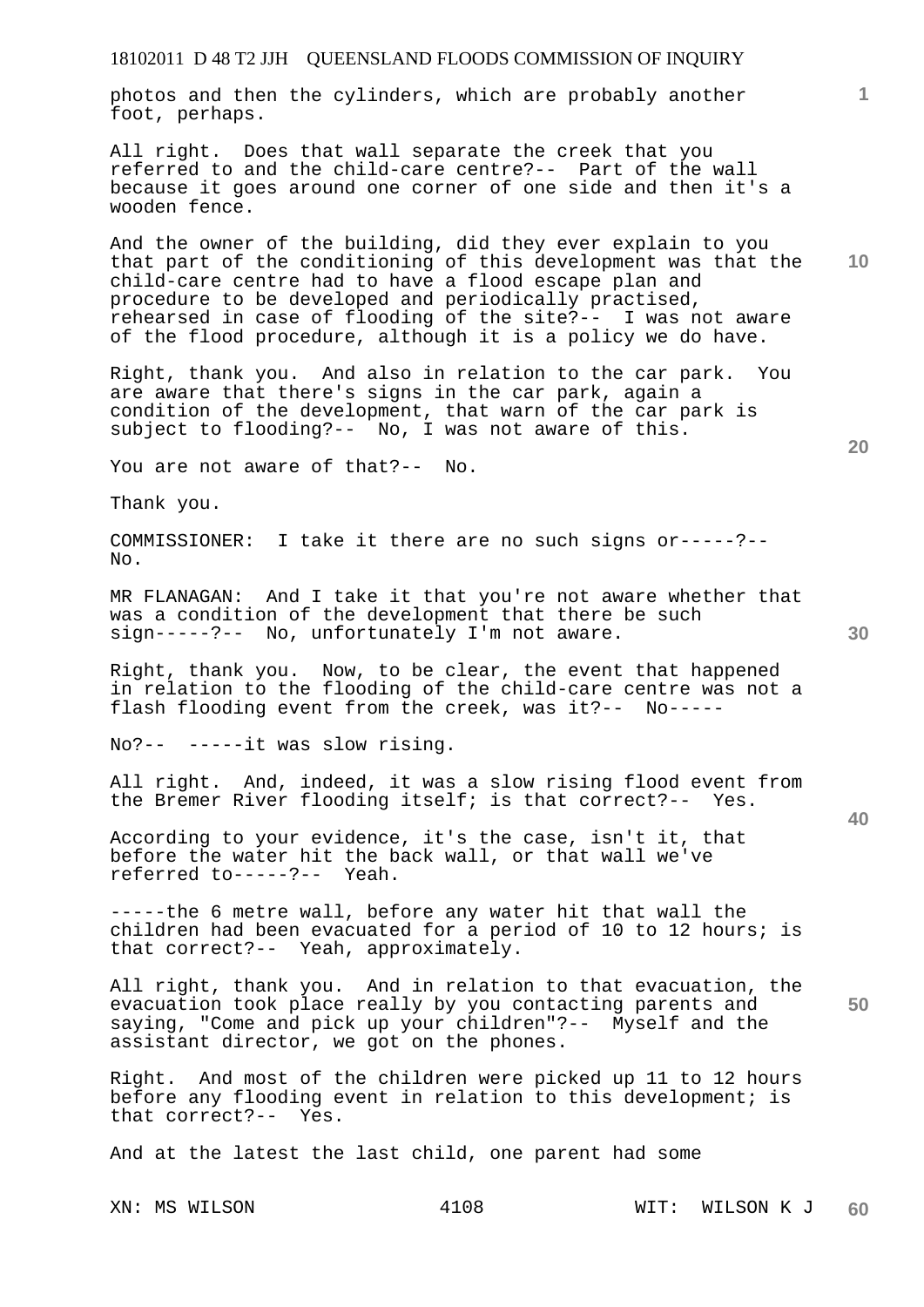photos and then the cylinders, which are probably another foot, perhaps.

All right. Does that wall separate the creek that you referred to and the child-care centre?-- Part of the wall because it goes around one corner of one side and then it's a wooden fence.

And the owner of the building, did they ever explain to you that part of the conditioning of this development was that the child-care centre had to have a flood escape plan and procedure to be developed and periodically practised, rehearsed in case of flooding of the site?-- I was not aware of the flood procedure, although it is a policy we do have.

Right, thank you. And also in relation to the car park. You are aware that there's signs in the car park, again a condition of the development, that warn of the car park is subject to flooding?-- No, I was not aware of this.

You are not aware of that?-- No.

Thank you.

COMMISSIONER: I take it there are no such signs or-----?-- No.

MR FLANAGAN: And I take it that you're not aware whether that was a condition of the development that there be such sign-----?-- No, unfortunately I'm not aware.

Right, thank you. Now, to be clear, the event that happened in relation to the flooding of the child-care centre was not a flash flooding event from the creek, was it?-- No-----

No?-- -----it was slow rising.

All right. And, indeed, it was a slow rising flood event from the Bremer River flooding itself; is that correct?-- Yes.

According to your evidence, it's the case, isn't it, that before the water hit the back wall, or that wall we've referred to-----?-- Yeah.

-----the 6 metre wall, before any water hit that wall the children had been evacuated for a period of 10 to 12 hours; is that correct?-- Yeah, approximately.

All right, thank you. And in relation to that evacuation, the evacuation took place really by you contacting parents and saying, "Come and pick up your children"?-- Myself and the assistant director, we got on the phones.

Right. And most of the children were picked up 11 to 12 hours before any flooding event in relation to this development; is that correct?-- Yes.

And at the latest the last child, one parent had some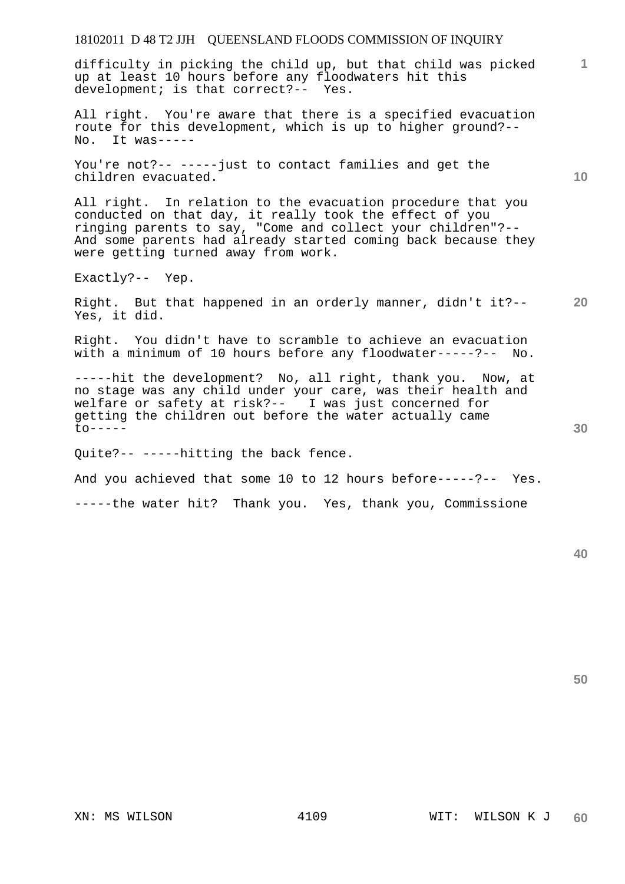difficulty in picking the child up, but that child was picked up at least 10 hours before any floodwaters hit this development; is that correct?-- Yes.

All right. You're aware that there is a specified evacuation route for this development, which is up to higher ground?-- No. It was-----

You're not?-- -----just to contact families and get the children evacuated.

All right. In relation to the evacuation procedure that you conducted on that day, it really took the effect of you ringing parents to say, "Come and collect your children"?-- And some parents had already started coming back because they were getting turned away from work.

Exactly?-- Yep.

Right. But that happened in an orderly manner, didn't it?-- Yes, it did.

Right. You didn't have to scramble to achieve an evacuation with a minimum of 10 hours before any floodwater-----?-- No.

-----hit the development? No, all right, thank you. Now, at no stage was any child under your care, was their health and welfare or safety at risk?-- I was just concerned for getting the children out before the water actually came to-----

Quite?-- -----hitting the back fence.

And you achieved that some 10 to 12 hours before-----?-- Yes.

-----the water hit? Thank you. Yes, thank you, Commissione

XN: MS WILSON WIT: WILSON K J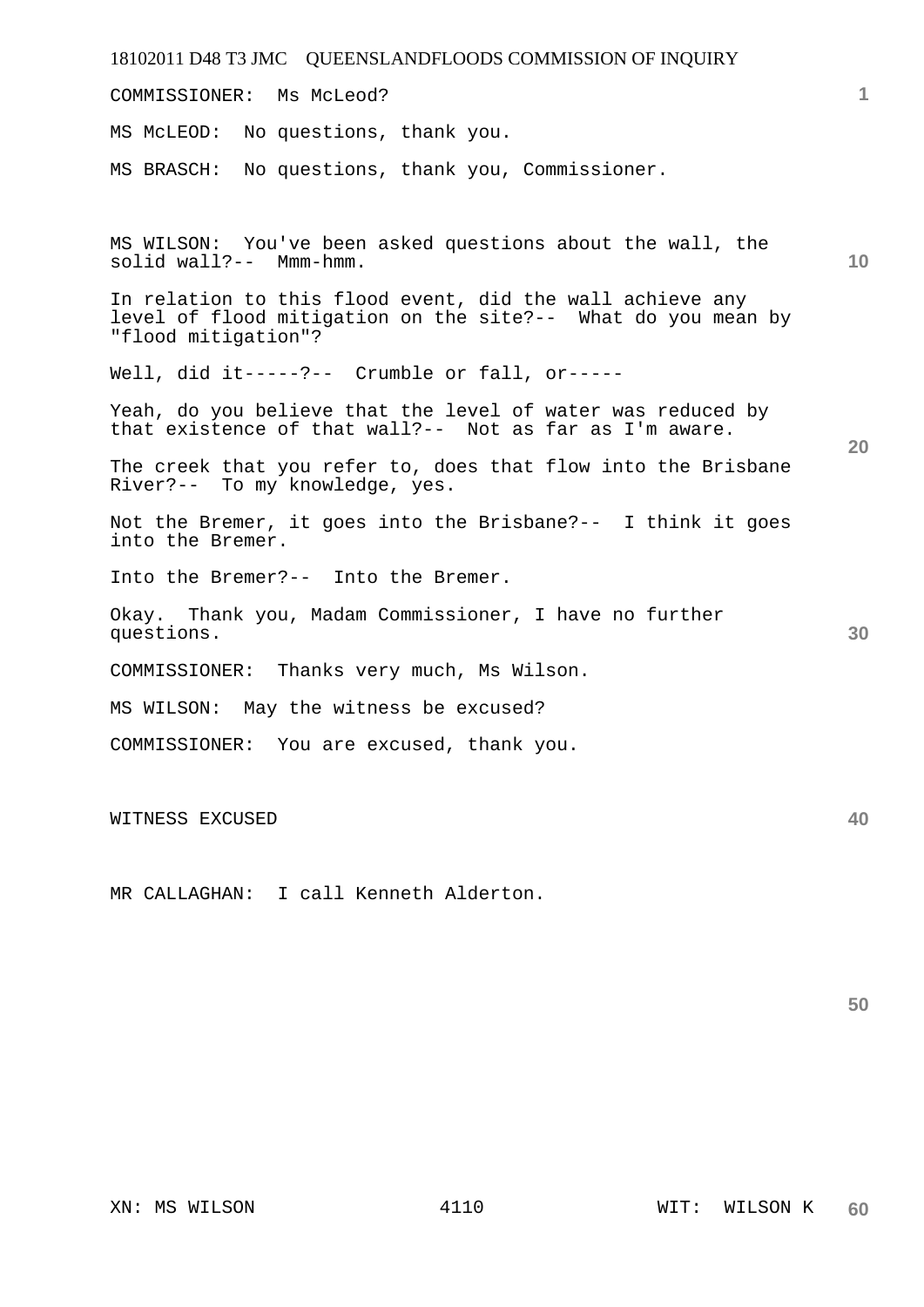COMMISSIONER: Ms McLeod?

MS McLEOD: No questions, thank you.

MS BRASCH: No questions, thank you, Commissioner.

MS WILSON: You've been asked questions about the wall, the solid wall?-- Mmm-hmm.

In relation to this flood event, did the wall achieve any level of flood mitigation on the site?-- What do you mean by "flood mitigation"?

Well, did it-----?-- Crumble or fall, or-----

Yeah, do you believe that the level of water was reduced by that existence of that wall?-- Not as far as I'm aware.

The creek that you refer to, does that flow into the Brisbane River?-- To my knowledge, yes.

Not the Bremer, it goes into the Brisbane?-- I think it goes into the Bremer.

Into the Bremer?-- Into the Bremer.

Okay. Thank you, Madam Commissioner, I have no further questions.

COMMISSIONER: Thanks very much, Ms Wilson.

MS WILSON: May the witness be excused?

COMMISSIONER: You are excused, thank you.

WITNESS EXCUSED

MR CALLAGHAN: I call Kenneth Alderton.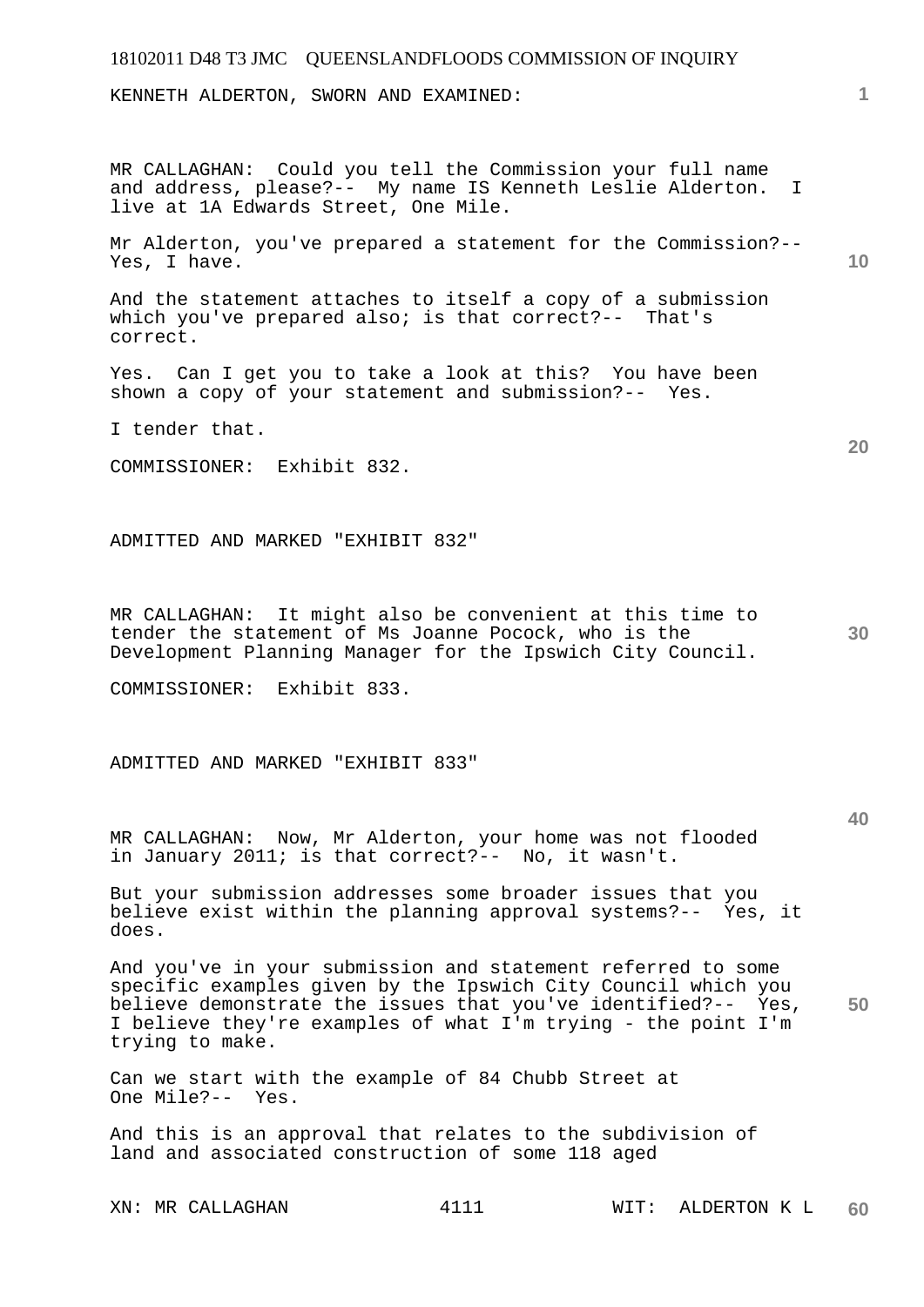KENNETH ALDERTON, SWORN AND EXAMINED:

MR CALLAGHAN: Could you tell the Commission your full name and address, please?-- My name IS Kenneth Leslie Alderton. I live at 1A Edwards Street, One Mile.

Mr Alderton, you've prepared a statement for the Commission?-- Yes, I have.

And the statement attaches to itself a copy of a submission which you've prepared also; is that correct?-- That's correct.

Yes. Can I get you to take a look at this? You have been shown a copy of your statement and submission?-- Yes.

I tender that.

COMMISSIONER: Exhibit 832.

ADMITTED AND MARKED "EXHIBIT 832"

MR CALLAGHAN: It might also be convenient at this time to tender the statement of Ms Joanne Pocock, who is the Development Planning Manager for the Ipswich City Council.

COMMISSIONER: Exhibit 833.

ADMITTED AND MARKED "EXHIBIT 833"

MR CALLAGHAN: Now, Mr Alderton, your home was not flooded in January 2011; is that correct?-- No, it wasn't.

But your submission addresses some broader issues that you believe exist within the planning approval systems?-- Yes, it does.

And you've in your submission and statement referred to some specific examples given by the Ipswich City Council which you believe demonstrate the issues that you've identified?-- Yes, I believe they're examples of what I'm trying - the point I'm trying to make.

Can we start with the example of 84 Chubb Street at One Mile?-- Yes.

And this is an approval that relates to the subdivision of land and associated construction of some 118 aged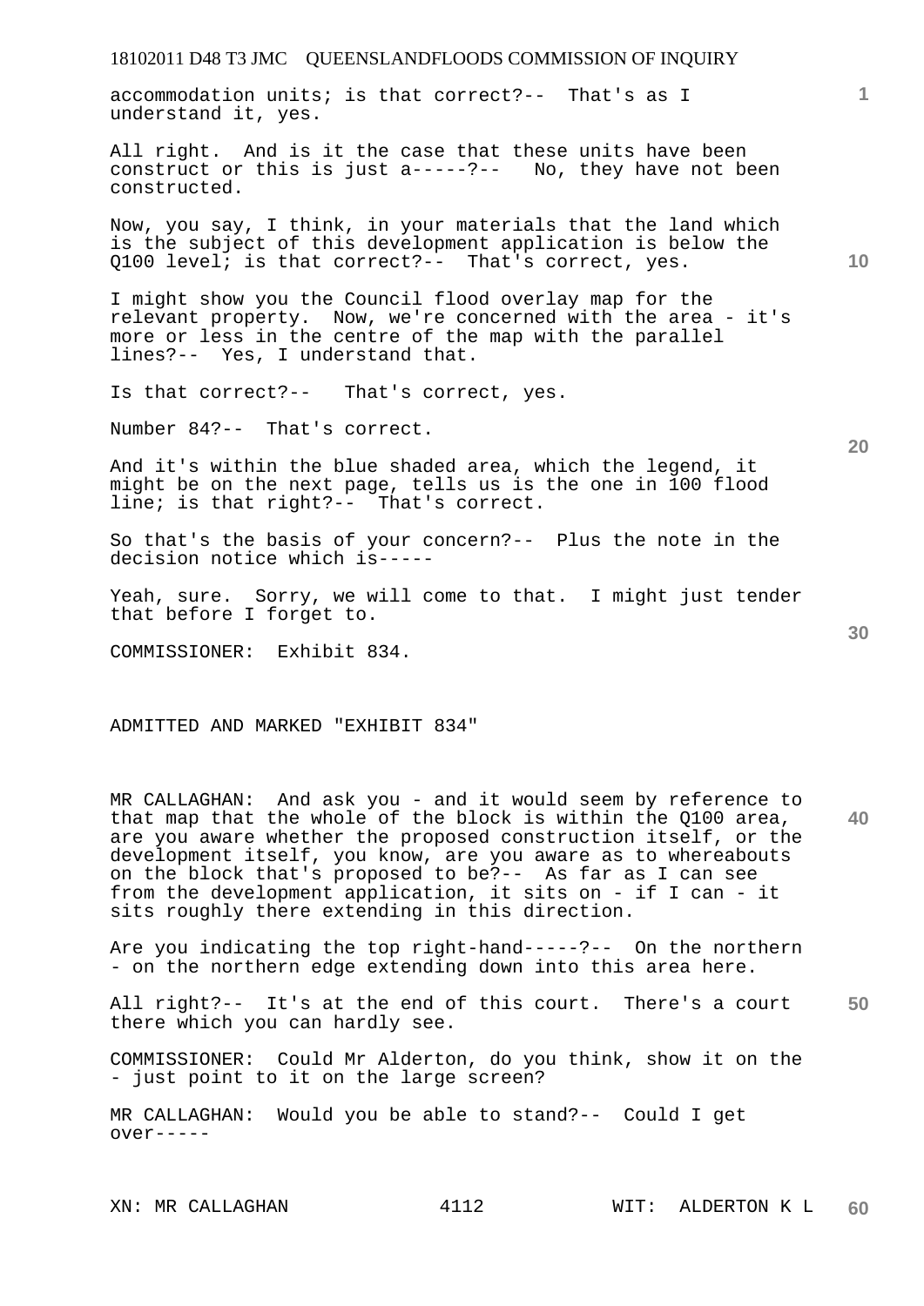accommodation units; is that correct?-- That's as I understand it, yes.

All right. And is it the case that these units have been construct or this is just a-----?-- No, they have not been constructed.

Now, you say, I think, in your materials that the land which is the subject of this development application is below the Q100 level; is that correct?-- That's correct, yes.

I might show you the Council flood overlay map for the relevant property. Now, we're concerned with the area - it's more or less in the centre of the map with the parallel lines?-- Yes, I understand that.

Is that correct?-- That's correct, yes.

Number 84?-- That's correct.

And it's within the blue shaded area, which the legend, it might be on the next page, tells us is the one in 100 flood line; is that right?-- That's correct.

So that's the basis of your concern?-- Plus the note in the decision notice which is-----

Yeah, sure. Sorry, we will come to that. I might just tender that before I forget to.

COMMISSIONER: Exhibit 834.

ADMITTED AND MARKED "EXHIBIT 834"

MR CALLAGHAN: And ask you - and it would seem by reference to that map that the whole of the block is within the Q100 area, are you aware whether the proposed construction itself, or the development itself, you know, are you aware as to whereabouts on the block that's proposed to be?-- As far as I can see from the development application, it sits on - if I can - it sits roughly there extending in this direction.

Are you indicating the top right-hand-----?-- On the northern - on the northern edge extending down into this area here.

All right?-- It's at the end of this court. There's a court there which you can hardly see.

COMMISSIONER: Could Mr Alderton, do you think, show it on the - just point to it on the large screen?

MR CALLAGHAN: Would you be able to stand?-- Could I get over-----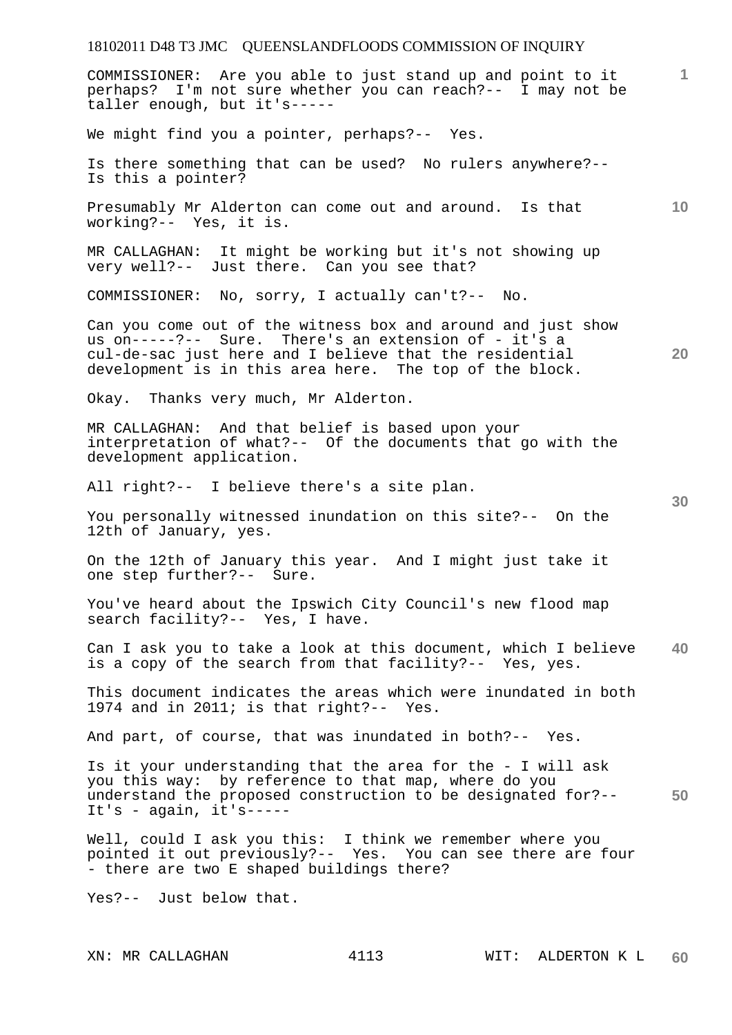COMMISSIONER: Are you able to just stand up and point to it perhaps? I'm not sure whether you can reach?-- I may not be taller enough, but it's-----

We might find you a pointer, perhaps?-- Yes.

Is there something that can be used? No rulers anywhere?-- Is this a pointer?

Presumably Mr Alderton can come out and around. Is that working?-- Yes, it is.

MR CALLAGHAN: It might be working but it's not showing up very well?-- Just there. Can you see that?

COMMISSIONER: No, sorry, I actually can't?-- No.

Can you come out of the witness box and around and just show us on-----?-- Sure. There's an extension of - it's a cul-de-sac just here and I believe that the residential development is in this area here. The top of the block.

Okay. Thanks very much, Mr Alderton.

MR CALLAGHAN: And that belief is based upon your interpretation of what?-- Of the documents that go with the development application.

All right?-- I believe there's a site plan.

You personally witnessed inundation on this site?-- On the 12th of January, yes.

On the 12th of January this year. And I might just take it one step further?-- Sure.

You've heard about the Ipswich City Council's new flood map search facility?-- Yes, I have.

Can I ask you to take a look at this document, which I believe is a copy of the search from that facility?-- Yes, yes.

This document indicates the areas which were inundated in both 1974 and in 2011; is that right?-- Yes.

And part, of course, that was inundated in both?-- Yes.

Is it your understanding that the area for the - I will ask you this way: by reference to that map, where do you understand the proposed construction to be designated for?-- It's - again, it's-----

Well, could I ask you this: I think we remember where you pointed it out previously?-- Yes. You can see there are four - there are two E shaped buildings there?

Yes?-- Just below that.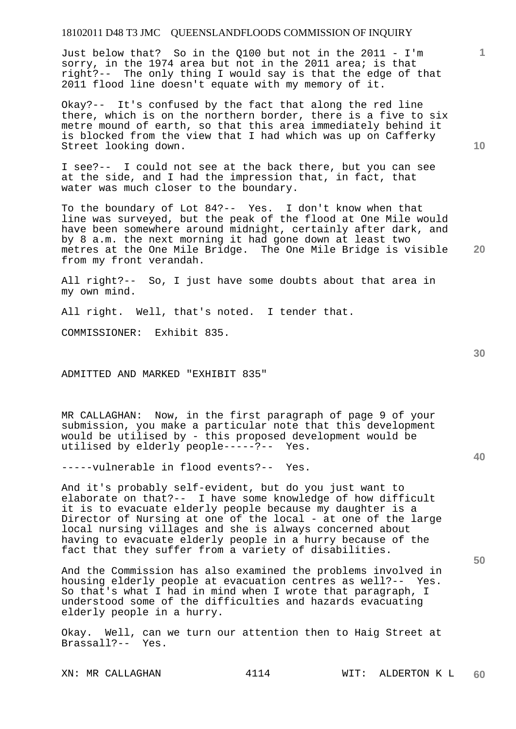Just below that? So in the Q100 but not in the 2011 - I'm sorry, in the 1974 area but not in the 2011 area; is that right?-- The only thing I would say is that the edge of that 2011 flood line doesn't equate with my memory of it.

Okay?-- It's confused by the fact that along the red line there, which is on the northern border, there is a five to six metre mound of earth, so that this area immediately behind it is blocked from the view that I had which was up on Cafferky Street looking down.

I see?-- I could not see at the back there, but you can see at the side, and I had the impression that, in fact, that water was much closer to the boundary.

To the boundary of Lot 84?-- Yes. I don't know when that line was surveyed, but the peak of the flood at One Mile would have been somewhere around midnight, certainly after dark, and by 8 a.m. the next morning it had gone down at least two metres at the One Mile Bridge. The One Mile Bridge is visible from my front verandah.

All right?-- So, I just have some doubts about that area in my own mind.

All right. Well, that's noted. I tender that.

COMMISSIONER: Exhibit 835.

ADMITTED AND MARKED "EXHIBIT 835"

MR CALLAGHAN: Now, in the first paragraph of page 9 of your submission, you make a particular note that this development would be utilised by - this proposed development would be utilised by elderly people-----?-- Yes.

-----vulnerable in flood events?-- Yes.

And it's probably self-evident, but do you just want to elaborate on that?-- I have some knowledge of how difficult it is to evacuate elderly people because my daughter is a Director of Nursing at one of the local - at one of the large local nursing villages and she is always concerned about having to evacuate elderly people in a hurry because of the fact that they suffer from a variety of disabilities.

And the Commission has also examined the problems involved in housing elderly people at evacuation centres as well?-- Yes. So that's what I had in mind when I wrote that paragraph, I understood some of the difficulties and hazards evacuating elderly people in a hurry.

Okay. Well, can we turn our attention then to Haig Street at Brassall?-- Yes.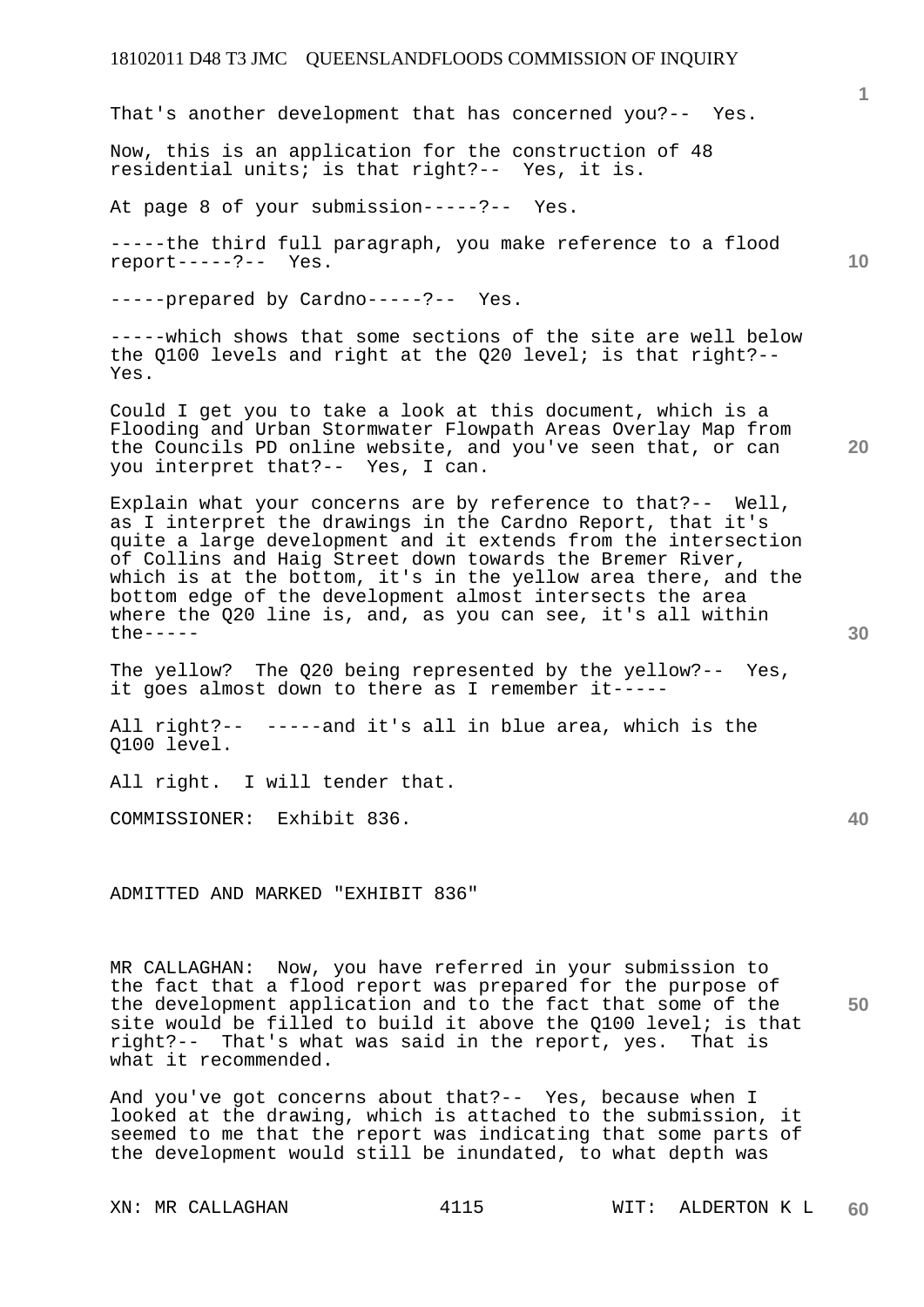That's another development that has concerned you?-- Yes.

Now, this is an application for the construction of 48 residential units; is that right?-- Yes, it is.

At page 8 of your submission-----?-- Yes.

-----the third full paragraph, you make reference to a flood report-----?-- Yes.

-----prepared by Cardno-----?-- Yes.

-----which shows that some sections of the site are well below the Q100 levels and right at the Q20 level; is that right?-- Yes.

Could I get you to take a look at this document, which is a Flooding and Urban Stormwater Flowpath Areas Overlay Map from the Councils PD online website, and you've seen that, or can you interpret that?-- Yes, I can.

Explain what your concerns are by reference to that?-- Well, as I interpret the drawings in the Cardno Report, that it's quite a large development and it extends from the intersection of Collins and Haig Street down towards the Bremer River, which is at the bottom, it's in the yellow area there, and the bottom edge of the development almost intersects the area where the Q20 line is, and, as you can see, it's all within the-----

The yellow? The Q20 being represented by the yellow?-- Yes, it goes almost down to there as I remember it-----

All right?-- -----and it's all in blue area, which is the Q100 level.

All right. I will tender that.

COMMISSIONER: Exhibit 836.

ADMITTED AND MARKED "EXHIBIT 836"

MR CALLAGHAN: Now, you have referred in your submission to the fact that a flood report was prepared for the purpose of the development application and to the fact that some of the site would be filled to build it above the Q100 level; is that right?-- That's what was said in the report, yes. That is what it recommended.

And you've got concerns about that?-- Yes, because when I looked at the drawing, which is attached to the submission, it seemed to me that the report was indicating that some parts of the development would still be inundated, to what depth was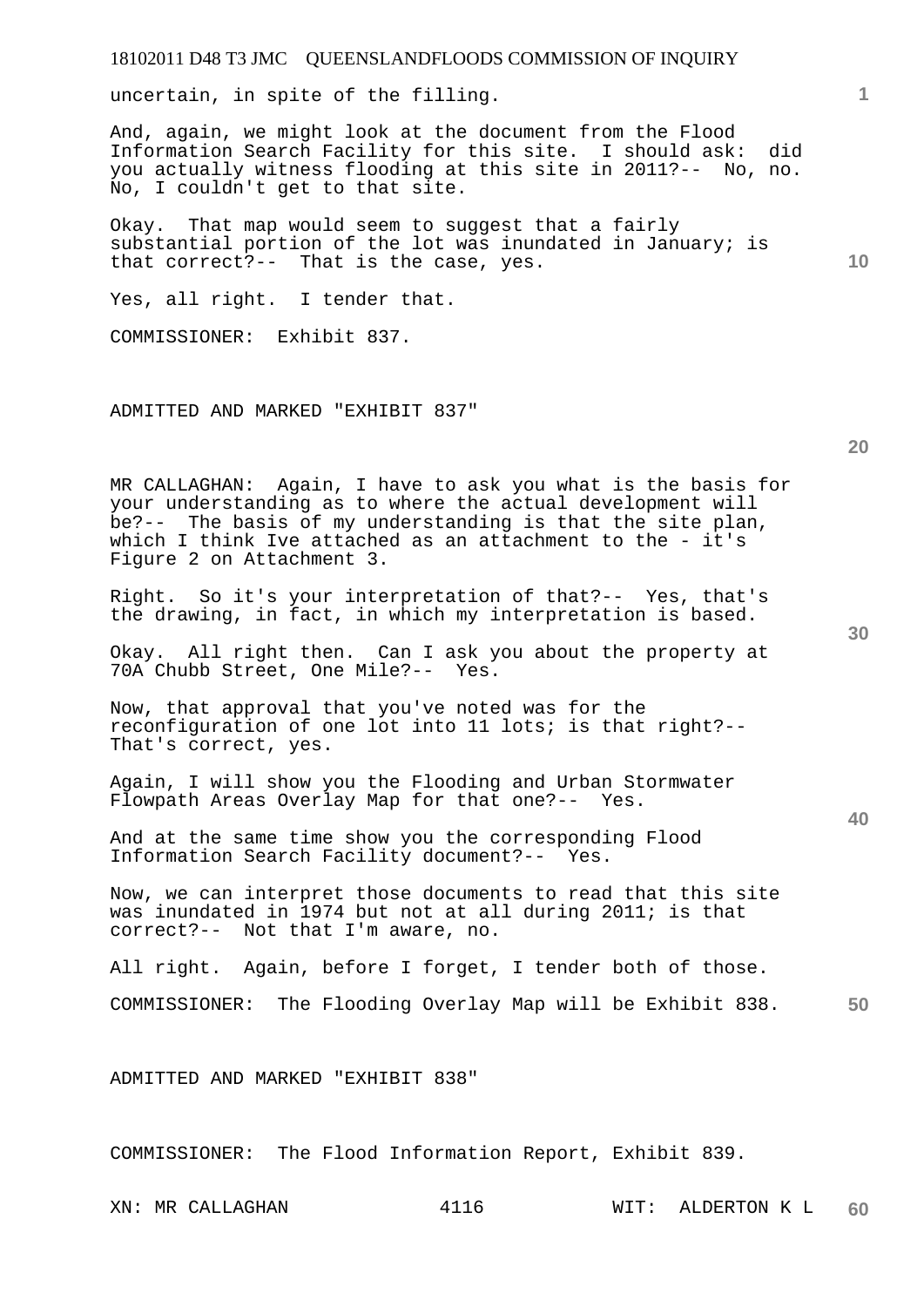uncertain, in spite of the filling.

And, again, we might look at the document from the Flood Information Search Facility for this site. I should ask: did you actually witness flooding at this site in 2011?-- No, no. No, I couldn't get to that site.

Okay. That map would seem to suggest that a fairly substantial portion of the lot was inundated in January; is that correct?-- That is the case, yes.

Yes, all right. I tender that.

COMMISSIONER: Exhibit 837.

ADMITTED AND MARKED "EXHIBIT 837"

MR CALLAGHAN: Again, I have to ask you what is the basis for your understanding as to where the actual development will be?-- The basis of my understanding is that the site plan, which I think Ive attached as an attachment to the - it's Figure 2 on Attachment 3.

Right. So it's your interpretation of that?-- Yes, that's the drawing, in fact, in which my interpretation is based.

Okay. All right then. Can I ask you about the property at 70A Chubb Street, One Mile?-- Yes.

Now, that approval that you've noted was for the reconfiguration of one lot into 11 lots; is that right?-- That's correct, yes.

Again, I will show you the Flooding and Urban Stormwater Flowpath Areas Overlay Map for that one?-- Yes.

And at the same time show you the corresponding Flood Information Search Facility document?-- Yes.

Now, we can interpret those documents to read that this site was inundated in 1974 but not at all during 2011; is that correct?-- Not that I'm aware, no.

All right. Again, before I forget, I tender both of those.

COMMISSIONER: The Flooding Overlay Map will be Exhibit 838.

ADMITTED AND MARKED "EXHIBIT 838"

COMMISSIONER: The Flood Information Report, Exhibit 839.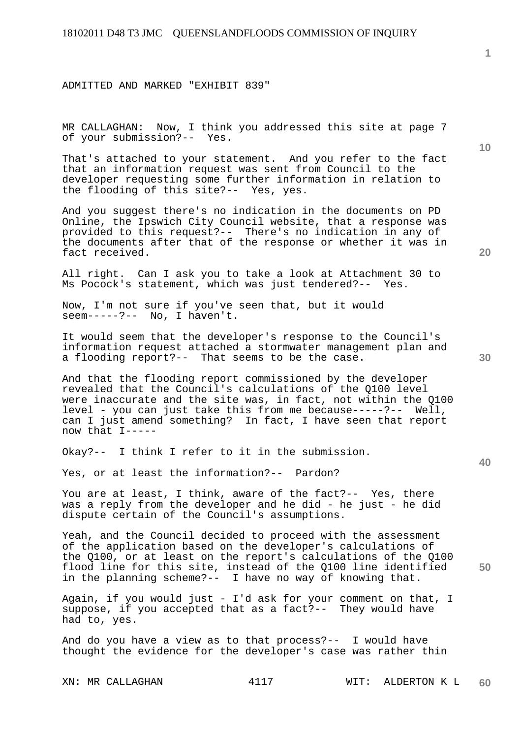ADMITTED AND MARKED "EXHIBIT 839"

MR CALLAGHAN: Now, I think you addressed this site at page 7 of your submission?-- Yes.

That's attached to your statement. And you refer to the fact that an information request was sent from Council to the developer requesting some further information in relation to the flooding of this site?-- Yes, yes.

And you suggest there's no indication in the documents on PD Online, the Ipswich City Council website, that a response was provided to this request?-- There's no indication in any of the documents after that of the response or whether it was in fact received.

All right. Can I ask you to take a look at Attachment 30 to Ms Pocock's statement, which was just tendered?-- Yes.

Now, I'm not sure if you've seen that, but it would seem-----?-- No, I haven't.

It would seem that the developer's response to the Council's information request attached a stormwater management plan and a flooding report?-- That seems to be the case.

And that the flooding report commissioned by the developer revealed that the Council's calculations of the Q100 level were inaccurate and the site was, in fact, not within the Q100 level - you can just take this from me because-----?-- Well, can I just amend something? In fact, I have seen that report now that I-----

Okay?-- I think I refer to it in the submission.

Yes, or at least the information?-- Pardon?

You are at least, I think, aware of the fact?-- Yes, there was a reply from the developer and he did - he just - he did dispute certain of the Council's assumptions.

Yeah, and the Council decided to proceed with the assessment of the application based on the developer's calculations of the Q100, or at least on the report's calculations of the Q100 flood line for this site, instead of the Q100 line identified in the planning scheme?-- I have no way of knowing that.

Again, if you would just - I'd ask for your comment on that, I suppose, if you accepted that as a fact?-- They would have had to, yes.

And do you have a view as to that process?-- I would have thought the evidence for the developer's case was rather thin

XN: MR CALLAGHAN WIT: ALDERTON K L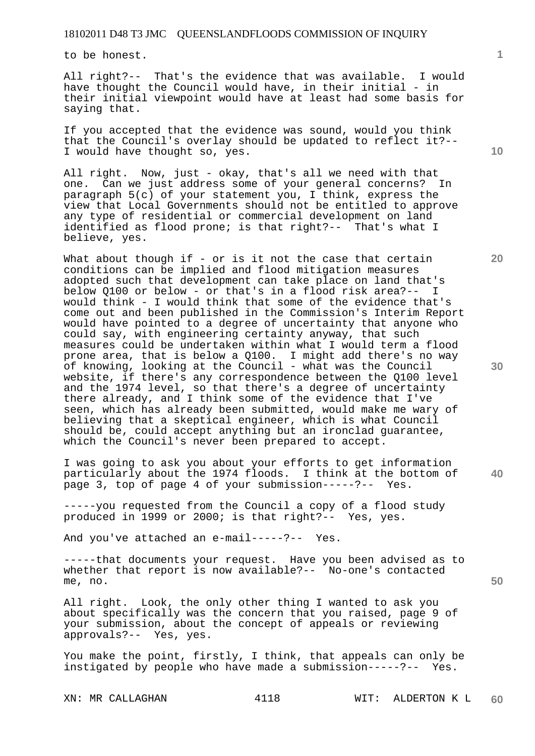to be honest.

All right?-- That's the evidence that was available. I would have thought the Council would have, in their initial - in their initial viewpoint would have at least had some basis for saying that.

If you accepted that the evidence was sound, would you think that the Council's overlay should be updated to reflect it?-- I would have thought so, yes.

All right. Now, just - okay, that's all we need with that one. Can we just address some of your general concerns? In paragraph 5(c) of your statement you, I think, express the view that Local Governments should not be entitled to approve any type of residential or commercial development on land identified as flood prone; is that right?-- That's what I believe, yes.

What about though if - or is it not the case that certain conditions can be implied and flood mitigation measures adopted such that development can take place on land that's below Q100 or below - or that's in a flood risk area?-- I would think - I would think that some of the evidence that's come out and been published in the Commission's Interim Report would have pointed to a degree of uncertainty that anyone who could say, with engineering certainty anyway, that such measures could be undertaken within what I would term a flood prone area, that is below a Q100. I might add there's no way of knowing, looking at the Council - what was the Council website, if there's any correspondence between the Q100 level and the 1974 level, so that there's a degree of uncertainty there already, and I think some of the evidence that I've seen, which has already been submitted, would make me wary of believing that a skeptical engineer, which is what Council should be, could accept anything but an ironclad guarantee, which the Council's never been prepared to accept.

I was going to ask you about your efforts to get information particularly about the 1974 floods. I think at the bottom of page 3, top of page 4 of your submission-----?-- Yes.

-----you requested from the Council a copy of a flood study produced in 1999 or 2000; is that right?-- Yes, yes.

And you've attached an e-mail-----?-- Yes.

-----that documents your request. Have you been advised as to whether that report is now available?-- No-one's contacted me, no.

All right. Look, the only other thing I wanted to ask you about specifically was the concern that you raised, page 9 of your submission, about the concept of appeals or reviewing approvals?-- Yes, yes.

You make the point, firstly, I think, that appeals can only be instigated by people who have made a submission-----?-- Yes.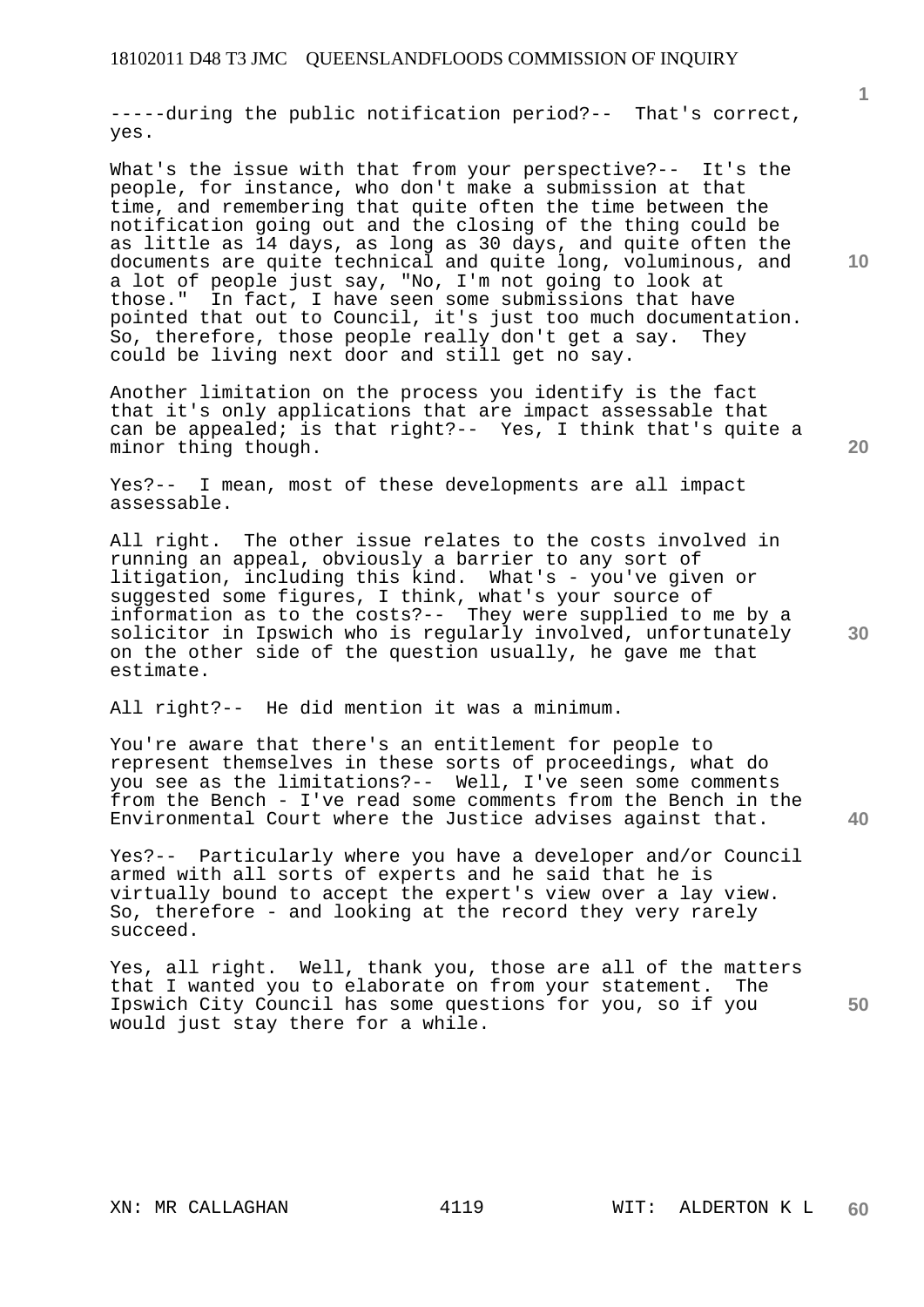-----during the public notification period?-- That's correct, yes.

What's the issue with that from your perspective?-- It's the people, for instance, who don't make a submission at that time, and remembering that quite often the time between the notification going out and the closing of the thing could be as little as 14 days, as long as 30 days, and quite often the documents are quite technical and quite long, voluminous, and a lot of people just say, "No, I'm not going to look at those." In fact, I have seen some submissions that have pointed that out to Council, it's just too much documentation. So, therefore, those people really don't get a say. They could be living next door and still get no say.

Another limitation on the process you identify is the fact that it's only applications that are impact assessable that can be appealed; is that right?-- Yes, I think that's quite a minor thing though.

Yes?-- I mean, most of these developments are all impact assessable.

All right. The other issue relates to the costs involved in running an appeal, obviously a barrier to any sort of litigation, including this kind. What's - you've given or suggested some figures, I think, what's your source of information as to the costs?-- They were supplied to me by a solicitor in Ipswich who is regularly involved, unfortunately on the other side of the question usually, he gave me that estimate.

All right?-- He did mention it was a minimum.

You're aware that there's an entitlement for people to represent themselves in these sorts of proceedings, what do you see as the limitations?-- Well, I've seen some comments from the Bench - I've read some comments from the Bench in the Environmental Court where the Justice advises against that.

Yes?-- Particularly where you have a developer and/or Council armed with all sorts of experts and he said that he is virtually bound to accept the expert's view over a lay view. So, therefore - and looking at the record they very rarely succeed.

Yes, all right. Well, thank you, those are all of the matters that I wanted you to elaborate on from your statement. The Ipswich City Council has some questions for you, so if you would just stay there for a while.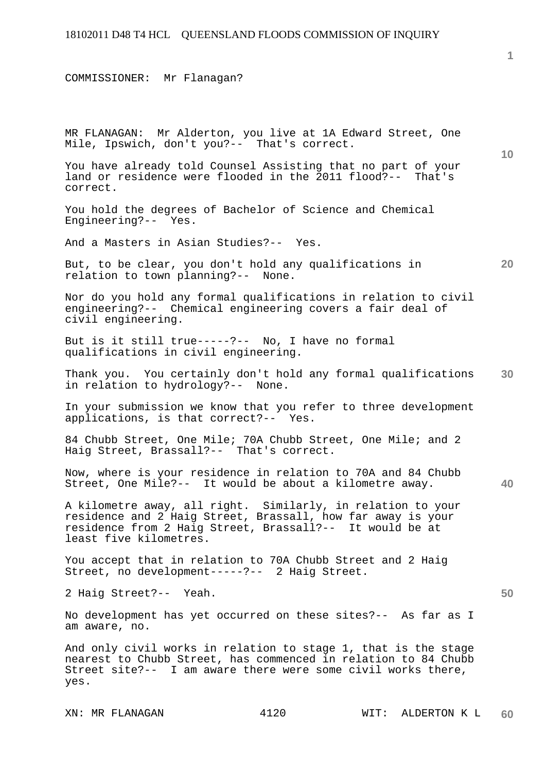COMMISSIONER: Mr Flanagan?

MR FLANAGAN: Mr Alderton, you live at 1A Edward Street, One Mile, Ipswich, don't you?-- That's correct.

You have already told Counsel Assisting that no part of your land or residence were flooded in the 2011 flood?-- That's correct.

You hold the degrees of Bachelor of Science and Chemical Engineering?-- Yes.

And a Masters in Asian Studies?-- Yes.

But, to be clear, you don't hold any qualifications in relation to town planning?-- None.

Nor do you hold any formal qualifications in relation to civil engineering?-- Chemical engineering covers a fair deal of civil engineering.

But is it still true-----?-- No, I have no formal qualifications in civil engineering.

Thank you. You certainly don't hold any formal qualifications in relation to hydrology?-- None.

In your submission we know that you refer to three development applications, is that correct?-- Yes.

84 Chubb Street, One Mile; 70A Chubb Street, One Mile; and 2 Haig Street, Brassall?-- That's correct.

Now, where is your residence in relation to 70A and 84 Chubb Street, One Mile?-- It would be about a kilometre away.

A kilometre away, all right. Similarly, in relation to your residence and 2 Haig Street, Brassall, how far away is your residence from 2 Haig Street, Brassall?-- It would be at least five kilometres.

You accept that in relation to 70A Chubb Street and 2 Haig Street, no development-----?-- 2 Haig Street.

2 Haig Street?-- Yeah.

No development has yet occurred on these sites?-- As far as I am aware, no.

And only civil works in relation to stage 1, that is the stage nearest to Chubb Street, has commenced in relation to 84 Chubb Street site?-- I am aware there were some civil works there, yes.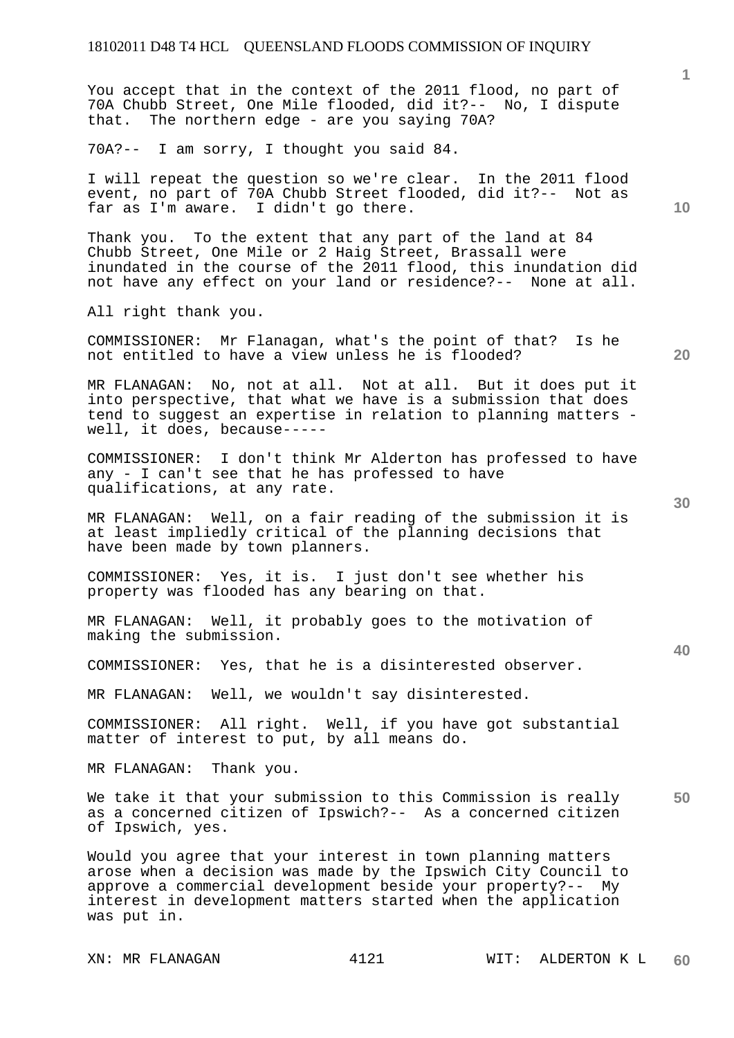You accept that in the context of the 2011 flood, no part of 70A Chubb Street, One Mile flooded, did it?-- No, I dispute that. The northern edge - are you saying 70A?

70A?-- I am sorry, I thought you said 84.

I will repeat the question so we're clear. In the 2011 flood event, no part of 70A Chubb Street flooded, did it?-- Not as far as I'm aware. I didn't go there.

Thank you. To the extent that any part of the land at 84 Chubb Street, One Mile or 2 Haig Street, Brassall were inundated in the course of the 2011 flood, this inundation did not have any effect on your land or residence?-- None at all.

All right thank you.

COMMISSIONER: Mr Flanagan, what's the point of that? Is he not entitled to have a view unless he is flooded?

MR FLANAGAN: No, not at all. Not at all. But it does put it into perspective, that what we have is a submission that does tend to suggest an expertise in relation to planning matters - well, it does, because-----

COMMISSIONER: I don't think Mr Alderton has professed to have any - I can't see that he has professed to have qualifications, at any rate.

MR FLANAGAN: Well, on a fair reading of the submission it is at least impliedly critical of the planning decisions that have been made by town planners.

COMMISSIONER: Yes, it is. I just don't see whether his property was flooded has any bearing on that.

MR FLANAGAN: Well, it probably goes to the motivation of making the submission.

COMMISSIONER: Yes, that he is a disinterested observer.

MR FLANAGAN: Well, we wouldn't say disinterested.

COMMISSIONER: All right. Well, if you have got substantial matter of interest to put, by all means do.

MR FLANAGAN: Thank you.

We take it that your submission to this Commission is really as a concerned citizen of Ipswich?-- As a concerned citizen of Ipswich, yes.

Would you agree that your interest in town planning matters arose when a decision was made by the Ipswich City Council to approve a commercial development beside your property?-- My interest in development matters started when the application was put in.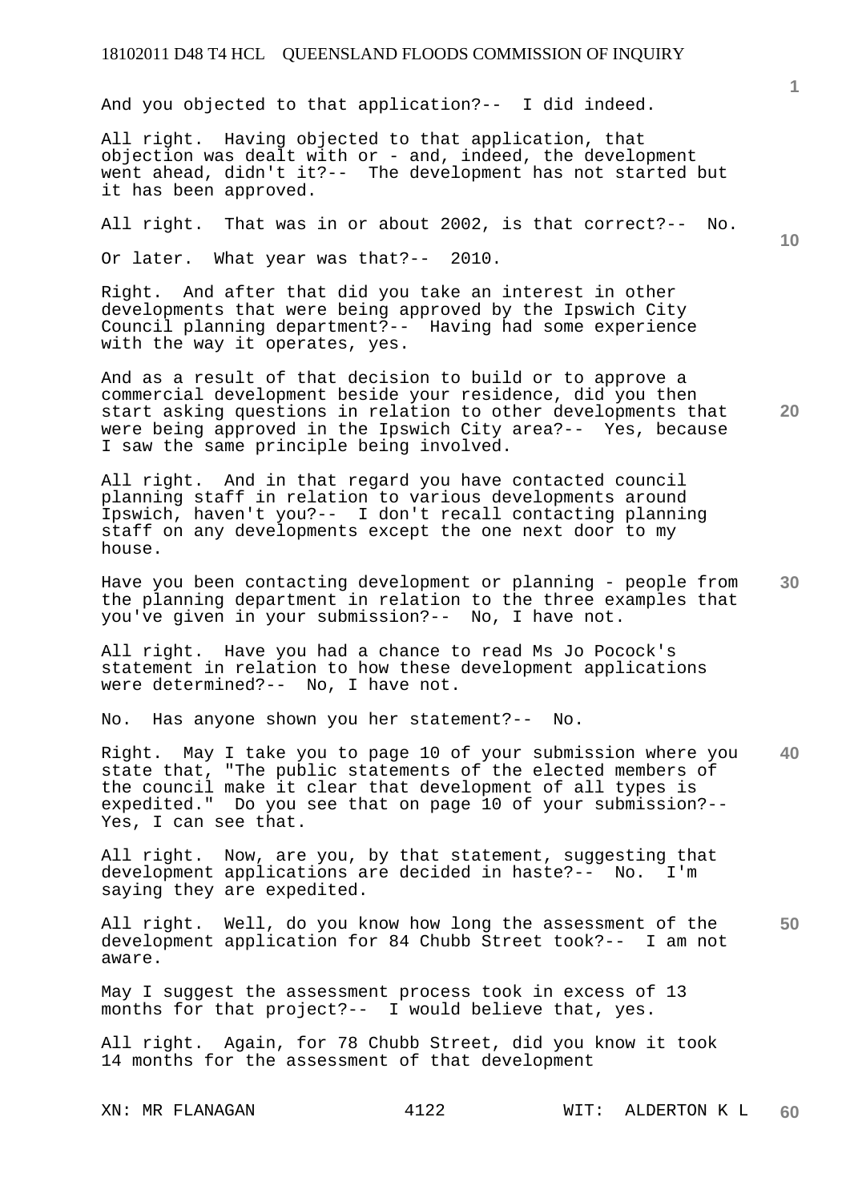And you objected to that application?-- I did indeed.

All right. Having objected to that application, that objection was dealt with or - and, indeed, the development went ahead, didn't it?-- The development has not started but it has been approved.

All right. That was in or about 2002, is that correct?-- No.

Or later. What year was that?-- 2010.

Right. And after that did you take an interest in other developments that were being approved by the Ipswich City Council planning department?-- Having had some experience with the way it operates, yes.

And as a result of that decision to build or to approve a commercial development beside your residence, did you then start asking questions in relation to other developments that were being approved in the Ipswich City area?-- Yes, because I saw the same principle being involved.

All right. And in that regard you have contacted council planning staff in relation to various developments around Ipswich, haven't you?-- I don't recall contacting planning staff on any developments except the one next door to my house.

Have you been contacting development or planning - people from the planning department in relation to the three examples that you've given in your submission?-- No, I have not.

All right. Have you had a chance to read Ms Jo Pocock's statement in relation to how these development applications were determined?-- No, I have not.

No. Has anyone shown you her statement?-- No.

Right. May I take you to page 10 of your submission where you state that, "The public statements of the elected members of the council make it clear that development of all types is expedited." Do you see that on page 10 of your submission?-- Yes, I can see that.

All right. Now, are you, by that statement, suggesting that development applications are decided in haste?-- No. I'm saying they are expedited.

All right. Well, do you know how long the assessment of the development application for 84 Chubb Street took?-- I am not aware.

May I suggest the assessment process took in excess of 13 months for that project?-- I would believe that, yes.

All right. Again, for 78 Chubb Street, did you know it took 14 months for the assessment of that development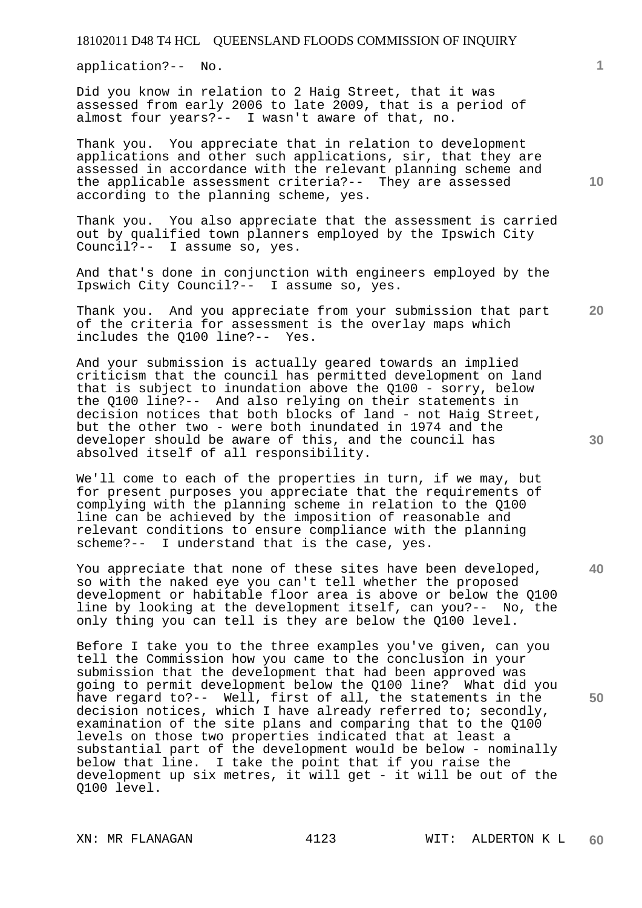application?-- No.

Did you know in relation to 2 Haig Street, that it was assessed from early 2006 to late 2009, that is a period of almost four years?-- I wasn't aware of that, no.

Thank you. You appreciate that in relation to development applications and other such applications, sir, that they are assessed in accordance with the relevant planning scheme and the applicable assessment criteria?-- They are assessed according to the planning scheme, yes.

Thank you. You also appreciate that the assessment is carried out by qualified town planners employed by the Ipswich City Council?-- I assume so, yes.

And that's done in conjunction with engineers employed by the Ipswich City Council?-- I assume so, yes.

Thank you. And you appreciate from your submission that part of the criteria for assessment is the overlay maps which includes the Q100 line?-- Yes.

And your submission is actually geared towards an implied criticism that the council has permitted development on land that is subject to inundation above the Q100 - sorry, below the Q100 line?-- And also relying on their statements in decision notices that both blocks of land - not Haig Street, but the other two - were both inundated in 1974 and the developer should be aware of this, and the council has absolved itself of all responsibility.

We'll come to each of the properties in turn, if we may, but for present purposes you appreciate that the requirements of complying with the planning scheme in relation to the Q100 line can be achieved by the imposition of reasonable and relevant conditions to ensure compliance with the planning scheme?-- I understand that is the case, yes.

You appreciate that none of these sites have been developed, so with the naked eye you can't tell whether the proposed development or habitable floor area is above or below the Q100 line by looking at the development itself, can you?-- No, the only thing you can tell is they are below the Q100 level.

Before I take you to the three examples you've given, can you tell the Commission how you came to the conclusion in your submission that the development that had been approved was going to permit development below the Q100 line? What did you have regard to?-- Well, first of all, the statements in the decision notices, which I have already referred to; secondly, examination of the site plans and comparing that to the Q100 levels on those two properties indicated that at least a substantial part of the development would be below - nominally below that line. I take the point that if you raise the development up six metres, it will get - it will be out of the Q100 level.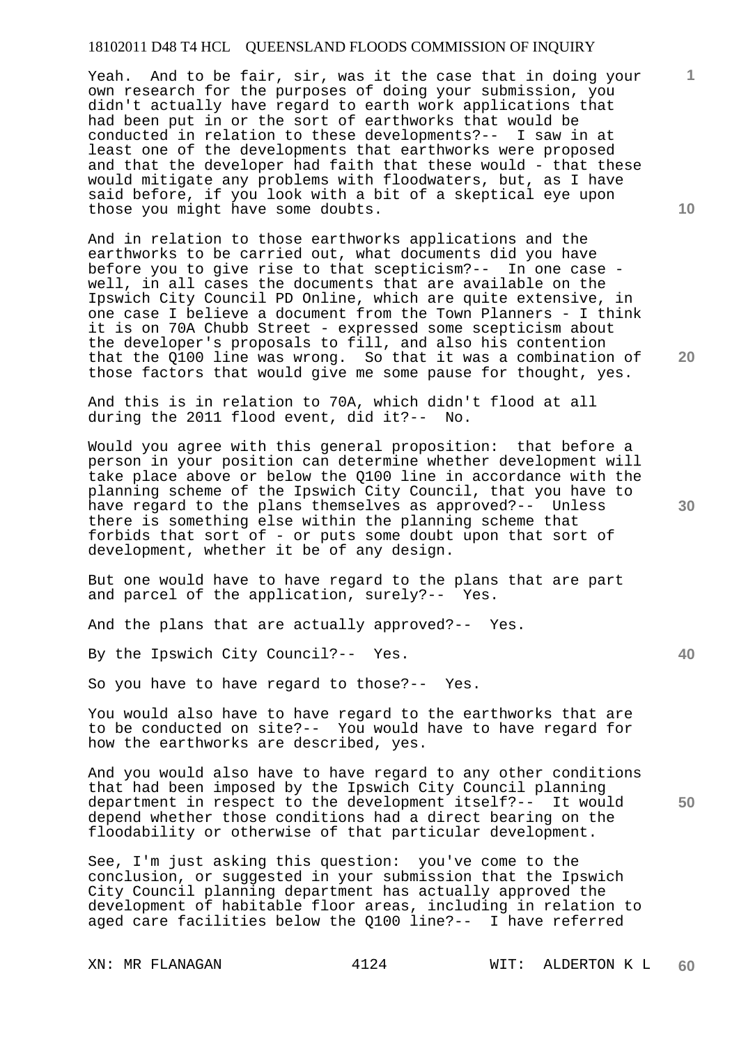Yeah. And to be fair, sir, was it the case that in doing your own research for the purposes of doing your submission, you didn't actually have regard to earth work applications that had been put in or the sort of earthworks that would be conducted in relation to these developments?-- I saw in at least one of the developments that earthworks were proposed and that the developer had faith that these would - that these would mitigate any problems with floodwaters, but, as I have said before, if you look with a bit of a skeptical eye upon those you might have some doubts.

And in relation to those earthworks applications and the earthworks to be carried out, what documents did you have before you to give rise to that scepticism?-- In one case - well, in all cases the documents that are available on the Ipswich City Council PD Online, which are quite extensive, in one case I believe a document from the Town Planners - I think it is on 70A Chubb Street - expressed some scepticism about the developer's proposals to fill, and also his contention that the Q100 line was wrong. So that it was a combination of those factors that would give me some pause for thought, yes.

And this is in relation to 70A, which didn't flood at all during the 2011 flood event, did it?-- No.

Would you agree with this general proposition: that before a person in your position can determine whether development will take place above or below the Q100 line in accordance with the planning scheme of the Ipswich City Council, that you have to have regard to the plans themselves as approved?-- Unless there is something else within the planning scheme that forbids that sort of - or puts some doubt upon that sort of development, whether it be of any design.

But one would have to have regard to the plans that are part and parcel of the application, surely?-- Yes.

And the plans that are actually approved?-- Yes.

By the Ipswich City Council?-- Yes.

So you have to have regard to those?-- Yes.

You would also have to have regard to the earthworks that are to be conducted on site?-- You would have to have regard for how the earthworks are described, yes.

And you would also have to have regard to any other conditions that had been imposed by the Ipswich City Council planning department in respect to the development itself?-- It would depend whether those conditions had a direct bearing on the floodability or otherwise of that particular development.

See, I'm just asking this question: you've come to the conclusion, or suggested in your submission that the Ipswich City Council planning department has actually approved the development of habitable floor areas, including in relation to aged care facilities below the Q100 line?-- I have referred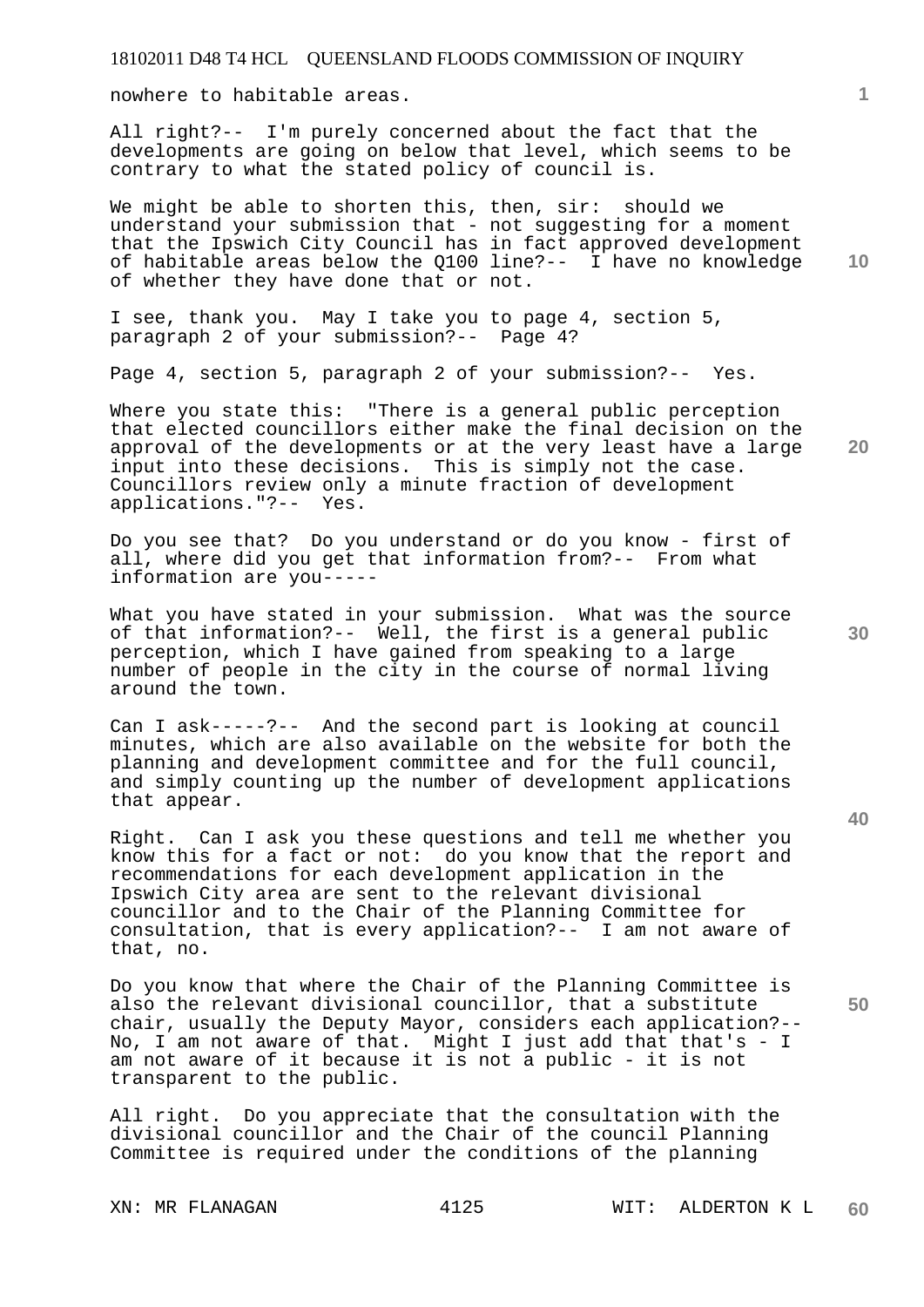nowhere to habitable areas.

All right?-- I'm purely concerned about the fact that the developments are going on below that level, which seems to be contrary to what the stated policy of council is.

We might be able to shorten this, then, sir: should we understand your submission that - not suggesting for a moment that the Ipswich City Council has in fact approved development of habitable areas below the Q100 line?-- I have no knowledge of whether they have done that or not.

I see, thank you. May I take you to page 4, section 5, paragraph 2 of your submission?-- Page 4?

Page 4, section 5, paragraph 2 of your submission?-- Yes.

Where you state this: "There is a general public perception that elected councillors either make the final decision on the approval of the developments or at the very least have a large input into these decisions. This is simply not the case. Councillors review only a minute fraction of development applications."?-- Yes.

Do you see that? Do you understand or do you know - first of all, where did you get that information from?-- From what information are you-----

What you have stated in your submission. What was the source of that information?-- Well, the first is a general public perception, which I have gained from speaking to a large number of people in the city in the course of normal living around the town.

Can I ask-----?-- And the second part is looking at council minutes, which are also available on the website for both the planning and development committee and for the full council, and simply counting up the number of development applications that appear.

Right. Can I ask you these questions and tell me whether you know this for a fact or not: do you know that the report and recommendations for each development application in the Ipswich City area are sent to the relevant divisional councillor and to the Chair of the Planning Committee for consultation, that is every application?-- I am not aware of that, no.

Do you know that where the Chair of the Planning Committee is also the relevant divisional councillor, that a substitute chair, usually the Deputy Mayor, considers each application?-- No, I am not aware of that. Might I just add that that's - I am not aware of it because it is not a public - it is not transparent to the public.

All right. Do you appreciate that the consultation with the divisional councillor and the Chair of the council Planning Committee is required under the conditions of the planning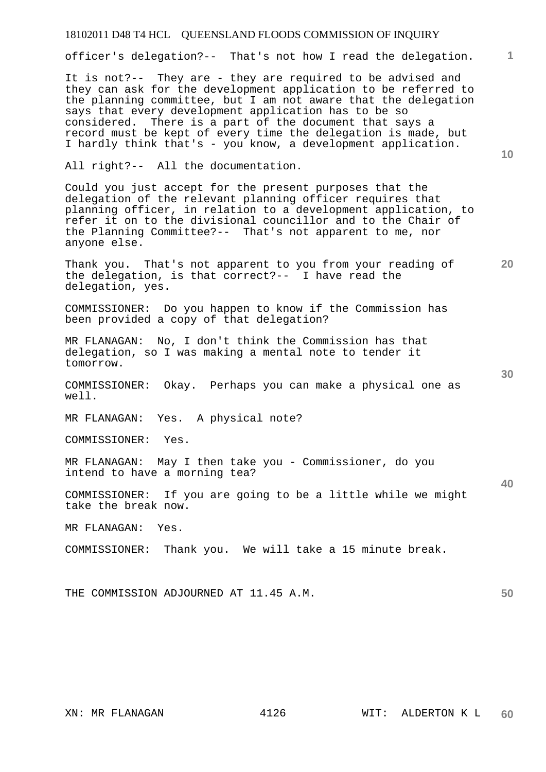officer's delegation?-- That's not how I read the delegation.

It is not?-- They are - they are required to be advised and they can ask for the development application to be referred to the planning committee, but I am not aware that the delegation says that every development application has to be so considered. There is a part of the document that says a record must be kept of every time the delegation is made, but I hardly think that's - you know, a development application.

All right?-- All the documentation.

Could you just accept for the present purposes that the delegation of the relevant planning officer requires that planning officer, in relation to a development application, to refer it on to the divisional councillor and to the Chair of the Planning Committee?-- That's not apparent to me, nor anyone else.

Thank you. That's not apparent to you from your reading of the delegation, is that correct?-- I have read the delegation, yes.

COMMISSIONER: Do you happen to know if the Commission has been provided a copy of that delegation?

MR FLANAGAN: No, I don't think the Commission has that delegation, so I was making a mental note to tender it tomorrow.

COMMISSIONER: Okay. Perhaps you can make a physical one as well.

MR FLANAGAN: Yes. A physical note?

COMMISSIONER: Yes.

MR FLANAGAN: May I then take you - Commissioner, do you intend to have a morning tea?

COMMISSIONER: If you are going to be a little while we might take the break now.

MR FLANAGAN: Yes.

COMMISSIONER: Thank you. We will take a 15 minute break.

THE COMMISSION ADJOURNED AT 11.45 A.M.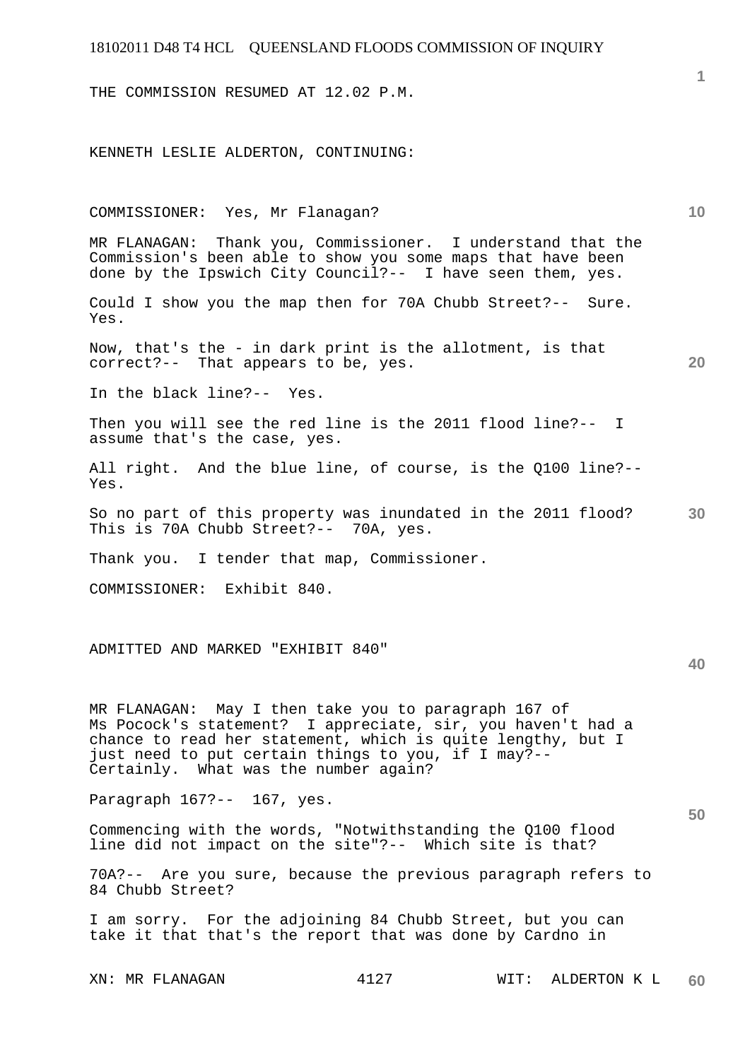THE COMMISSION RESUMED AT 12.02 P.M.

KENNETH LESLIE ALDERTON, CONTINUING:

COMMISSIONER: Yes, Mr Flanagan?

MR FLANAGAN: Thank you, Commissioner. I understand that the Commission's been able to show you some maps that have been done by the Ipswich City Council?-- I have seen them, yes.

Could I show you the map then for 70A Chubb Street?-- Sure. Yes.

Now, that's the - in dark print is the allotment, is that correct?-- That appears to be, yes.

In the black line?-- Yes.

Then you will see the red line is the 2011 flood line?-- I assume that's the case, yes.

All right. And the blue line, of course, is the Q100 line?-- Yes.

So no part of this property was inundated in the 2011 flood? This is 70A Chubb Street?-- 70A, yes.

Thank you. I tender that map, Commissioner.

COMMISSIONER: Exhibit 840.

ADMITTED AND MARKED "EXHIBIT 840"

MR FLANAGAN: May I then take you to paragraph 167 of Ms Pocock's statement? I appreciate, sir, you haven't had a chance to read her statement, which is quite lengthy, but I just need to put certain things to you, if I may?-- Certainly. What was the number again?

Paragraph 167?-- 167, yes.

Commencing with the words, "Notwithstanding the Q100 flood line did not impact on the site"?-- Which site is that?

70A?-- Are you sure, because the previous paragraph refers to 84 Chubb Street?

I am sorry. For the adjoining 84 Chubb Street, but you can take it that that's the report that was done by Cardno in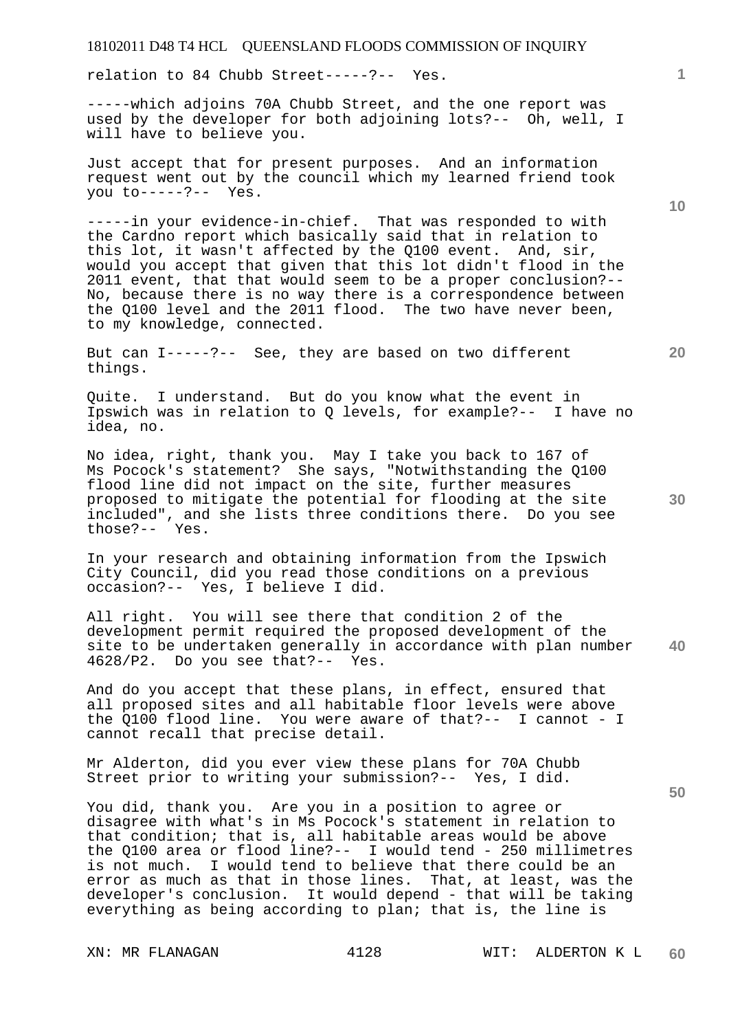relation to 84 Chubb Street-----?-- Yes.

-----which adjoins 70A Chubb Street, and the one report was used by the developer for both adjoining lots?-- Oh, well, I will have to believe you.

Just accept that for present purposes. And an information request went out by the council which my learned friend took you to-----?-- Yes.

-----in your evidence-in-chief. That was responded to with the Cardno report which basically said that in relation to this lot, it wasn't affected by the Q100 event. And, sir, would you accept that given that this lot didn't flood in the 2011 event, that that would seem to be a proper conclusion?-- No, because there is no way there is a correspondence between the Q100 level and the 2011 flood. The two have never been, to my knowledge, connected.

But can I-----?-- See, they are based on two different things.

Quite. I understand. But do you know what the event in Ipswich was in relation to Q levels, for example?-- I have no idea, no.

No idea, right, thank you. May I take you back to 167 of Ms Pocock's statement? She says, "Notwithstanding the Q100 flood line did not impact on the site, further measures proposed to mitigate the potential for flooding at the site included", and she lists three conditions there. Do you see those?-- Yes.

In your research and obtaining information from the Ipswich City Council, did you read those conditions on a previous occasion?-- Yes, I believe I did.

All right. You will see there that condition 2 of the development permit required the proposed development of the site to be undertaken generally in accordance with plan number 4628/P2. Do you see that?-- Yes.

And do you accept that these plans, in effect, ensured that all proposed sites and all habitable floor levels were above the Q100 flood line. You were aware of that?-- I cannot - I cannot recall that precise detail.

Mr Alderton, did you ever view these plans for 70A Chubb Street prior to writing your submission?-- Yes, I did.

You did, thank you. Are you in a position to agree or disagree with what's in Ms Pocock's statement in relation to that condition; that is, all habitable areas would be above the Q100 area or flood line?-- I would tend - 250 millimetres is not much. I would tend to believe that there could be an error as much as that in those lines. That, at least, was the developer's conclusion. It would depend - that will be taking everything as being according to plan; that is, the line is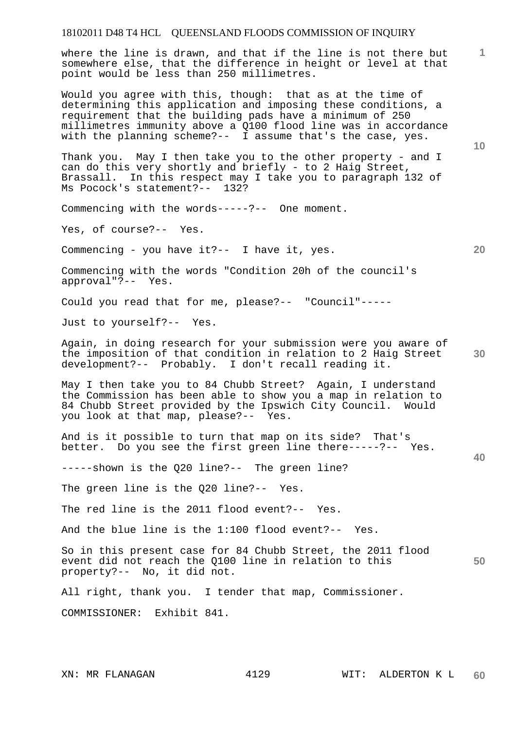where the line is drawn, and that if the line is not there but somewhere else, that the difference in height or level at that point would be less than 250 millimetres.

Would you agree with this, though: that as at the time of determining this application and imposing these conditions, a requirement that the building pads have a minimum of 250 millimetres immunity above a Q100 flood line was in accordance with the planning scheme?-- I assume that's the case, yes.

Thank you. May I then take you to the other property - and I can do this very shortly and briefly - to 2 Haig Street, Brassall. In this respect may I take you to paragraph 132 of Ms Pocock's statement?-- 132?

Commencing with the words-----?-- One moment.

Yes, of course?-- Yes.

Commencing - you have it?-- I have it, yes.

Commencing with the words "Condition 20h of the council's approval"?-- Yes.

Could you read that for me, please?-- "Council"-----

Just to yourself?-- Yes.

Again, in doing research for your submission were you aware of the imposition of that condition in relation to 2 Haig Street development?-- Probably. I don't recall reading it.

May I then take you to 84 Chubb Street? Again, I understand the Commission has been able to show you a map in relation to 84 Chubb Street provided by the Ipswich City Council. Would you look at that map, please?-- Yes.

And is it possible to turn that map on its side? That's better. Do you see the first green line there-----?-- Yes.

-----shown is the Q20 line?-- The green line?

The green line is the Q20 line?-- Yes.

The red line is the 2011 flood event?-- Yes.

And the blue line is the 1:100 flood event?-- Yes.

So in this present case for 84 Chubb Street, the 2011 flood event did not reach the Q100 line in relation to this property?-- No, it did not.

All right, thank you. I tender that map, Commissioner.

COMMISSIONER: Exhibit 841.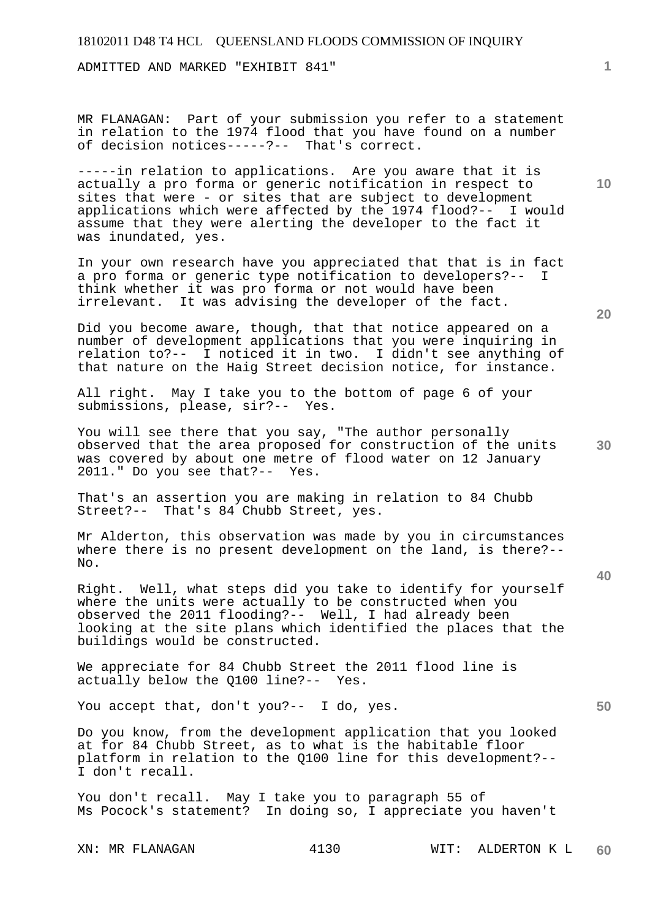ADMITTED AND MARKED "EXHIBIT 841"

MR FLANAGAN: Part of your submission you refer to a statement in relation to the 1974 flood that you have found on a number of decision notices-----?-- That's correct.

-----in relation to applications. Are you aware that it is actually a pro forma or generic notification in respect to sites that were - or sites that are subject to development applications which were affected by the 1974 flood?-- I would assume that they were alerting the developer to the fact it was inundated, yes.

In your own research have you appreciated that that is in fact a pro forma or generic type notification to developers?-- I think whether it was pro forma or not would have been irrelevant. It was advising the developer of the fact.

Did you become aware, though, that that notice appeared on a number of development applications that you were inquiring in relation to?-- I noticed it in two. I didn't see anything of that nature on the Haig Street decision notice, for instance.

All right. May I take you to the bottom of page 6 of your submissions, please, sir?-- Yes.

You will see there that you say, "The author personally observed that the area proposed for construction of the units was covered by about one metre of flood water on 12 January 2011." Do you see that?-- Yes.

That's an assertion you are making in relation to 84 Chubb Street?-- That's 84 Chubb Street, yes.

Mr Alderton, this observation was made by you in circumstances where there is no present development on the land, is there?-- No.

Right. Well, what steps did you take to identify for yourself where the units were actually to be constructed when you observed the 2011 flooding?-- Well, I had already been looking at the site plans which identified the places that the buildings would be constructed.

We appreciate for 84 Chubb Street the 2011 flood line is actually below the Q100 line?-- Yes.

You accept that, don't you?-- I do, yes.

Do you know, from the development application that you looked at for 84 Chubb Street, as to what is the habitable floor platform in relation to the Q100 line for this development?-- I don't recall.

You don't recall. May I take you to paragraph 55 of Ms Pocock's statement? In doing so, I appreciate you haven't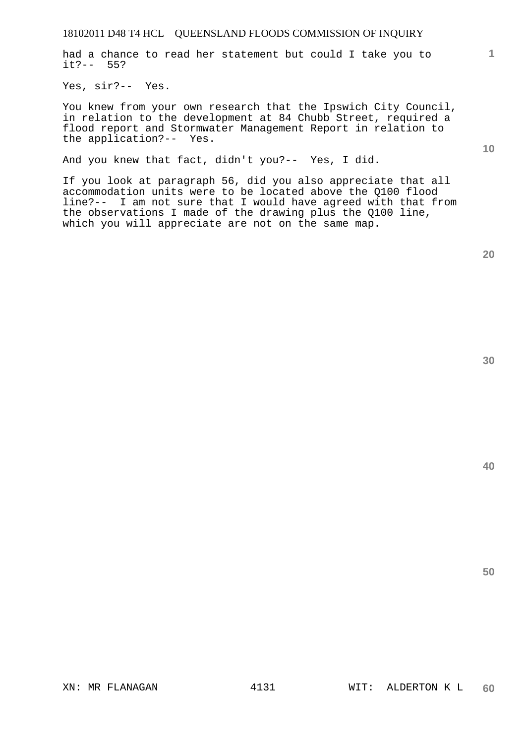had a chance to read her statement but could I take you to it?-- 55?

Yes, sir?-- Yes.

You knew from your own research that the Ipswich City Council, in relation to the development at 84 Chubb Street, required a flood report and Stormwater Management Report in relation to the application?-- Yes.

And you knew that fact, didn't you?-- Yes, I did.

If you look at paragraph 56, did you also appreciate that all accommodation units were to be located above the Q100 flood line?-- I am not sure that I would have agreed with that from the observations I made of the drawing plus the Q100 line, which you will appreciate are not on the same map.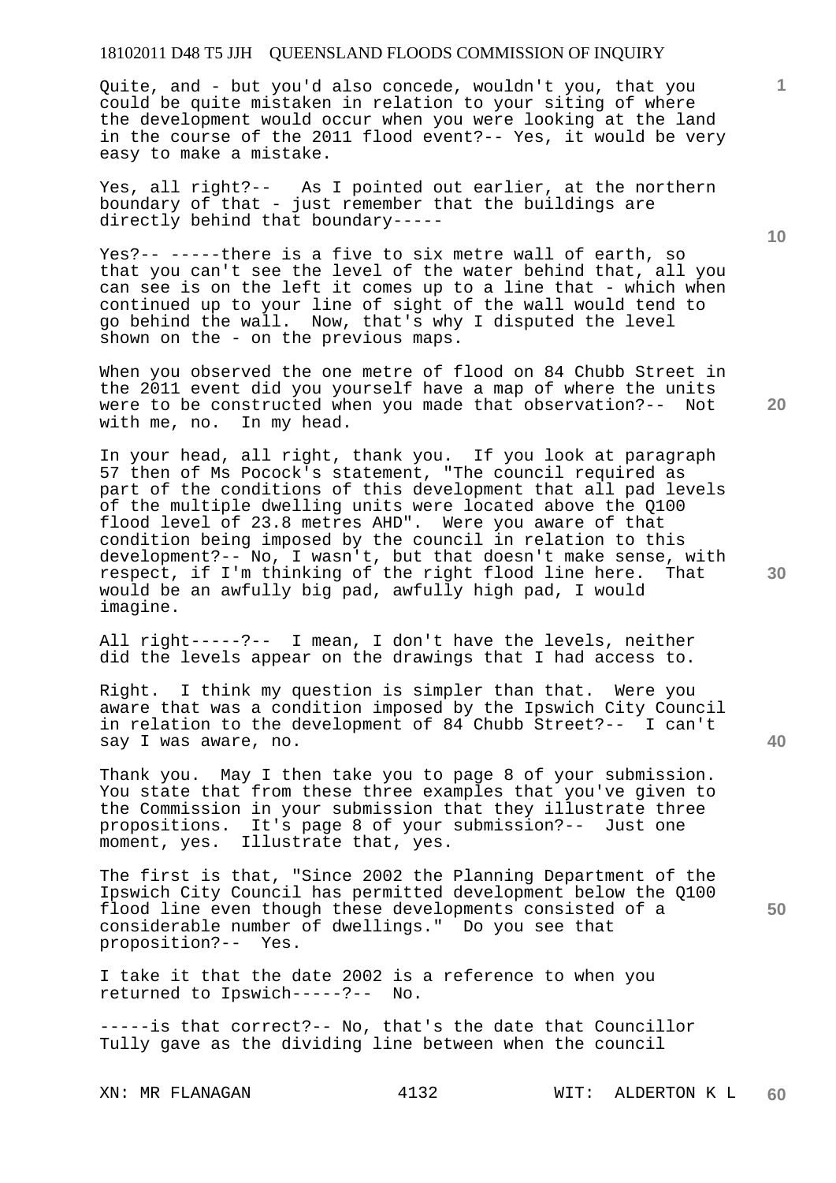Quite, and - but you'd also concede, wouldn't you, that you could be quite mistaken in relation to your siting of where the development would occur when you were looking at the land in the course of the 2011 flood event?-- Yes, it would be very easy to make a mistake.

Yes, all right?-- As I pointed out earlier, at the northern boundary of that - just remember that the buildings are directly behind that boundary-----

Yes?-- -----there is a five to six metre wall of earth, so that you can't see the level of the water behind that, all you can see is on the left it comes up to a line that - which when continued up to your line of sight of the wall would tend to go behind the wall. Now, that's why I disputed the level shown on the - on the previous maps.

When you observed the one metre of flood on 84 Chubb Street in the 2011 event did you yourself have a map of where the units were to be constructed when you made that observation?-- Not with me, no. In my head.

In your head, all right, thank you. If you look at paragraph 57 then of Ms Pocock's statement, "The council required as part of the conditions of this development that all pad levels of the multiple dwelling units were located above the Q100 flood level of 23.8 metres AHD". Were you aware of that condition being imposed by the council in relation to this development?-- No, I wasn't, but that doesn't make sense, with respect, if I'm thinking of the right flood line here. That would be an awfully big pad, awfully high pad, I would imagine.

All right-----?-- I mean, I don't have the levels, neither did the levels appear on the drawings that I had access to.

Right. I think my question is simpler than that. Were you aware that was a condition imposed by the Ipswich City Council in relation to the development of 84 Chubb Street?-- I can't say I was aware, no.

Thank you. May I then take you to page 8 of your submission. You state that from these three examples that you've given to the Commission in your submission that they illustrate three propositions. It's page 8 of your submission?-- Just one moment, yes. Illustrate that, yes.

The first is that, "Since 2002 the Planning Department of the Ipswich City Council has permitted development below the Q100 flood line even though these developments consisted of a considerable number of dwellings." Do you see that proposition?-- Yes.

I take it that the date 2002 is a reference to when you returned to Ipswich-----?-- No.

-----is that correct?-- No, that's the date that Councillor Tully gave as the dividing line between when the council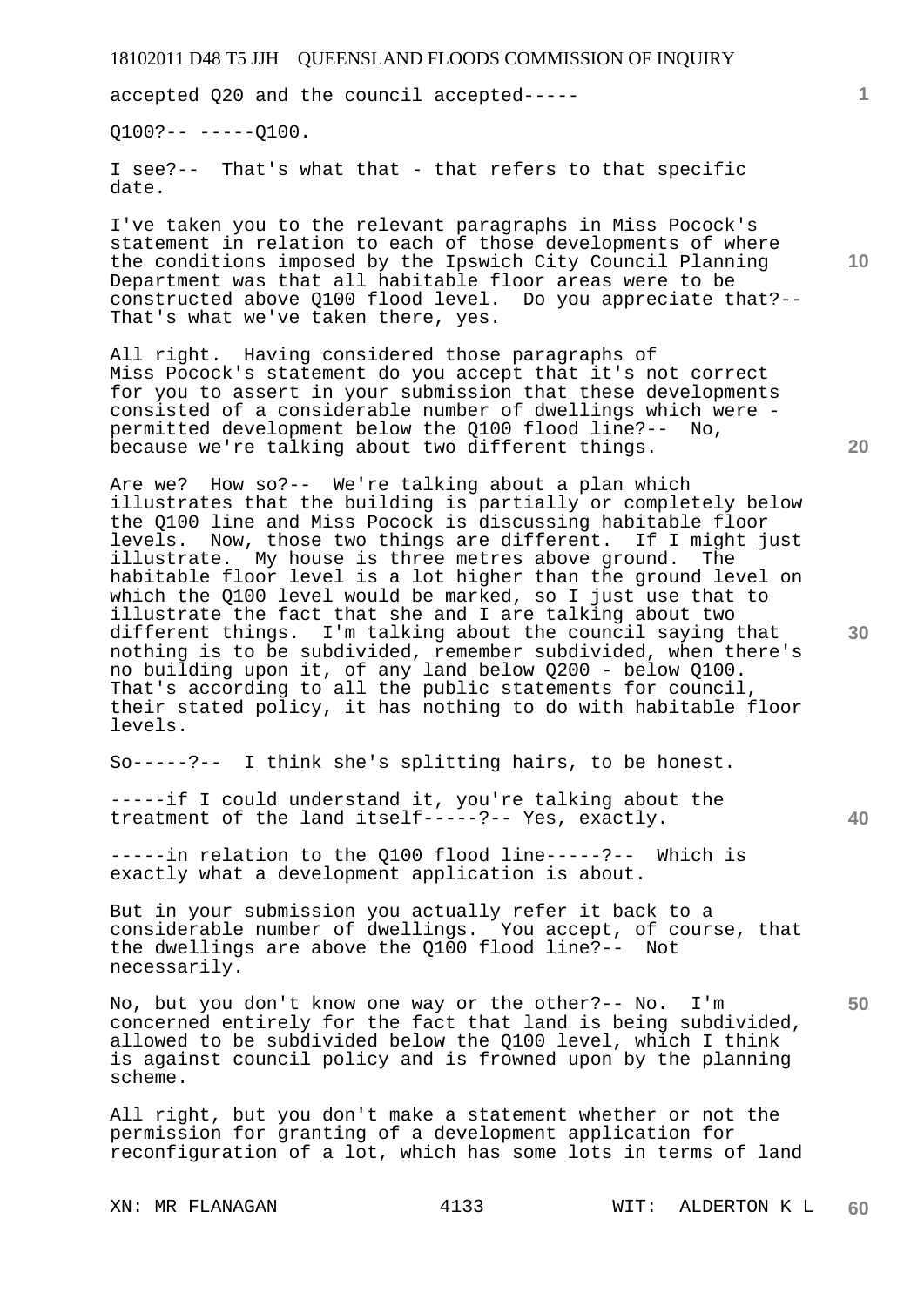accepted Q20 and the council accepted-----

Q100?-- -----Q100.

I see?-- That's what that - that refers to that specific date.

I've taken you to the relevant paragraphs in Miss Pocock's statement in relation to each of those developments of where the conditions imposed by the Ipswich City Council Planning Department was that all habitable floor areas were to be constructed above Q100 flood level. Do you appreciate that?-- That's what we've taken there, yes.

All right. Having considered those paragraphs of Miss Pocock's statement do you accept that it's not correct for you to assert in your submission that these developments consisted of a considerable number of dwellings which were - permitted development below the Q100 flood line?-- No, because we're talking about two different things.

Are we? How so?-- We're talking about a plan which illustrates that the building is partially or completely below the Q100 line and Miss Pocock is discussing habitable floor levels. Now, those two things are different. If I might just illustrate. My house is three metres above ground. The habitable floor level is a lot higher than the ground level on which the Q100 level would be marked, so I just use that to illustrate the fact that she and I are talking about two different things. I'm talking about the council saying that nothing is to be subdivided, remember subdivided, when there's no building upon it, of any land below Q200 - below Q100. That's according to all the public statements for council, their stated policy, it has nothing to do with habitable floor levels.

So-----?-- I think she's splitting hairs, to be honest.

-----if I could understand it, you're talking about the treatment of the land itself-----?-- Yes, exactly.

-----in relation to the Q100 flood line-----?-- Which is exactly what a development application is about.

But in your submission you actually refer it back to a considerable number of dwellings. You accept, of course, that the dwellings are above the Q100 flood line?-- Not necessarily.

No, but you don't know one way or the other?-- No. I'm concerned entirely for the fact that land is being subdivided, allowed to be subdivided below the Q100 level, which I think is against council policy and is frowned upon by the planning scheme.

All right, but you don't make a statement whether or not the permission for granting of a development application for reconfiguration of a lot, which has some lots in terms of land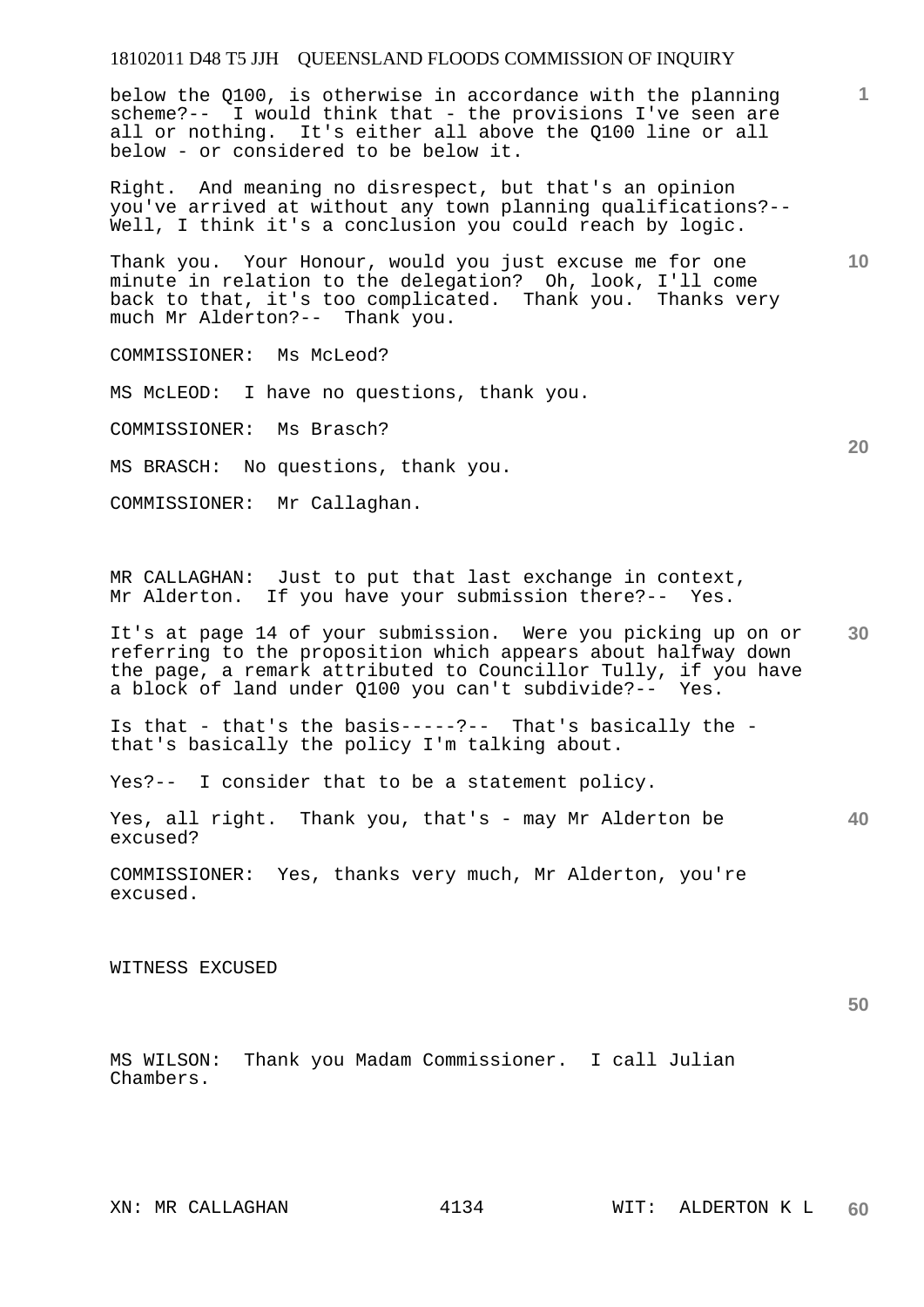below the Q100, is otherwise in accordance with the planning scheme?-- I would think that - the provisions I've seen are all or nothing. It's either all above the Q100 line or all below - or considered to be below it.

Right. And meaning no disrespect, but that's an opinion you've arrived at without any town planning qualifications?-- Well, I think it's a conclusion you could reach by logic.

Thank you. Your Honour, would you just excuse me for one minute in relation to the delegation? Oh, look, I'll come back to that, it's too complicated. Thank you. Thanks very much Mr Alderton?-- Thank you.

COMMISSIONER: Ms McLeod?

MS McLEOD: I have no questions, thank you.

COMMISSIONER: Ms Brasch?

MS BRASCH: No questions, thank you.

COMMISSIONER: Mr Callaghan.

MR CALLAGHAN: Just to put that last exchange in context, Mr Alderton. If you have your submission there?-- Yes.

It's at page 14 of your submission. Were you picking up on or referring to the proposition which appears about halfway down the page, a remark attributed to Councillor Tully, if you have a block of land under Q100 you can't subdivide?-- Yes.

Is that - that's the basis-----?-- That's basically the - that's basically the policy I'm talking about.

Yes?-- I consider that to be a statement policy.

Yes, all right. Thank you, that's - may Mr Alderton be excused?

COMMISSIONER: Yes, thanks very much, Mr Alderton, you're excused.

WITNESS EXCUSED

MS WILSON: Thank you Madam Commissioner. I call Julian Chambers.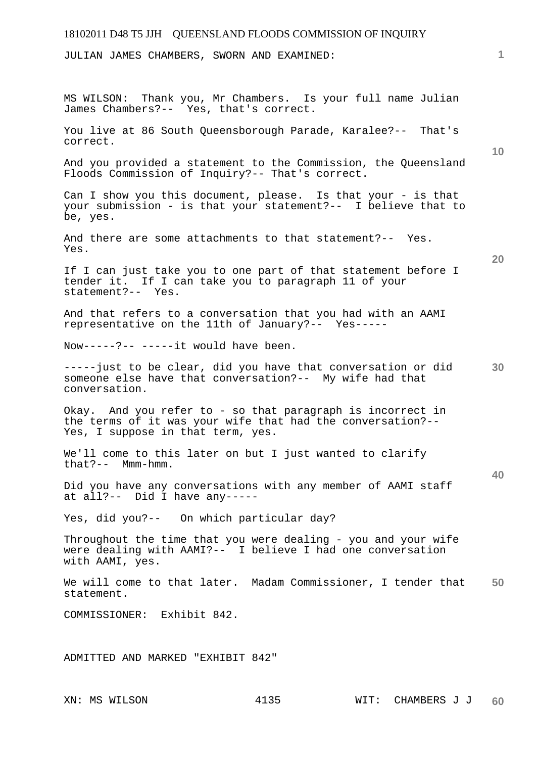JULIAN JAMES CHAMBERS, SWORN AND EXAMINED:

MS WILSON: Thank you, Mr Chambers. Is your full name Julian James Chambers?-- Yes, that's correct.

You live at 86 South Queensborough Parade, Karalee?-- That's correct.

And you provided a statement to the Commission, the Queensland Floods Commission of Inquiry?-- That's correct.

Can I show you this document, please. Is that your - is that your submission - is that your statement?-- I believe that to be, yes.

And there are some attachments to that statement?-- Yes. Yes.

If I can just take you to one part of that statement before I tender it. If I can take you to paragraph 11 of your statement?-- Yes.

And that refers to a conversation that you had with an AAMI representative on the 11th of January?-- Yes-----

Now-----?-- -----it would have been.

-----just to be clear, did you have that conversation or did someone else have that conversation?-- My wife had that conversation.

Okay. And you refer to - so that paragraph is incorrect in the terms of it was your wife that had the conversation?-- Yes, I suppose in that term, yes.

We'll come to this later on but I just wanted to clarify that?-- Mmm-hmm.

Did you have any conversations with any member of AAMI staff at all?-- Did I have any-----

Yes, did you?-- On which particular day?

Throughout the time that you were dealing - you and your wife were dealing with AAMI?-- I believe I had one conversation with AAMI, yes.

We will come to that later. Madam Commissioner, I tender that statement.

COMMISSIONER: Exhibit 842.

ADMITTED AND MARKED "EXHIBIT 842"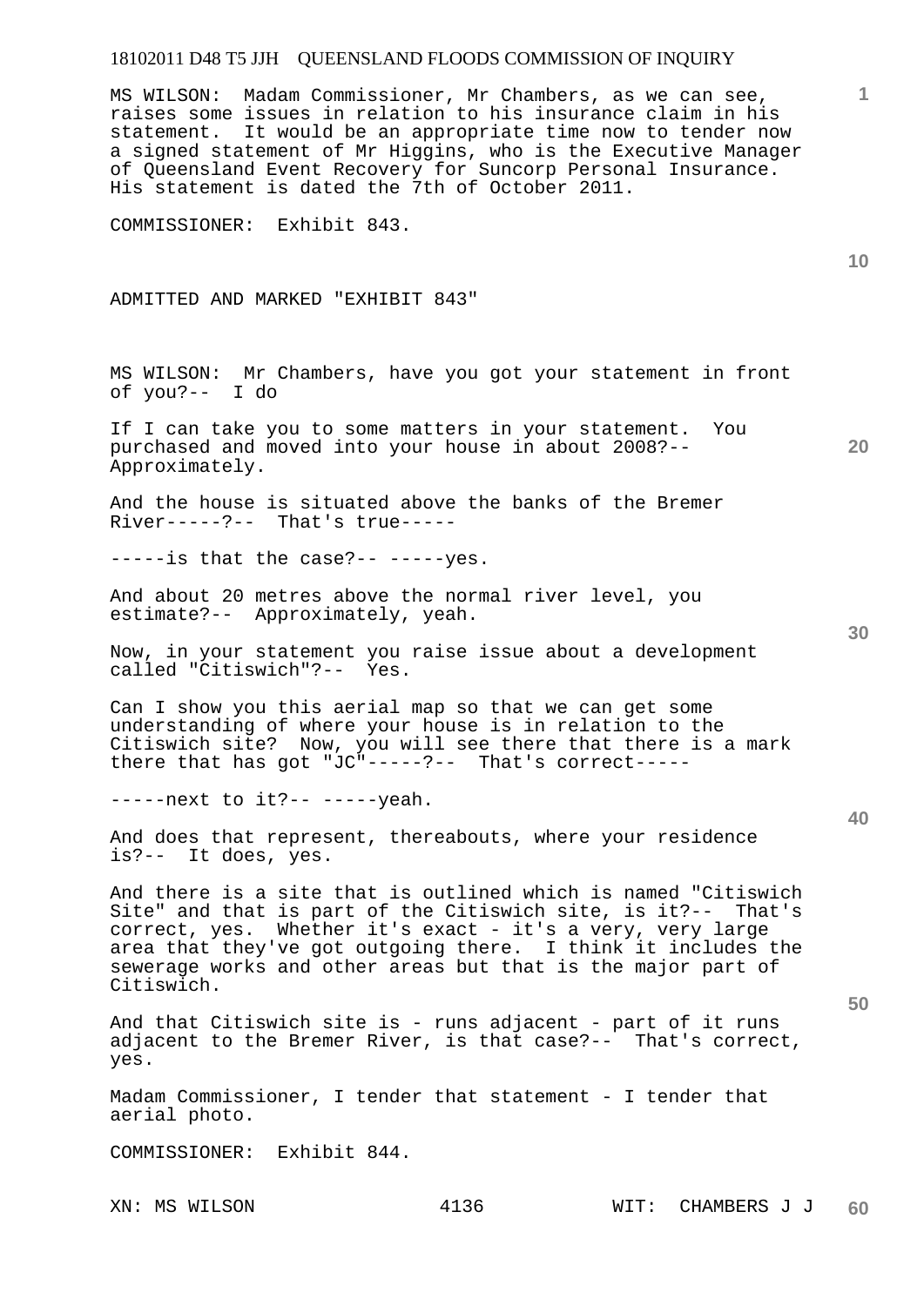MS WILSON: Madam Commissioner, Mr Chambers, as we can see, raises some issues in relation to his insurance claim in his statement. It would be an appropriate time now to tender now a signed statement of Mr Higgins, who is the Executive Manager of Queensland Event Recovery for Suncorp Personal Insurance. His statement is dated the 7th of October 2011.

COMMISSIONER: Exhibit 843.

ADMITTED AND MARKED "EXHIBIT 843"

MS WILSON: Mr Chambers, have you got your statement in front of you?-- I do

If I can take you to some matters in your statement. You purchased and moved into your house in about 2008?-- Approximately.

And the house is situated above the banks of the Bremer River-----?-- That's true-----

-----is that the case?-- -----yes.

And about 20 metres above the normal river level, you estimate?-- Approximately, yeah.

Now, in your statement you raise issue about a development called "Citiswich"?-- Yes.

Can I show you this aerial map so that we can get some understanding of where your house is in relation to the Citiswich site? Now, you will see there that there is a mark there that has got "JC"-----?-- That's correct-----

-----next to it?-- -----yeah.

And does that represent, thereabouts, where your residence is?-- It does, yes.

And there is a site that is outlined which is named "Citiswich Site" and that is part of the Citiswich site, is it?-- That's correct, yes. Whether it's exact - it's a very, very large area that they've got outgoing there. I think it includes the sewerage works and other areas but that is the major part of Citiswich.

And that Citiswich site is - runs adjacent - part of it runs adjacent to the Bremer River, is that case?-- That's correct, yes.

Madam Commissioner, I tender that statement - I tender that aerial photo.

COMMISSIONER: Exhibit 844.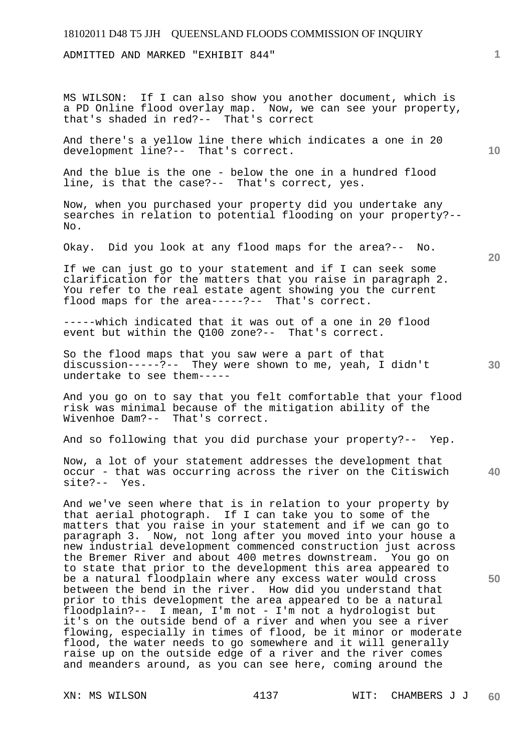ADMITTED AND MARKED "EXHIBIT 844"

MS WILSON: If I can also show you another document, which is a PD Online flood overlay map. Now, we can see your property, that's shaded in red?-- That's correct

And there's a yellow line there which indicates a one in 20 development line?-- That's correct.

And the blue is the one - below the one in a hundred flood line, is that the case?-- That's correct, yes.

Now, when you purchased your property did you undertake any searches in relation to potential flooding on your property?-- No.

Okay. Did you look at any flood maps for the area?-- No.

If we can just go to your statement and if I can seek some clarification for the matters that you raise in paragraph 2. You refer to the real estate agent showing you the current flood maps for the area-----?-- That's correct.

-----which indicated that it was out of a one in 20 flood event but within the Q100 zone?-- That's correct.

So the flood maps that you saw were a part of that discussion-----?-- They were shown to me, yeah, I didn't undertake to see them-----

And you go on to say that you felt comfortable that your flood risk was minimal because of the mitigation ability of the Wivenhoe Dam?-- That's correct.

And so following that you did purchase your property?-- Yep.

Now, a lot of your statement addresses the development that occur - that was occurring across the river on the Citiswich site?-- Yes.

And we've seen where that is in relation to your property by that aerial photograph. If I can take you to some of the matters that you raise in your statement and if we can go to paragraph 3. Now, not long after you moved into your house a new industrial development commenced construction just across the Bremer River and about 400 metres downstream. You go on to state that prior to the development this area appeared to be a natural floodplain where any excess water would cross between the bend in the river. How did you understand that prior to this development the area appeared to be a natural floodplain?-- I mean, I'm not - I'm not a hydrologist but it's on the outside bend of a river and when you see a river flowing, especially in times of flood, be it minor or moderate flood, the water needs to go somewhere and it will generally raise up on the outside edge of a river and the river comes and meanders around, as you can see here, coming around the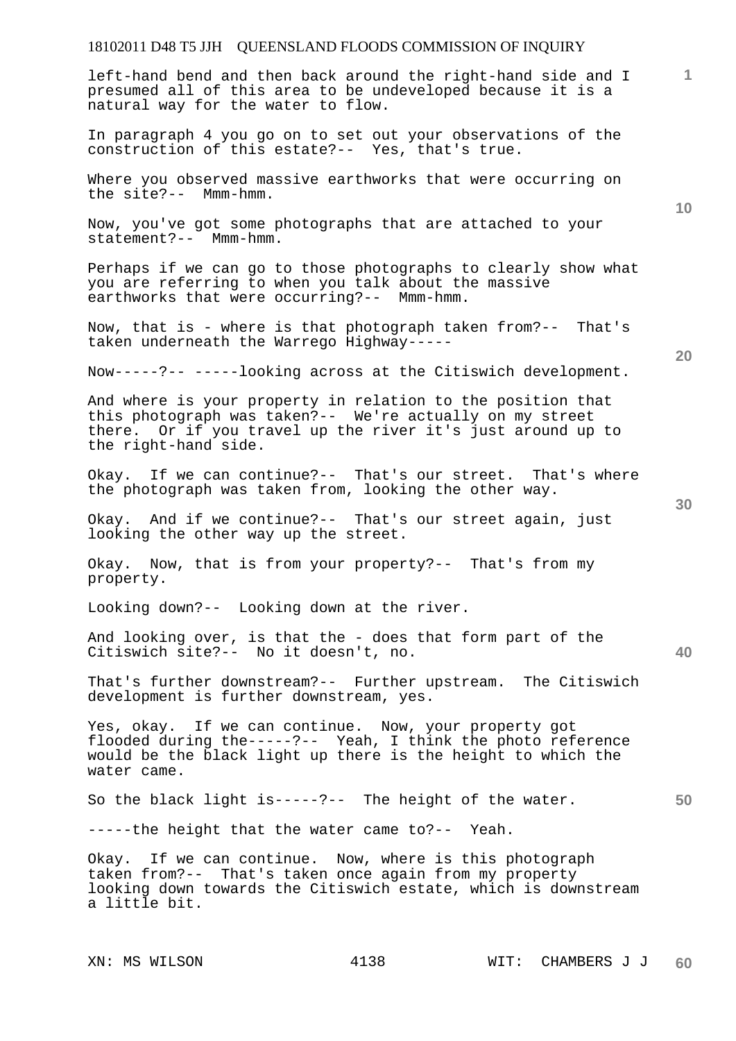left-hand bend and then back around the right-hand side and I presumed all of this area to be undeveloped because it is a natural way for the water to flow.

In paragraph 4 you go on to set out your observations of the construction of this estate?-- Yes, that's true.

Where you observed massive earthworks that were occurring on the site?-- Mmm-hmm.

Now, you've got some photographs that are attached to your statement?-- Mmm-hmm.

Perhaps if we can go to those photographs to clearly show what you are referring to when you talk about the massive earthworks that were occurring?-- Mmm-hmm.

Now, that is - where is that photograph taken from?-- That's taken underneath the Warrego Highway-----

Now-----?-- -----looking across at the Citiswich development.

And where is your property in relation to the position that this photograph was taken?-- We're actually on my street there. Or if you travel up the river it's just around up to the right-hand side.

Okay. If we can continue?-- That's our street. That's where the photograph was taken from, looking the other way.

Okay. And if we continue?-- That's our street again, just looking the other way up the street.

Okay. Now, that is from your property?-- That's from my property.

Looking down?-- Looking down at the river.

And looking over, is that the - does that form part of the Citiswich site?-- No it doesn't, no.

That's further downstream?-- Further upstream. The Citiswich development is further downstream, yes.

Yes, okay. If we can continue. Now, your property got flooded during the-----?-- Yeah, I think the photo reference would be the black light up there is the height to which the water came.

So the black light is-----?-- The height of the water.

-----the height that the water came to?-- Yeah.

Okay. If we can continue. Now, where is this photograph taken from?-- That's taken once again from my property looking down towards the Citiswich estate, which is downstream a little bit.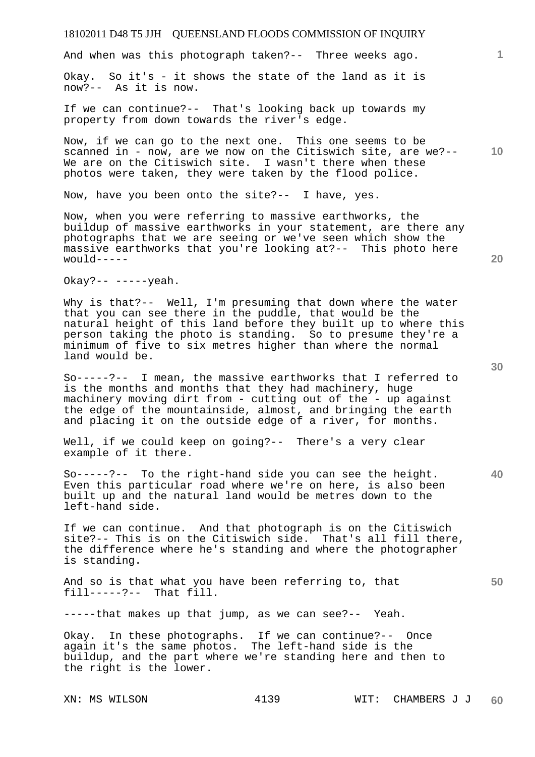And when was this photograph taken?-- Three weeks ago.

Okay. So it's - it shows the state of the land as it is now?-- As it is now.

If we can continue?-- That's looking back up towards my property from down towards the river's edge.

Now, if we can go to the next one. This one seems to be scanned in - now, are we now on the Citiswich site, are we?-- We are on the Citiswich site. I wasn't there when these photos were taken, they were taken by the flood police.

Now, have you been onto the site?-- I have, yes.

Now, when you were referring to massive earthworks, the buildup of massive earthworks in your statement, are there any photographs that we are seeing or we've seen which show the massive earthworks that you're looking at?-- This photo here would-----

Okay?-- -----yeah.

Why is that?-- Well, I'm presuming that down where the water that you can see there in the puddle, that would be the natural height of this land before they built up to where this person taking the photo is standing. So to presume they're a minimum of five to six metres higher than where the normal land would be.

So-----?-- I mean, the massive earthworks that I referred to is the months and months that they had machinery, huge machinery moving dirt from - cutting out of the - up against the edge of the mountainside, almost, and bringing the earth and placing it on the outside edge of a river, for months.

Well, if we could keep on going?-- There's a very clear example of it there.

So-----?-- To the right-hand side you can see the height. Even this particular road where we're on here, is also been built up and the natural land would be metres down to the left-hand side.

If we can continue. And that photograph is on the Citiswich site?-- This is on the Citiswich side. That's all fill there, the difference where he's standing and where the photographer is standing.

And so is that what you have been referring to, that fill-----?-- That fill.

-----that makes up that jump, as we can see?-- Yeah.

Okay. In these photographs. If we can continue?-- Once again it's the same photos. The left-hand side is the buildup, and the part where we're standing here and then to the right is the lower.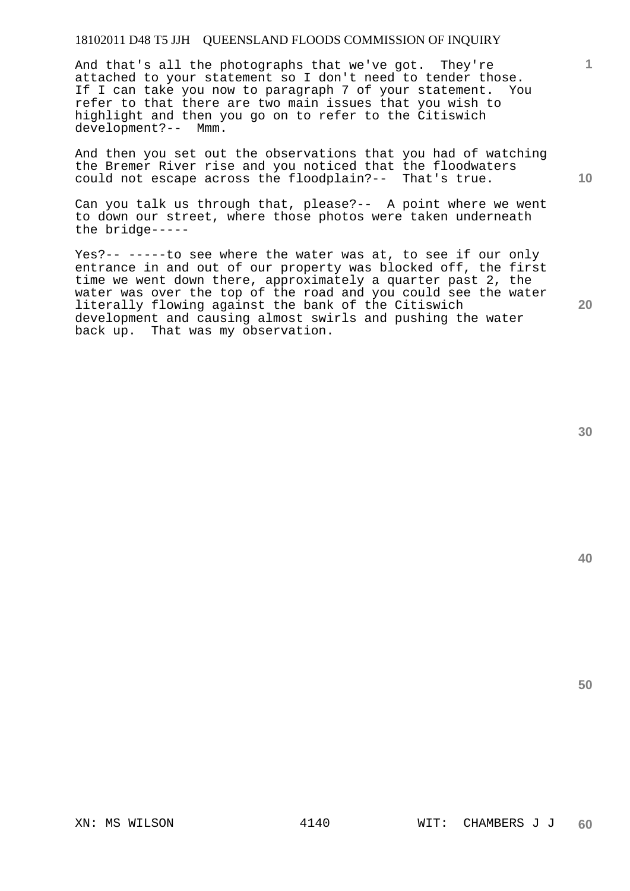And that's all the photographs that we've got. They're attached to your statement so I don't need to tender those. If I can take you now to paragraph 7 of your statement. You refer to that there are two main issues that you wish to highlight and then you go on to refer to the Citiswich development?-- Mmm.

And then you set out the observations that you had of watching the Bremer River rise and you noticed that the floodwaters could not escape across the floodplain?-- That's true.

Can you talk us through that, please?-- A point where we went to down our street, where those photos were taken underneath the bridge-----

Yes?-- -----to see where the water was at, to see if our only entrance in and out of our property was blocked off, the first time we went down there, approximately a quarter past 2, the water was over the top of the road and you could see the water literally flowing against the bank of the Citiswich development and causing almost swirls and pushing the water back up. That was my observation.

XN: MS WILSON WIT: CHAMBERS J J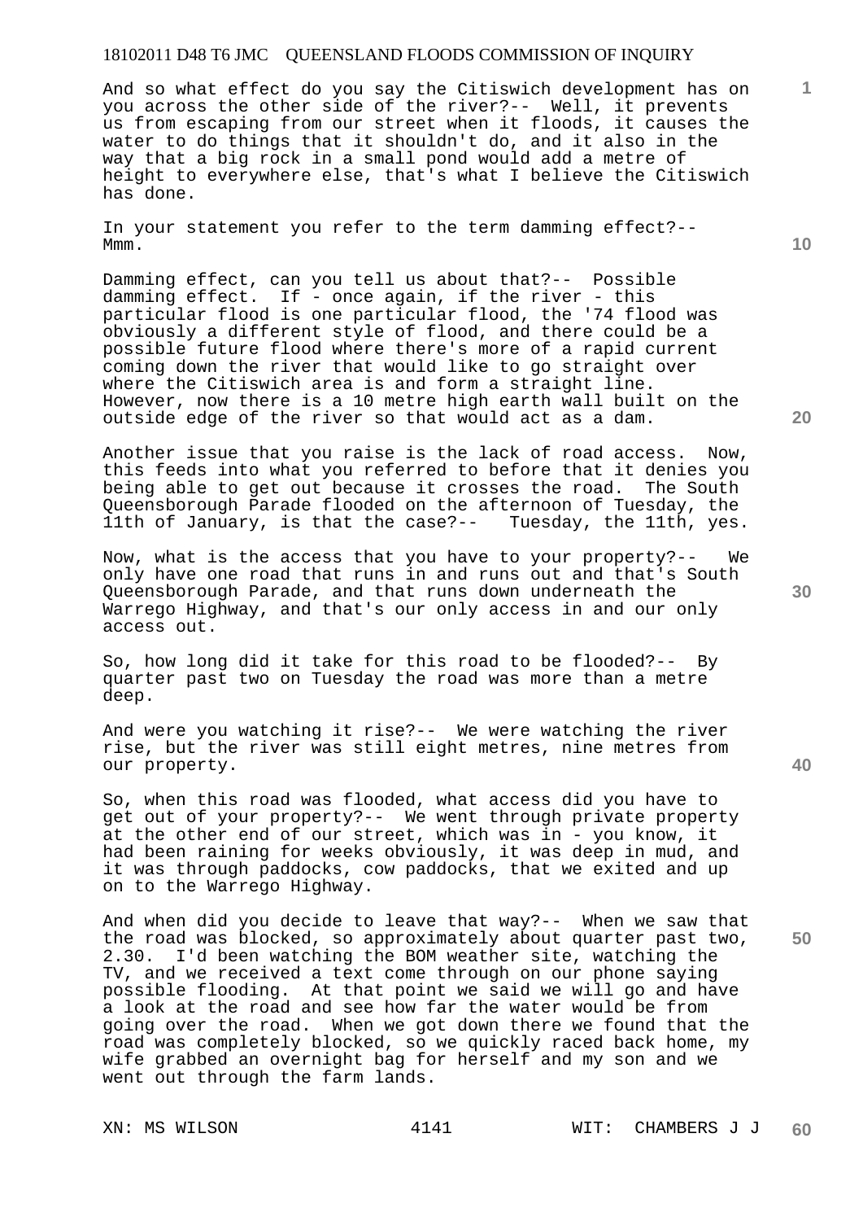And so what effect do you say the Citiswich development has on you across the other side of the river?-- Well, it prevents us from escaping from our street when it floods, it causes the water to do things that it shouldn't do, and it also in the way that a big rock in a small pond would add a metre of height to everywhere else, that's what I believe the Citiswich has done.

In your statement you refer to the term damming effect?-- Mmm.

Damming effect, can you tell us about that?-- Possible damming effect. If - once again, if the river - this particular flood is one particular flood, the '74 flood was obviously a different style of flood, and there could be a possible future flood where there's more of a rapid current coming down the river that would like to go straight over where the Citiswich area is and form a straight line. However, now there is a 10 metre high earth wall built on the outside edge of the river so that would act as a dam.

Another issue that you raise is the lack of road access. Now, this feeds into what you referred to before that it denies you being able to get out because it crosses the road. The South Queensborough Parade flooded on the afternoon of Tuesday, the 11th of January, is that the case?-- Tuesday, the 11th, yes.

Now, what is the access that you have to your property?-- We only have one road that runs in and runs out and that's South Queensborough Parade, and that runs down underneath the Warrego Highway, and that's our only access in and our only access out.

So, how long did it take for this road to be flooded?-- By quarter past two on Tuesday the road was more than a metre deep.

And were you watching it rise?-- We were watching the river rise, but the river was still eight metres, nine metres from our property.

So, when this road was flooded, what access did you have to get out of your property?-- We went through private property at the other end of our street, which was in - you know, it had been raining for weeks obviously, it was deep in mud, and it was through paddocks, cow paddocks, that we exited and up on to the Warrego Highway.

And when did you decide to leave that way?-- When we saw that the road was blocked, so approximately about quarter past two, 2.30. I'd been watching the BOM weather site, watching the TV, and we received a text come through on our phone saying possible flooding. At that point we said we will go and have a look at the road and see how far the water would be from going over the road. When we got down there we found that the road was completely blocked, so we quickly raced back home, my wife grabbed an overnight bag for herself and my son and we went out through the farm lands.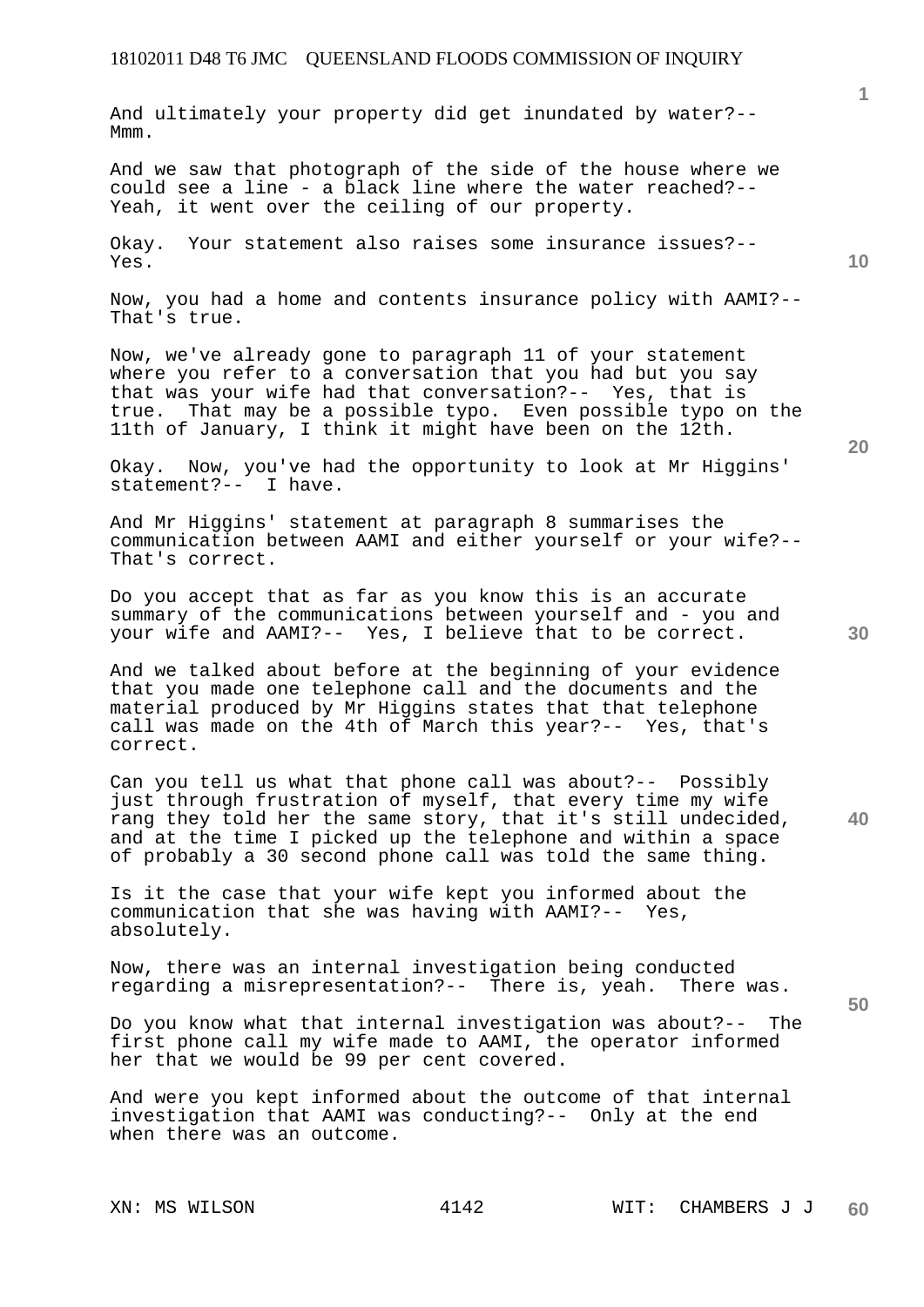And ultimately your property did get inundated by water?-- Mmm.

And we saw that photograph of the side of the house where we could see a line - a black line where the water reached?-- Yeah, it went over the ceiling of our property.

Okay. Your statement also raises some insurance issues?-- Yes.

Now, you had a home and contents insurance policy with AAMI?-- That's true.

Now, we've already gone to paragraph 11 of your statement where you refer to a conversation that you had but you say that was your wife had that conversation?-- Yes, that is true. That may be a possible typo. Even possible typo on the 11th of January, I think it might have been on the 12th.

Okay. Now, you've had the opportunity to look at Mr Higgins' statement?-- I have.

And Mr Higgins' statement at paragraph 8 summarises the communication between AAMI and either yourself or your wife?-- That's correct.

Do you accept that as far as you know this is an accurate summary of the communications between yourself and - you and your wife and AAMI?-- Yes, I believe that to be correct.

And we talked about before at the beginning of your evidence that you made one telephone call and the documents and the material produced by Mr Higgins states that that telephone call was made on the 4th of March this year?-- Yes, that's correct.

Can you tell us what that phone call was about?-- Possibly just through frustration of myself, that every time my wife rang they told her the same story, that it's still undecided, and at the time I picked up the telephone and within a space of probably a 30 second phone call was told the same thing.

Is it the case that your wife kept you informed about the communication that she was having with AAMI?-- Yes, absolutely.

Now, there was an internal investigation being conducted regarding a misrepresentation?-- There is, yeah. There was.

Do you know what that internal investigation was about?-- The first phone call my wife made to AAMI, the operator informed her that we would be 99 per cent covered.

And were you kept informed about the outcome of that internal investigation that AAMI was conducting?-- Only at the end when there was an outcome.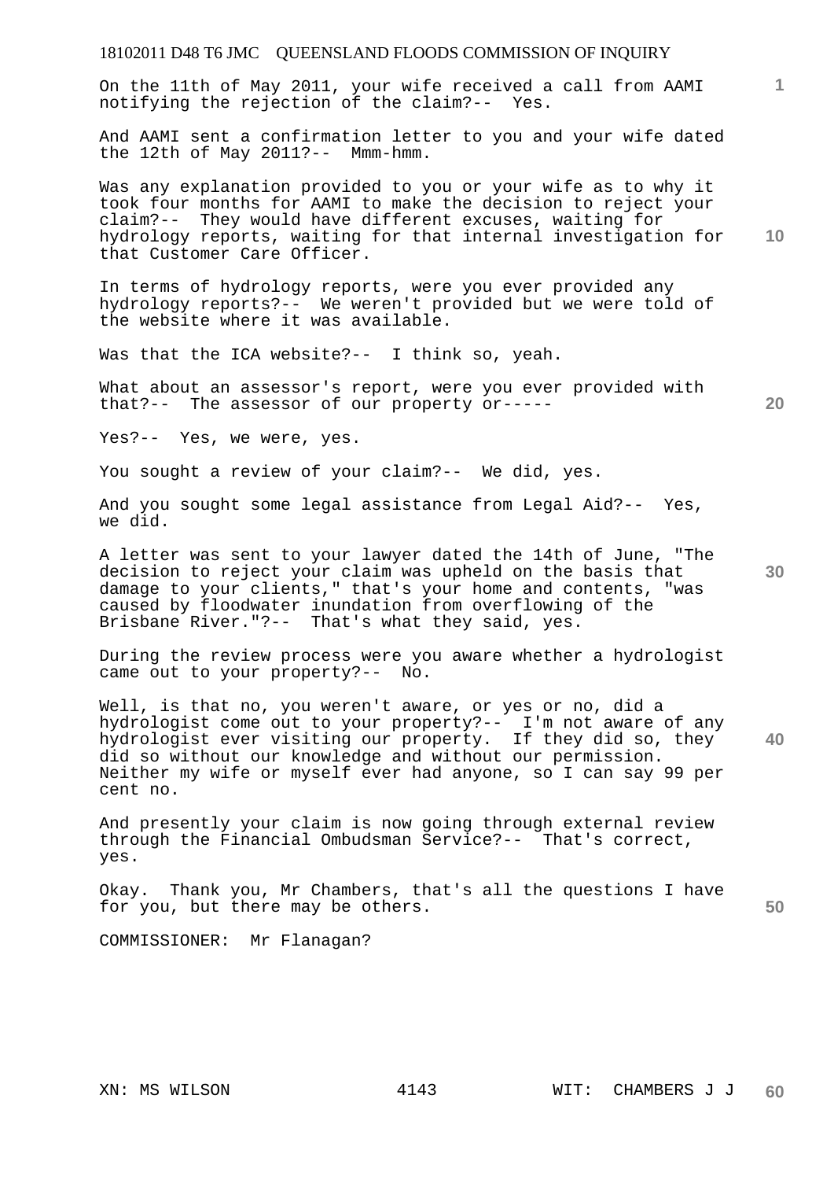On the 11th of May 2011, your wife received a call from AAMI notifying the rejection of the claim?-- Yes.

And AAMI sent a confirmation letter to you and your wife dated the 12th of May 2011?-- Mmm-hmm.

Was any explanation provided to you or your wife as to why it took four months for AAMI to make the decision to reject your claim?-- They would have different excuses, waiting for hydrology reports, waiting for that internal investigation for that Customer Care Officer.

In terms of hydrology reports, were you ever provided any hydrology reports?-- We weren't provided but we were told of the website where it was available.

Was that the ICA website?-- I think so, yeah.

What about an assessor's report, were you ever provided with that?-- The assessor of our property or-----

Yes?-- Yes, we were, yes.

You sought a review of your claim?-- We did, yes.

And you sought some legal assistance from Legal Aid?-- Yes, we did.

A letter was sent to your lawyer dated the 14th of June, "The decision to reject your claim was upheld on the basis that damage to your clients," that's your home and contents, "was caused by floodwater inundation from overflowing of the Brisbane River."?-- That's what they said, yes.

During the review process were you aware whether a hydrologist came out to your property?-- No.

Well, is that no, you weren't aware, or yes or no, did a hydrologist come out to your property?-- I'm not aware of any hydrologist ever visiting our property. If they did so, they did so without our knowledge and without our permission. Neither my wife or myself ever had anyone, so I can say 99 per cent no.

And presently your claim is now going through external review through the Financial Ombudsman Service?-- That's correct, yes.

Okay. Thank you, Mr Chambers, that's all the questions I have for you, but there may be others.

COMMISSIONER: Mr Flanagan?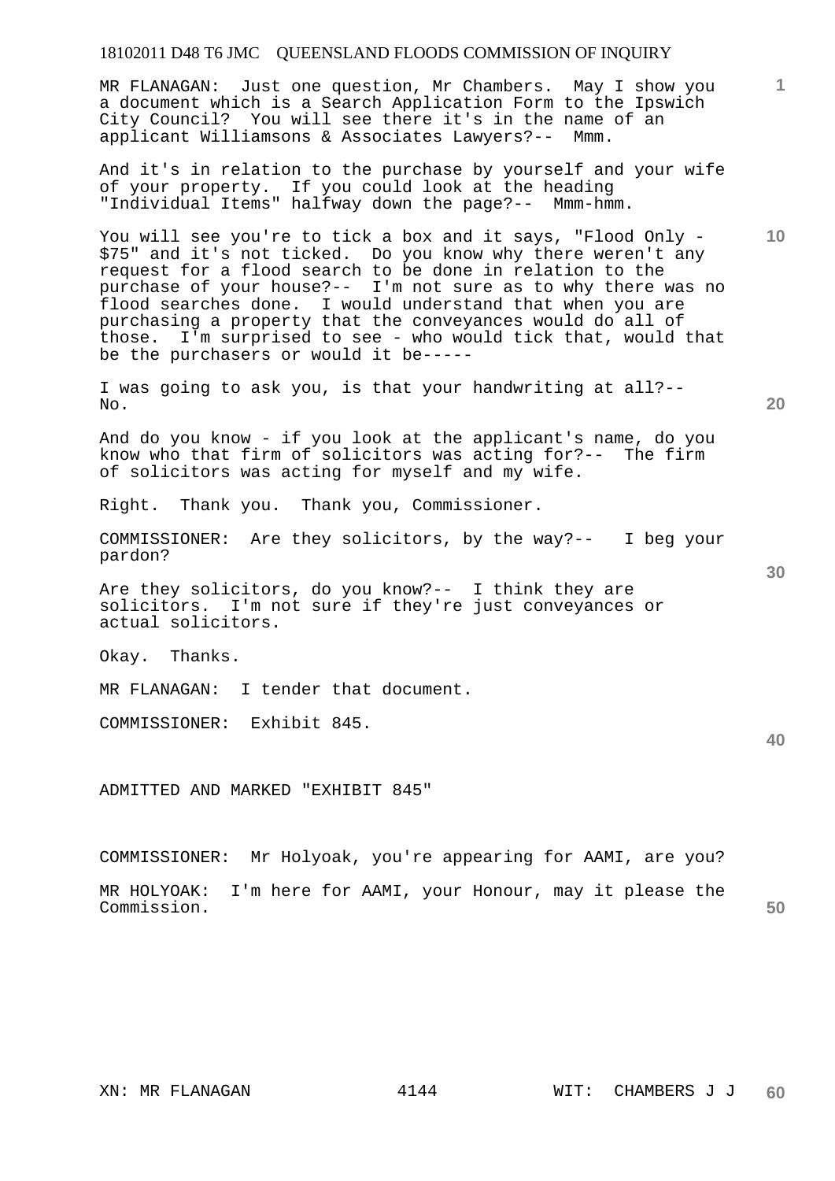MR FLANAGAN: Just one question, Mr Chambers. May I show you a document which is a Search Application Form to the Ipswich City Council? You will see there it's in the name of an applicant Williamsons & Associates Lawyers?-- Mmm.

And it's in relation to the purchase by yourself and your wife of your property. If you could look at the heading "Individual Items" halfway down the page?-- Mmm-hmm.

You will see you're to tick a box and it says, "Flood Only - $75" and it's not ticked. Do you know why there weren't any request for a flood search to be done in relation to the purchase of your house?-- I'm not sure as to why there was no flood searches done. I would understand that when you are purchasing a property that the conveyances would do all of those. I'm surprised to see - who would tick that, would that be the purchasers or would it be-----

I was going to ask you, is that your handwriting at all?-- No.

And do you know - if you look at the applicant's name, do you know who that firm of solicitors was acting for?-- The firm of solicitors was acting for myself and my wife.

Right. Thank you. Thank you, Commissioner.

COMMISSIONER: Are they solicitors, by the way?-- I beg your pardon?

Are they solicitors, do you know?-- I think they are solicitors. I'm not sure if they're just conveyances or actual solicitors.

Okay. Thanks.

MR FLANAGAN: I tender that document.

COMMISSIONER: Exhibit 845.

ADMITTED AND MARKED "EXHIBIT 845"

COMMISSIONER: Mr Holyoak, you're appearing for AAMI, are you?

MR HOLYOAK: I'm here for AAMI, your Honour, may it please the Commission.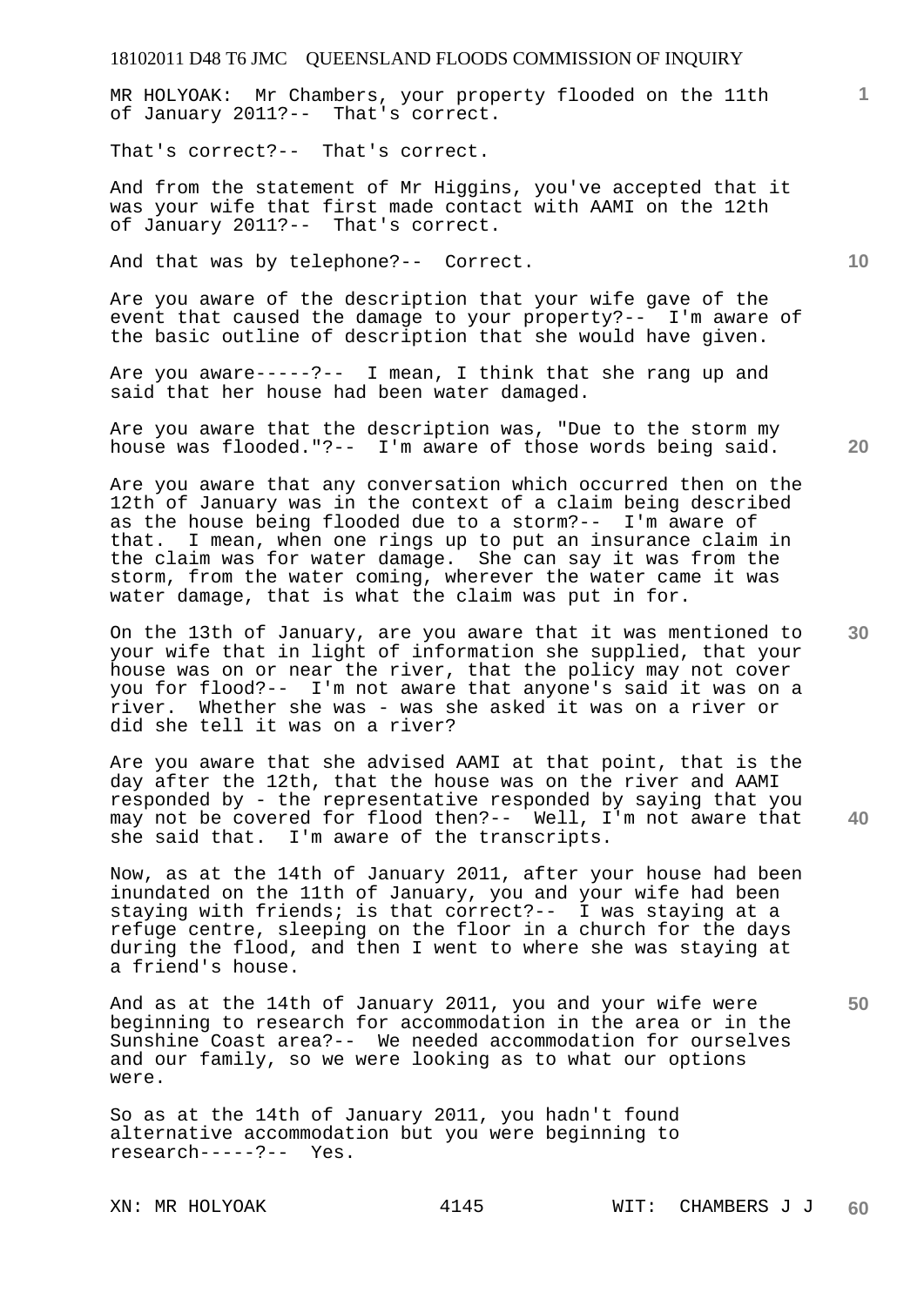MR HOLYOAK: Mr Chambers, your property flooded on the 11th of January 2011?-- That's correct.

That's correct?-- That's correct.

And from the statement of Mr Higgins, you've accepted that it was your wife that first made contact with AAMI on the 12th of January 2011?-- That's correct.

And that was by telephone?-- Correct.

Are you aware of the description that your wife gave of the event that caused the damage to your property?-- I'm aware of the basic outline of description that she would have given.

Are you aware-----?-- I mean, I think that she rang up and said that her house had been water damaged.

Are you aware that the description was, "Due to the storm my house was flooded."?-- I'm aware of those words being said.

Are you aware that any conversation which occurred then on the 12th of January was in the context of a claim being described as the house being flooded due to a storm?-- I'm aware of that. I mean, when one rings up to put an insurance claim in the claim was for water damage. She can say it was from the storm, from the water coming, wherever the water came it was water damage, that is what the claim was put in for.

On the 13th of January, are you aware that it was mentioned to your wife that in light of information she supplied, that your house was on or near the river, that the policy may not cover you for flood?-- I'm not aware that anyone's said it was on a river. Whether she was - was she asked it was on a river or did she tell it was on a river?

Are you aware that she advised AAMI at that point, that is the day after the 12th, that the house was on the river and AAMI responded by - the representative responded by saying that you may not be covered for flood then?-- Well, I'm not aware that she said that. I'm aware of the transcripts.

Now, as at the 14th of January 2011, after your house had been inundated on the 11th of January, you and your wife had been staying with friends; is that correct?-- I was staying at a refuge centre, sleeping on the floor in a church for the days during the flood, and then I went to where she was staying at a friend's house.

And as at the 14th of January 2011, you and your wife were beginning to research for accommodation in the area or in the Sunshine Coast area?-- We needed accommodation for ourselves and our family, so we were looking as to what our options were.

So as at the 14th of January 2011, you hadn't found alternative accommodation but you were beginning to research-----?-- Yes.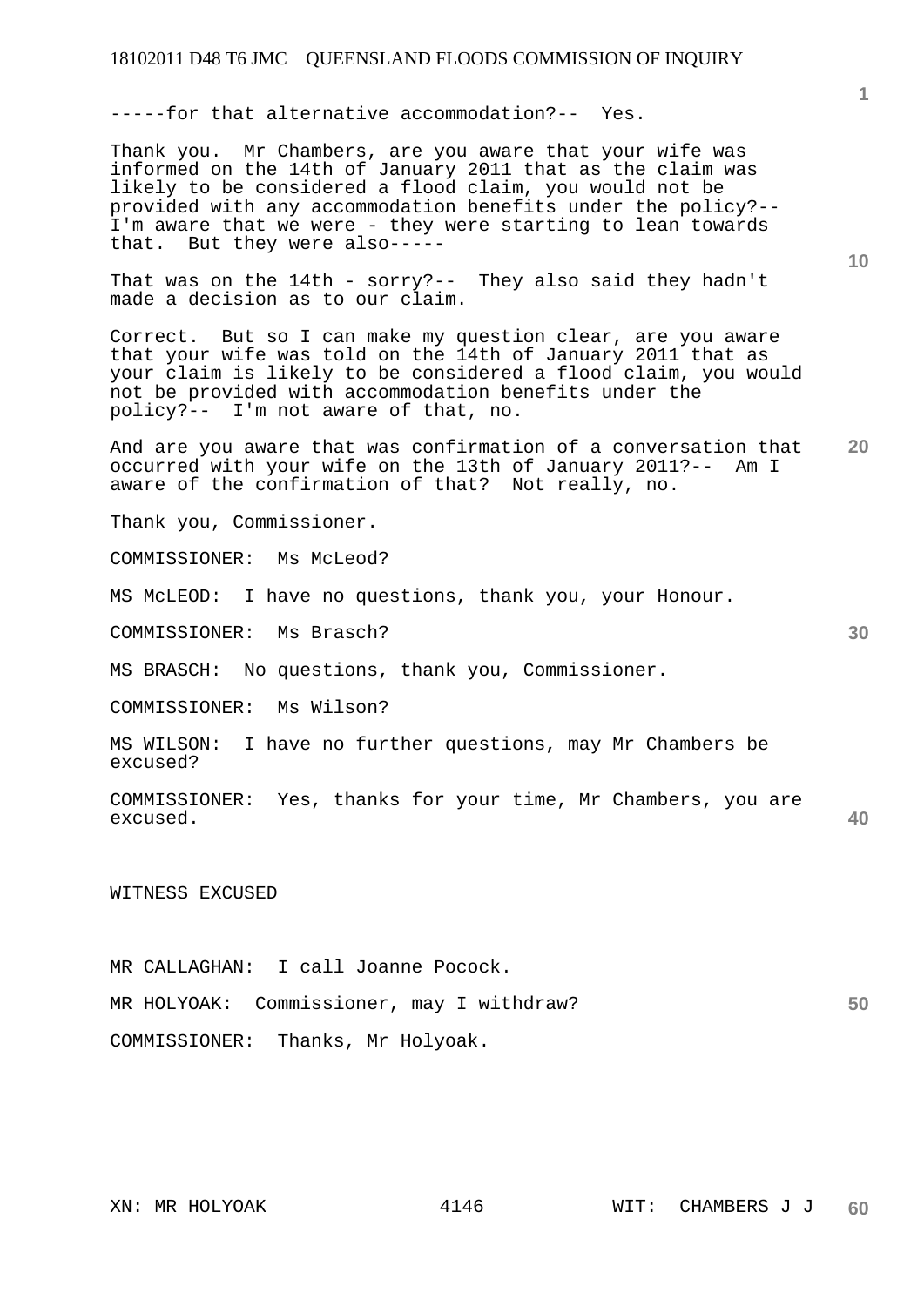-----for that alternative accommodation?-- Yes.

Thank you. Mr Chambers, are you aware that your wife was informed on the 14th of January 2011 that as the claim was likely to be considered a flood claim, you would not be provided with any accommodation benefits under the policy?-- I'm aware that we were - they were starting to lean towards that. But they were also-----

That was on the 14th - sorry?-- They also said they hadn't made a decision as to our claim.

Correct. But so I can make my question clear, are you aware that your wife was told on the 14th of January 2011 that as your claim is likely to be considered a flood claim, you would not be provided with accommodation benefits under the policy?-- I'm not aware of that, no.

And are you aware that was confirmation of a conversation that occurred with your wife on the 13th of January 2011?-- Am I aware of the confirmation of that? Not really, no.

Thank you, Commissioner.

COMMISSIONER: Ms McLeod?

MS McLEOD: I have no questions, thank you, your Honour.

COMMISSIONER: Ms Brasch?

MS BRASCH: No questions, thank you, Commissioner.

COMMISSIONER: Ms Wilson?

MS WILSON: I have no further questions, may Mr Chambers be excused?

COMMISSIONER: Yes, thanks for your time, Mr Chambers, you are excused.

WITNESS EXCUSED

MR CALLAGHAN: I call Joanne Pocock.

MR HOLYOAK: Commissioner, may I withdraw?

COMMISSIONER: Thanks, Mr Holyoak.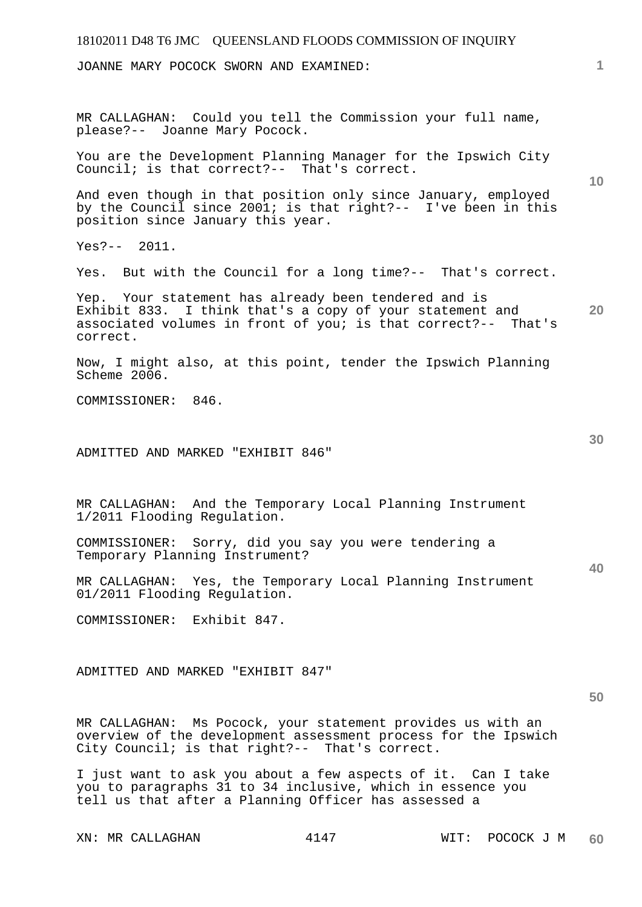JOANNE MARY POCOCK SWORN AND EXAMINED:

MR CALLAGHAN: Could you tell the Commission your full name, please?-- Joanne Mary Pocock.

You are the Development Planning Manager for the Ipswich City Council; is that correct?-- That's correct.

And even though in that position only since January, employed by the Council since 2001; is that right?-- I've been in this position since January this year.

Yes?-- 2011.

Yes. But with the Council for a long time?-- That's correct.

Yep. Your statement has already been tendered and is Exhibit 833. I think that's a copy of your statement and associated volumes in front of you; is that correct?-- That's correct.

Now, I might also, at this point, tender the Ipswich Planning Scheme 2006.

COMMISSIONER: 846.

ADMITTED AND MARKED "EXHIBIT 846"

MR CALLAGHAN: And the Temporary Local Planning Instrument 1/2011 Flooding Regulation.

COMMISSIONER: Sorry, did you say you were tendering a Temporary Planning Instrument?

MR CALLAGHAN: Yes, the Temporary Local Planning Instrument 01/2011 Flooding Regulation.

COMMISSIONER: Exhibit 847.

ADMITTED AND MARKED "EXHIBIT 847"

MR CALLAGHAN: Ms Pocock, your statement provides us with an overview of the development assessment process for the Ipswich City Council; is that right?-- That's correct.

I just want to ask you about a few aspects of it. Can I take you to paragraphs 31 to 34 inclusive, which in essence you tell us that after a Planning Officer has assessed a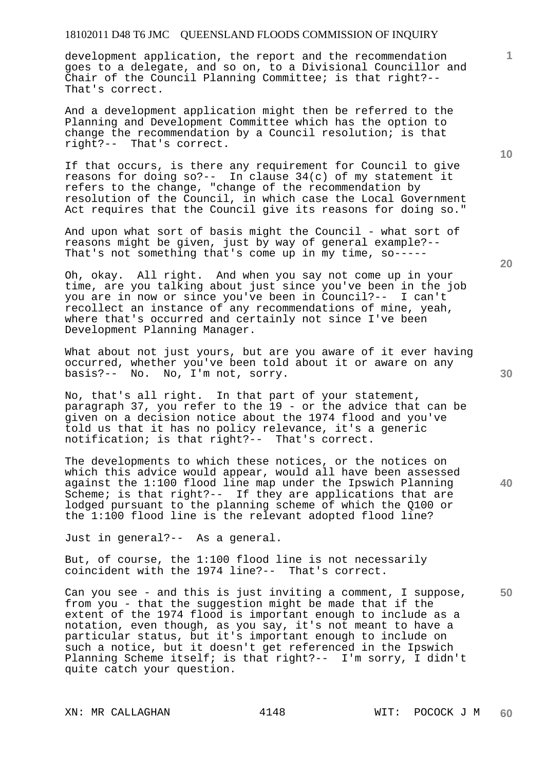development application, the report and the recommendation goes to a delegate, and so on, to a Divisional Councillor and Chair of the Council Planning Committee; is that right?-- That's correct.

And a development application might then be referred to the Planning and Development Committee which has the option to change the recommendation by a Council resolution; is that right?-- That's correct.

If that occurs, is there any requirement for Council to give reasons for doing so?-- In clause 34(c) of my statement it refers to the change, "change of the recommendation by resolution of the Council, in which case the Local Government Act requires that the Council give its reasons for doing so."

And upon what sort of basis might the Council - what sort of reasons might be given, just by way of general example?-- That's not something that's come up in my time, so-----

Oh, okay. All right. And when you say not come up in your time, are you talking about just since you've been in the job you are in now or since you've been in Council?-- I can't recollect an instance of any recommendations of mine, yeah, where that's occurred and certainly not since I've been Development Planning Manager.

What about not just yours, but are you aware of it ever having occurred, whether you've been told about it or aware on any basis?-- No. No, I'm not, sorry.

No, that's all right. In that part of your statement, paragraph 37, you refer to the 19 - or the advice that can be given on a decision notice about the 1974 flood and you've told us that it has no policy relevance, it's a generic notification; is that right?-- That's correct.

The developments to which these notices, or the notices on which this advice would appear, would all have been assessed against the 1:100 flood line map under the Ipswich Planning Scheme; is that right?-- If they are applications that are lodged pursuant to the planning scheme of which the Q100 or the 1:100 flood line is the relevant adopted flood line?

Just in general?-- As a general.

But, of course, the 1:100 flood line is not necessarily coincident with the 1974 line?-- That's correct.

Can you see - and this is just inviting a comment, I suppose, from you - that the suggestion might be made that if the extent of the 1974 flood is important enough to include as a notation, even though, as you say, it's not meant to have a particular status, but it's important enough to include on such a notice, but it doesn't get referenced in the Ipswich Planning Scheme itself; is that right?-- I'm sorry, I didn't quite catch your question.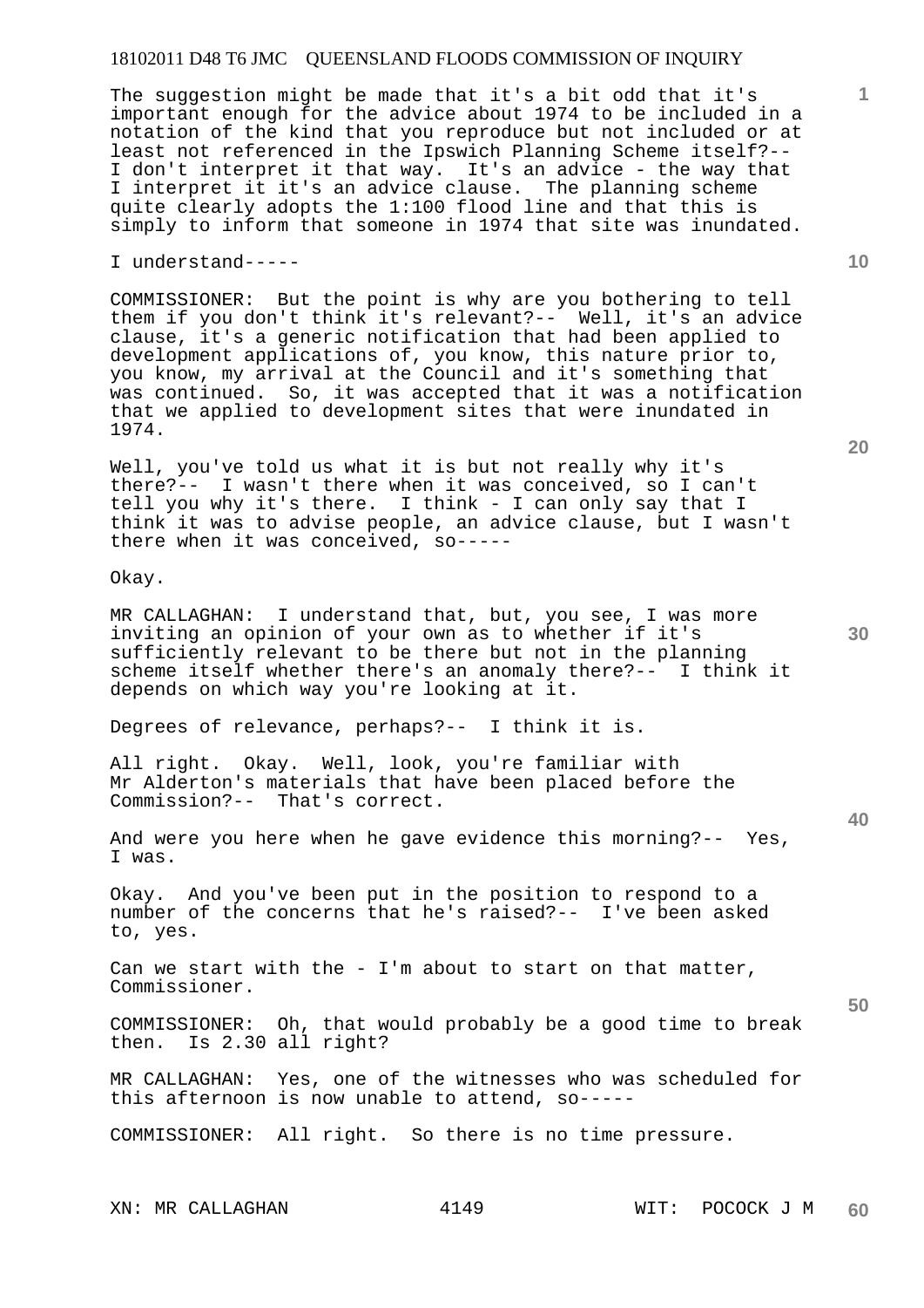The suggestion might be made that it's a bit odd that it's important enough for the advice about 1974 to be included in a notation of the kind that you reproduce but not included or at least not referenced in the Ipswich Planning Scheme itself?-- I don't interpret it that way. It's an advice - the way that I interpret it it's an advice clause. The planning scheme quite clearly adopts the 1:100 flood line and that this is simply to inform that someone in 1974 that site was inundated.

I understand-----

COMMISSIONER: But the point is why are you bothering to tell them if you don't think it's relevant?-- Well, it's an advice clause, it's a generic notification that had been applied to development applications of, you know, this nature prior to, you know, my arrival at the Council and it's something that was continued. So, it was accepted that it was a notification that we applied to development sites that were inundated in 1974.

Well, you've told us what it is but not really why it's there?-- I wasn't there when it was conceived, so I can't tell you why it's there. I think - I can only say that I think it was to advise people, an advice clause, but I wasn't there when it was conceived, so-----

Okay.

MR CALLAGHAN: I understand that, but, you see, I was more inviting an opinion of your own as to whether if it's sufficiently relevant to be there but not in the planning scheme itself whether there's an anomaly there?-- I think it depends on which way you're looking at it.

Degrees of relevance, perhaps?-- I think it is.

All right. Okay. Well, look, you're familiar with Mr Alderton's materials that have been placed before the Commission?-- That's correct.

And were you here when he gave evidence this morning?-- Yes, I was.

Okay. And you've been put in the position to respond to a number of the concerns that he's raised?-- I've been asked to, yes.

Can we start with the - I'm about to start on that matter, Commissioner.

COMMISSIONER: Oh, that would probably be a good time to break then. Is 2.30 all right?

MR CALLAGHAN: Yes, one of the witnesses who was scheduled for this afternoon is now unable to attend, so-----

COMMISSIONER: All right. So there is no time pressure.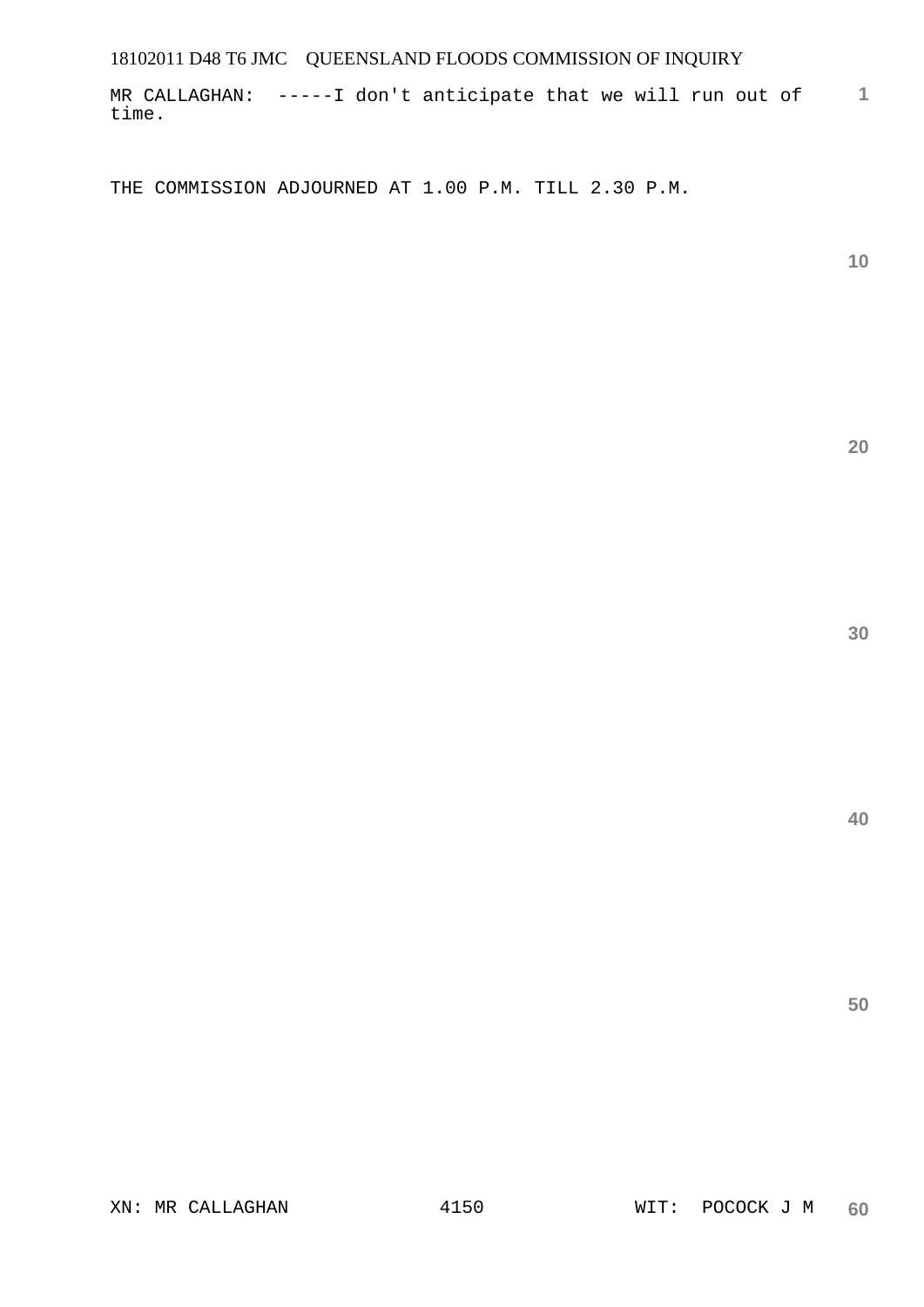MR CALLAGHAN: -----I don't anticipate that we will run out of time.

THE COMMISSION ADJOURNED AT 1.00 P.M. TILL 2.30 P.M.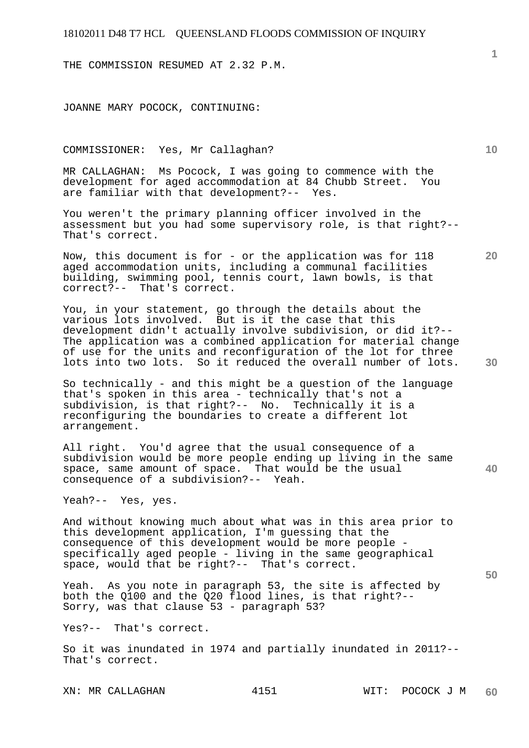THE COMMISSION RESUMED AT 2.32 P.M.

JOANNE MARY POCOCK, CONTINUING:

COMMISSIONER: Yes, Mr Callaghan?

MR CALLAGHAN: Ms Pocock, I was going to commence with the development for aged accommodation at 84 Chubb Street. You are familiar with that development?-- Yes.

You weren't the primary planning officer involved in the assessment but you had some supervisory role, is that right?-- That's correct.

Now, this document is for - or the application was for 118 aged accommodation units, including a communal facilities building, swimming pool, tennis court, lawn bowls, is that correct?-- That's correct.

You, in your statement, go through the details about the various lots involved. But is it the case that this development didn't actually involve subdivision, or did it?-- The application was a combined application for material change of use for the units and reconfiguration of the lot for three lots into two lots. So it reduced the overall number of lots.

So technically - and this might be a question of the language that's spoken in this area - technically that's not a subdivision, is that right?-- No. Technically it is a reconfiguring the boundaries to create a different lot arrangement.

All right. You'd agree that the usual consequence of a subdivision would be more people ending up living in the same space, same amount of space. That would be the usual consequence of a subdivision?-- Yeah.

Yeah?-- Yes, yes.

And without knowing much about what was in this area prior to this development application, I'm guessing that the consequence of this development would be more people - specifically aged people - living in the same geographical space, would that be right?-- That's correct.

Yeah. As you note in paragraph 53, the site is affected by both the Q100 and the Q20 flood lines, is that right?-- Sorry, was that clause 53 - paragraph 53?

Yes?-- That's correct.

So it was inundated in 1974 and partially inundated in 2011?-- That's correct.

XN: MR CALLAGHAN WIT: POCOCK J M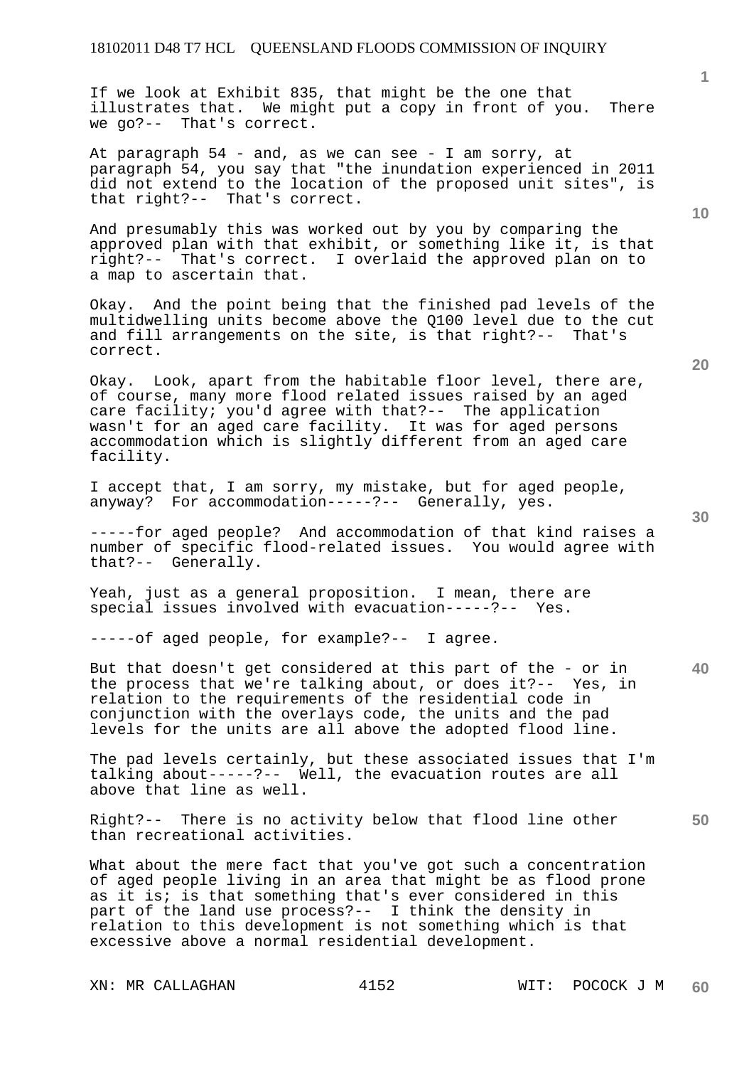If we look at Exhibit 835, that might be the one that illustrates that. We might put a copy in front of you. There we go?-- That's correct.

At paragraph 54 - and, as we can see - I am sorry, at paragraph 54, you say that "the inundation experienced in 2011 did not extend to the location of the proposed unit sites", is that right?-- That's correct.

And presumably this was worked out by you by comparing the approved plan with that exhibit, or something like it, is that right?-- That's correct. I overlaid the approved plan on to a map to ascertain that.

Okay. And the point being that the finished pad levels of the multidwelling units become above the Q100 level due to the cut and fill arrangements on the site, is that right?-- That's correct.

Okay. Look, apart from the habitable floor level, there are, of course, many more flood related issues raised by an aged care facility; you'd agree with that?-- The application wasn't for an aged care facility. It was for aged persons accommodation which is slightly different from an aged care facility.

I accept that, I am sorry, my mistake, but for aged people, anyway? For accommodation-----?-- Generally, yes.

-----for aged people? And accommodation of that kind raises a number of specific flood-related issues. You would agree with that?-- Generally.

Yeah, just as a general proposition. I mean, there are special issues involved with evacuation-----?-- Yes.

-----of aged people, for example?-- I agree.

But that doesn't get considered at this part of the - or in the process that we're talking about, or does it?-- Yes, in relation to the requirements of the residential code in conjunction with the overlays code, the units and the pad levels for the units are all above the adopted flood line.

The pad levels certainly, but these associated issues that I'm talking about-----?-- Well, the evacuation routes are all above that line as well.

Right?-- There is no activity below that flood line other than recreational activities.

What about the mere fact that you've got such a concentration of aged people living in an area that might be as flood prone as it is; is that something that's ever considered in this part of the land use process?-- I think the density in relation to this development is not something which is that excessive above a normal residential development.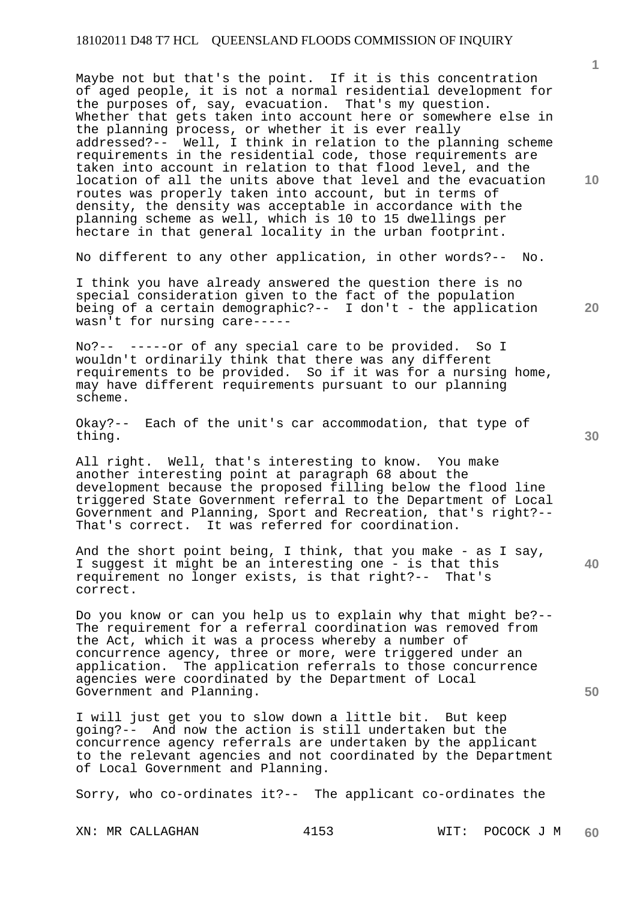Maybe not but that's the point. If it is this concentration of aged people, it is not a normal residential development for the purposes of, say, evacuation. That's my question. Whether that gets taken into account here or somewhere else in the planning process, or whether it is ever really addressed?-- Well, I think in relation to the planning scheme requirements in the residential code, those requirements are taken into account in relation to that flood level, and the location of all the units above that level and the evacuation routes was properly taken into account, but in terms of density, the density was acceptable in accordance with the planning scheme as well, which is 10 to 15 dwellings per hectare in that general locality in the urban footprint.

No different to any other application, in other words?-- No.

I think you have already answered the question there is no special consideration given to the fact of the population being of a certain demographic?-- I don't - the application wasn't for nursing care-----

No?-- -----or of any special care to be provided. So I wouldn't ordinarily think that there was any different requirements to be provided. So if it was for a nursing home, may have different requirements pursuant to our planning scheme.

Okay?-- Each of the unit's car accommodation, that type of thing.

All right. Well, that's interesting to know. You make another interesting point at paragraph 68 about the development because the proposed filling below the flood line triggered State Government referral to the Department of Local Government and Planning, Sport and Recreation, that's right?-- That's correct. It was referred for coordination.

And the short point being, I think, that you make - as I say, I suggest it might be an interesting one - is that this requirement no longer exists, is that right?-- That's correct.

Do you know or can you help us to explain why that might be?-- The requirement for a referral coordination was removed from the Act, which it was a process whereby a number of concurrence agency, three or more, were triggered under an application. The application referrals to those concurrence agencies were coordinated by the Department of Local Government and Planning.

I will just get you to slow down a little bit. But keep going?-- And now the action is still undertaken but the concurrence agency referrals are undertaken by the applicant to the relevant agencies and not coordinated by the Department of Local Government and Planning.

Sorry, who co-ordinates it?-- The applicant co-ordinates the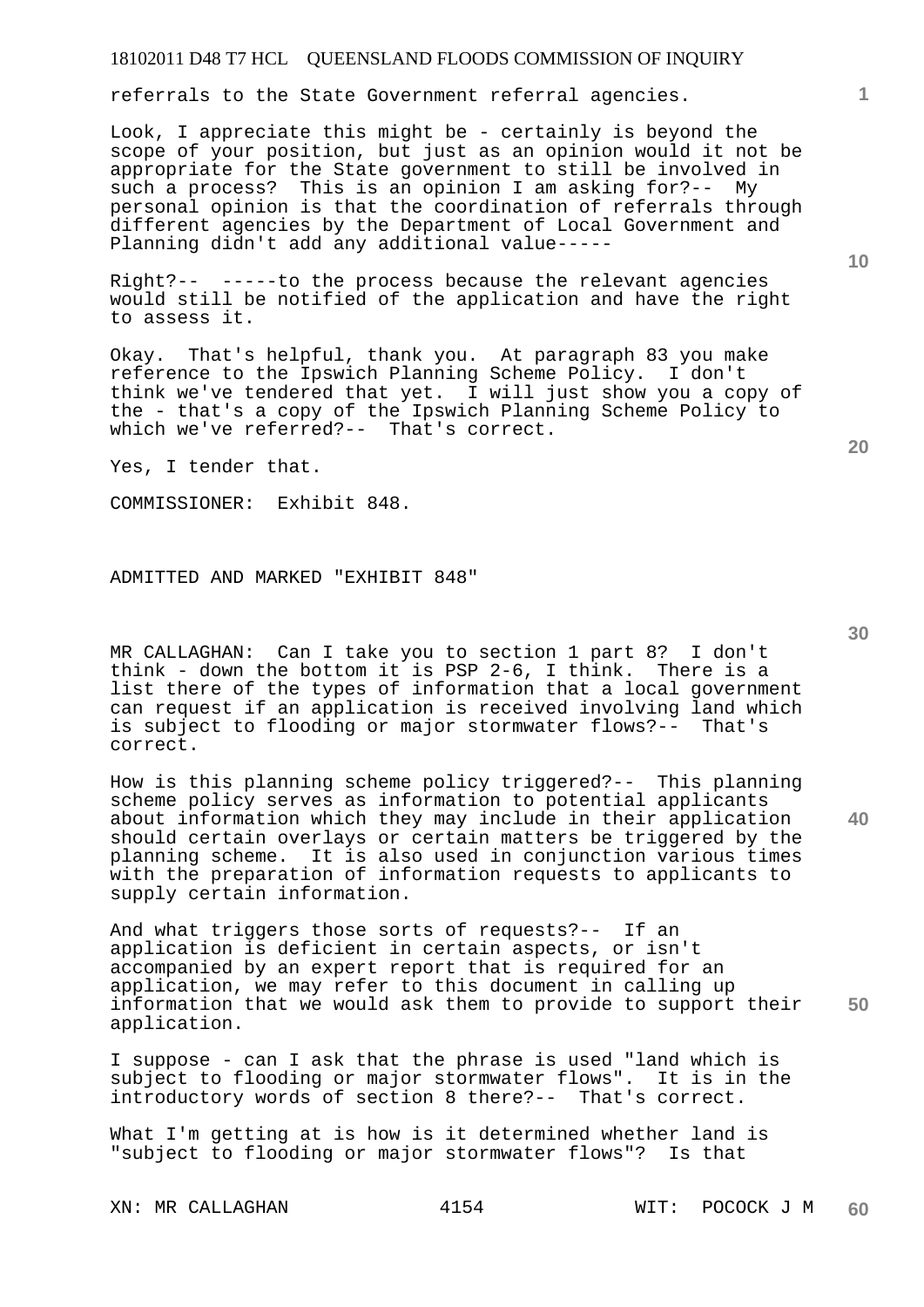referrals to the State Government referral agencies.

Look, I appreciate this might be - certainly is beyond the scope of your position, but just as an opinion would it not be appropriate for the State government to still be involved in such a process? This is an opinion I am asking for?-- My personal opinion is that the coordination of referrals through different agencies by the Department of Local Government and Planning didn't add any additional value-----

Right?-- -----to the process because the relevant agencies would still be notified of the application and have the right to assess it.

Okay. That's helpful, thank you. At paragraph 83 you make reference to the Ipswich Planning Scheme Policy. I don't think we've tendered that yet. I will just show you a copy of the - that's a copy of the Ipswich Planning Scheme Policy to which we've referred?-- That's correct.

Yes, I tender that.

COMMISSIONER: Exhibit 848.

ADMITTED AND MARKED "EXHIBIT 848"

MR CALLAGHAN: Can I take you to section 1 part 8? I don't think - down the bottom it is PSP 2-6, I think. There is a list there of the types of information that a local government can request if an application is received involving land which is subject to flooding or major stormwater flows?-- That's correct.

How is this planning scheme policy triggered?-- This planning scheme policy serves as information to potential applicants about information which they may include in their application should certain overlays or certain matters be triggered by the planning scheme. It is also used in conjunction various times with the preparation of information requests to applicants to supply certain information.

And what triggers those sorts of requests?-- If an application is deficient in certain aspects, or isn't accompanied by an expert report that is required for an application, we may refer to this document in calling up information that we would ask them to provide to support their application.

I suppose - can I ask that the phrase is used "land which is subject to flooding or major stormwater flows". It is in the introductory words of section 8 there?-- That's correct.

What I'm getting at is how is it determined whether land is "subject to flooding or major stormwater flows"? Is that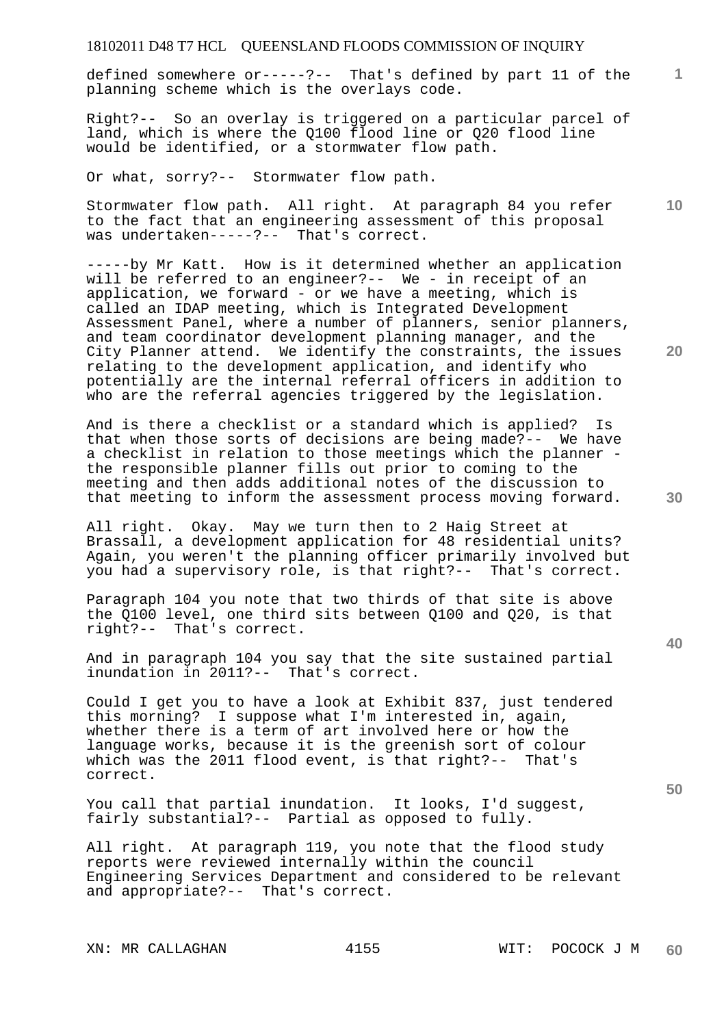defined somewhere or-----?-- That's defined by part 11 of the planning scheme which is the overlays code.

Right?-- So an overlay is triggered on a particular parcel of land, which is where the Q100 flood line or Q20 flood line would be identified, or a stormwater flow path.

Or what, sorry?-- Stormwater flow path.

Stormwater flow path. All right. At paragraph 84 you refer to the fact that an engineering assessment of this proposal was undertaken-----?-- That's correct.

-----by Mr Katt. How is it determined whether an application will be referred to an engineer?-- We - in receipt of an application, we forward - or we have a meeting, which is called an IDAP meeting, which is Integrated Development Assessment Panel, where a number of planners, senior planners, and team coordinator development planning manager, and the City Planner attend. We identify the constraints, the issues relating to the development application, and identify who potentially are the internal referral officers in addition to who are the referral agencies triggered by the legislation.

And is there a checklist or a standard which is applied? Is that when those sorts of decisions are being made?-- We have a checklist in relation to those meetings which the planner - the responsible planner fills out prior to coming to the meeting and then adds additional notes of the discussion to that meeting to inform the assessment process moving forward.

All right. Okay. May we turn then to 2 Haig Street at Brassall, a development application for 48 residential units? Again, you weren't the planning officer primarily involved but you had a supervisory role, is that right?-- That's correct.

Paragraph 104 you note that two thirds of that site is above the Q100 level, one third sits between Q100 and Q20, is that right?-- That's correct.

And in paragraph 104 you say that the site sustained partial inundation in 2011?-- That's correct.

Could I get you to have a look at Exhibit 837, just tendered this morning? I suppose what I'm interested in, again, whether there is a term of art involved here or how the language works, because it is the greenish sort of colour which was the 2011 flood event, is that right?-- That's correct.

You call that partial inundation. It looks, I'd suggest, fairly substantial?-- Partial as opposed to fully.

All right. At paragraph 119, you note that the flood study reports were reviewed internally within the council Engineering Services Department and considered to be relevant and appropriate?-- That's correct.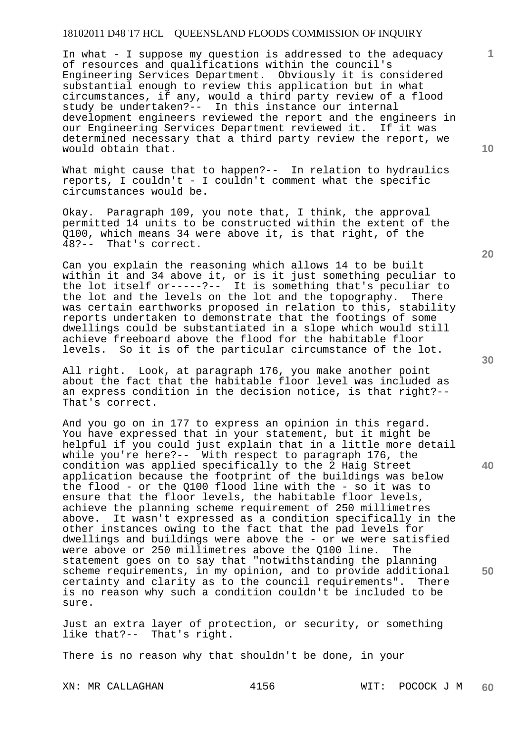In what - I suppose my question is addressed to the adequacy of resources and qualifications within the council's Engineering Services Department. Obviously it is considered substantial enough to review this application but in what circumstances, if any, would a third party review of a flood study be undertaken?-- In this instance our internal development engineers reviewed the report and the engineers in our Engineering Services Department reviewed it. If it was determined necessary that a third party review the report, we would obtain that.

What might cause that to happen?-- In relation to hydraulics reports, I couldn't - I couldn't comment what the specific circumstances would be.

Okay. Paragraph 109, you note that, I think, the approval permitted 14 units to be constructed within the extent of the Q100, which means 34 were above it, is that right, of the 48?-- That's correct.

Can you explain the reasoning which allows 14 to be built within it and 34 above it, or is it just something peculiar to the lot itself or-----?-- It is something that's peculiar to the lot and the levels on the lot and the topography. There was certain earthworks proposed in relation to this, stability reports undertaken to demonstrate that the footings of some dwellings could be substantiated in a slope which would still achieve freeboard above the flood for the habitable floor levels. So it is of the particular circumstance of the lot.

All right. Look, at paragraph 176, you make another point about the fact that the habitable floor level was included as an express condition in the decision notice, is that right?-- That's correct.

And you go on in 177 to express an opinion in this regard. You have expressed that in your statement, but it might be helpful if you could just explain that in a little more detail while you're here?-- With respect to paragraph 176, the condition was applied specifically to the 2 Haig Street application because the footprint of the buildings was below the flood - or the Q100 flood line with the - so it was to ensure that the floor levels, the habitable floor levels, achieve the planning scheme requirement of 250 millimetres above. It wasn't expressed as a condition specifically in the other instances owing to the fact that the pad levels for dwellings and buildings were above the - or we were satisfied were above or 250 millimetres above the Q100 line. The statement goes on to say that "notwithstanding the planning scheme requirements, in my opinion, and to provide additional certainty and clarity as to the council requirements". There is no reason why such a condition couldn't be included to be sure.

Just an extra layer of protection, or security, or something like that?-- That's right.

There is no reason why that shouldn't be done, in your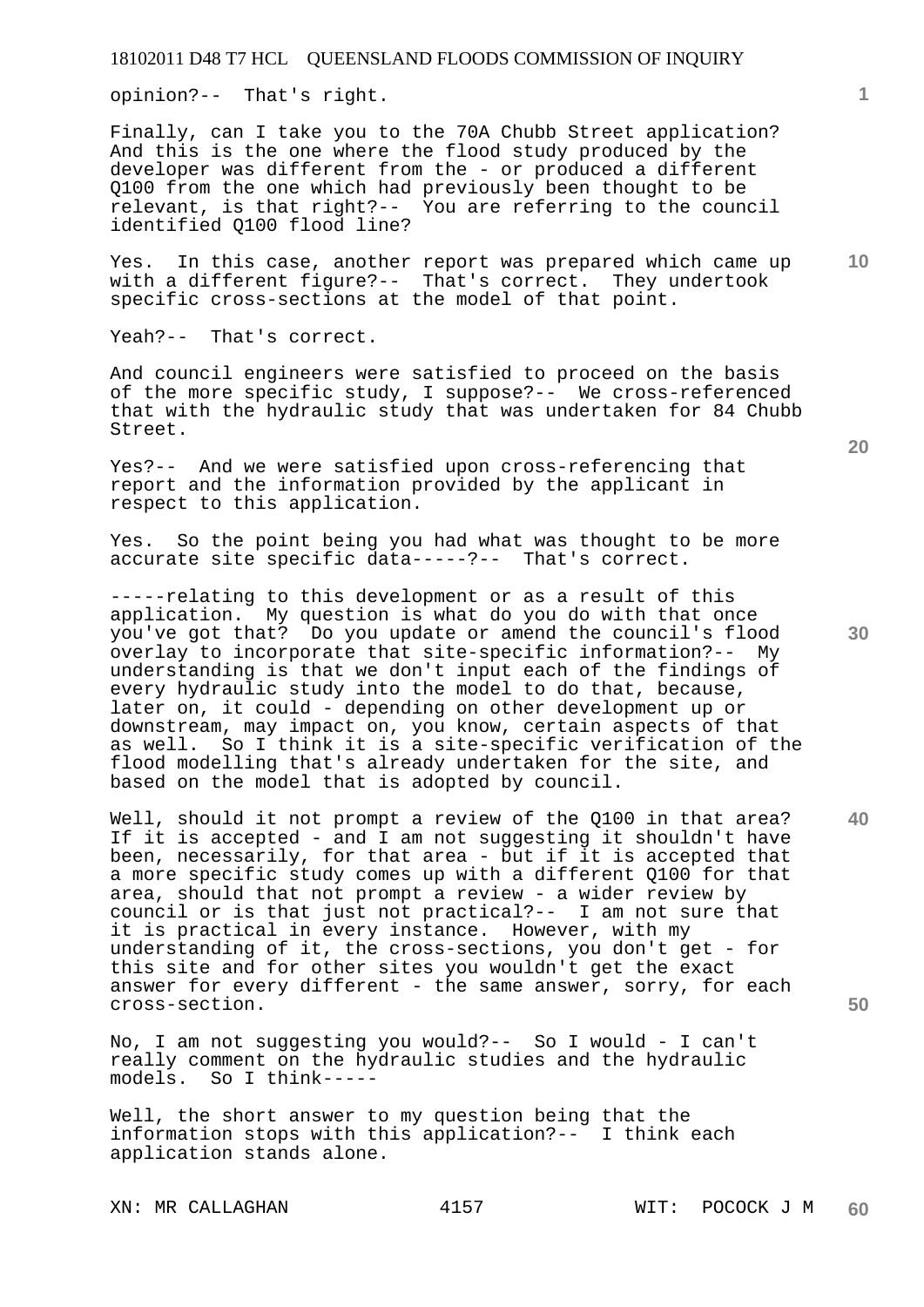opinion?-- That's right.

Finally, can I take you to the 70A Chubb Street application? And this is the one where the flood study produced by the developer was different from the - or produced a different Q100 from the one which had previously been thought to be relevant, is that right?-- You are referring to the council identified Q100 flood line?

Yes. In this case, another report was prepared which came up with a different figure?-- That's correct. They undertook specific cross-sections at the model of that point.

Yeah?-- That's correct.

And council engineers were satisfied to proceed on the basis of the more specific study, I suppose?-- We cross-referenced that with the hydraulic study that was undertaken for 84 Chubb Street.

Yes?-- And we were satisfied upon cross-referencing that report and the information provided by the applicant in respect to this application.

Yes. So the point being you had what was thought to be more accurate site specific data-----?-- That's correct.

-----relating to this development or as a result of this application. My question is what do you do with that once you've got that? Do you update or amend the council's flood overlay to incorporate that site-specific information?-- My understanding is that we don't input each of the findings of every hydraulic study into the model to do that, because, later on, it could - depending on other development up or downstream, may impact on, you know, certain aspects of that as well. So I think it is a site-specific verification of the flood modelling that's already undertaken for the site, and based on the model that is adopted by council.

Well, should it not prompt a review of the Q100 in that area? If it is accepted - and I am not suggesting it shouldn't have been, necessarily, for that area - but if it is accepted that a more specific study comes up with a different Q100 for that area, should that not prompt a review - a wider review by council or is that just not practical?-- I am not sure that it is practical in every instance. However, with my understanding of it, the cross-sections, you don't get - for this site and for other sites you wouldn't get the exact answer for every different - the same answer, sorry, for each cross-section.

No, I am not suggesting you would?-- So I would - I can't really comment on the hydraulic studies and the hydraulic models. So I think-----

Well, the short answer to my question being that the information stops with this application?-- I think each application stands alone.

XN: MR CALLAGHAN WIT: POCOCK J M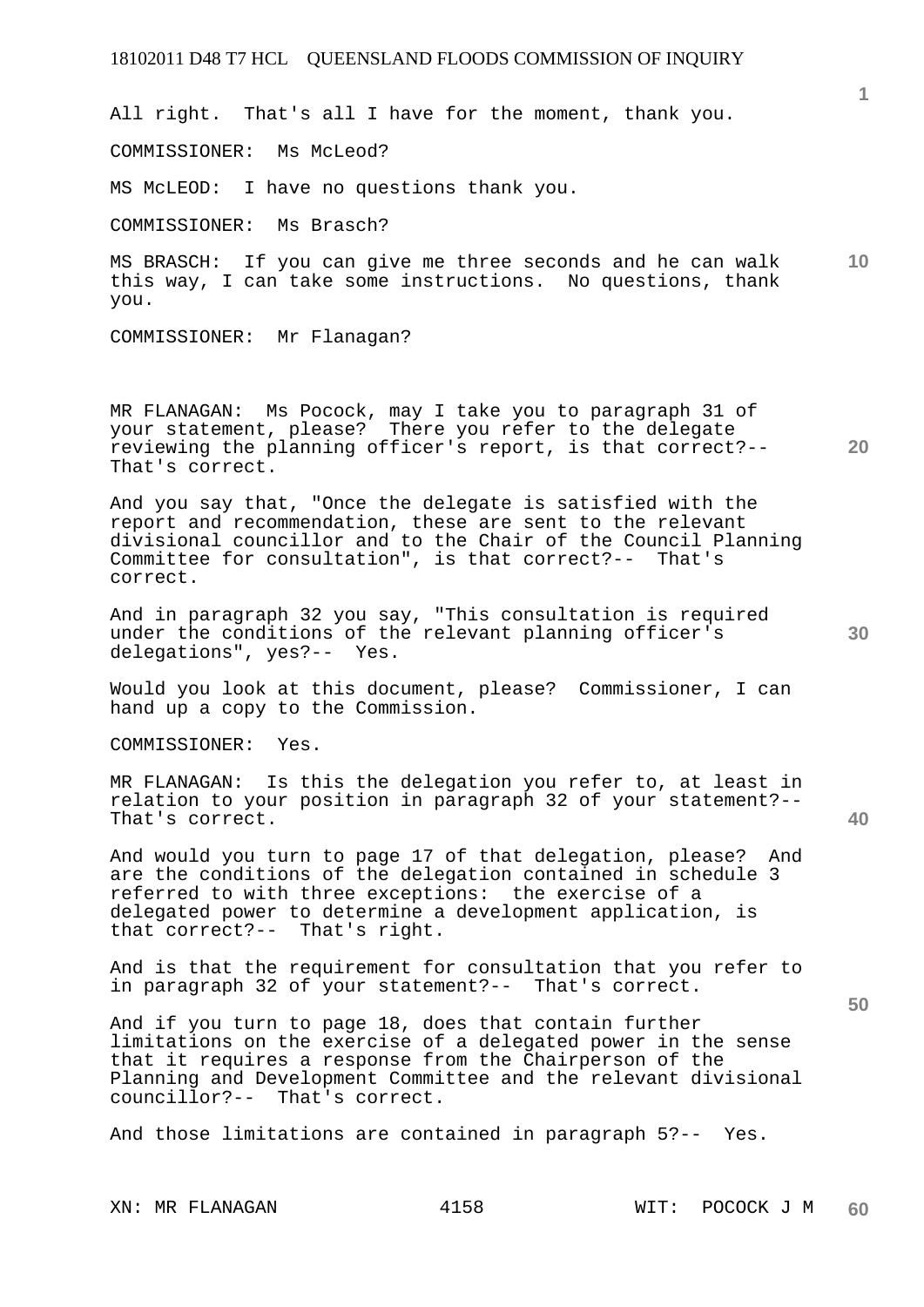All right. That's all I have for the moment, thank you.

COMMISSIONER: Ms McLeod?

MS McLEOD: I have no questions thank you.

COMMISSIONER: Ms Brasch?

MS BRASCH: If you can give me three seconds and he can walk this way, I can take some instructions. No questions, thank you.

COMMISSIONER: Mr Flanagan?

MR FLANAGAN: Ms Pocock, may I take you to paragraph 31 of your statement, please? There you refer to the delegate reviewing the planning officer's report, is that correct?-- That's correct.

And you say that, "Once the delegate is satisfied with the report and recommendation, these are sent to the relevant divisional councillor and to the Chair of the Council Planning Committee for consultation", is that correct?-- That's correct.

And in paragraph 32 you say, "This consultation is required under the conditions of the relevant planning officer's delegations", yes?-- Yes.

Would you look at this document, please? Commissioner, I can hand up a copy to the Commission.

COMMISSIONER: Yes.

MR FLANAGAN: Is this the delegation you refer to, at least in relation to your position in paragraph 32 of your statement?-- That's correct.

And would you turn to page 17 of that delegation, please? And are the conditions of the delegation contained in schedule 3 referred to with three exceptions: the exercise of a delegated power to determine a development application, is that correct?-- That's right.

And is that the requirement for consultation that you refer to in paragraph 32 of your statement?-- That's correct.

And if you turn to page 18, does that contain further limitations on the exercise of a delegated power in the sense that it requires a response from the Chairperson of the Planning and Development Committee and the relevant divisional councillor?-- That's correct.

And those limitations are contained in paragraph 5?-- Yes.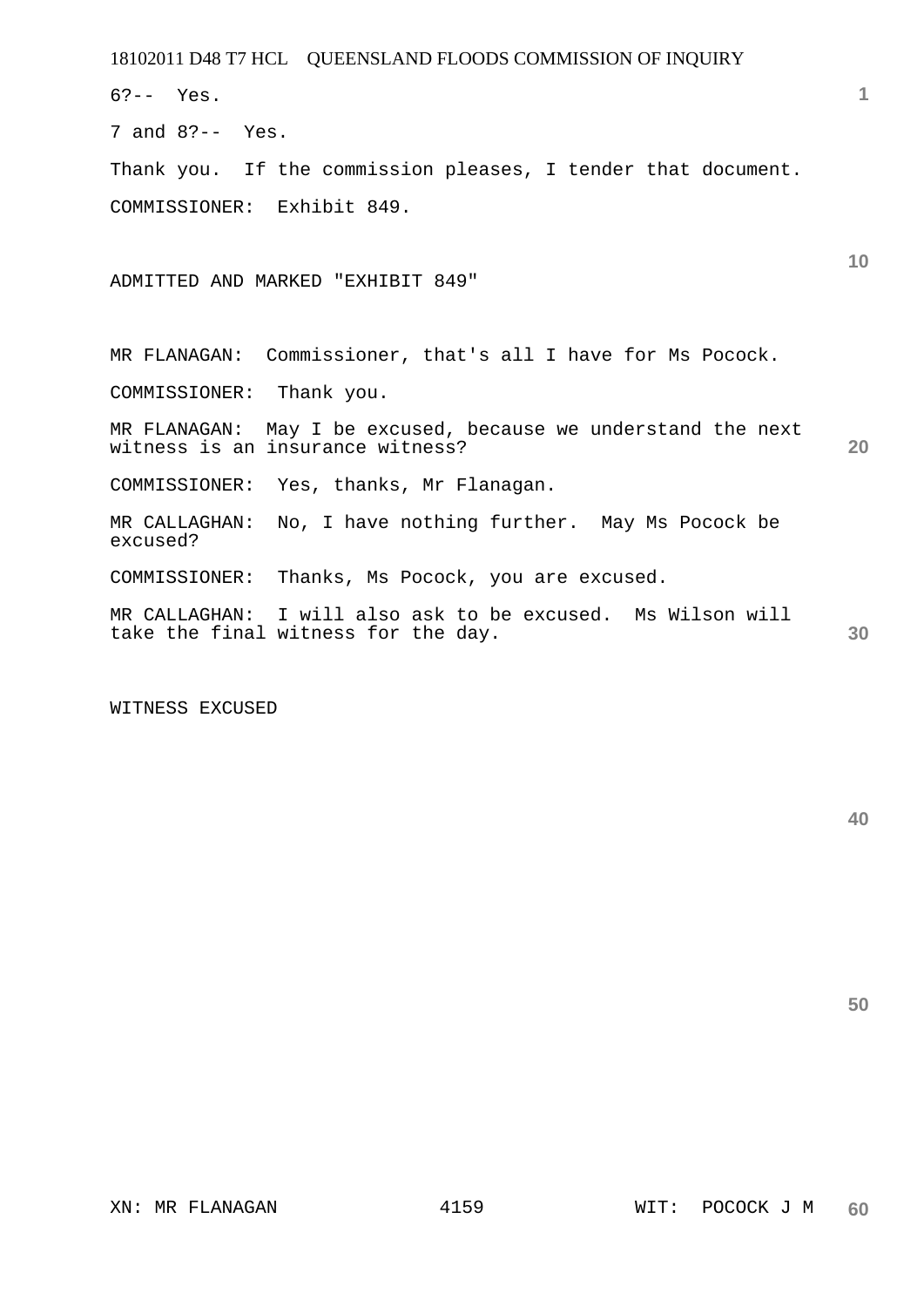6?-- Yes.

7 and 8?-- Yes.

Thank you. If the commission pleases, I tender that document.

COMMISSIONER: Exhibit 849.

ADMITTED AND MARKED "EXHIBIT 849"

MR FLANAGAN: Commissioner, that's all I have for Ms Pocock.

COMMISSIONER: Thank you.

MR FLANAGAN: May I be excused, because we understand the next witness is an insurance witness?

COMMISSIONER: Yes, thanks, Mr Flanagan.

MR CALLAGHAN: No, I have nothing further. May Ms Pocock be excused?

COMMISSIONER: Thanks, Ms Pocock, you are excused.

MR CALLAGHAN: I will also ask to be excused. Ms Wilson will take the final witness for the day.

WITNESS EXCUSED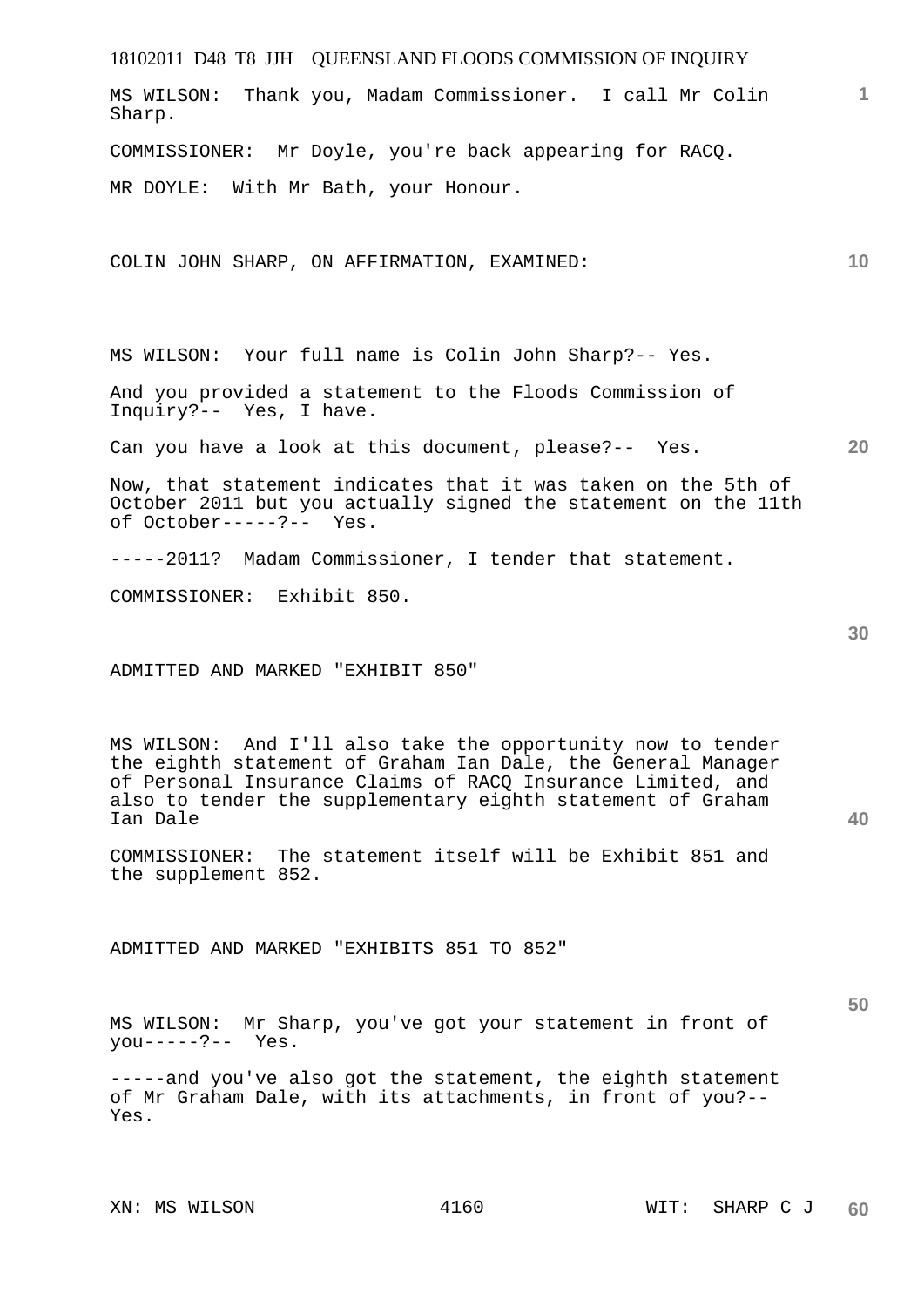MS WILSON: Thank you, Madam Commissioner. I call Mr Colin Sharp.

COMMISSIONER: Mr Doyle, you're back appearing for RACQ.

MR DOYLE: With Mr Bath, your Honour.

COLIN JOHN SHARP, ON AFFIRMATION, EXAMINED:

MS WILSON: Your full name is Colin John Sharp?-- Yes.

And you provided a statement to the Floods Commission of Inquiry?-- Yes, I have.

Can you have a look at this document, please?-- Yes.

Now, that statement indicates that it was taken on the 5th of October 2011 but you actually signed the statement on the 11th of October-----?-- Yes.

-----2011? Madam Commissioner, I tender that statement.

COMMISSIONER: Exhibit 850.

ADMITTED AND MARKED "EXHIBIT 850"

MS WILSON: And I'll also take the opportunity now to tender the eighth statement of Graham Ian Dale, the General Manager of Personal Insurance Claims of RACQ Insurance Limited, and also to tender the supplementary eighth statement of Graham Ian Dale

COMMISSIONER: The statement itself will be Exhibit 851 and the supplement 852.

ADMITTED AND MARKED "EXHIBITS 851 TO 852"

MS WILSON: Mr Sharp, you've got your statement in front of you-----?-- Yes.

-----and you've also got the statement, the eighth statement of Mr Graham Dale, with its attachments, in front of you?-- Yes.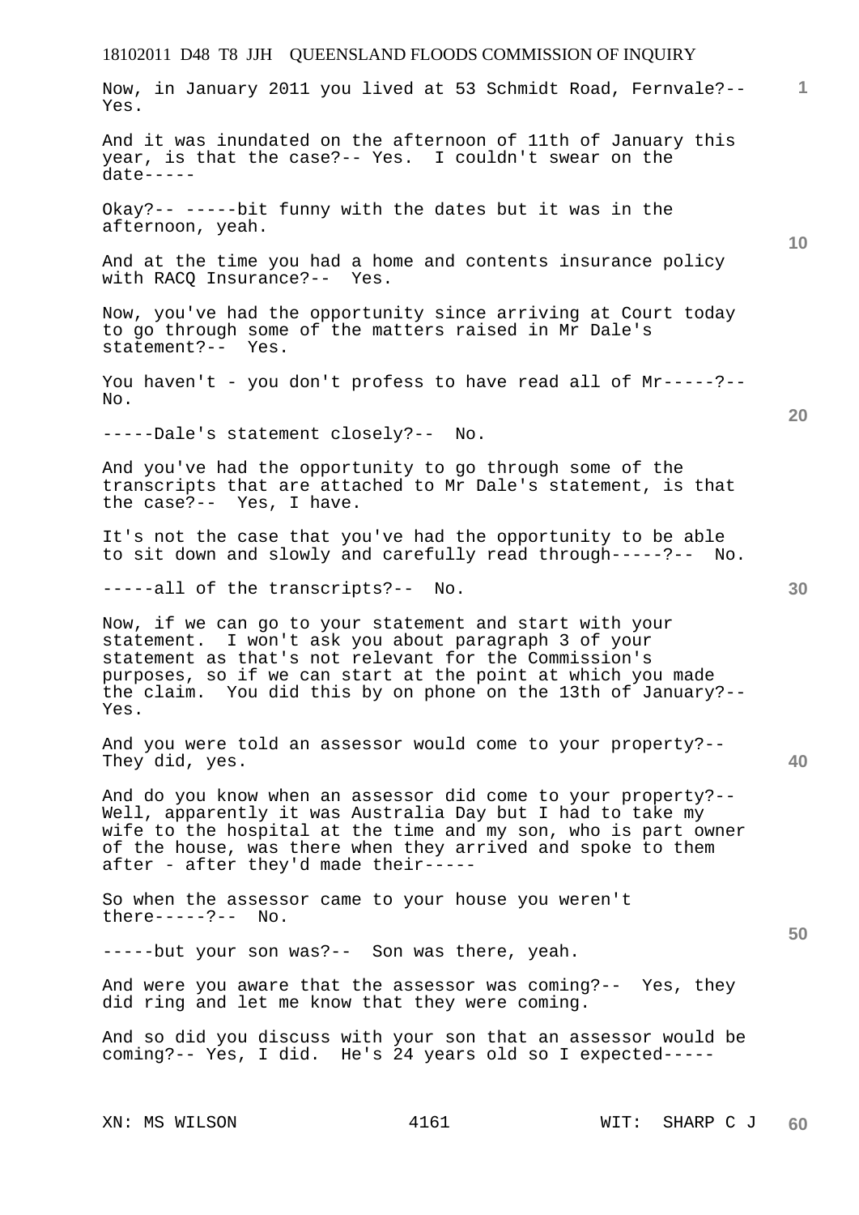Now, in January 2011 you lived at 53 Schmidt Road, Fernvale?-- Yes.

And it was inundated on the afternoon of 11th of January this year, is that the case?-- Yes. I couldn't swear on the date-----

Okay?-- -----bit funny with the dates but it was in the afternoon, yeah.

And at the time you had a home and contents insurance policy with RACQ Insurance?-- Yes.

Now, you've had the opportunity since arriving at Court today to go through some of the matters raised in Mr Dale's statement?-- Yes.

You haven't - you don't profess to have read all of Mr-----?-- No.

-----Dale's statement closely?-- No.

And you've had the opportunity to go through some of the transcripts that are attached to Mr Dale's statement, is that the case?-- Yes, I have.

It's not the case that you've had the opportunity to be able to sit down and slowly and carefully read through-----?-- No.

-----all of the transcripts?-- No.

Now, if we can go to your statement and start with your statement. I won't ask you about paragraph 3 of your statement as that's not relevant for the Commission's purposes, so if we can start at the point at which you made the claim. You did this by on phone on the 13th of January?-- Yes.

And you were told an assessor would come to your property?-- They did, yes.

And do you know when an assessor did come to your property?-- Well, apparently it was Australia Day but I had to take my wife to the hospital at the time and my son, who is part owner of the house, was there when they arrived and spoke to them after - after they'd made their-----

So when the assessor came to your house you weren't there-----?-- No.

-----but your son was?-- Son was there, yeah.

And were you aware that the assessor was coming?-- Yes, they did ring and let me know that they were coming.

And so did you discuss with your son that an assessor would be coming?-- Yes, I did. He's 24 years old so I expected-----

XN: MS WILSON WIT: SHARP C J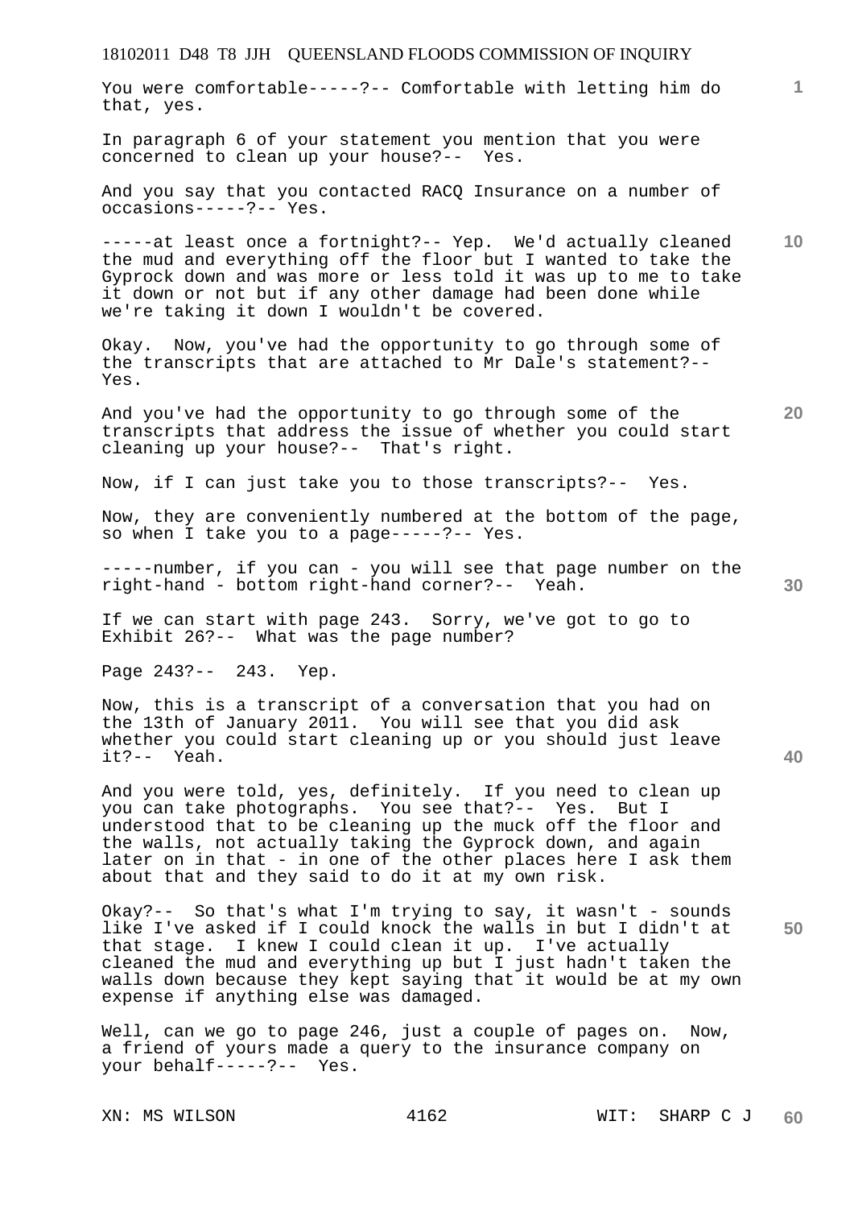You were comfortable-----?-- Comfortable with letting him do that, yes.

In paragraph 6 of your statement you mention that you were concerned to clean up your house?-- Yes.

And you say that you contacted RACQ Insurance on a number of occasions-----?-- Yes.

-----at least once a fortnight?-- Yep. We'd actually cleaned the mud and everything off the floor but I wanted to take the Gyprock down and was more or less told it was up to me to take it down or not but if any other damage had been done while we're taking it down I wouldn't be covered.

Okay. Now, you've had the opportunity to go through some of the transcripts that are attached to Mr Dale's statement?-- Yes.

And you've had the opportunity to go through some of the transcripts that address the issue of whether you could start cleaning up your house?-- That's right.

Now, if I can just take you to those transcripts?-- Yes.

Now, they are conveniently numbered at the bottom of the page, so when I take you to a page-----?-- Yes.

-----number, if you can - you will see that page number on the right-hand - bottom right-hand corner?-- Yeah.

If we can start with page 243. Sorry, we've got to go to Exhibit 26?-- What was the page number?

Page 243?-- 243. Yep.

Now, this is a transcript of a conversation that you had on the 13th of January 2011. You will see that you did ask whether you could start cleaning up or you should just leave it?-- Yeah.

And you were told, yes, definitely. If you need to clean up you can take photographs. You see that?-- Yes. But I understood that to be cleaning up the muck off the floor and the walls, not actually taking the Gyprock down, and again later on in that - in one of the other places here I ask them about that and they said to do it at my own risk.

Okay?-- So that's what I'm trying to say, it wasn't - sounds like I've asked if I could knock the walls in but I didn't at that stage. I knew I could clean it up. I've actually cleaned the mud and everything up but I just hadn't taken the walls down because they kept saying that it would be at my own expense if anything else was damaged.

Well, can we go to page 246, just a couple of pages on. Now, a friend of yours made a query to the insurance company on your behalf-----?-- Yes.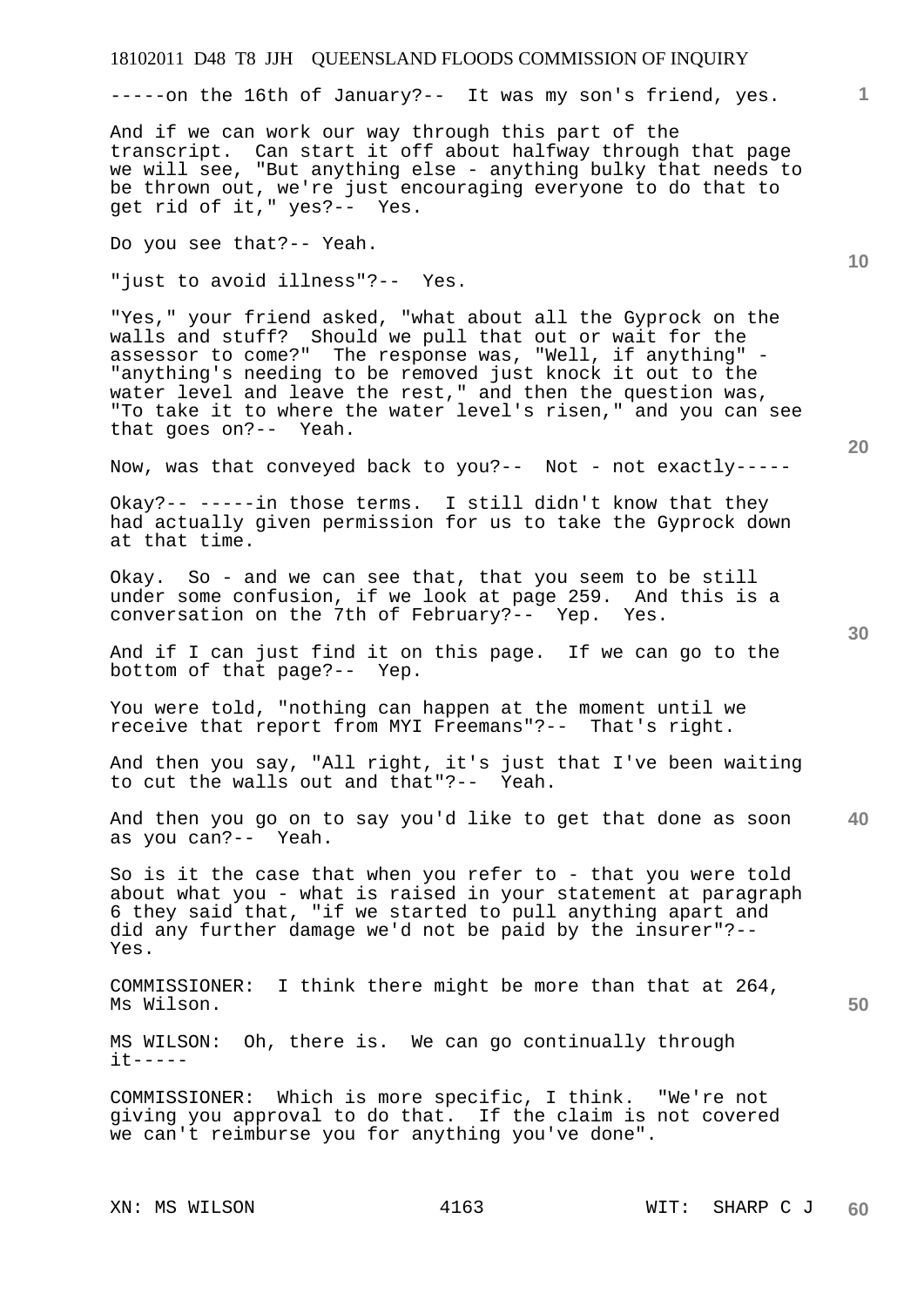-----on the 16th of January?-- It was my son's friend, yes.

And if we can work our way through this part of the transcript. Can start it off about halfway through that page we will see, "But anything else - anything bulky that needs to be thrown out, we're just encouraging everyone to do that to get rid of it," yes?-- Yes.

Do you see that?-- Yeah.

"just to avoid illness"?-- Yes.

"Yes," your friend asked, "what about all the Gyprock on the walls and stuff? Should we pull that out or wait for the assessor to come?" The response was, "Well, if anything" - "anything's needing to be removed just knock it out to the water level and leave the rest," and then the question was, "To take it to where the water level's risen," and you can see that goes on?-- Yeah.

Now, was that conveyed back to you?-- Not - not exactly-----

Okay?-- -----in those terms. I still didn't know that they had actually given permission for us to take the Gyprock down at that time.

Okay. So - and we can see that, that you seem to be still under some confusion, if we look at page 259. And this is a conversation on the 7th of February?-- Yep. Yes.

And if I can just find it on this page. If we can go to the bottom of that page?-- Yep.

You were told, "nothing can happen at the moment until we receive that report from MYI Freemans"?-- That's right.

And then you say, "All right, it's just that I've been waiting to cut the walls out and that"?-- Yeah.

And then you go on to say you'd like to get that done as soon as you can?-- Yeah.

So is it the case that when you refer to - that you were told about what you - what is raised in your statement at paragraph 6 they said that, "if we started to pull anything apart and did any further damage we'd not be paid by the insurer"?-- Yes.

COMMISSIONER: I think there might be more than that at 264, Ms Wilson.

MS WILSON: Oh, there is. We can go continually through it-----

COMMISSIONER: Which is more specific, I think. "We're not giving you approval to do that. If the claim is not covered we can't reimburse you for anything you've done".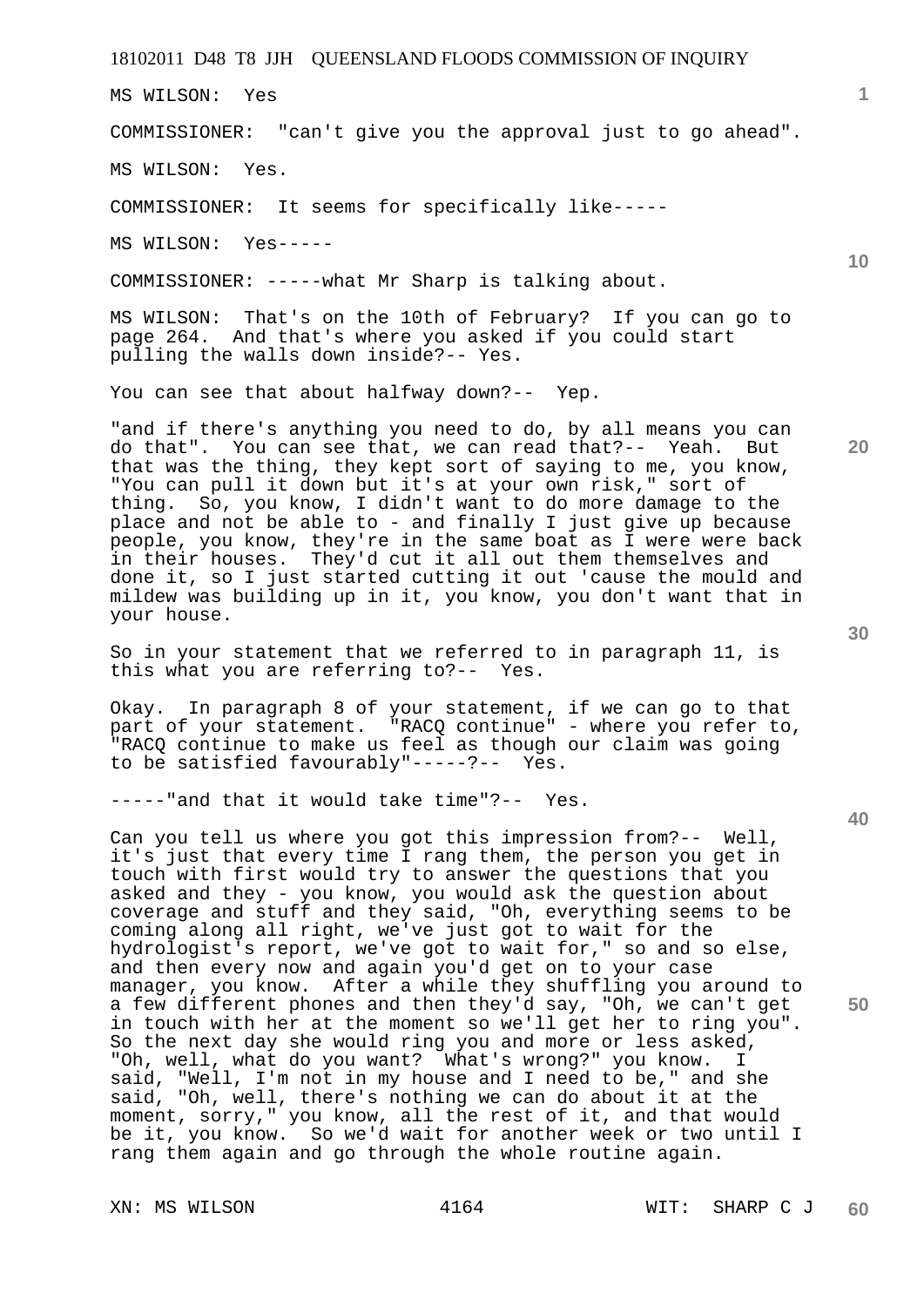MS WILSON: Yes

COMMISSIONER: "can't give you the approval just to go ahead".

MS WILSON: Yes.

COMMISSIONER: It seems for specifically like-----

MS WILSON: Yes-----

COMMISSIONER: -----what Mr Sharp is talking about.

MS WILSON: That's on the 10th of February? If you can go to page 264. And that's where you asked if you could start pulling the walls down inside?-- Yes.

You can see that about halfway down?-- Yep.

"and if there's anything you need to do, by all means you can do that". You can see that, we can read that?-- Yeah. But that was the thing, they kept sort of saying to me, you know, "You can pull it down but it's at your own risk," sort of thing. So, you know, I didn't want to do more damage to the place and not be able to - and finally I just give up because people, you know, they're in the same boat as I were were back in their houses. They'd cut it all out them themselves and done it, so I just started cutting it out 'cause the mould and mildew was building up in it, you know, you don't want that in your house.

So in your statement that we referred to in paragraph 11, is this what you are referring to?-- Yes.

Okay. In paragraph 8 of your statement, if we can go to that part of your statement. "RACQ continue" - where you refer to, "RACQ continue to make us feel as though our claim was going to be satisfied favourably"-----?-- Yes.

-----"and that it would take time"?-- Yes.

Can you tell us where you got this impression from?-- Well, it's just that every time I rang them, the person you get in touch with first would try to answer the questions that you asked and they - you know, you would ask the question about coverage and stuff and they said, "Oh, everything seems to be coming along all right, we've just got to wait for the hydrologist's report, we've got to wait for," so and so else, and then every now and again you'd get on to your case manager, you know. After a while they shuffling you around to a few different phones and then they'd say, "Oh, we can't get in touch with her at the moment so we'll get her to ring you". So the next day she would ring you and more or less asked, "Oh, well, what do you want? What's wrong?" you know. I said, "Well, I'm not in my house and I need to be," and she said, "Oh, well, there's nothing we can do about it at the moment, sorry," you know, all the rest of it, and that would be it, you know. So we'd wait for another week or two until I rang them again and go through the whole routine again.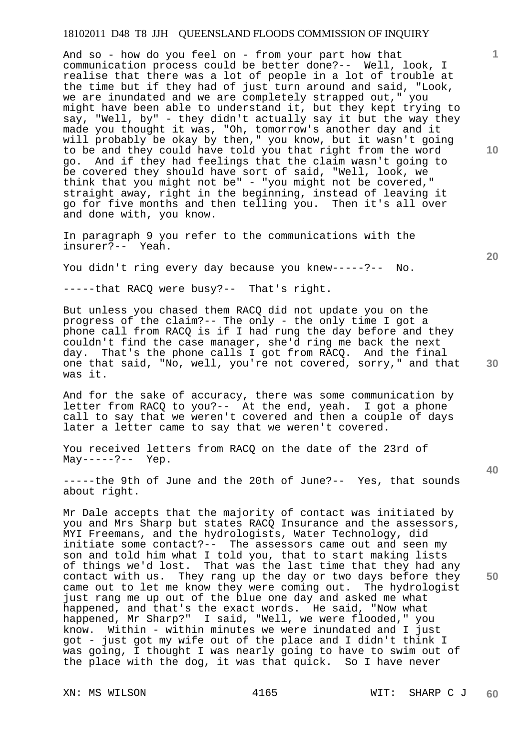And so - how do you feel on - from your part how that communication process could be better done?-- Well, look, I realise that there was a lot of people in a lot of trouble at the time but if they had of just turn around and said, "Look, we are inundated and we are completely strapped out," you might have been able to understand it, but they kept trying to say, "Well, by" - they didn't actually say it but the way they made you thought it was, "Oh, tomorrow's another day and it will probably be okay by then," you know, but it wasn't going to be and they could have told you that right from the word go. And if they had feelings that the claim wasn't going to be covered they should have sort of said, "Well, look, we think that you might not be" - "you might not be covered," straight away, right in the beginning, instead of leaving it go for five months and then telling you. Then it's all over and done with, you know.

In paragraph 9 you refer to the communications with the insurer?-- Yeah.

You didn't ring every day because you knew-----?-- No.

-----that RACQ were busy?-- That's right.

But unless you chased them RACQ did not update you on the progress of the claim?-- The only - the only time I got a phone call from RACQ is if I had rung the day before and they couldn't find the case manager, she'd ring me back the next day. That's the phone calls I got from RACQ. And the final one that said, "No, well, you're not covered, sorry," and that was it.

And for the sake of accuracy, there was some communication by letter from RACQ to you?-- At the end, yeah. I got a phone call to say that we weren't covered and then a couple of days later a letter came to say that we weren't covered.

You received letters from RACQ on the date of the 23rd of May-----?-- Yep.

-----the 9th of June and the 20th of June?-- Yes, that sounds about right.

Mr Dale accepts that the majority of contact was initiated by you and Mrs Sharp but states RACQ Insurance and the assessors, MYI Freemans, and the hydrologists, Water Technology, did initiate some contact?-- The assessors came out and seen my son and told him what I told you, that to start making lists of things we'd lost. That was the last time that they had any contact with us. They rang up the day or two days before they came out to let me know they were coming out. The hydrologist just rang me up out of the blue one day and asked me what happened, and that's the exact words. He said, "Now what happened, Mr Sharp?" I said, "Well, we were flooded," you know. Within - within minutes we were inundated and I just got - just got my wife out of the place and I didn't think I was going, I thought I was nearly going to have to swim out of the place with the dog, it was that quick. So I have never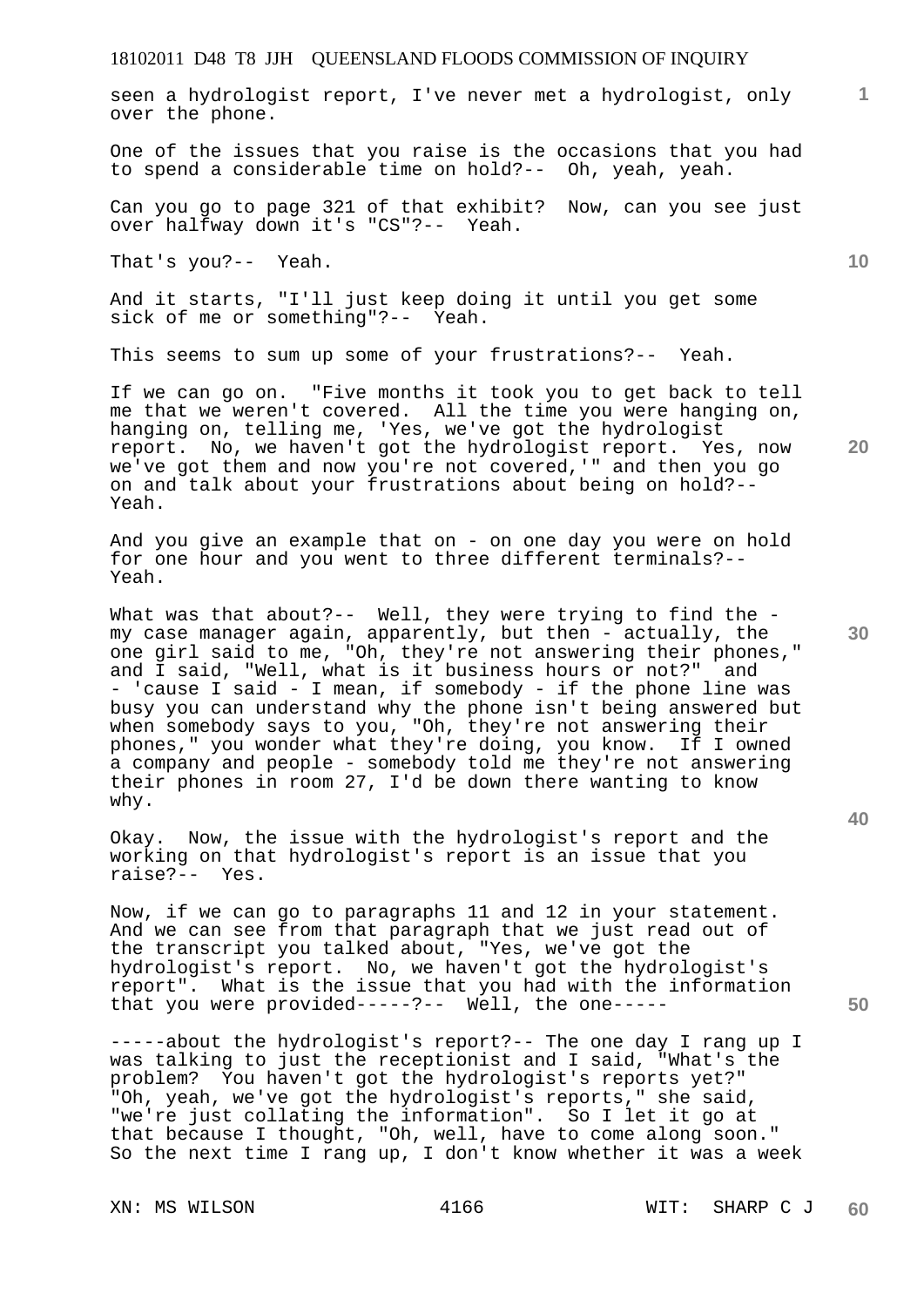seen a hydrologist report, I've never met a hydrologist, only over the phone.

One of the issues that you raise is the occasions that you had to spend a considerable time on hold?-- Oh, yeah, yeah.

Can you go to page 321 of that exhibit? Now, can you see just over halfway down it's "CS"?-- Yeah.

That's you?-- Yeah.

And it starts, "I'll just keep doing it until you get some sick of me or something"?-- Yeah.

This seems to sum up some of your frustrations?-- Yeah.

If we can go on. "Five months it took you to get back to tell me that we weren't covered. All the time you were hanging on, hanging on, telling me, 'Yes, we've got the hydrologist report. No, we haven't got the hydrologist report. Yes, now we've got them and now you're not covered,'" and then you go on and talk about your frustrations about being on hold?-- Yeah.

And you give an example that on - on one day you were on hold for one hour and you went to three different terminals?-- Yeah.

What was that about?-- Well, they were trying to find the - my case manager again, apparently, but then - actually, the one girl said to me, "Oh, they're not answering their phones," and I said, "Well, what is it business hours or not?" and - 'cause I said - I mean, if somebody - if the phone line was busy you can understand why the phone isn't being answered but when somebody says to you, "Oh, they're not answering their phones," you wonder what they're doing, you know. If I owned a company and people - somebody told me they're not answering their phones in room 27, I'd be down there wanting to know why.

Okay. Now, the issue with the hydrologist's report and the working on that hydrologist's report is an issue that you raise?-- Yes.

Now, if we can go to paragraphs 11 and 12 in your statement. And we can see from that paragraph that we just read out of the transcript you talked about, "Yes, we've got the hydrologist's report. No, we haven't got the hydrologist's report". What is the issue that you had with the information that you were provided-----?-- Well, the one-----

-----about the hydrologist's report?-- The one day I rang up I was talking to just the receptionist and I said, "What's the problem? You haven't got the hydrologist's reports yet?" "Oh, yeah, we've got the hydrologist's reports," she said, "we're just collating the information". So I let it go at that because I thought, "Oh, well, have to come along soon." So the next time I rang up, I don't know whether it was a week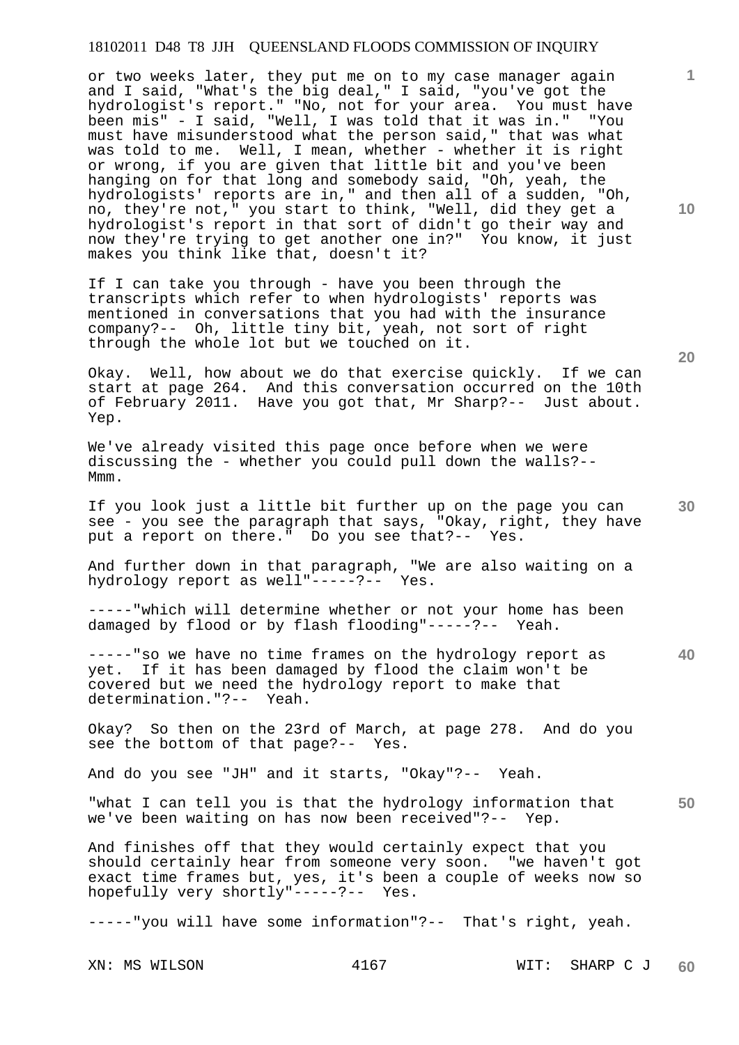or two weeks later, they put me on to my case manager again and I said, "What's the big deal," I said, "you've got the hydrologist's report." "No, not for your area. You must have been mis" - I said, "Well, I was told that it was in." "You must have misunderstood what the person said," that was what was told to me. Well, I mean, whether - whether it is right or wrong, if you are given that little bit and you've been hanging on for that long and somebody said, "Oh, yeah, the hydrologists' reports are in," and then all of a sudden, "Oh, no, they're not," you start to think, "Well, did they get a hydrologist's report in that sort of didn't go their way and now they're trying to get another one in?" You know, it just makes you think like that, doesn't it?

If I can take you through - have you been through the transcripts which refer to when hydrologists' reports was mentioned in conversations that you had with the insurance company?-- Oh, little tiny bit, yeah, not sort of right through the whole lot but we touched on it.

Okay. Well, how about we do that exercise quickly. If we can start at page 264. And this conversation occurred on the 10th of February 2011. Have you got that, Mr Sharp?-- Just about. Yep.

We've already visited this page once before when we were discussing the - whether you could pull down the walls?-- Mmm.

If you look just a little bit further up on the page you can see - you see the paragraph that says, "Okay, right, they have put a report on there." Do you see that?-- Yes.

And further down in that paragraph, "We are also waiting on a hydrology report as well"-----?-- Yes.

-----"which will determine whether or not your home has been damaged by flood or by flash flooding"-----?-- Yeah.

-----"so we have no time frames on the hydrology report as yet. If it has been damaged by flood the claim won't be covered but we need the hydrology report to make that determination."?-- Yeah.

Okay? So then on the 23rd of March, at page 278. And do you see the bottom of that page?-- Yes.

And do you see "JH" and it starts, "Okay"?-- Yeah.

"what I can tell you is that the hydrology information that we've been waiting on has now been received"?-- Yep.

And finishes off that they would certainly expect that you should certainly hear from someone very soon. "we haven't got exact time frames but, yes, it's been a couple of weeks now so hopefully very shortly"-----?-- Yes.

-----"you will have some information"?-- That's right, yeah.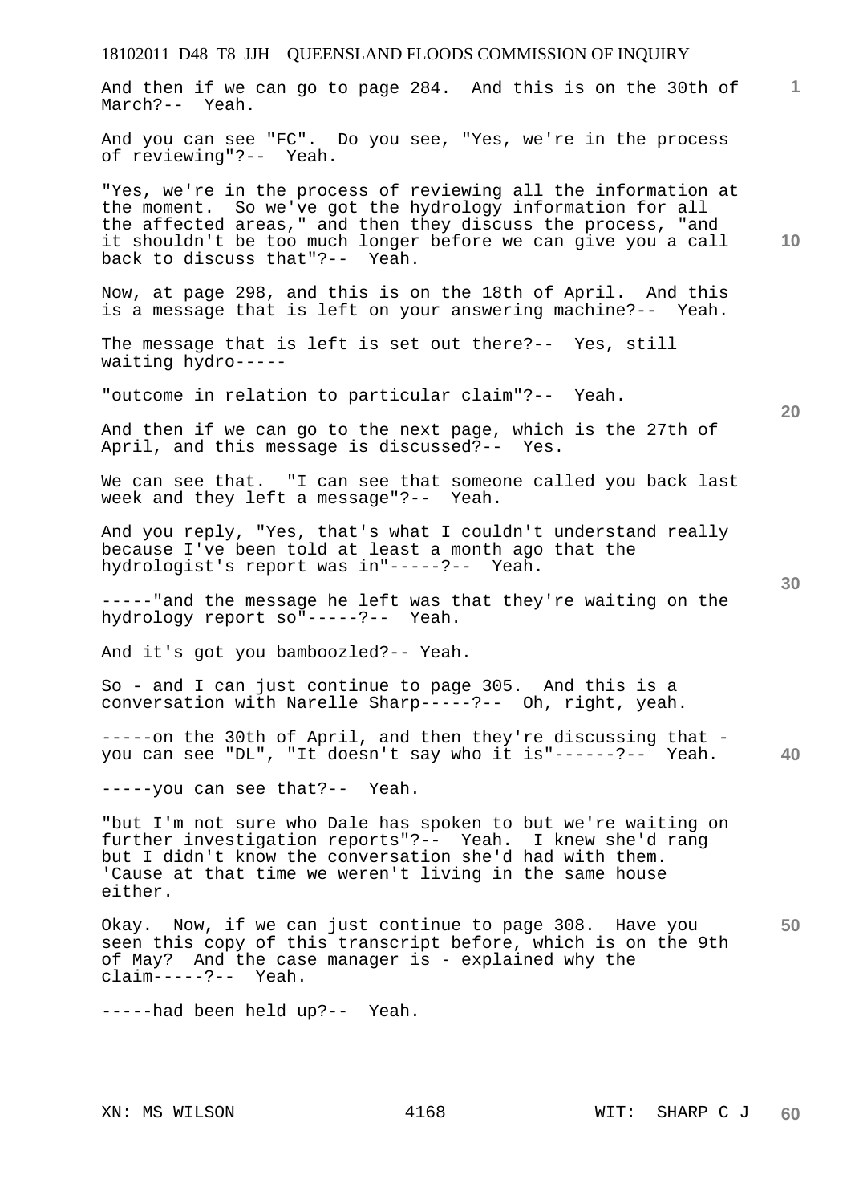And then if we can go to page 284. And this is on the 30th of March?-- Yeah.

And you can see "FC". Do you see, "Yes, we're in the process of reviewing"?-- Yeah.

"Yes, we're in the process of reviewing all the information at the moment. So we've got the hydrology information for all the affected areas," and then they discuss the process, "and it shouldn't be too much longer before we can give you a call back to discuss that"?-- Yeah.

Now, at page 298, and this is on the 18th of April. And this is a message that is left on your answering machine?-- Yeah.

The message that is left is set out there?-- Yes, still waiting hydro-----

"outcome in relation to particular claim"?-- Yeah.

And then if we can go to the next page, which is the 27th of April, and this message is discussed?-- Yes.

We can see that. "I can see that someone called you back last week and they left a message"?-- Yeah.

And you reply, "Yes, that's what I couldn't understand really because I've been told at least a month ago that the hydrologist's report was in"-----?-- Yeah.

-----"and the message he left was that they're waiting on the hydrology report so"-----?-- Yeah.

And it's got you bamboozled?-- Yeah.

So - and I can just continue to page 305. And this is a conversation with Narelle Sharp-----?-- Oh, right, yeah.

-----on the 30th of April, and then they're discussing that - you can see "DL", "It doesn't say who it is"------?-- Yeah.

-----you can see that?-- Yeah.

"but I'm not sure who Dale has spoken to but we're waiting on further investigation reports"?-- Yeah. I knew she'd rang but I didn't know the conversation she'd had with them. 'Cause at that time we weren't living in the same house either.

Okay. Now, if we can just continue to page 308. Have you seen this copy of this transcript before, which is on the 9th of May? And the case manager is - explained why the claim-----?-- Yeah.

-----had been held up?-- Yeah.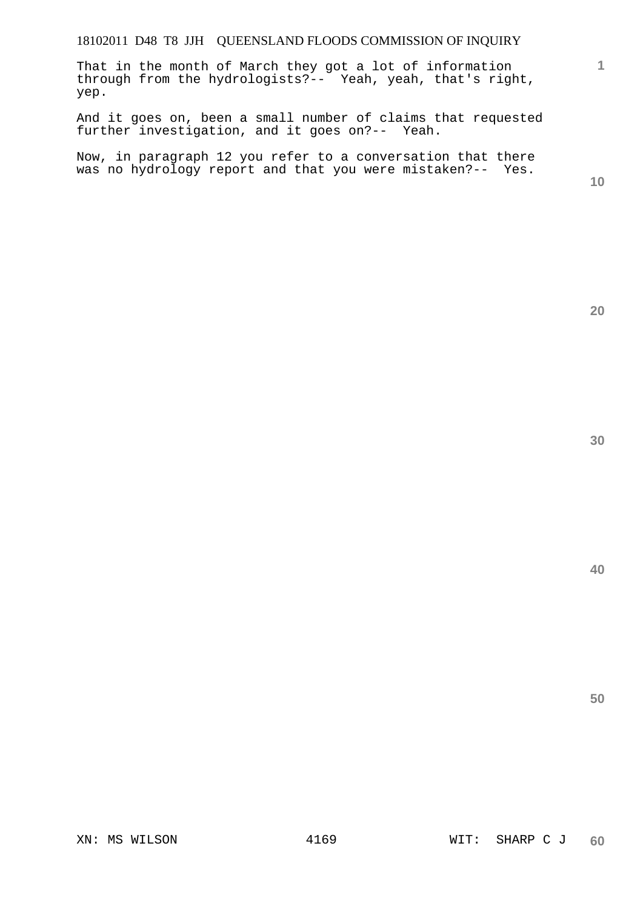That in the month of March they got a lot of information through from the hydrologists?-- Yeah, yeah, that's right, yep.

And it goes on, been a small number of claims that requested further investigation, and it goes on?-- Yeah.

Now, in paragraph 12 you refer to a conversation that there was no hydrology report and that you were mistaken?-- Yes.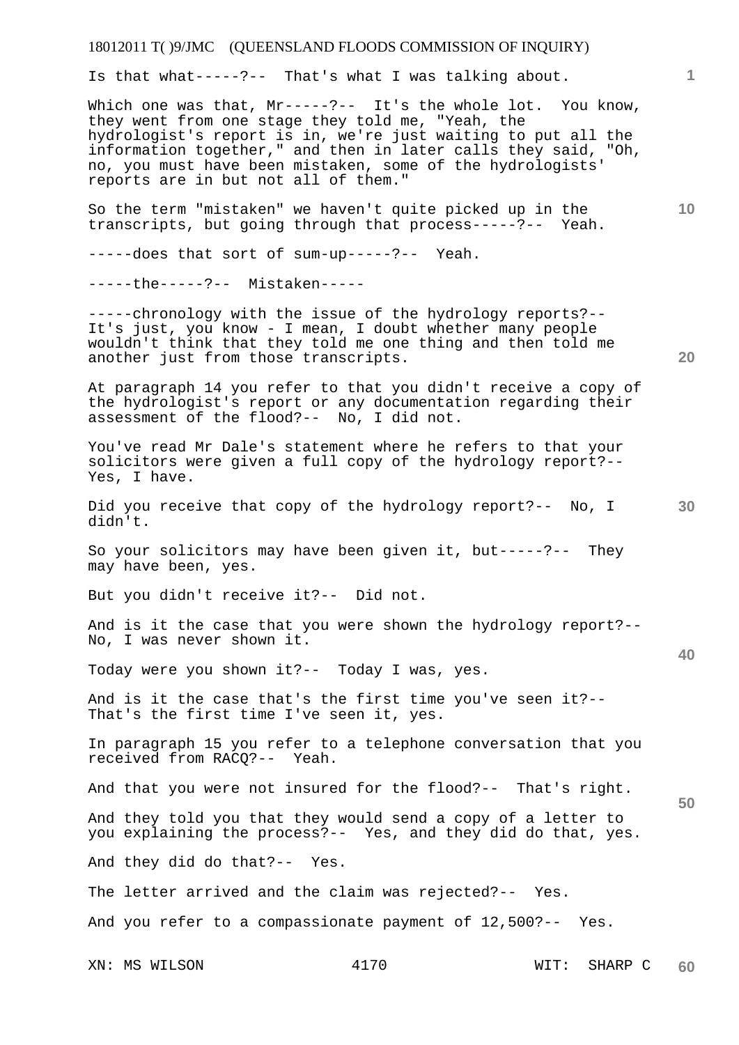Is that what-----?-- That's what I was talking about.

Which one was that, Mr-----?-- It's the whole lot. You know, they went from one stage they told me, "Yeah, the hydrologist's report is in, we're just waiting to put all the information together," and then in later calls they said, "Oh, no, you must have been mistaken, some of the hydrologists' reports are in but not all of them."

So the term "mistaken" we haven't quite picked up in the transcripts, but going through that process-----?-- Yeah.

-----does that sort of sum-up-----?-- Yeah.

-----the-----?-- Mistaken-----

-----chronology with the issue of the hydrology reports?-- It's just, you know - I mean, I doubt whether many people wouldn't think that they told me one thing and then told me another just from those transcripts.

At paragraph 14 you refer to that you didn't receive a copy of the hydrologist's report or any documentation regarding their assessment of the flood?-- No, I did not.

You've read Mr Dale's statement where he refers to that your solicitors were given a full copy of the hydrology report?-- Yes, I have.

Did you receive that copy of the hydrology report?-- No, I didn't.

So your solicitors may have been given it, but-----?-- They may have been, yes.

But you didn't receive it?-- Did not.

And is it the case that you were shown the hydrology report?-- No, I was never shown it.

Today were you shown it?-- Today I was, yes.

And is it the case that's the first time you've seen it?-- That's the first time I've seen it, yes.

In paragraph 15 you refer to a telephone conversation that you received from RACQ?-- Yeah.

And that you were not insured for the flood?-- That's right.

And they told you that they would send a copy of a letter to you explaining the process?-- Yes, and they did do that, yes.

And they did do that?-- Yes.

The letter arrived and the claim was rejected?-- Yes.

And you refer to a compassionate payment of 12,500?-- Yes.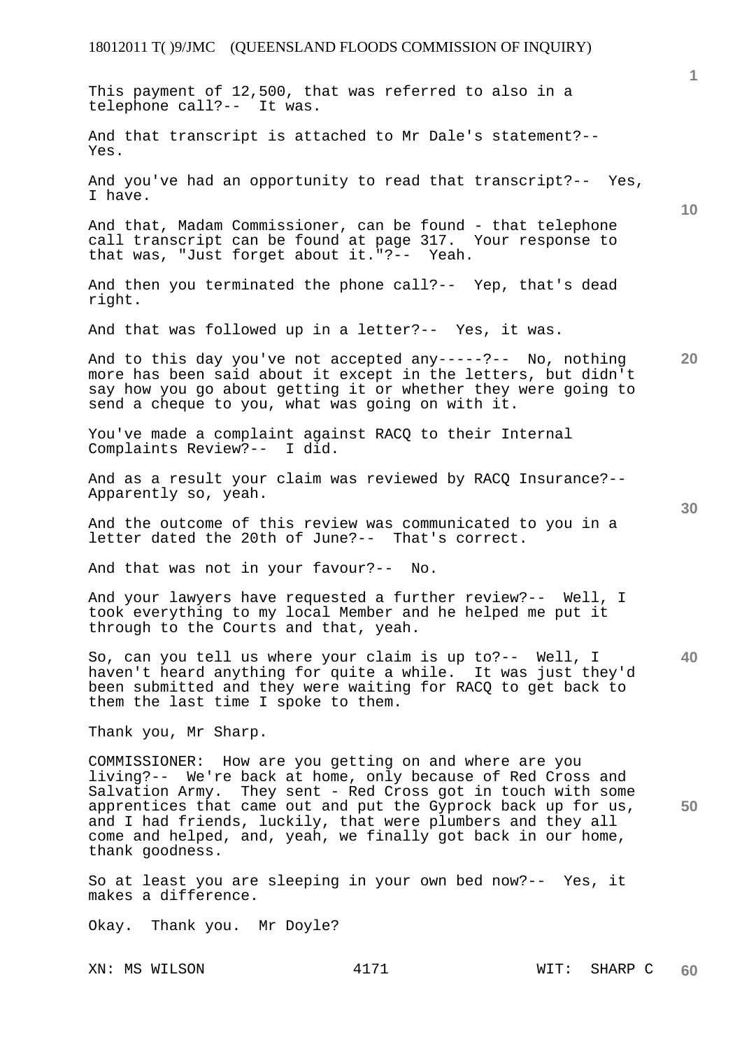This payment of 12,500, that was referred to also in a telephone call?-- It was.

And that transcript is attached to Mr Dale's statement?-- Yes.

And you've had an opportunity to read that transcript?-- Yes, I have.

And that, Madam Commissioner, can be found - that telephone call transcript can be found at page 317. Your response to that was, "Just forget about it."?-- Yeah.

And then you terminated the phone call?-- Yep, that's dead right.

And that was followed up in a letter?-- Yes, it was.

And to this day you've not accepted any-----?-- No, nothing more has been said about it except in the letters, but didn't say how you go about getting it or whether they were going to send a cheque to you, what was going on with it.

You've made a complaint against RACQ to their Internal Complaints Review?-- I did.

And as a result your claim was reviewed by RACQ Insurance?-- Apparently so, yeah.

And the outcome of this review was communicated to you in a letter dated the 20th of June?-- That's correct.

And that was not in your favour?-- No.

And your lawyers have requested a further review?-- Well, I took everything to my local Member and he helped me put it through to the Courts and that, yeah.

So, can you tell us where your claim is up to?-- Well, I haven't heard anything for quite a while. It was just they'd been submitted and they were waiting for RACQ to get back to them the last time I spoke to them.

Thank you, Mr Sharp.

COMMISSIONER: How are you getting on and where are you living?-- We're back at home, only because of Red Cross and Salvation Army. They sent - Red Cross got in touch with some apprentices that came out and put the Gyprock back up for us, and I had friends, luckily, that were plumbers and they all come and helped, and, yeah, we finally got back in our home, thank goodness.

So at least you are sleeping in your own bed now?-- Yes, it makes a difference.

Okay. Thank you. Mr Doyle?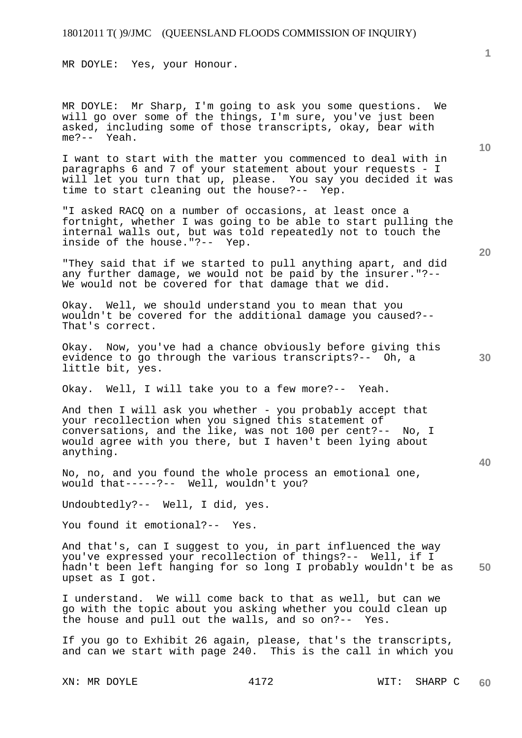MR DOYLE: Yes, your Honour.

MR DOYLE: Mr Sharp, I'm going to ask you some questions. We will go over some of the things, I'm sure, you've just been asked, including some of those transcripts, okay, bear with me?-- Yeah.

I want to start with the matter you commenced to deal with in paragraphs 6 and 7 of your statement about your requests - I will let you turn that up, please. You say you decided it was time to start cleaning out the house?-- Yep.

"I asked RACQ on a number of occasions, at least once a fortnight, whether I was going to be able to start pulling the internal walls out, but was told repeatedly not to touch the inside of the house."?-- Yep.

"They said that if we started to pull anything apart, and did any further damage, we would not be paid by the insurer."?-- We would not be covered for that damage that we did.

Okay. Well, we should understand you to mean that you wouldn't be covered for the additional damage you caused?-- That's correct.

Okay. Now, you've had a chance obviously before giving this evidence to go through the various transcripts?-- Oh, a little bit, yes.

Okay. Well, I will take you to a few more?-- Yeah.

And then I will ask you whether - you probably accept that your recollection when you signed this statement of conversations, and the like, was not 100 per cent?-- No, I would agree with you there, but I haven't been lying about anything.

No, no, and you found the whole process an emotional one, would that-----?-- Well, wouldn't you?

Undoubtedly?-- Well, I did, yes.

You found it emotional?-- Yes.

And that's, can I suggest to you, in part influenced the way you've expressed your recollection of things?-- Well, if I hadn't been left hanging for so long I probably wouldn't be as upset as I got.

I understand. We will come back to that as well, but can we go with the topic about you asking whether you could clean up the house and pull out the walls, and so on?-- Yes.

If you go to Exhibit 26 again, please, that's the transcripts, and can we start with page 240. This is the call in which you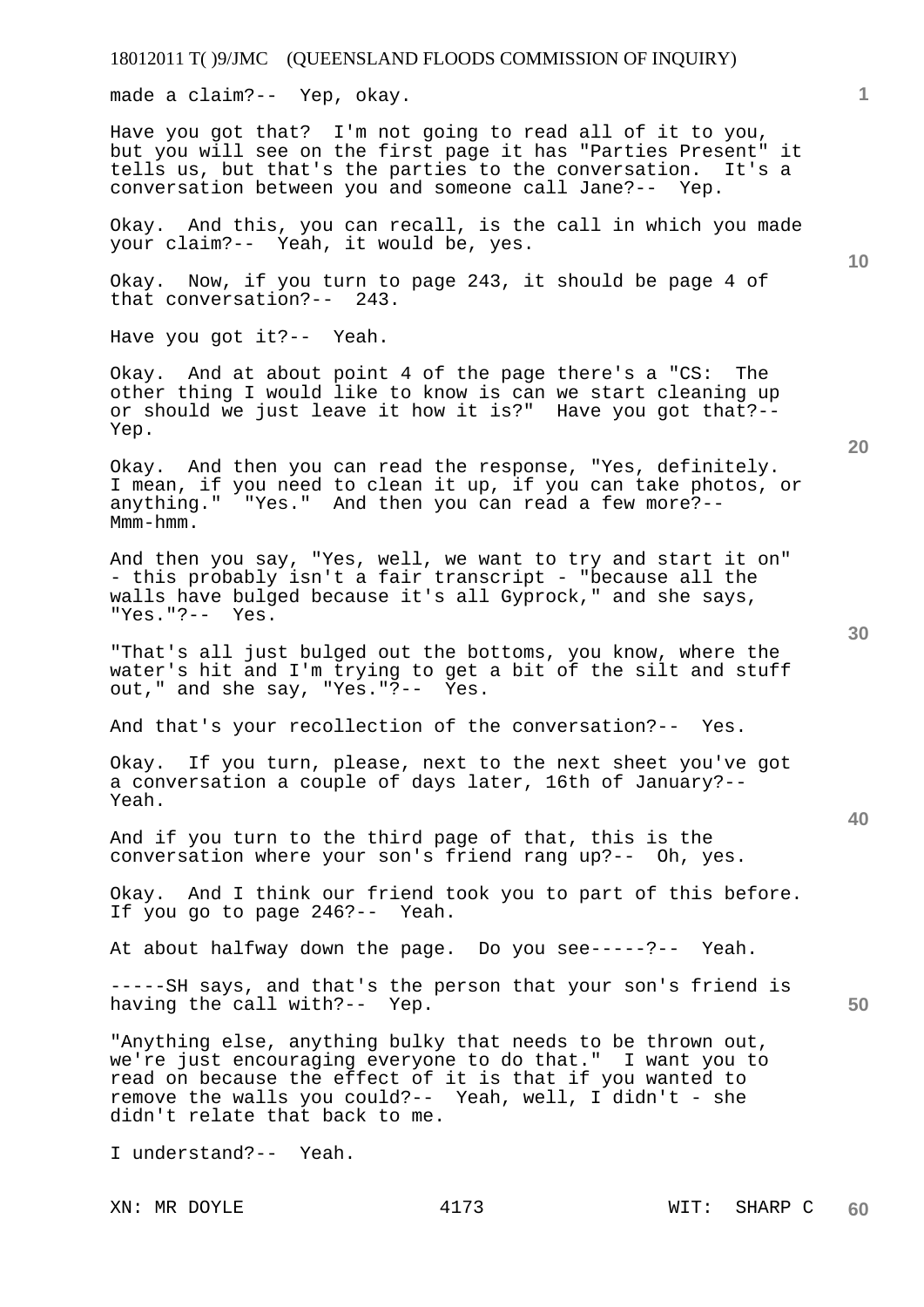made a claim?-- Yep, okay.

Have you got that? I'm not going to read all of it to you, but you will see on the first page it has "Parties Present" it tells us, but that's the parties to the conversation. It's a conversation between you and someone call Jane?-- Yep.

Okay. And this, you can recall, is the call in which you made your claim?-- Yeah, it would be, yes.

Okay. Now, if you turn to page 243, it should be page 4 of that conversation?-- 243.

Have you got it?-- Yeah.

Okay. And at about point 4 of the page there's a "CS: The other thing I would like to know is can we start cleaning up or should we just leave it how it is?" Have you got that?-- Yep.

Okay. And then you can read the response, "Yes, definitely. I mean, if you need to clean it up, if you can take photos, or anything." "Yes." And then you can read a few more?-- Mmm-hmm.

And then you say, "Yes, well, we want to try and start it on" - this probably isn't a fair transcript - "because all the walls have bulged because it's all Gyprock," and she says, "Yes."?-- Yes.

"That's all just bulged out the bottoms, you know, where the water's hit and I'm trying to get a bit of the silt and stuff out," and she say, "Yes."?-- Yes.

And that's your recollection of the conversation?-- Yes.

Okay. If you turn, please, next to the next sheet you've got a conversation a couple of days later, 16th of January?-- Yeah.

And if you turn to the third page of that, this is the conversation where your son's friend rang up?-- Oh, yes.

Okay. And I think our friend took you to part of this before. If you go to page 246?-- Yeah.

At about halfway down the page. Do you see-----?-- Yeah.

-----SH says, and that's the person that your son's friend is having the call with?-- Yep.

"Anything else, anything bulky that needs to be thrown out, we're just encouraging everyone to do that." I want you to read on because the effect of it is that if you wanted to remove the walls you could?-- Yeah, well, I didn't - she didn't relate that back to me.

I understand?-- Yeah.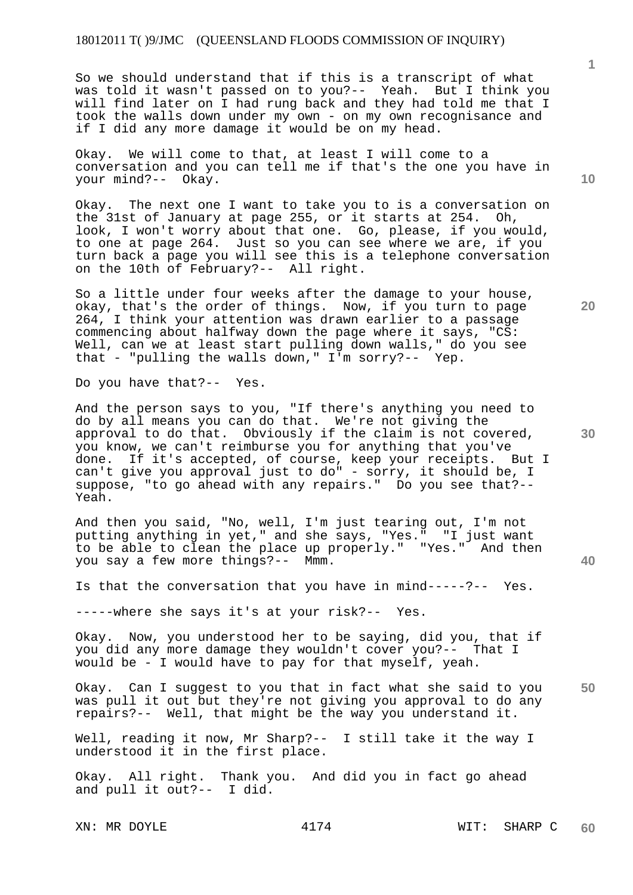So we should understand that if this is a transcript of what was told it wasn't passed on to you?-- Yeah. But I think you will find later on I had rung back and they had told me that I took the walls down under my own - on my own recognisance and if I did any more damage it would be on my head.

Okay. We will come to that, at least I will come to a conversation and you can tell me if that's the one you have in your mind?-- Okay.

Okay. The next one I want to take you to is a conversation on the 31st of January at page 255, or it starts at 254. Oh, look, I won't worry about that one. Go, please, if you would, to one at page 264. Just so you can see where we are, if you turn back a page you will see this is a telephone conversation on the 10th of February?-- All right.

So a little under four weeks after the damage to your house, okay, that's the order of things. Now, if you turn to page 264, I think your attention was drawn earlier to a passage commencing about halfway down the page where it says, "CS: Well, can we at least start pulling down walls," do you see that - "pulling the walls down," I'm sorry?-- Yep.

Do you have that?-- Yes.

And the person says to you, "If there's anything you need to do by all means you can do that. We're not giving the approval to do that. Obviously if the claim is not covered, you know, we can't reimburse you for anything that you've done. If it's accepted, of course, keep your receipts. But I can't give you approval just to do" - sorry, it should be, I suppose, "to go ahead with any repairs." Do you see that?-- Yeah.

And then you said, "No, well, I'm just tearing out, I'm not putting anything in yet," and she says, "Yes." "I just want to be able to clean the place up properly." "Yes." And then you say a few more things?-- Mmm.

Is that the conversation that you have in mind-----?-- Yes.

-----where she says it's at your risk?-- Yes.

Okay. Now, you understood her to be saying, did you, that if you did any more damage they wouldn't cover you?-- That I would be - I would have to pay for that myself, yeah.

Okay. Can I suggest to you that in fact what she said to you was pull it out but they're not giving you approval to do any repairs?-- Well, that might be the way you understand it.

Well, reading it now, Mr Sharp?-- I still take it the way I understood it in the first place.

Okay. All right. Thank you. And did you in fact go ahead and pull it out?-- I did.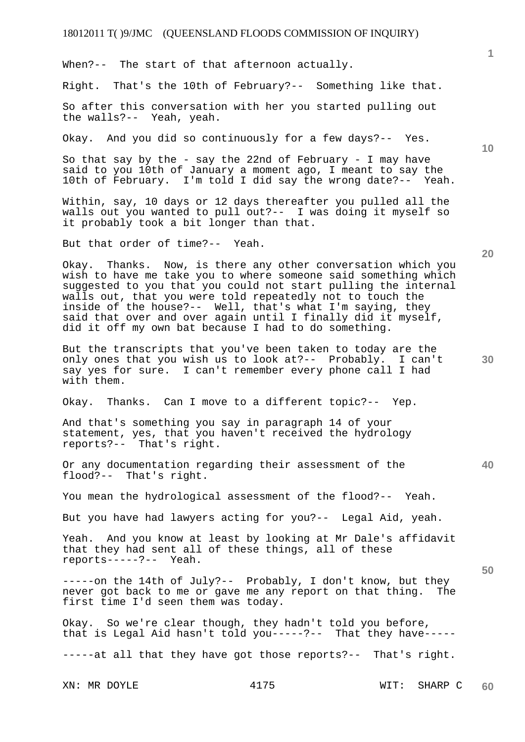When?-- The start of that afternoon actually.

Right. That's the 10th of February?-- Something like that.

So after this conversation with her you started pulling out the walls?-- Yeah, yeah.

Okay. And you did so continuously for a few days?-- Yes.

So that say by the - say the 22nd of February - I may have said to you 10th of January a moment ago, I meant to say the 10th of February. I'm told I did say the wrong date?-- Yeah.

Within, say, 10 days or 12 days thereafter you pulled all the walls out you wanted to pull out?-- I was doing it myself so it probably took a bit longer than that.

But that order of time?-- Yeah.

Okay. Thanks. Now, is there any other conversation which you wish to have me take you to where someone said something which suggested to you that you could not start pulling the internal walls out, that you were told repeatedly not to touch the inside of the house?-- Well, that's what I'm saying, they said that over and over again until I finally did it myself, did it off my own bat because I had to do something.

But the transcripts that you've been taken to today are the only ones that you wish us to look at?-- Probably. I can't say yes for sure. I can't remember every phone call I had with them.

Okay. Thanks. Can I move to a different topic?-- Yep.

And that's something you say in paragraph 14 of your statement, yes, that you haven't received the hydrology reports?-- That's right.

Or any documentation regarding their assessment of the flood?-- That's right.

You mean the hydrological assessment of the flood?-- Yeah.

But you have had lawyers acting for you?-- Legal Aid, yeah.

Yeah. And you know at least by looking at Mr Dale's affidavit that they had sent all of these things, all of these reports-----?-- Yeah.

-----on the 14th of July?-- Probably, I don't know, but they never got back to me or gave me any report on that thing. The first time I'd seen them was today.

Okay. So we're clear though, they hadn't told you before, that is Legal Aid hasn't told you-----?-- That they have-----

-----at all that they have got those reports?-- That's right.

XN: MR DOYLE WIT: SHARP C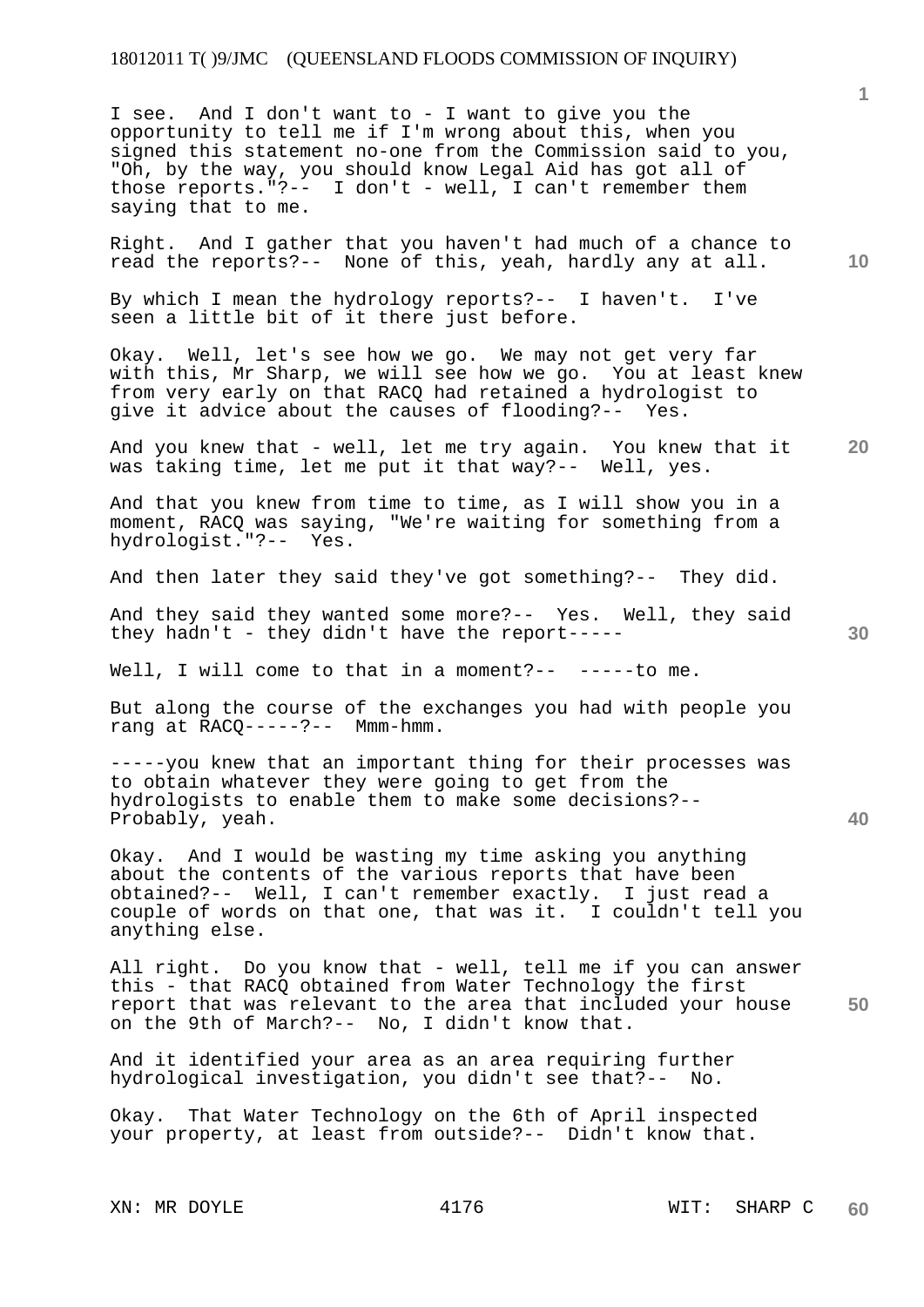I see. And I don't want to - I want to give you the opportunity to tell me if I'm wrong about this, when you signed this statement no-one from the Commission said to you, "Oh, by the way, you should know Legal Aid has got all of those reports."?-- I don't - well, I can't remember them saying that to me.

Right. And I gather that you haven't had much of a chance to read the reports?-- None of this, yeah, hardly any at all.

By which I mean the hydrology reports?-- I haven't. I've seen a little bit of it there just before.

Okay. Well, let's see how we go. We may not get very far with this, Mr Sharp, we will see how we go. You at least knew from very early on that RACQ had retained a hydrologist to give it advice about the causes of flooding?-- Yes.

And you knew that - well, let me try again. You knew that it was taking time, let me put it that way?-- Well, yes.

And that you knew from time to time, as I will show you in a moment, RACQ was saying, "We're waiting for something from a hydrologist."?-- Yes.

And then later they said they've got something?-- They did.

And they said they wanted some more?-- Yes. Well, they said they hadn't - they didn't have the report-----

Well, I will come to that in a moment?-- -----to me.

But along the course of the exchanges you had with people you rang at RACQ-----?-- Mmm-hmm.

-----you knew that an important thing for their processes was to obtain whatever they were going to get from the hydrologists to enable them to make some decisions?-- Probably, yeah.

Okay. And I would be wasting my time asking you anything about the contents of the various reports that have been obtained?-- Well, I can't remember exactly. I just read a couple of words on that one, that was it. I couldn't tell you anything else.

All right. Do you know that - well, tell me if you can answer this - that RACQ obtained from Water Technology the first report that was relevant to the area that included your house on the 9th of March?-- No, I didn't know that.

And it identified your area as an area requiring further hydrological investigation, you didn't see that?-- No.

Okay. That Water Technology on the 6th of April inspected your property, at least from outside?-- Didn't know that.

XN: MR DOYLE WIT: SHARP C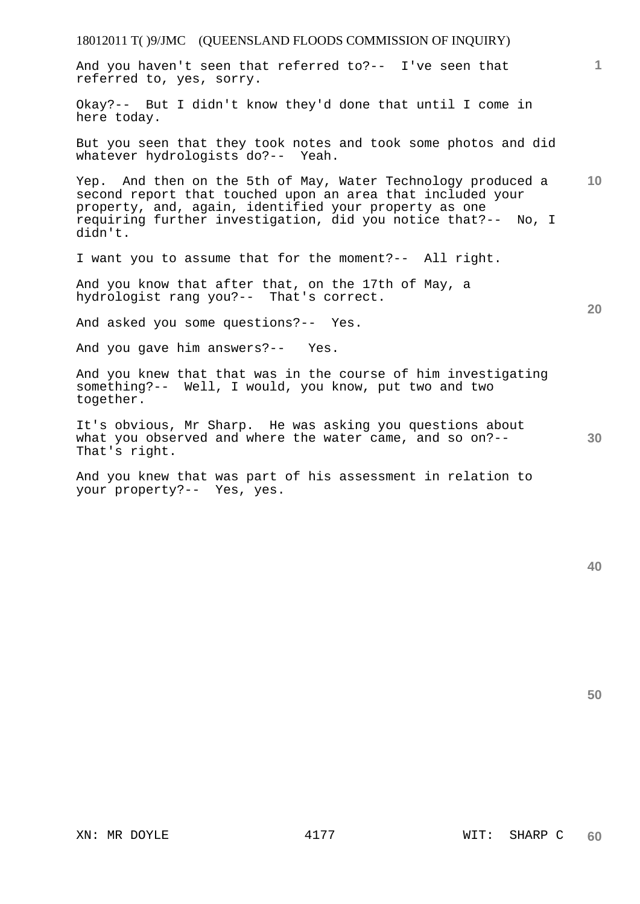And you haven't seen that referred to?-- I've seen that referred to, yes, sorry.

Okay?-- But I didn't know they'd done that until I come in here today.

But you seen that they took notes and took some photos and did whatever hydrologists do?-- Yeah.

Yep. And then on the 5th of May, Water Technology produced a second report that touched upon an area that included your property, and, again, identified your property as one requiring further investigation, did you notice that?-- No, I didn't.

I want you to assume that for the moment?-- All right.

And you know that after that, on the 17th of May, a hydrologist rang you?-- That's correct.

And asked you some questions?-- Yes.

And you gave him answers?-- Yes.

And you knew that that was in the course of him investigating something?-- Well, I would, you know, put two and two together.

It's obvious, Mr Sharp. He was asking you questions about what you observed and where the water came, and so on?-- That's right.

And you knew that was part of his assessment in relation to your property?-- Yes, yes.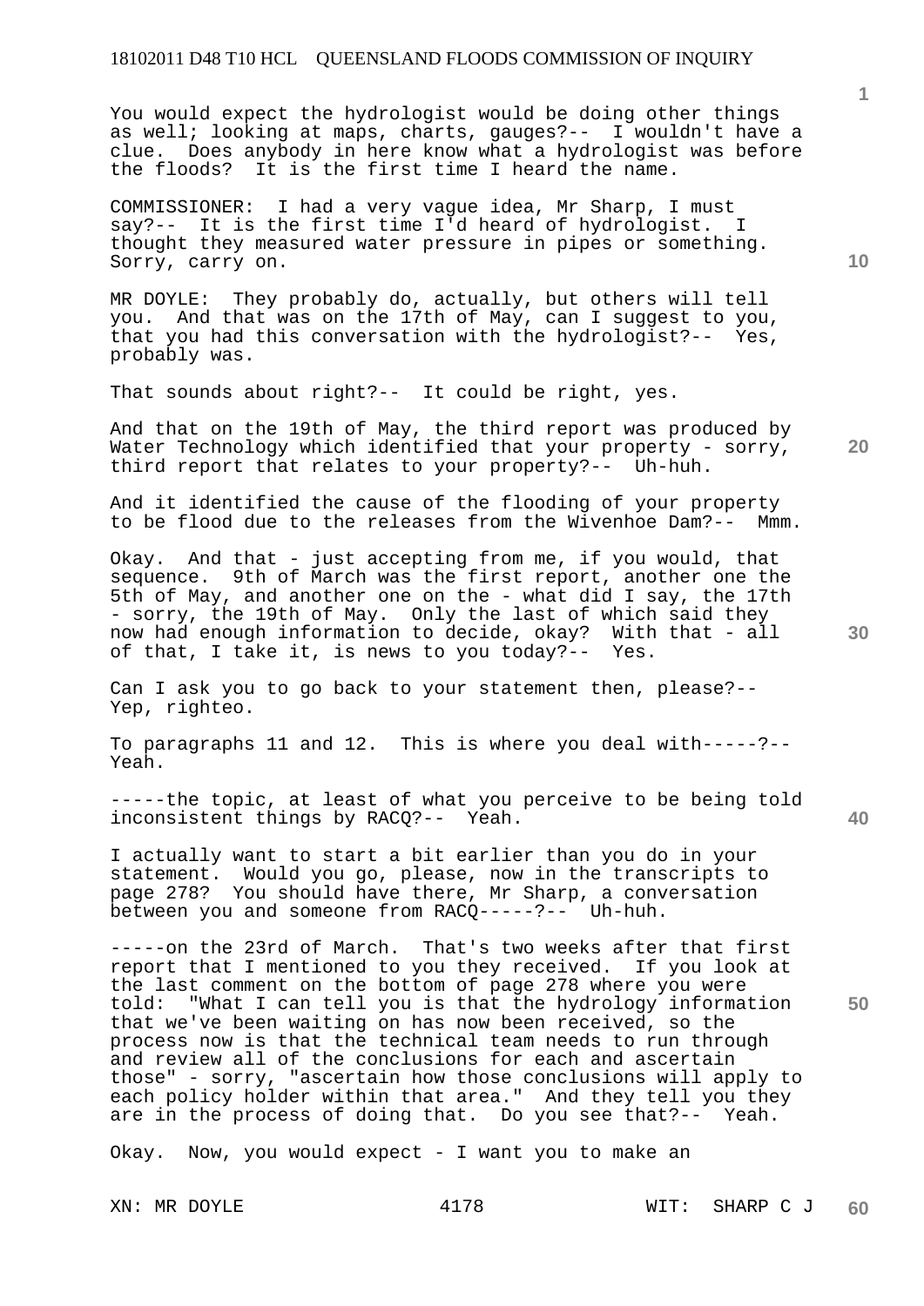You would expect the hydrologist would be doing other things as well; looking at maps, charts, gauges?-- I wouldn't have a clue. Does anybody in here know what a hydrologist was before the floods? It is the first time I heard the name.

COMMISSIONER: I had a very vague idea, Mr Sharp, I must say?-- It is the first time I'd heard of hydrologist. I thought they measured water pressure in pipes or something. Sorry, carry on.

MR DOYLE: They probably do, actually, but others will tell you. And that was on the 17th of May, can I suggest to you, that you had this conversation with the hydrologist?-- Yes, probably was.

That sounds about right?-- It could be right, yes.

And that on the 19th of May, the third report was produced by Water Technology which identified that your property - sorry, third report that relates to your property?-- Uh-huh.

And it identified the cause of the flooding of your property to be flood due to the releases from the Wivenhoe Dam?-- Mmm.

Okay. And that - just accepting from me, if you would, that sequence. 9th of March was the first report, another one the 5th of May, and another one on the - what did I say, the 17th - sorry, the 19th of May. Only the last of which said they now had enough information to decide, okay? With that - all of that, I take it, is news to you today?-- Yes.

Can I ask you to go back to your statement then, please?-- Yep, righteo.

To paragraphs 11 and 12. This is where you deal with-----?-- Yeah.

-----the topic, at least of what you perceive to be being told inconsistent things by RACQ?-- Yeah.

I actually want to start a bit earlier than you do in your statement. Would you go, please, now in the transcripts to page 278? You should have there, Mr Sharp, a conversation between you and someone from RACQ-----?-- Uh-huh.

-----on the 23rd of March. That's two weeks after that first report that I mentioned to you they received. If you look at the last comment on the bottom of page 278 where you were told: "What I can tell you is that the hydrology information that we've been waiting on has now been received, so the process now is that the technical team needs to run through and review all of the conclusions for each and ascertain those" - sorry, "ascertain how those conclusions will apply to each policy holder within that area." And they tell you they are in the process of doing that. Do you see that?-- Yeah.

Okay. Now, you would expect - I want you to make an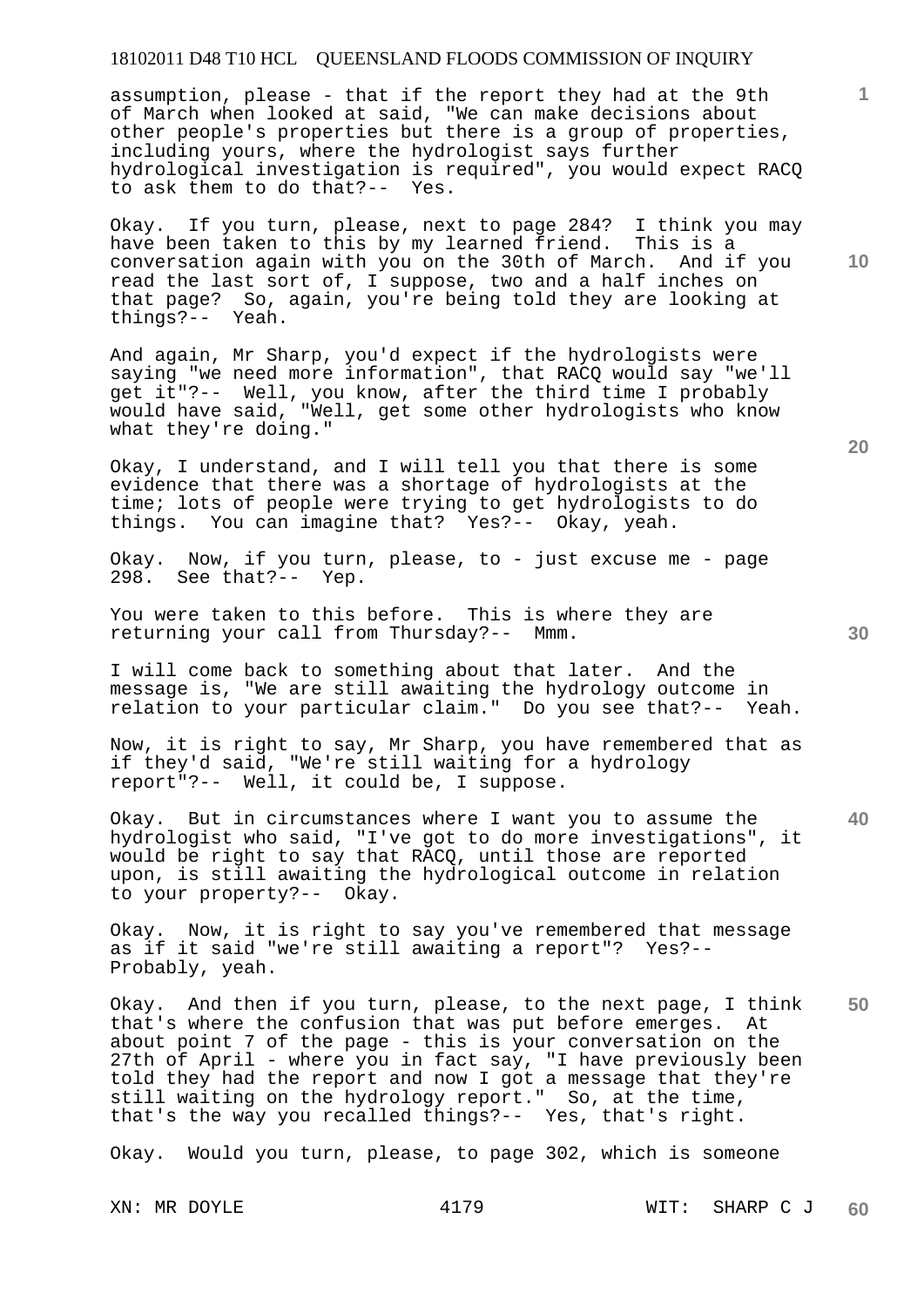assumption, please - that if the report they had at the 9th of March when looked at said, "We can make decisions about other people's properties but there is a group of properties, including yours, where the hydrologist says further hydrological investigation is required", you would expect RACQ to ask them to do that?-- Yes.

Okay. If you turn, please, next to page 284? I think you may have been taken to this by my learned friend. This is a conversation again with you on the 30th of March. And if you read the last sort of, I suppose, two and a half inches on that page? So, again, you're being told they are looking at things?-- Yeah.

And again, Mr Sharp, you'd expect if the hydrologists were saying "we need more information", that RACQ would say "we'll get it"?-- Well, you know, after the third time I probably would have said, "Well, get some other hydrologists who know what they're doing."

Okay, I understand, and I will tell you that there is some evidence that there was a shortage of hydrologists at the time; lots of people were trying to get hydrologists to do things. You can imagine that? Yes?-- Okay, yeah.

Okay. Now, if you turn, please, to - just excuse me - page 298. See that?-- Yep.

You were taken to this before. This is where they are returning your call from Thursday?-- Mmm.

I will come back to something about that later. And the message is, "We are still awaiting the hydrology outcome in relation to your particular claim." Do you see that?-- Yeah.

Now, it is right to say, Mr Sharp, you have remembered that as if they'd said, "We're still waiting for a hydrology report"?-- Well, it could be, I suppose.

Okay. But in circumstances where I want you to assume the hydrologist who said, "I've got to do more investigations", it would be right to say that RACQ, until those are reported upon, is still awaiting the hydrological outcome in relation to your property?-- Okay.

Okay. Now, it is right to say you've remembered that message as if it said "we're still awaiting a report"? Yes?-- Probably, yeah.

Okay. And then if you turn, please, to the next page, I think that's where the confusion that was put before emerges. At about point 7 of the page - this is your conversation on the 27th of April - where you in fact say, "I have previously been told they had the report and now I got a message that they're still waiting on the hydrology report." So, at the time, that's the way you recalled things?-- Yes, that's right.

Okay. Would you turn, please, to page 302, which is someone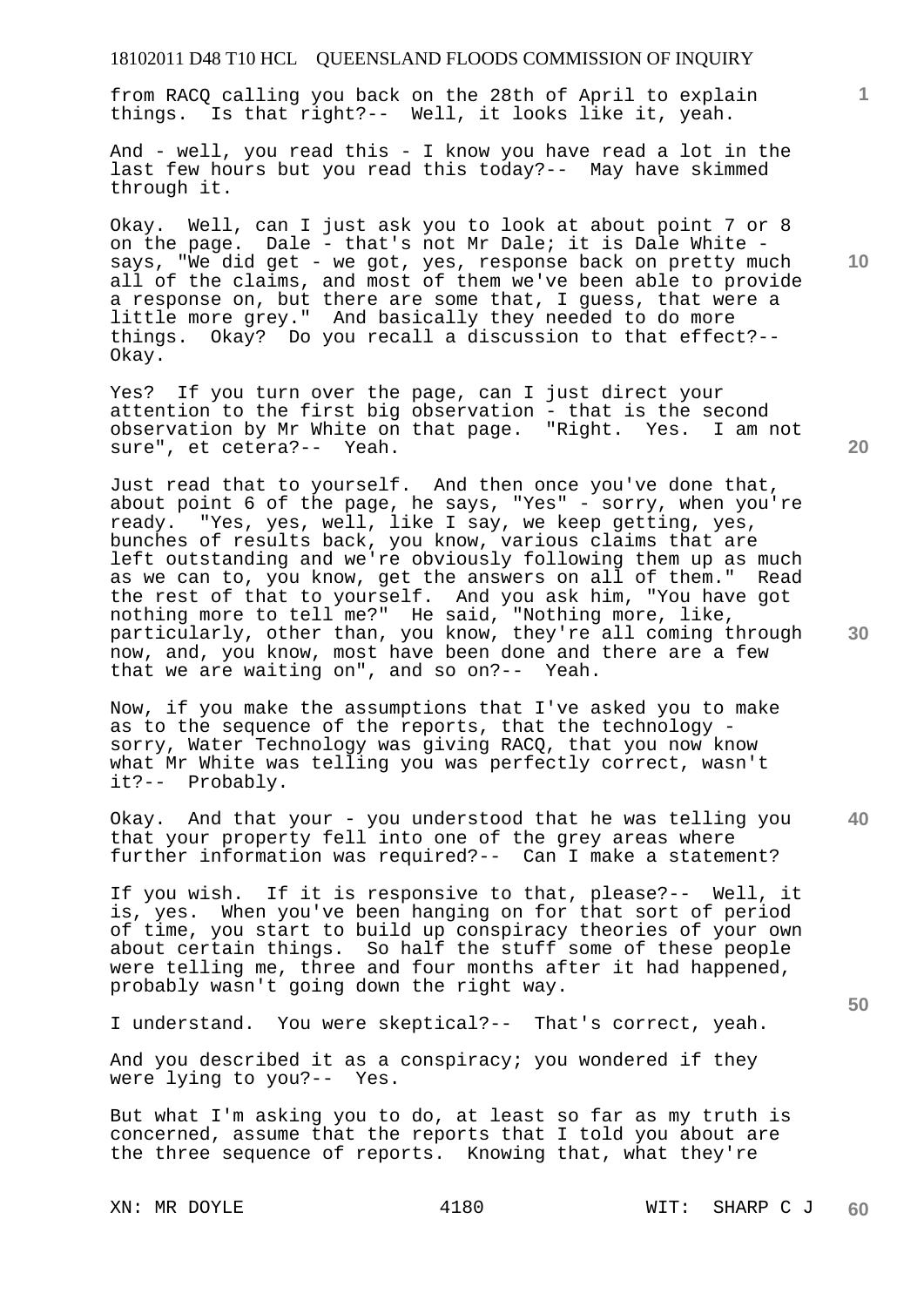from RACQ calling you back on the 28th of April to explain things. Is that right?-- Well, it looks like it, yeah.

And - well, you read this - I know you have read a lot in the last few hours but you read this today?-- May have skimmed through it.

Okay. Well, can I just ask you to look at about point 7 or 8 on the page. Dale - that's not Mr Dale; it is Dale White - says, "We did get - we got, yes, response back on pretty much all of the claims, and most of them we've been able to provide a response on, but there are some that, I guess, that were a little more grey." And basically they needed to do more things. Okay? Do you recall a discussion to that effect?-- Okay.

Yes? If you turn over the page, can I just direct your attention to the first big observation - that is the second observation by Mr White on that page. "Right. Yes. I am not sure", et cetera?-- Yeah.

Just read that to yourself. And then once you've done that, about point 6 of the page, he says, "Yes" - sorry, when you're ready. "Yes, yes, well, like I say, we keep getting, yes, bunches of results back, you know, various claims that are left outstanding and we're obviously following them up as much as we can to, you know, get the answers on all of them." Read the rest of that to yourself. And you ask him, "You have got nothing more to tell me?" He said, "Nothing more, like, particularly, other than, you know, they're all coming through now, and, you know, most have been done and there are a few that we are waiting on", and so on?-- Yeah.

Now, if you make the assumptions that I've asked you to make as to the sequence of the reports, that the technology - sorry, Water Technology was giving RACQ, that you now know what Mr White was telling you was perfectly correct, wasn't it?-- Probably.

Okay. And that your - you understood that he was telling you that your property fell into one of the grey areas where further information was required?-- Can I make a statement?

If you wish. If it is responsive to that, please?-- Well, it is, yes. When you've been hanging on for that sort of period of time, you start to build up conspiracy theories of your own about certain things. So half the stuff some of these people were telling me, three and four months after it had happened, probably wasn't going down the right way.

I understand. You were skeptical?-- That's correct, yeah.

And you described it as a conspiracy; you wondered if they were lying to you?-- Yes.

But what I'm asking you to do, at least so far as my truth is concerned, assume that the reports that I told you about are the three sequence of reports. Knowing that, what they're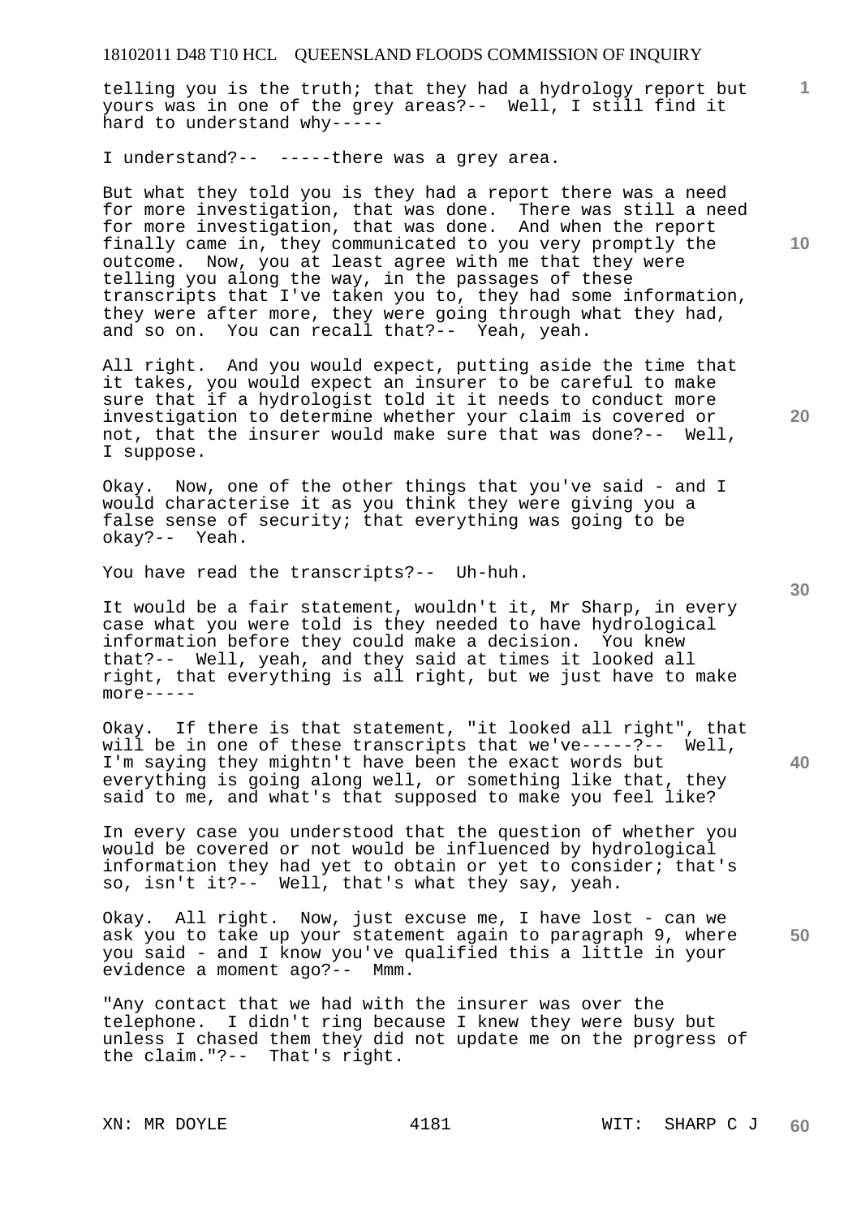telling you is the truth; that they had a hydrology report but yours was in one of the grey areas?-- Well, I still find it hard to understand why-----

I understand?-- -----there was a grey area.

But what they told you is they had a report there was a need for more investigation, that was done. There was still a need for more investigation, that was done. And when the report finally came in, they communicated to you very promptly the outcome. Now, you at least agree with me that they were telling you along the way, in the passages of these transcripts that I've taken you to, they had some information, they were after more, they were going through what they had, and so on. You can recall that?-- Yeah, yeah.

All right. And you would expect, putting aside the time that it takes, you would expect an insurer to be careful to make sure that if a hydrologist told it it needs to conduct more investigation to determine whether your claim is covered or not, that the insurer would make sure that was done?-- Well, I suppose.

Okay. Now, one of the other things that you've said - and I would characterise it as you think they were giving you a false sense of security; that everything was going to be okay?-- Yeah.

You have read the transcripts?-- Uh-huh.

It would be a fair statement, wouldn't it, Mr Sharp, in every case what you were told is they needed to have hydrological information before they could make a decision. You knew that?-- Well, yeah, and they said at times it looked all right, that everything is all right, but we just have to make more-----

Okay. If there is that statement, "it looked all right", that will be in one of these transcripts that we've-----?-- Well, I'm saying they mightn't have been the exact words but everything is going along well, or something like that, they said to me, and what's that supposed to make you feel like?

In every case you understood that the question of whether you would be covered or not would be influenced by hydrological information they had yet to obtain or yet to consider; that's so, isn't it?-- Well, that's what they say, yeah.

Okay. All right. Now, just excuse me, I have lost - can we ask you to take up your statement again to paragraph 9, where you said - and I know you've qualified this a little in your evidence a moment ago?-- Mmm.

"Any contact that we had with the insurer was over the telephone. I didn't ring because I knew they were busy but unless I chased them they did not update me on the progress of the claim."?-- That's right.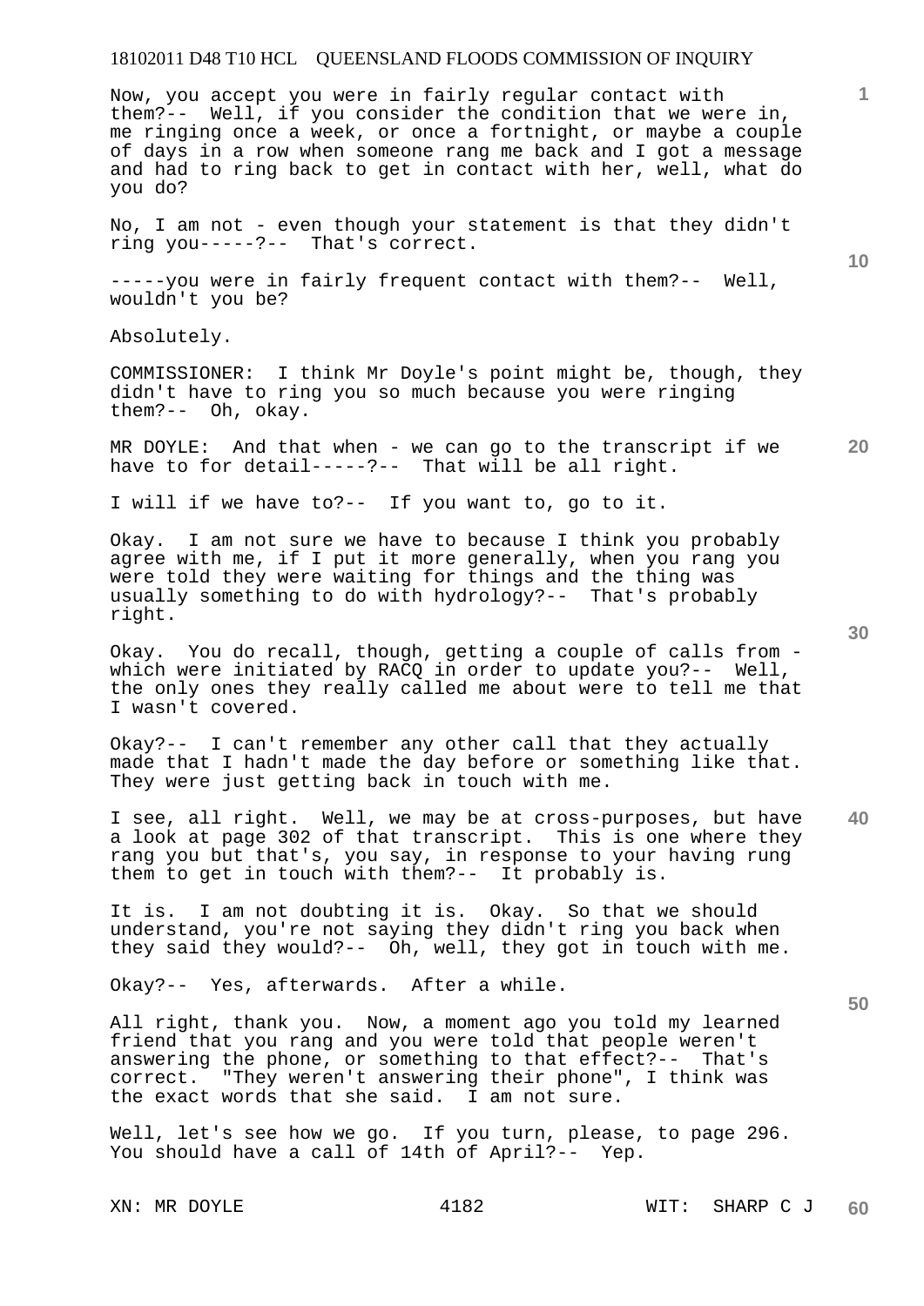Now, you accept you were in fairly regular contact with them?-- Well, if you consider the condition that we were in, me ringing once a week, or once a fortnight, or maybe a couple of days in a row when someone rang me back and I got a message and had to ring back to get in contact with her, well, what do you do?

No, I am not - even though your statement is that they didn't ring you-----?-- That's correct.

-----you were in fairly frequent contact with them?-- Well, wouldn't you be?

Absolutely.

COMMISSIONER: I think Mr Doyle's point might be, though, they didn't have to ring you so much because you were ringing them?-- Oh, okay.

MR DOYLE: And that when - we can go to the transcript if we have to for detail-----?-- That will be all right.

I will if we have to?-- If you want to, go to it.

Okay. I am not sure we have to because I think you probably agree with me, if I put it more generally, when you rang you were told they were waiting for things and the thing was usually something to do with hydrology?-- That's probably right.

Okay. You do recall, though, getting a couple of calls from - which were initiated by RACQ in order to update you?-- Well, the only ones they really called me about were to tell me that I wasn't covered.

Okay?-- I can't remember any other call that they actually made that I hadn't made the day before or something like that. They were just getting back in touch with me.

I see, all right. Well, we may be at cross-purposes, but have a look at page 302 of that transcript. This is one where they rang you but that's, you say, in response to your having rung them to get in touch with them?-- It probably is.

It is. I am not doubting it is. Okay. So that we should understand, you're not saying they didn't ring you back when they said they would?-- Oh, well, they got in touch with me.

Okay?-- Yes, afterwards. After a while.

All right, thank you. Now, a moment ago you told my learned friend that you rang and you were told that people weren't answering the phone, or something to that effect?-- That's correct. "They weren't answering their phone", I think was the exact words that she said. I am not sure.

Well, let's see how we go. If you turn, please, to page 296. You should have a call of 14th of April?-- Yep.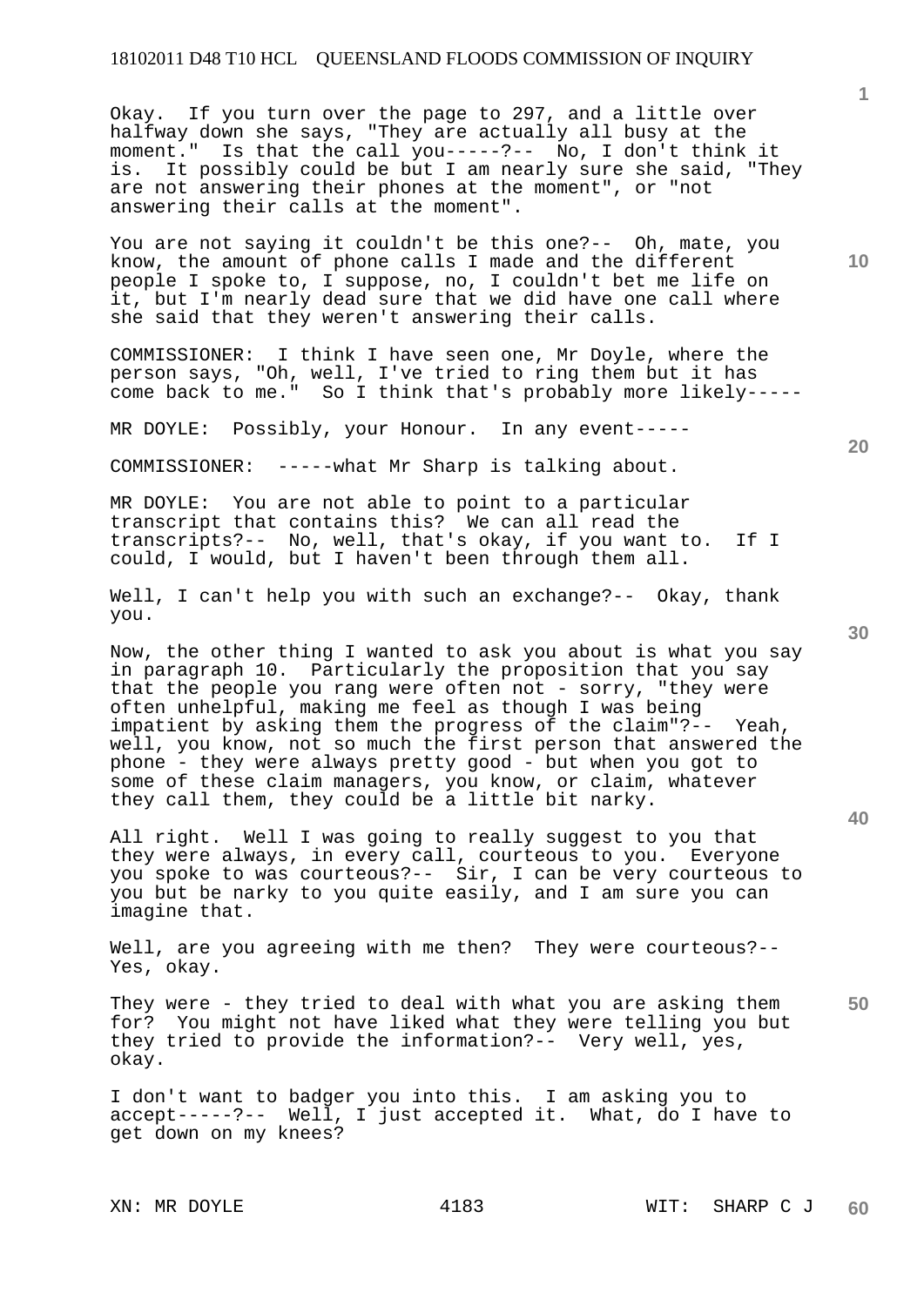Okay. If you turn over the page to 297, and a little over halfway down she says, "They are actually all busy at the moment." Is that the call you-----?-- No, I don't think it is. It possibly could be but I am nearly sure she said, "They are not answering their phones at the moment", or "not answering their calls at the moment".

You are not saying it couldn't be this one?-- Oh, mate, you know, the amount of phone calls I made and the different people I spoke to, I suppose, no, I couldn't bet me life on it, but I'm nearly dead sure that we did have one call where she said that they weren't answering their calls.

COMMISSIONER: I think I have seen one, Mr Doyle, where the person says, "Oh, well, I've tried to ring them but it has come back to me." So I think that's probably more likely-----

MR DOYLE: Possibly, your Honour. In any event-----

COMMISSIONER: -----what Mr Sharp is talking about.

MR DOYLE: You are not able to point to a particular transcript that contains this? We can all read the transcripts?-- No, well, that's okay, if you want to. If I could, I would, but I haven't been through them all.

Well, I can't help you with such an exchange?-- Okay, thank you.

Now, the other thing I wanted to ask you about is what you say in paragraph 10. Particularly the proposition that you say that the people you rang were often not - sorry, "they were often unhelpful, making me feel as though I was being impatient by asking them the progress of the claim"?-- Yeah, well, you know, not so much the first person that answered the phone - they were always pretty good - but when you got to some of these claim managers, you know, or claim, whatever they call them, they could be a little bit narky.

All right. Well I was going to really suggest to you that they were always, in every call, courteous to you. Everyone you spoke to was courteous?-- Sir, I can be very courteous to you but be narky to you quite easily, and I am sure you can imagine that.

Well, are you agreeing with me then? They were courteous?-- Yes, okay.

They were - they tried to deal with what you are asking them for? You might not have liked what they were telling you but they tried to provide the information?-- Very well, yes, okay.

I don't want to badger you into this. I am asking you to accept-----?-- Well, I just accepted it. What, do I have to get down on my knees?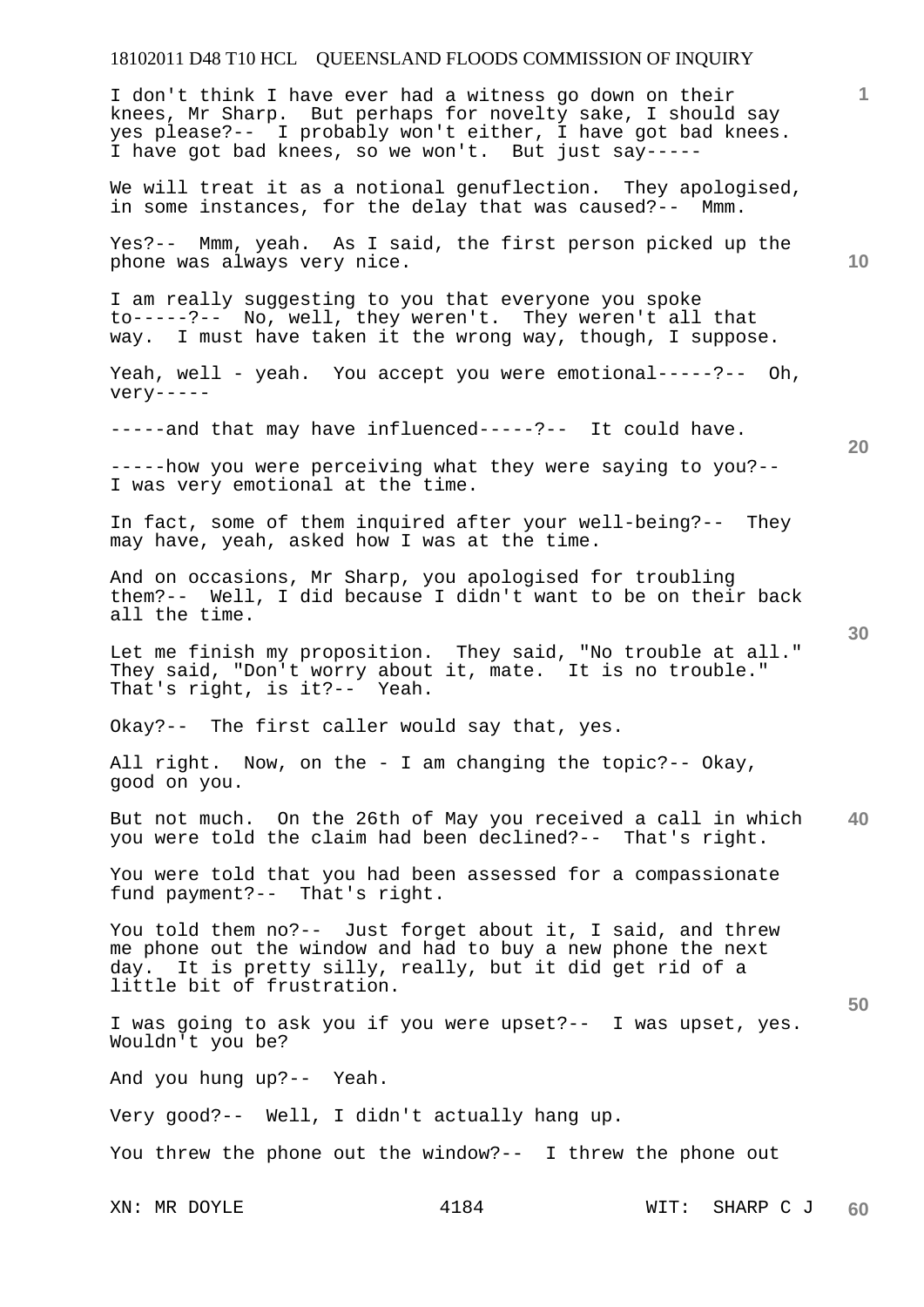I don't think I have ever had a witness go down on their knees, Mr Sharp. But perhaps for novelty sake, I should say yes please?-- I probably won't either, I have got bad knees. I have got bad knees, so we won't. But just say-----

We will treat it as a notional genuflection. They apologised, in some instances, for the delay that was caused?-- Mmm.

Yes?-- Mmm, yeah. As I said, the first person picked up the phone was always very nice.

I am really suggesting to you that everyone you spoke to-----?-- No, well, they weren't. They weren't all that way. I must have taken it the wrong way, though, I suppose.

Yeah, well - yeah. You accept you were emotional-----?-- Oh, very-----

-----and that may have influenced-----?-- It could have.

-----how you were perceiving what they were saying to you?-- I was very emotional at the time.

In fact, some of them inquired after your well-being?-- They may have, yeah, asked how I was at the time.

And on occasions, Mr Sharp, you apologised for troubling them?-- Well, I did because I didn't want to be on their back all the time.

Let me finish my proposition. They said, "No trouble at all." They said, "Don't worry about it, mate. It is no trouble." That's right, is it?-- Yeah.

Okay?-- The first caller would say that, yes.

All right. Now, on the - I am changing the topic?-- Okay, good on you.

But not much. On the 26th of May you received a call in which you were told the claim had been declined?-- That's right.

You were told that you had been assessed for a compassionate fund payment?-- That's right.

You told them no?-- Just forget about it, I said, and threw me phone out the window and had to buy a new phone the next day. It is pretty silly, really, but it did get rid of a little bit of frustration.

I was going to ask you if you were upset?-- I was upset, yes. Wouldn't you be?

And you hung up?-- Yeah.

Very good?-- Well, I didn't actually hang up.

You threw the phone out the window?-- I threw the phone out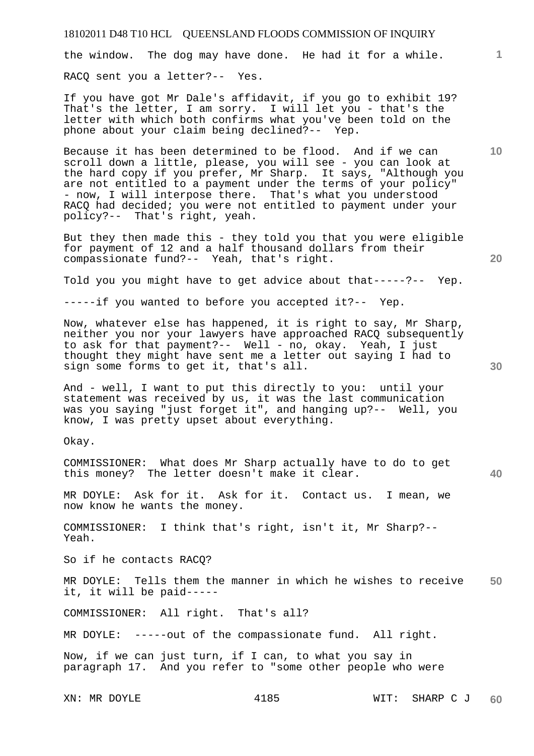the window. The dog may have done. He had it for a while.

RACQ sent you a letter?-- Yes.

If you have got Mr Dale's affidavit, if you go to exhibit 19? That's the letter, I am sorry. I will let you - that's the letter with which both confirms what you've been told on the phone about your claim being declined?-- Yep.

Because it has been determined to be flood. And if we can scroll down a little, please, you will see - you can look at the hard copy if you prefer, Mr Sharp. It says, "Although you are not entitled to a payment under the terms of your policy" - now, I will interpose there. That's what you understood RACQ had decided; you were not entitled to payment under your policy?-- That's right, yeah.

But they then made this - they told you that you were eligible for payment of 12 and a half thousand dollars from their compassionate fund?-- Yeah, that's right.

Told you you might have to get advice about that-----?-- Yep.

-----if you wanted to before you accepted it?-- Yep.

Now, whatever else has happened, it is right to say, Mr Sharp, neither you nor your lawyers have approached RACQ subsequently to ask for that payment?-- Well - no, okay. Yeah, I just thought they might have sent me a letter out saying I had to sign some forms to get it, that's all.

And - well, I want to put this directly to you: until your statement was received by us, it was the last communication was you saying "just forget it", and hanging up?-- Well, you know, I was pretty upset about everything.

Okay.

COMMISSIONER: What does Mr Sharp actually have to do to get this money? The letter doesn't make it clear.

MR DOYLE: Ask for it. Ask for it. Contact us. I mean, we now know he wants the money.

COMMISSIONER: I think that's right, isn't it, Mr Sharp?-- Yeah.

So if he contacts RACQ?

MR DOYLE: Tells them the manner in which he wishes to receive it, it will be paid-----

COMMISSIONER: All right. That's all?

MR DOYLE: -----out of the compassionate fund. All right.

Now, if we can just turn, if I can, to what you say in paragraph 17. And you refer to "some other people who were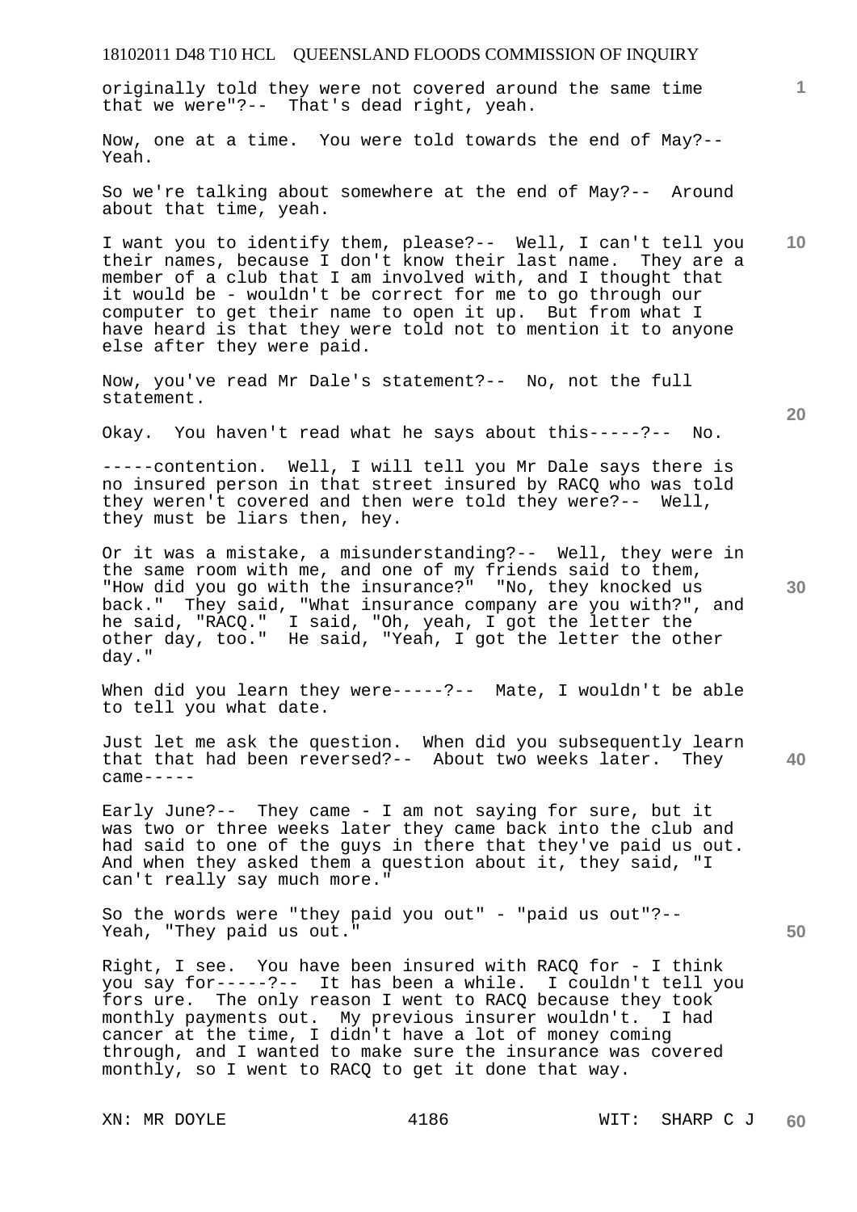originally told they were not covered around the same time that we were"?-- That's dead right, yeah.

Now, one at a time. You were told towards the end of May?-- Yeah.

So we're talking about somewhere at the end of May?-- Around about that time, yeah.

I want you to identify them, please?-- Well, I can't tell you their names, because I don't know their last name. They are a member of a club that I am involved with, and I thought that it would be - wouldn't be correct for me to go through our computer to get their name to open it up. But from what I have heard is that they were told not to mention it to anyone else after they were paid.

Now, you've read Mr Dale's statement?-- No, not the full statement.

Okay. You haven't read what he says about this-----?-- No.

-----contention. Well, I will tell you Mr Dale says there is no insured person in that street insured by RACQ who was told they weren't covered and then were told they were?-- Well, they must be liars then, hey.

Or it was a mistake, a misunderstanding?-- Well, they were in the same room with me, and one of my friends said to them, "How did you go with the insurance?" "No, they knocked us back." They said, "What insurance company are you with?", and he said, "RACQ." I said, "Oh, yeah, I got the letter the other day, too." He said, "Yeah, I got the letter the other day."

When did you learn they were-----?-- Mate, I wouldn't be able to tell you what date.

Just let me ask the question. When did you subsequently learn that that had been reversed?-- About two weeks later. They came-----

Early June?-- They came - I am not saying for sure, but it was two or three weeks later they came back into the club and had said to one of the guys in there that they've paid us out. And when they asked them a question about it, they said, "I can't really say much more."

So the words were "they paid you out" - "paid us out"?-- Yeah, "They paid us out."

Right, I see. You have been insured with RACQ for - I think you say for-----?-- It has been a while. I couldn't tell you fors ure. The only reason I went to RACQ because they took monthly payments out. My previous insurer wouldn't. I had cancer at the time, I didn't have a lot of money coming through, and I wanted to make sure the insurance was covered monthly, so I went to RACQ to get it done that way.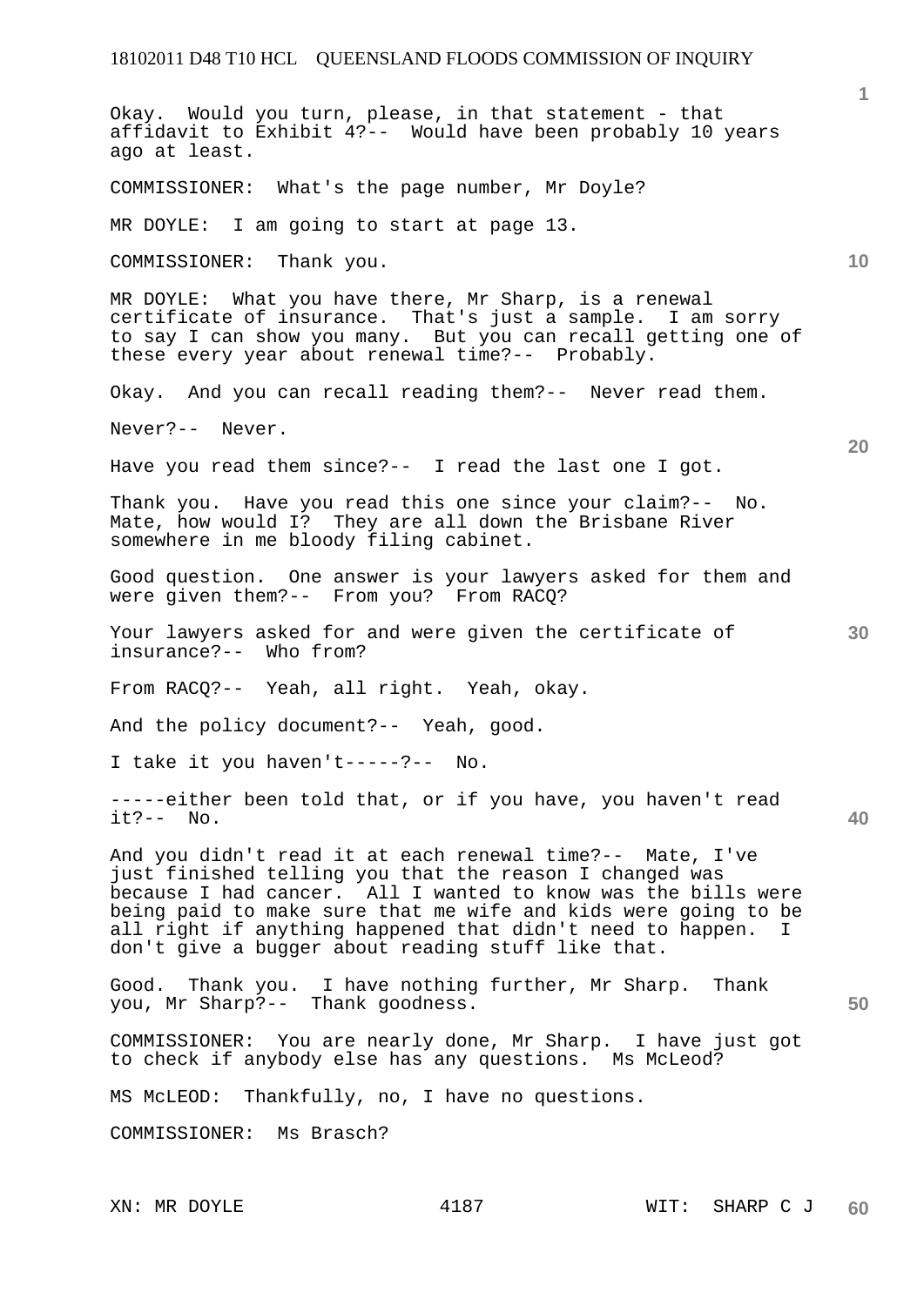Okay. Would you turn, please, in that statement - that affidavit to Exhibit 4?-- Would have been probably 10 years ago at least.

COMMISSIONER: What's the page number, Mr Doyle?

MR DOYLE: I am going to start at page 13.

COMMISSIONER: Thank you.

MR DOYLE: What you have there, Mr Sharp, is a renewal certificate of insurance. That's just a sample. I am sorry to say I can show you many. But you can recall getting one of these every year about renewal time?-- Probably.

Okay. And you can recall reading them?-- Never read them.

Never?-- Never.

Have you read them since?-- I read the last one I got.

Thank you. Have you read this one since your claim?-- No. Mate, how would I? They are all down the Brisbane River somewhere in me bloody filing cabinet.

Good question. One answer is your lawyers asked for them and were given them?-- From you? From RACQ?

Your lawyers asked for and were given the certificate of insurance?-- Who from?

From RACQ?-- Yeah, all right. Yeah, okay.

And the policy document?-- Yeah, good.

I take it you haven't-----?-- No.

-----either been told that, or if you have, you haven't read it?-- No.

And you didn't read it at each renewal time?-- Mate, I've just finished telling you that the reason I changed was because I had cancer. All I wanted to know was the bills were being paid to make sure that me wife and kids were going to be all right if anything happened that didn't need to happen. I don't give a bugger about reading stuff like that.

Good. Thank you. I have nothing further, Mr Sharp. Thank you, Mr Sharp?-- Thank goodness.

COMMISSIONER: You are nearly done, Mr Sharp. I have just got to check if anybody else has any questions. Ms McLeod?

MS McLEOD: Thankfully, no, I have no questions.

COMMISSIONER: Ms Brasch?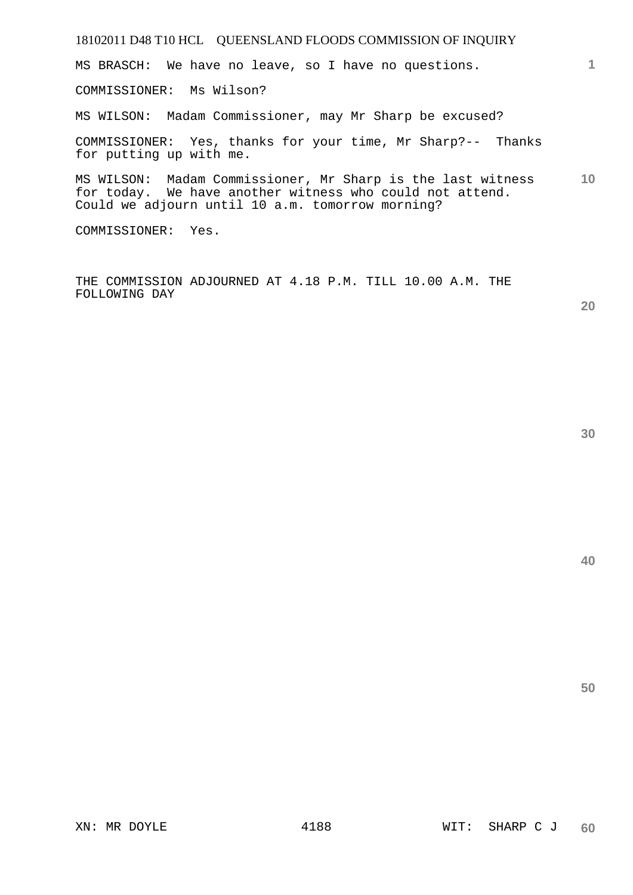MS BRASCH: We have no leave, so I have no questions.

COMMISSIONER: Ms Wilson?

MS WILSON: Madam Commissioner, may Mr Sharp be excused?

COMMISSIONER: Yes, thanks for your time, Mr Sharp?-- Thanks for putting up with me.

MS WILSON: Madam Commissioner, Mr Sharp is the last witness for today. We have another witness who could not attend. Could we adjourn until 10 a.m. tomorrow morning?

COMMISSIONER: Yes.

THE COMMISSION ADJOURNED AT 4.18 P.M. TILL 10.00 A.M. THE FOLLOWING DAY